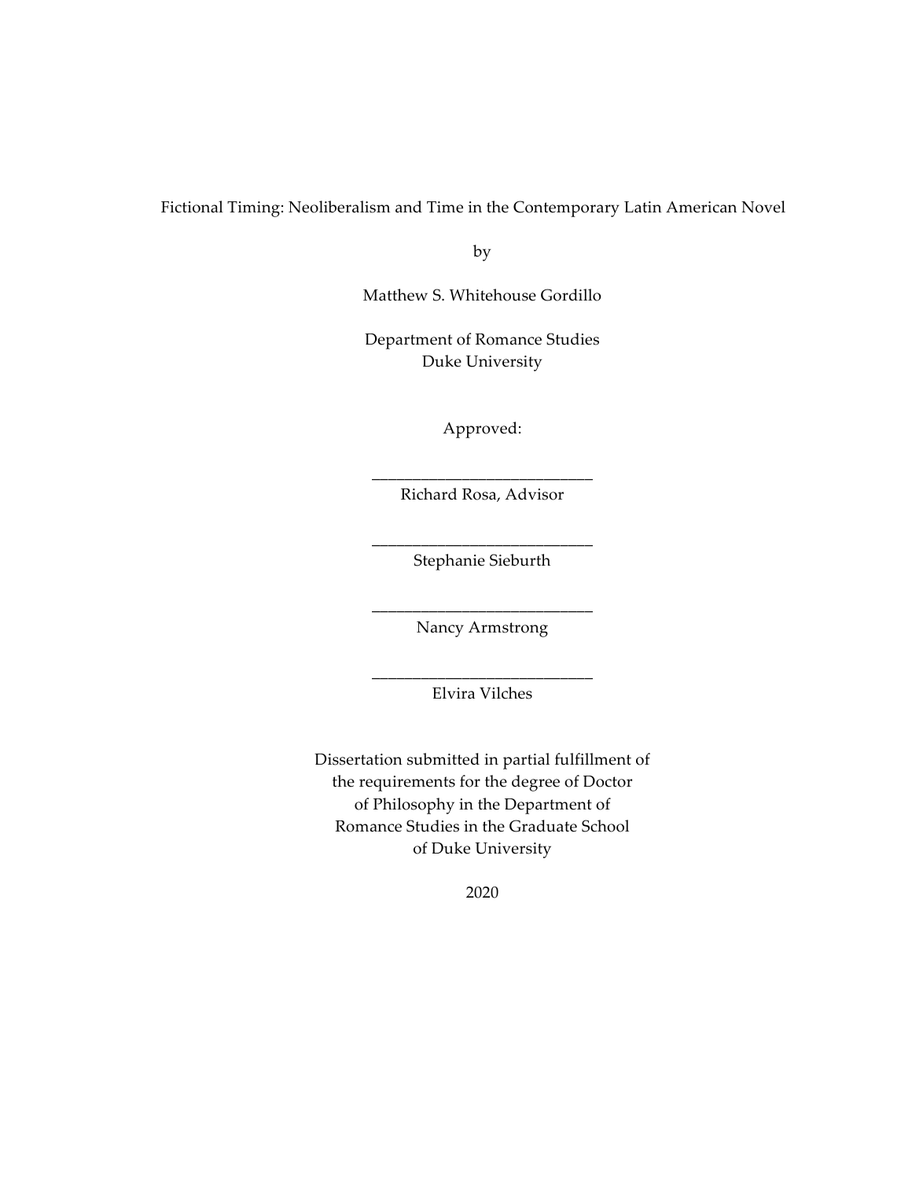Fictional Timing: Neoliberalism and Time in the Contemporary Latin American Novel

by

Matthew S. Whitehouse Gordillo

Department of Romance Studies
Duke University

Approved:

___________________________
Richard Rosa, Advisor

___________________________
Stephanie Sieburth

___________________________
Nancy Armstrong

___________________________
Elvira Vilches

Dissertation submitted in partial fulfillment of
the requirements for the degree of Doctor
of Philosophy in the Department of
Romance Studies in the Graduate School
of Duke University

2020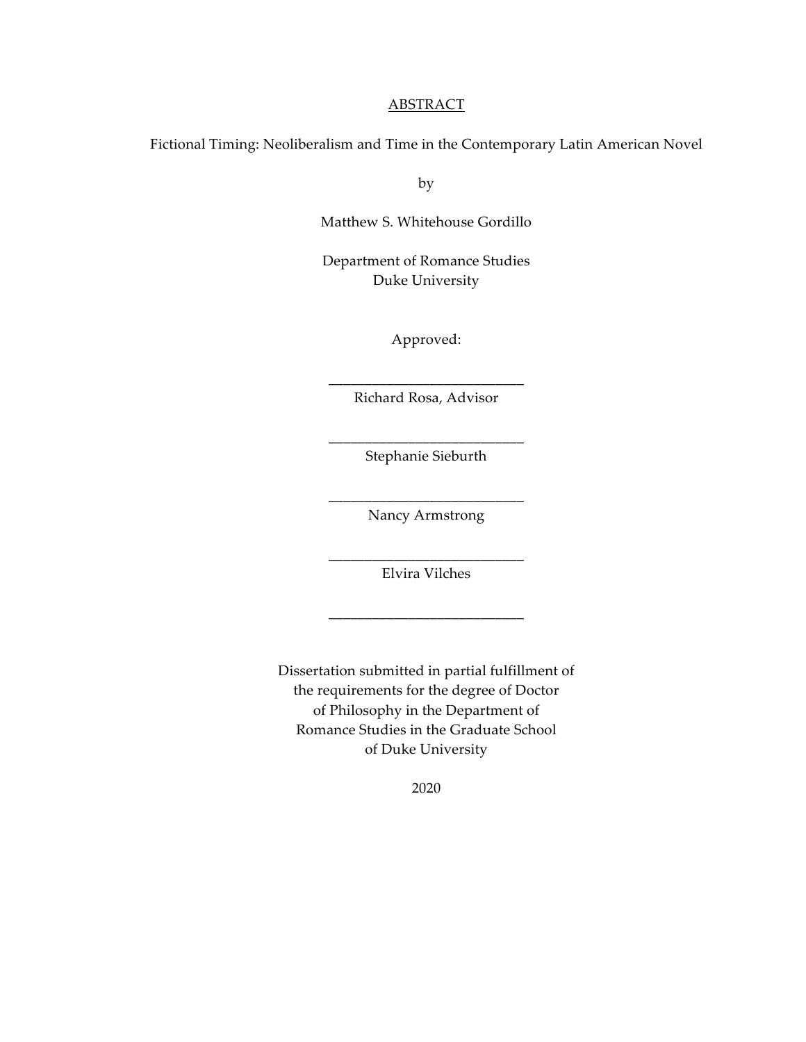ABSTRACT

Fictional Timing: Neoliberalism and Time in the Contemporary Latin American Novel

by

Matthew S. Whitehouse Gordillo

Department of Romance Studies
Duke University

Approved:

___________________________
Richard Rosa, Advisor

___________________________
Stephanie Sieburth

___________________________
Nancy Armstrong

___________________________
Elvira Vilches

___________________________

Dissertation submitted in partial fulfillment of
the requirements for the degree of Doctor
of Philosophy in the Department of
Romance Studies in the Graduate School
of Duke University

2020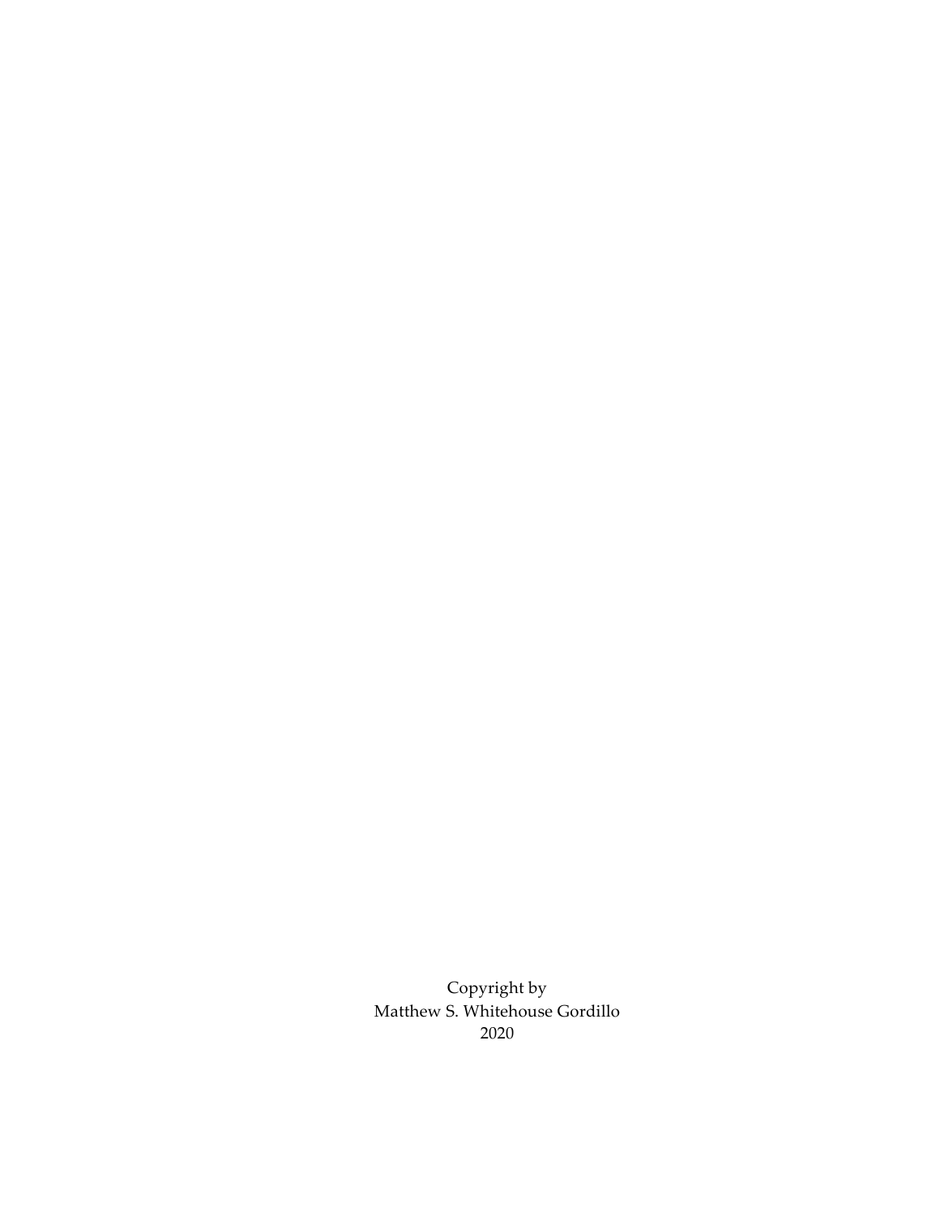Copyright by
Matthew S. Whitehouse Gordillo
2020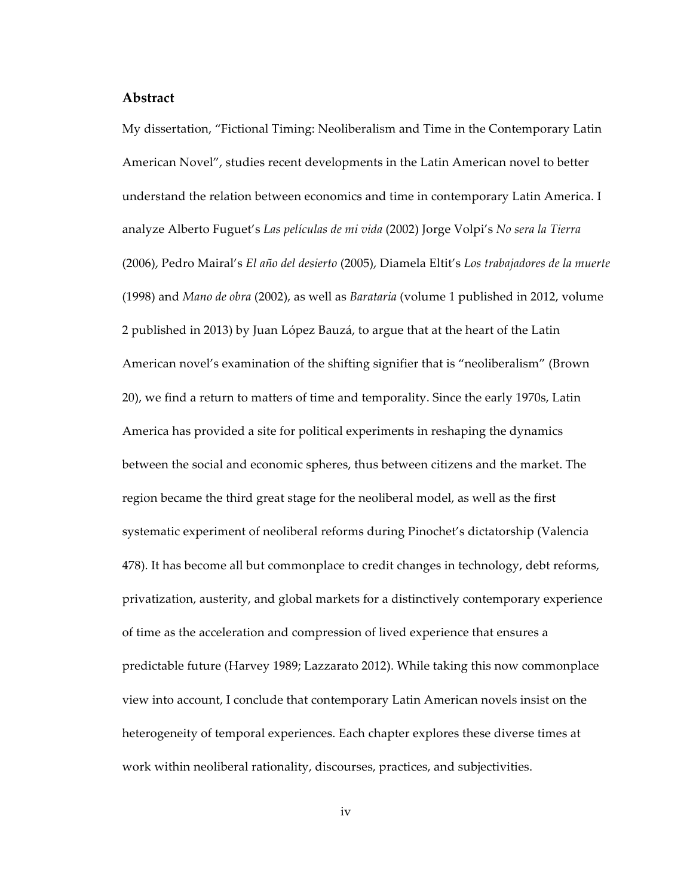## Abstract

My dissertation, "Fictional Timing: Neoliberalism and Time in the Contemporary Latin American Novel", studies recent developments in the Latin American novel to better understand the relation between economics and time in contemporary Latin America. I analyze Alberto Fuguet's *Las películas de mi vida* (2002) Jorge Volpi's *No sera la Tierra* (2006), Pedro Mairal's *El año del desierto* (2005), Diamela Eltit's *Los trabajadores de la muerte* (1998) and *Mano de obra* (2002), as well as *Barataria* (volume 1 published in 2012, volume 2 published in 2013) by Juan López Bauzá, to argue that at the heart of the Latin American novel's examination of the shifting signifier that is "neoliberalism" (Brown 20), we find a return to matters of time and temporality. Since the early 1970s, Latin America has provided a site for political experiments in reshaping the dynamics between the social and economic spheres, thus between citizens and the market. The region became the third great stage for the neoliberal model, as well as the first systematic experiment of neoliberal reforms during Pinochet's dictatorship (Valencia 478). It has become all but commonplace to credit changes in technology, debt reforms, privatization, austerity, and global markets for a distinctively contemporary experience of time as the acceleration and compression of lived experience that ensures a predictable future (Harvey 1989; Lazzarato 2012). While taking this now commonplace view into account, I conclude that contemporary Latin American novels insist on the heterogeneity of temporal experiences. Each chapter explores these diverse times at work within neoliberal rationality, discourses, practices, and subjectivities.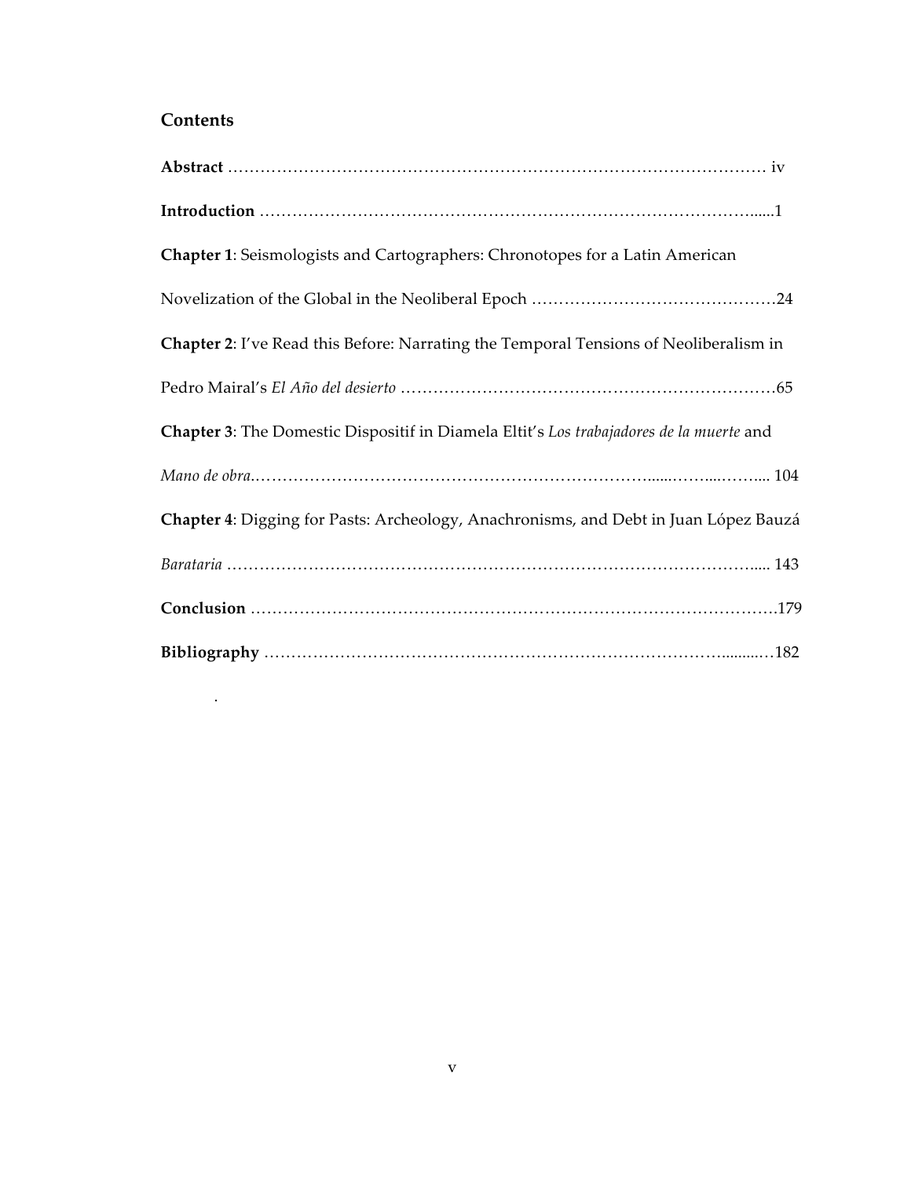## Contents

**Abstract** ………………………………………………………………………………………… iv

**Introduction** ………………………………………………………………………………......1

**Chapter 1**: Seismologists and Cartographers: Chronotopes for a Latin American Novelization of the Global in the Neoliberal Epoch ………………………………………24

**Chapter 2**: I've Read this Before: Narrating the Temporal Tensions of Neoliberalism in Pedro Mairal's *El Año del desierto* ……………………………………………………………65

**Chapter 3**: The Domestic Dispositif in Diamela Eltit's *Los trabajadores de la muerte* and *Mano de obra*.………………………………………………………………......……...……... 104

**Chapter 4**: Digging for Pasts: Archeology, Anachronisms, and Debt in Juan López Bauzá *Barataria* …………………………………………………………………………………..... 143

**Conclusion** …………………………………………………………………………………….179

**Bibliography** ……………………………………………………………………………..........…182

.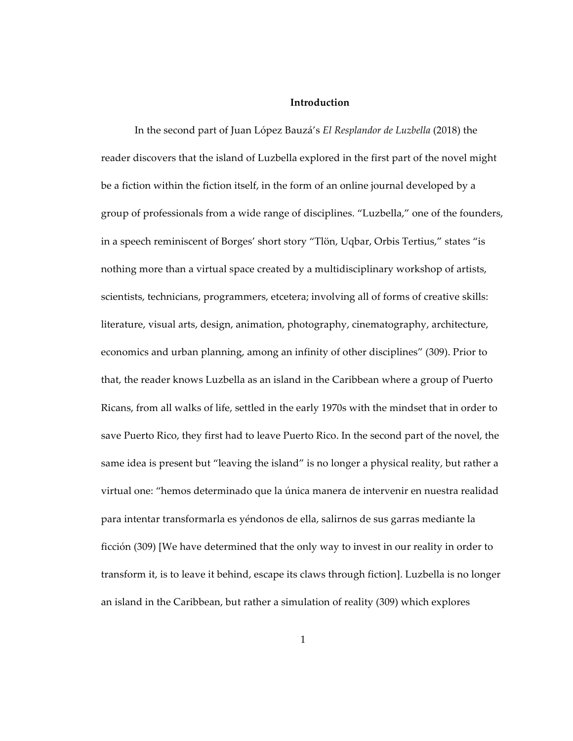## Introduction

In the second part of Juan López Bauzá's *El Resplandor de Luzbella* (2018) the reader discovers that the island of Luzbella explored in the first part of the novel might be a fiction within the fiction itself, in the form of an online journal developed by a group of professionals from a wide range of disciplines. "Luzbella," one of the founders, in a speech reminiscent of Borges' short story "Tlön, Uqbar, Orbis Tertius," states "is nothing more than a virtual space created by a multidisciplinary workshop of artists, scientists, technicians, programmers, etcetera; involving all of forms of creative skills: literature, visual arts, design, animation, photography, cinematography, architecture, economics and urban planning, among an infinity of other disciplines" (309). Prior to that, the reader knows Luzbella as an island in the Caribbean where a group of Puerto Ricans, from all walks of life, settled in the early 1970s with the mindset that in order to save Puerto Rico, they first had to leave Puerto Rico. In the second part of the novel, the same idea is present but "leaving the island" is no longer a physical reality, but rather a virtual one: "hemos determinado que la única manera de intervenir en nuestra realidad para intentar transformarla es yéndonos de ella, salirnos de sus garras mediante la ficción (309) [We have determined that the only way to invest in our reality in order to transform it, is to leave it behind, escape its claws through fiction]. Luzbella is no longer an island in the Caribbean, but rather a simulation of reality (309) which explores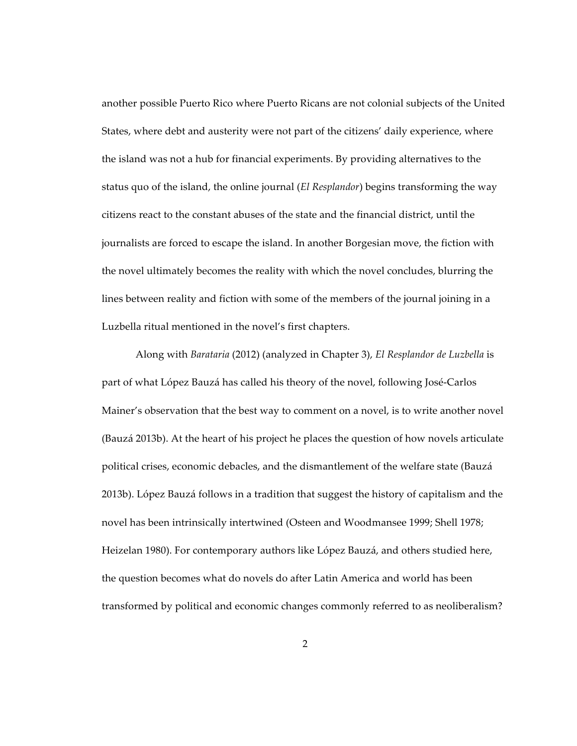another possible Puerto Rico where Puerto Ricans are not colonial subjects of the United States, where debt and austerity were not part of the citizens' daily experience, where the island was not a hub for financial experiments. By providing alternatives to the status quo of the island, the online journal (*El Resplandor*) begins transforming the way citizens react to the constant abuses of the state and the financial district, until the journalists are forced to escape the island. In another Borgesian move, the fiction with the novel ultimately becomes the reality with which the novel concludes, blurring the lines between reality and fiction with some of the members of the journal joining in a Luzbella ritual mentioned in the novel's first chapters.

Along with *Barataria* (2012) (analyzed in Chapter 3), *El Resplandor de Luzbella* is part of what López Bauzá has called his theory of the novel, following José-Carlos Mainer's observation that the best way to comment on a novel, is to write another novel (Bauzá 2013b). At the heart of his project he places the question of how novels articulate political crises, economic debacles, and the dismantlement of the welfare state (Bauzá 2013b). López Bauzá follows in a tradition that suggest the history of capitalism and the novel has been intrinsically intertwined (Osteen and Woodmansee 1999; Shell 1978; Heizelan 1980). For contemporary authors like López Bauzá, and others studied here, the question becomes what do novels do after Latin America and world has been transformed by political and economic changes commonly referred to as neoliberalism?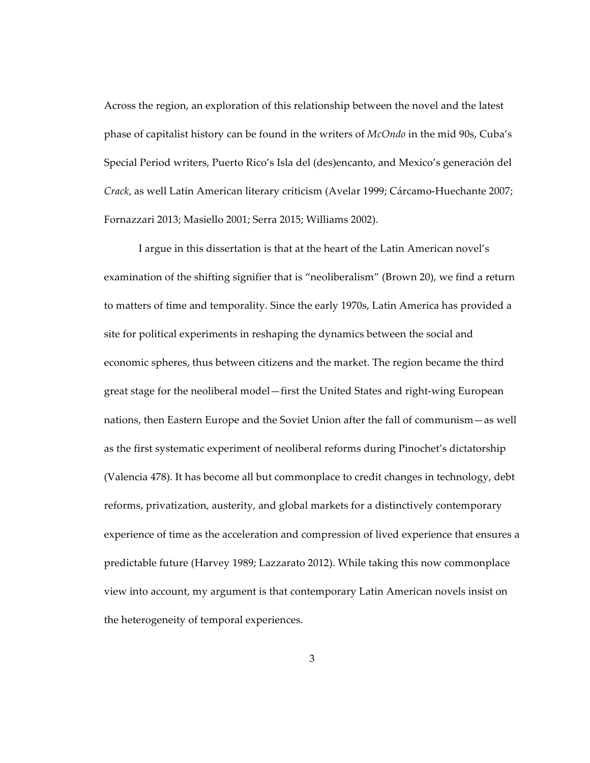Across the region, an exploration of this relationship between the novel and the latest phase of capitalist history can be found in the writers of *McOndo* in the mid 90s, Cuba's Special Period writers, Puerto Rico's Isla del (des)encanto, and Mexico's generación del *Crack*, as well Latin American literary criticism (Avelar 1999; Cárcamo-Huechante 2007; Fornazzari 2013; Masiello 2001; Serra 2015; Williams 2002).

I argue in this dissertation is that at the heart of the Latin American novel's examination of the shifting signifier that is "neoliberalism" (Brown 20), we find a return to matters of time and temporality. Since the early 1970s, Latin America has provided a site for political experiments in reshaping the dynamics between the social and economic spheres, thus between citizens and the market. The region became the third great stage for the neoliberal model—first the United States and right-wing European nations, then Eastern Europe and the Soviet Union after the fall of communism—as well as the first systematic experiment of neoliberal reforms during Pinochet's dictatorship (Valencia 478). It has become all but commonplace to credit changes in technology, debt reforms, privatization, austerity, and global markets for a distinctively contemporary experience of time as the acceleration and compression of lived experience that ensures a predictable future (Harvey 1989; Lazzarato 2012). While taking this now commonplace view into account, my argument is that contemporary Latin American novels insist on the heterogeneity of temporal experiences.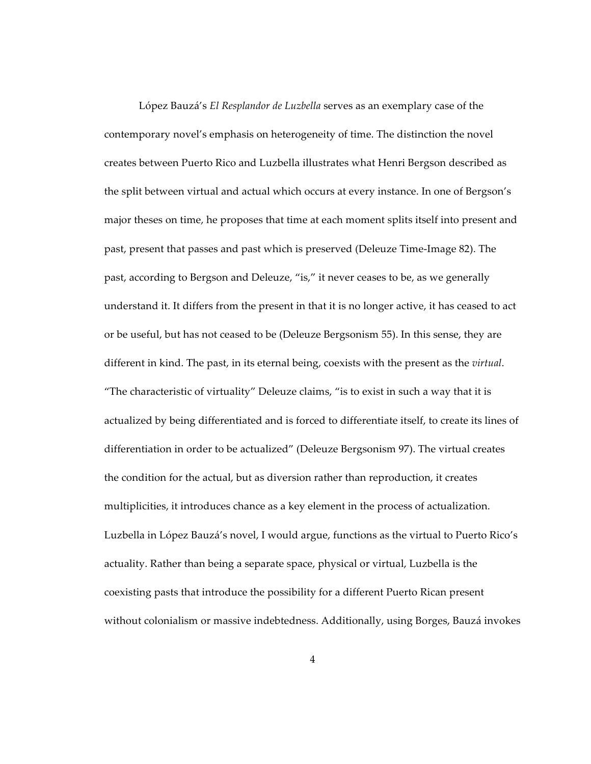López Bauzá's *El Resplandor de Luzbella* serves as an exemplary case of the contemporary novel's emphasis on heterogeneity of time. The distinction the novel creates between Puerto Rico and Luzbella illustrates what Henri Bergson described as the split between virtual and actual which occurs at every instance. In one of Bergson's major theses on time, he proposes that time at each moment splits itself into present and past, present that passes and past which is preserved (Deleuze Time-Image 82). The past, according to Bergson and Deleuze, "is," it never ceases to be, as we generally understand it. It differs from the present in that it is no longer active, it has ceased to act or be useful, but has not ceased to be (Deleuze Bergsonism 55). In this sense, they are different in kind. The past, in its eternal being, coexists with the present as the *virtual*. "The characteristic of virtuality" Deleuze claims, "is to exist in such a way that it is actualized by being differentiated and is forced to differentiate itself, to create its lines of differentiation in order to be actualized" (Deleuze Bergsonism 97). The virtual creates the condition for the actual, but as diversion rather than reproduction, it creates multiplicities, it introduces chance as a key element in the process of actualization. Luzbella in López Bauzá's novel, I would argue, functions as the virtual to Puerto Rico's actuality. Rather than being a separate space, physical or virtual, Luzbella is the coexisting pasts that introduce the possibility for a different Puerto Rican present without colonialism or massive indebtedness. Additionally, using Borges, Bauzá invokes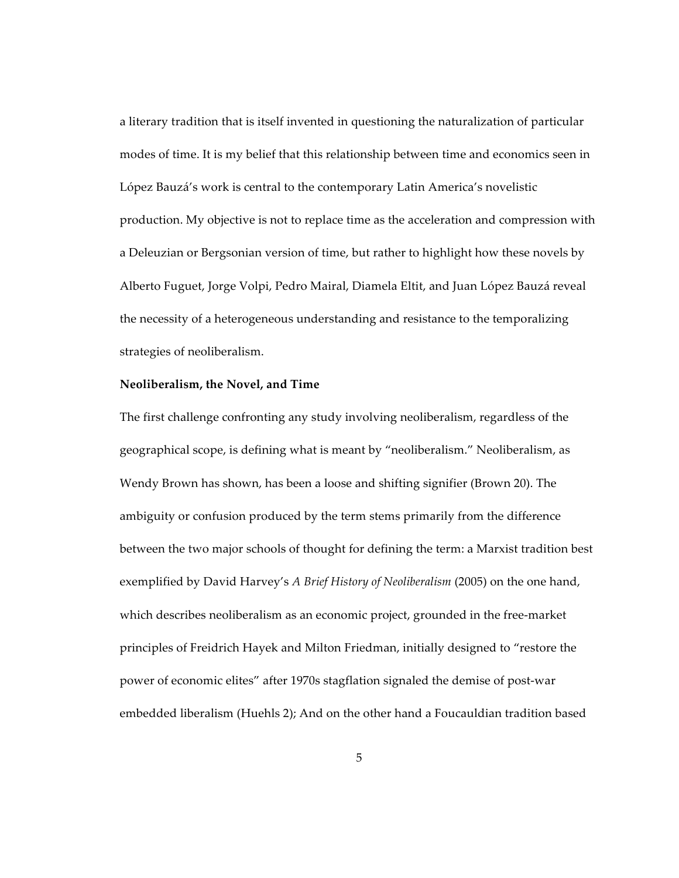a literary tradition that is itself invented in questioning the naturalization of particular modes of time. It is my belief that this relationship between time and economics seen in López Bauzá's work is central to the contemporary Latin America's novelistic production. My objective is not to replace time as the acceleration and compression with a Deleuzian or Bergsonian version of time, but rather to highlight how these novels by Alberto Fuguet, Jorge Volpi, Pedro Mairal, Diamela Eltit, and Juan López Bauzá reveal the necessity of a heterogeneous understanding and resistance to the temporalizing strategies of neoliberalism.

**Neoliberalism, the Novel, and Time**

The first challenge confronting any study involving neoliberalism, regardless of the geographical scope, is defining what is meant by "neoliberalism." Neoliberalism, as Wendy Brown has shown, has been a loose and shifting signifier (Brown 20). The ambiguity or confusion produced by the term stems primarily from the difference between the two major schools of thought for defining the term: a Marxist tradition best exemplified by David Harvey's *A Brief History of Neoliberalism* (2005) on the one hand, which describes neoliberalism as an economic project, grounded in the free-market principles of Freidrich Hayek and Milton Friedman, initially designed to "restore the power of economic elites" after 1970s stagflation signaled the demise of post-war embedded liberalism (Huehls 2); And on the other hand a Foucauldian tradition based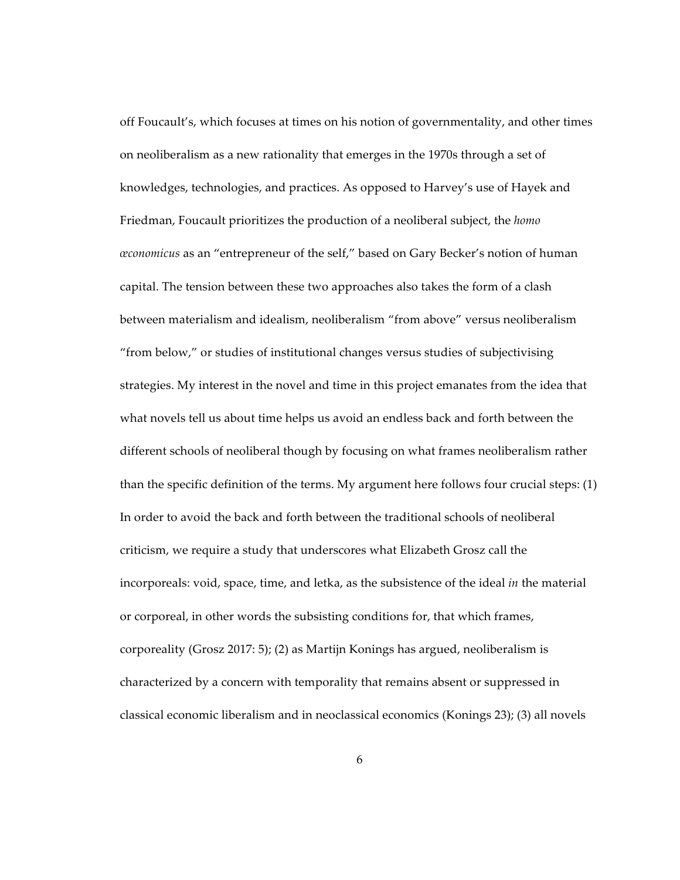off Foucault's, which focuses at times on his notion of governmentality, and other times on neoliberalism as a new rationality that emerges in the 1970s through a set of knowledges, technologies, and practices. As opposed to Harvey's use of Hayek and Friedman, Foucault prioritizes the production of a neoliberal subject, the *homo œconomicus* as an "entrepreneur of the self," based on Gary Becker's notion of human capital. The tension between these two approaches also takes the form of a clash between materialism and idealism, neoliberalism "from above" versus neoliberalism "from below," or studies of institutional changes versus studies of subjectivising strategies. My interest in the novel and time in this project emanates from the idea that what novels tell us about time helps us avoid an endless back and forth between the different schools of neoliberal though by focusing on what frames neoliberalism rather than the specific definition of the terms. My argument here follows four crucial steps: (1) In order to avoid the back and forth between the traditional schools of neoliberal criticism, we require a study that underscores what Elizabeth Grosz call the incorporeals: void, space, time, and letka, as the subsistence of the ideal *in* the material or corporeal, in other words the subsisting conditions for, that which frames, corporeality (Grosz 2017: 5); (2) as Martijn Konings has argued, neoliberalism is characterized by a concern with temporality that remains absent or suppressed in classical economic liberalism and in neoclassical economics (Konings 23); (3) all novels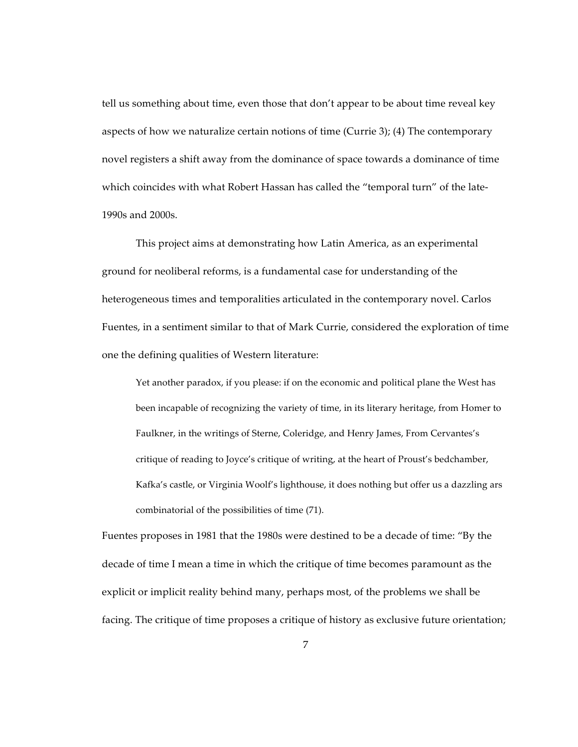tell us something about time, even those that don't appear to be about time reveal key aspects of how we naturalize certain notions of time (Currie 3); (4) The contemporary novel registers a shift away from the dominance of space towards a dominance of time which coincides with what Robert Hassan has called the "temporal turn" of the late-1990s and 2000s.

This project aims at demonstrating how Latin America, as an experimental ground for neoliberal reforms, is a fundamental case for understanding of the heterogeneous times and temporalities articulated in the contemporary novel. Carlos Fuentes, in a sentiment similar to that of Mark Currie, considered the exploration of time one the defining qualities of Western literature:

> Yet another paradox, if you please: if on the economic and political plane the West has been incapable of recognizing the variety of time, in its literary heritage, from Homer to Faulkner, in the writings of Sterne, Coleridge, and Henry James, From Cervantes's critique of reading to Joyce's critique of writing, at the heart of Proust's bedchamber, Kafka's castle, or Virginia Woolf's lighthouse, it does nothing but offer us a dazzling ars combinatorial of the possibilities of time (71).

Fuentes proposes in 1981 that the 1980s were destined to be a decade of time: "By the decade of time I mean a time in which the critique of time becomes paramount as the explicit or implicit reality behind many, perhaps most, of the problems we shall be facing. The critique of time proposes a critique of history as exclusive future orientation;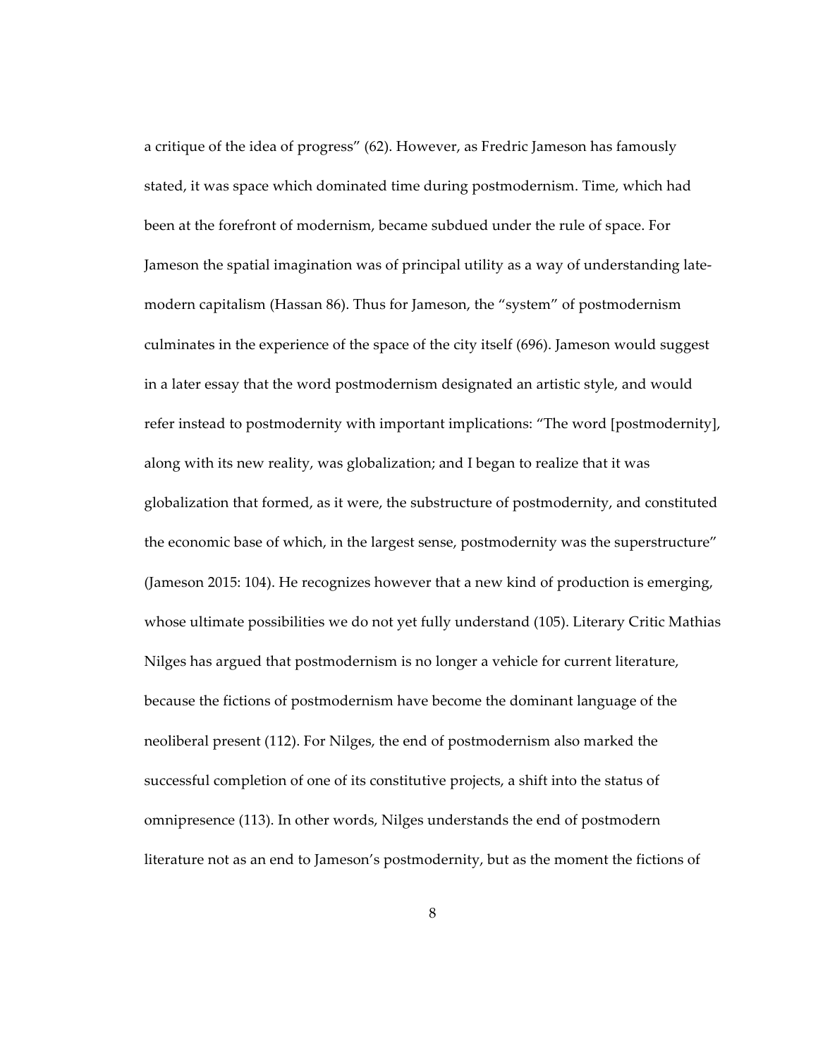a critique of the idea of progress" (62). However, as Fredric Jameson has famously stated, it was space which dominated time during postmodernism. Time, which had been at the forefront of modernism, became subdued under the rule of space. For Jameson the spatial imagination was of principal utility as a way of understanding late-modern capitalism (Hassan 86). Thus for Jameson, the "system" of postmodernism culminates in the experience of the space of the city itself (696). Jameson would suggest in a later essay that the word postmodernism designated an artistic style, and would refer instead to postmodernity with important implications: "The word [postmodernity], along with its new reality, was globalization; and I began to realize that it was globalization that formed, as it were, the substructure of postmodernity, and constituted the economic base of which, in the largest sense, postmodernity was the superstructure" (Jameson 2015: 104). He recognizes however that a new kind of production is emerging, whose ultimate possibilities we do not yet fully understand (105). Literary Critic Mathias Nilges has argued that postmodernism is no longer a vehicle for current literature, because the fictions of postmodernism have become the dominant language of the neoliberal present (112). For Nilges, the end of postmodernism also marked the successful completion of one of its constitutive projects, a shift into the status of omnipresence (113). In other words, Nilges understands the end of postmodern literature not as an end to Jameson's postmodernity, but as the moment the fictions of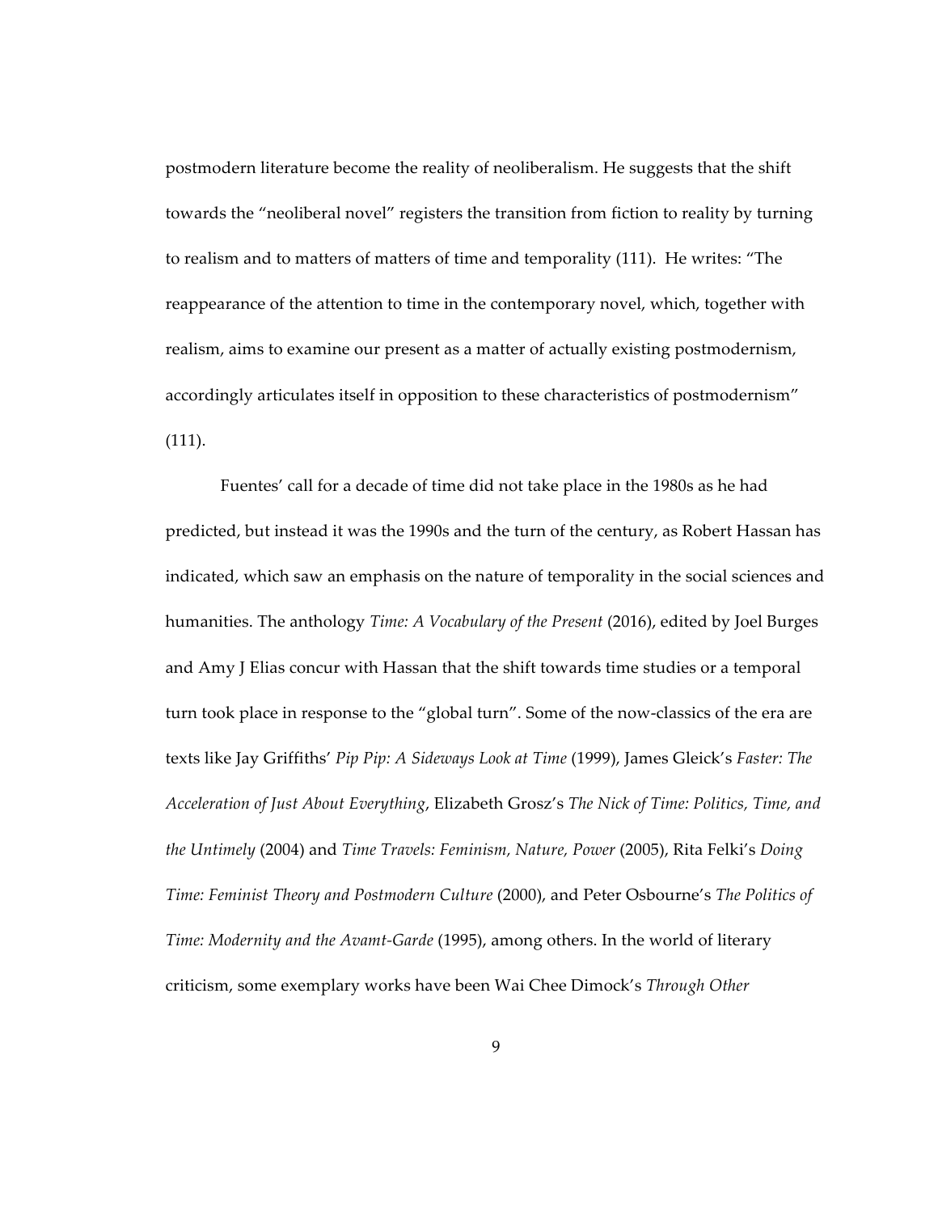postmodern literature become the reality of neoliberalism. He suggests that the shift towards the "neoliberal novel" registers the transition from fiction to reality by turning to realism and to matters of matters of time and temporality (111). He writes: "The reappearance of the attention to time in the contemporary novel, which, together with realism, aims to examine our present as a matter of actually existing postmodernism, accordingly articulates itself in opposition to these characteristics of postmodernism" (111).

Fuentes' call for a decade of time did not take place in the 1980s as he had predicted, but instead it was the 1990s and the turn of the century, as Robert Hassan has indicated, which saw an emphasis on the nature of temporality in the social sciences and humanities. The anthology *Time: A Vocabulary of the Present* (2016), edited by Joel Burges and Amy J Elias concur with Hassan that the shift towards time studies or a temporal turn took place in response to the "global turn". Some of the now-classics of the era are texts like Jay Griffiths' *Pip Pip: A Sideways Look at Time* (1999), James Gleick's *Faster: The Acceleration of Just About Everything*, Elizabeth Grosz's *The Nick of Time: Politics, Time, and the Untimely* (2004) and *Time Travels: Feminism, Nature, Power* (2005), Rita Felki's *Doing Time: Feminist Theory and Postmodern Culture* (2000), and Peter Osbourne's *The Politics of Time: Modernity and the Avamt-Garde* (1995), among others. In the world of literary criticism, some exemplary works have been Wai Chee Dimock's *Through Other*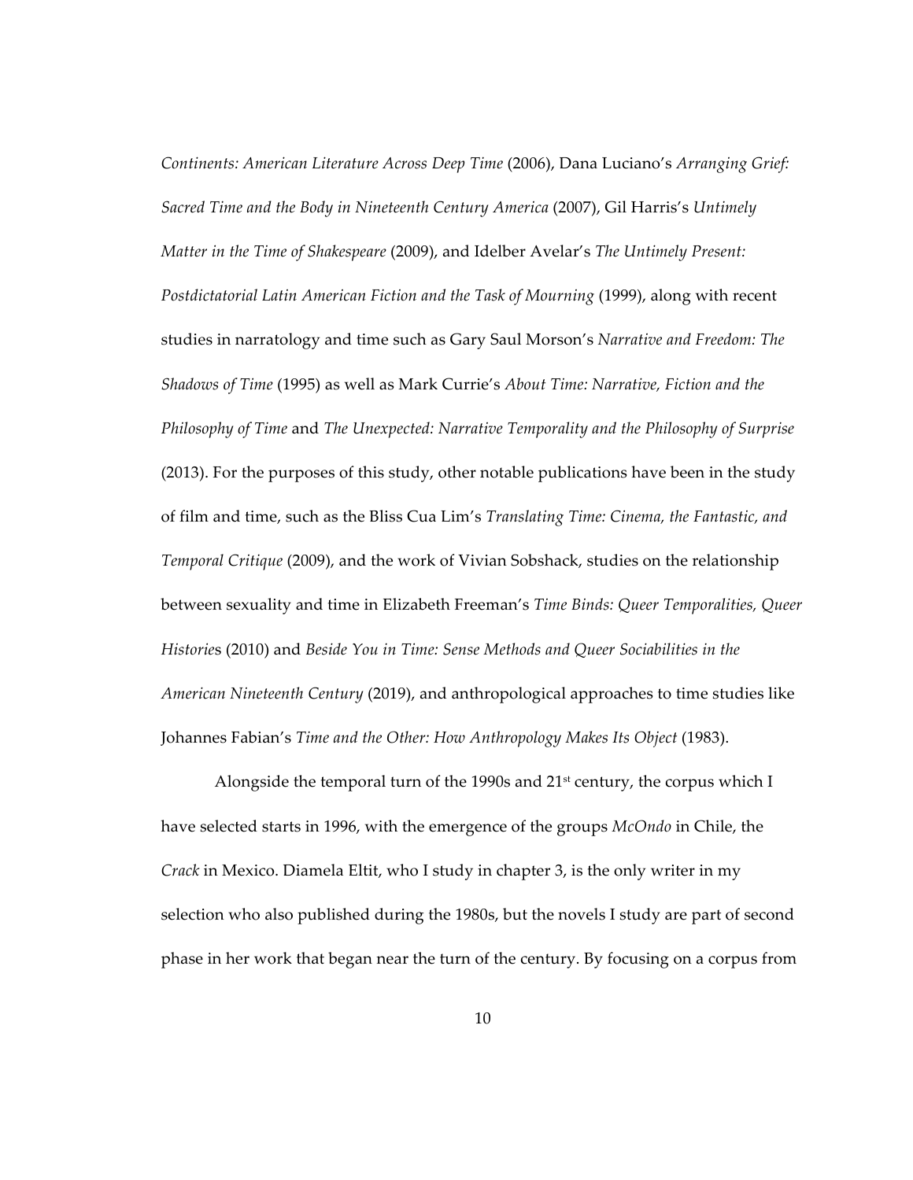*Continents: American Literature Across Deep Time* (2006), Dana Luciano's *Arranging Grief: Sacred Time and the Body in Nineteenth Century America* (2007), Gil Harris's *Untimely Matter in the Time of Shakespeare* (2009), and Idelber Avelar's *The Untimely Present: Postdictatorial Latin American Fiction and the Task of Mourning* (1999), along with recent studies in narratology and time such as Gary Saul Morson's *Narrative and Freedom: The Shadows of Time* (1995) as well as Mark Currie's *About Time: Narrative, Fiction and the Philosophy of Time* and *The Unexpected: Narrative Temporality and the Philosophy of Surprise* (2013). For the purposes of this study, other notable publications have been in the study of film and time, such as the Bliss Cua Lim's *Translating Time: Cinema, the Fantastic, and Temporal Critique* (2009), and the work of Vivian Sobshack, studies on the relationship between sexuality and time in Elizabeth Freeman's *Time Binds: Queer Temporalities, Queer Histories* (2010) and *Beside You in Time: Sense Methods and Queer Sociabilities in the American Nineteenth Century* (2019), and anthropological approaches to time studies like Johannes Fabian's *Time and the Other: How Anthropology Makes Its Object* (1983).

Alongside the temporal turn of the 1990s and 21st century, the corpus which I have selected starts in 1996, with the emergence of the groups *McOndo* in Chile, the *Crack* in Mexico. Diamela Eltit, who I study in chapter 3, is the only writer in my selection who also published during the 1980s, but the novels I study are part of second phase in her work that began near the turn of the century. By focusing on a corpus from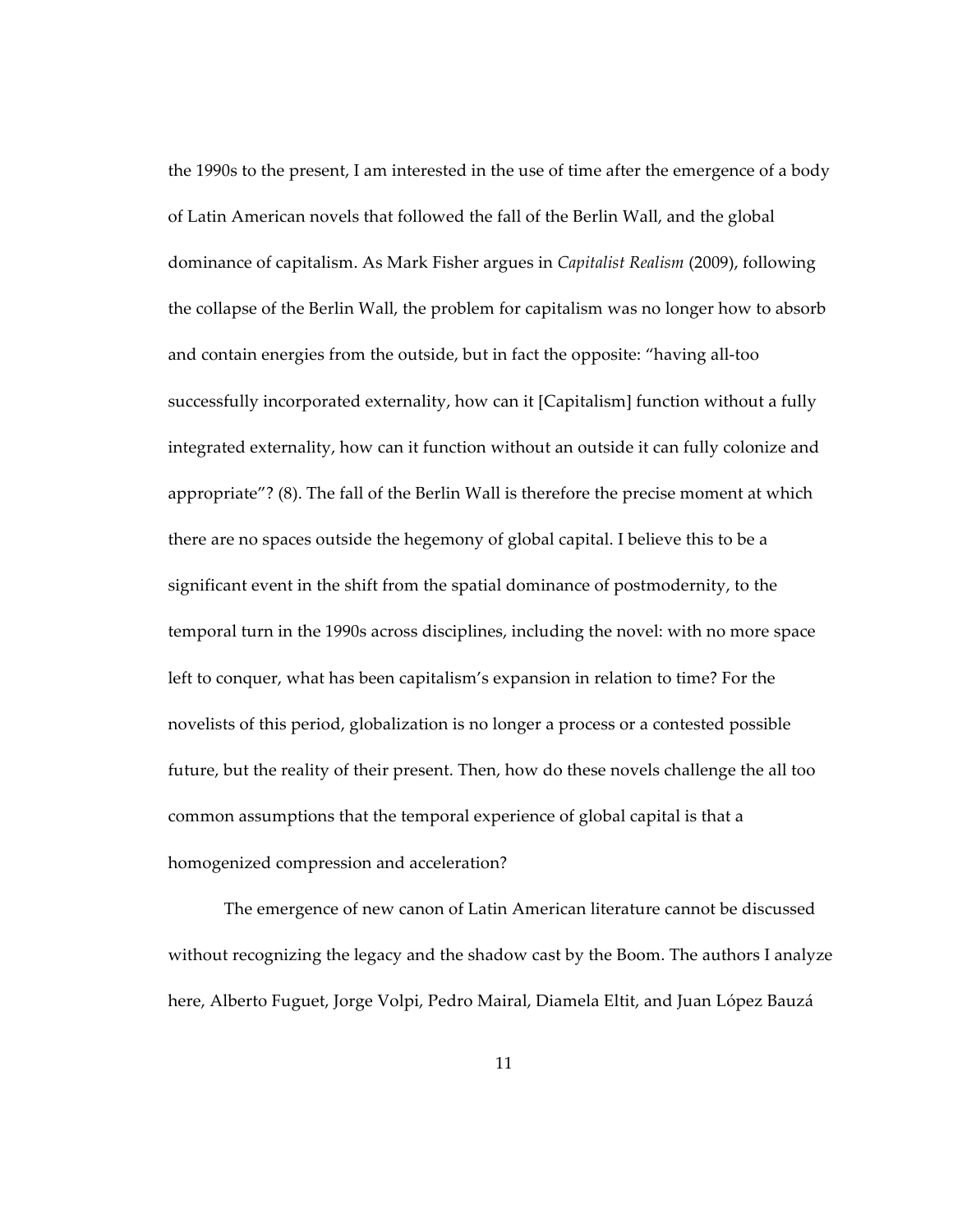the 1990s to the present, I am interested in the use of time after the emergence of a body of Latin American novels that followed the fall of the Berlin Wall, and the global dominance of capitalism. As Mark Fisher argues in *Capitalist Realism* (2009), following the collapse of the Berlin Wall, the problem for capitalism was no longer how to absorb and contain energies from the outside, but in fact the opposite: "having all-too successfully incorporated externality, how can it [Capitalism] function without a fully integrated externality, how can it function without an outside it can fully colonize and appropriate"? (8). The fall of the Berlin Wall is therefore the precise moment at which there are no spaces outside the hegemony of global capital. I believe this to be a significant event in the shift from the spatial dominance of postmodernity, to the temporal turn in the 1990s across disciplines, including the novel: with no more space left to conquer, what has been capitalism's expansion in relation to time? For the novelists of this period, globalization is no longer a process or a contested possible future, but the reality of their present. Then, how do these novels challenge the all too common assumptions that the temporal experience of global capital is that a homogenized compression and acceleration?

The emergence of new canon of Latin American literature cannot be discussed without recognizing the legacy and the shadow cast by the Boom. The authors I analyze here, Alberto Fuguet, Jorge Volpi, Pedro Mairal, Diamela Eltit, and Juan López Bauzá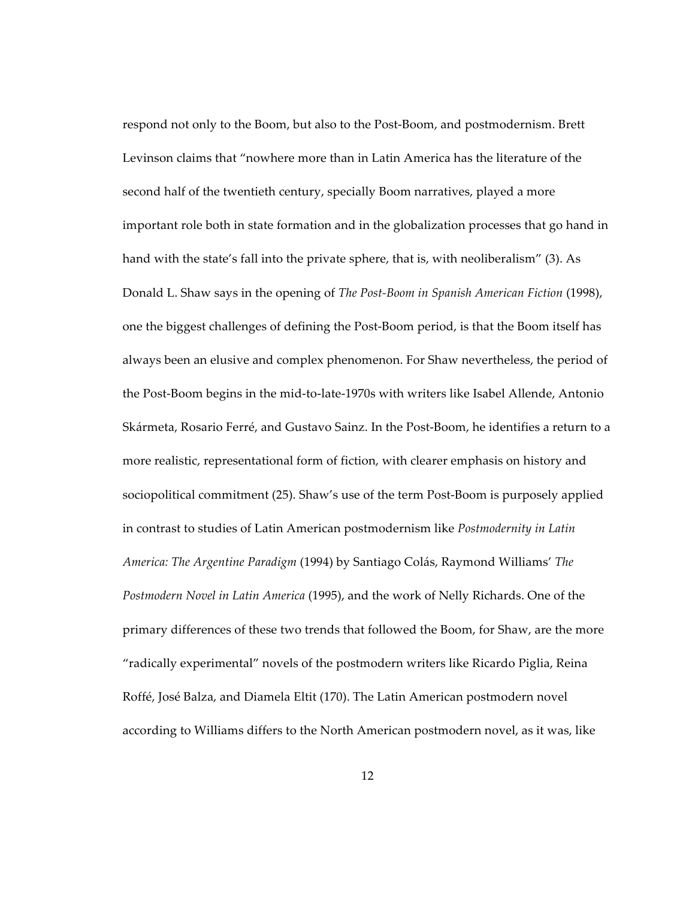respond not only to the Boom, but also to the Post-Boom, and postmodernism. Brett Levinson claims that "nowhere more than in Latin America has the literature of the second half of the twentieth century, specially Boom narratives, played a more important role both in state formation and in the globalization processes that go hand in hand with the state's fall into the private sphere, that is, with neoliberalism" (3). As Donald L. Shaw says in the opening of *The Post-Boom in Spanish American Fiction* (1998), one the biggest challenges of defining the Post-Boom period, is that the Boom itself has always been an elusive and complex phenomenon. For Shaw nevertheless, the period of the Post-Boom begins in the mid-to-late-1970s with writers like Isabel Allende, Antonio Skármeta, Rosario Ferré, and Gustavo Sainz. In the Post-Boom, he identifies a return to a more realistic, representational form of fiction, with clearer emphasis on history and sociopolitical commitment (25). Shaw's use of the term Post-Boom is purposely applied in contrast to studies of Latin American postmodernism like *Postmodernity in Latin America: The Argentine Paradigm* (1994) by Santiago Colás, Raymond Williams' *The Postmodern Novel in Latin America* (1995), and the work of Nelly Richards. One of the primary differences of these two trends that followed the Boom, for Shaw, are the more "radically experimental" novels of the postmodern writers like Ricardo Piglia, Reina Roffé, José Balza, and Diamela Eltit (170). The Latin American postmodern novel according to Williams differs to the North American postmodern novel, as it was, like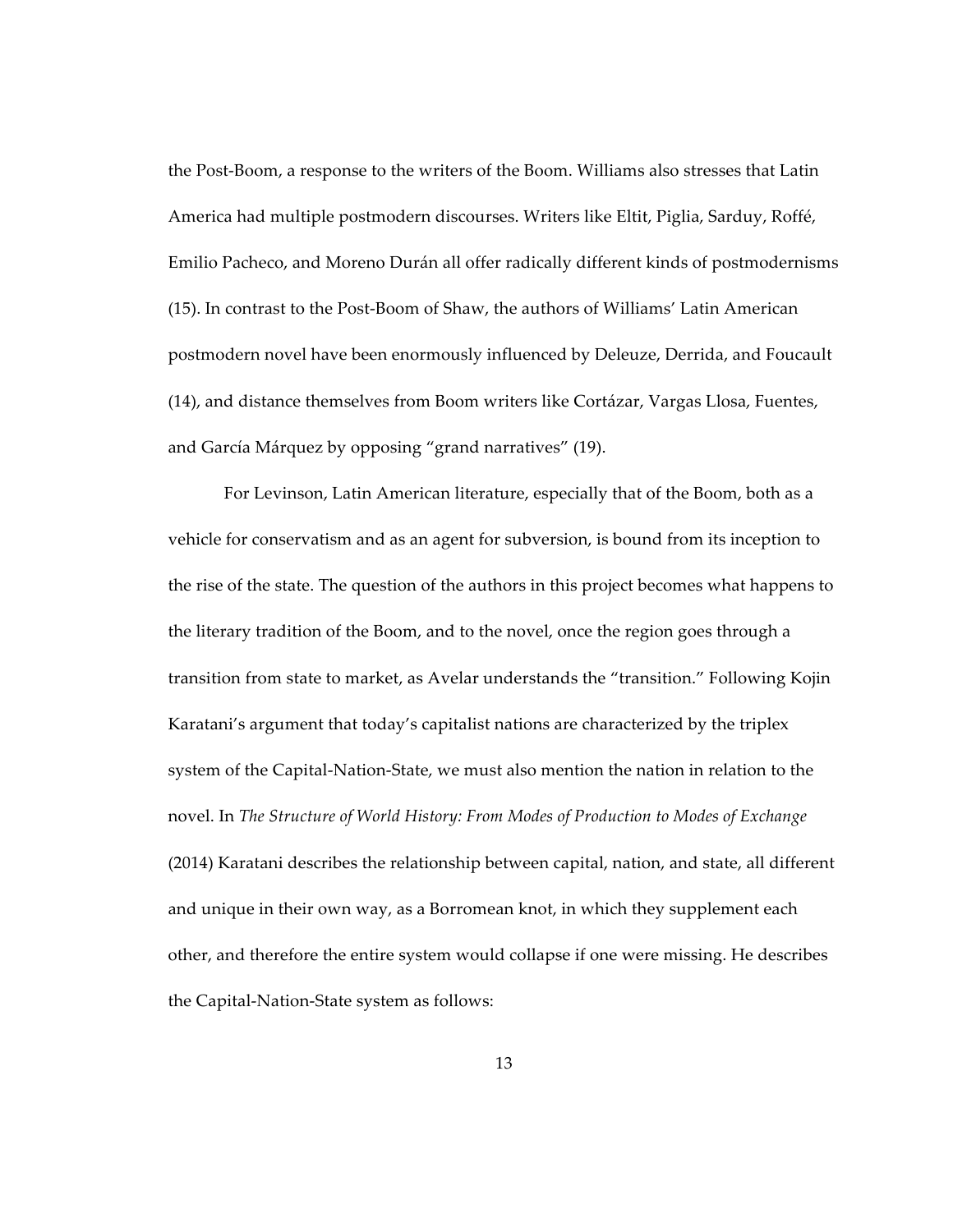the Post-Boom, a response to the writers of the Boom. Williams also stresses that Latin America had multiple postmodern discourses. Writers like Eltit, Piglia, Sarduy, Roffé, Emilio Pacheco, and Moreno Durán all offer radically different kinds of postmodernisms (15). In contrast to the Post-Boom of Shaw, the authors of Williams' Latin American postmodern novel have been enormously influenced by Deleuze, Derrida, and Foucault (14), and distance themselves from Boom writers like Cortázar, Vargas Llosa, Fuentes, and García Márquez by opposing "grand narratives" (19).

For Levinson, Latin American literature, especially that of the Boom, both as a vehicle for conservatism and as an agent for subversion, is bound from its inception to the rise of the state. The question of the authors in this project becomes what happens to the literary tradition of the Boom, and to the novel, once the region goes through a transition from state to market, as Avelar understands the "transition." Following Kojin Karatani's argument that today's capitalist nations are characterized by the triplex system of the Capital-Nation-State, we must also mention the nation in relation to the novel. In *The Structure of World History: From Modes of Production to Modes of Exchange* (2014) Karatani describes the relationship between capital, nation, and state, all different and unique in their own way, as a Borromean knot, in which they supplement each other, and therefore the entire system would collapse if one were missing. He describes the Capital-Nation-State system as follows: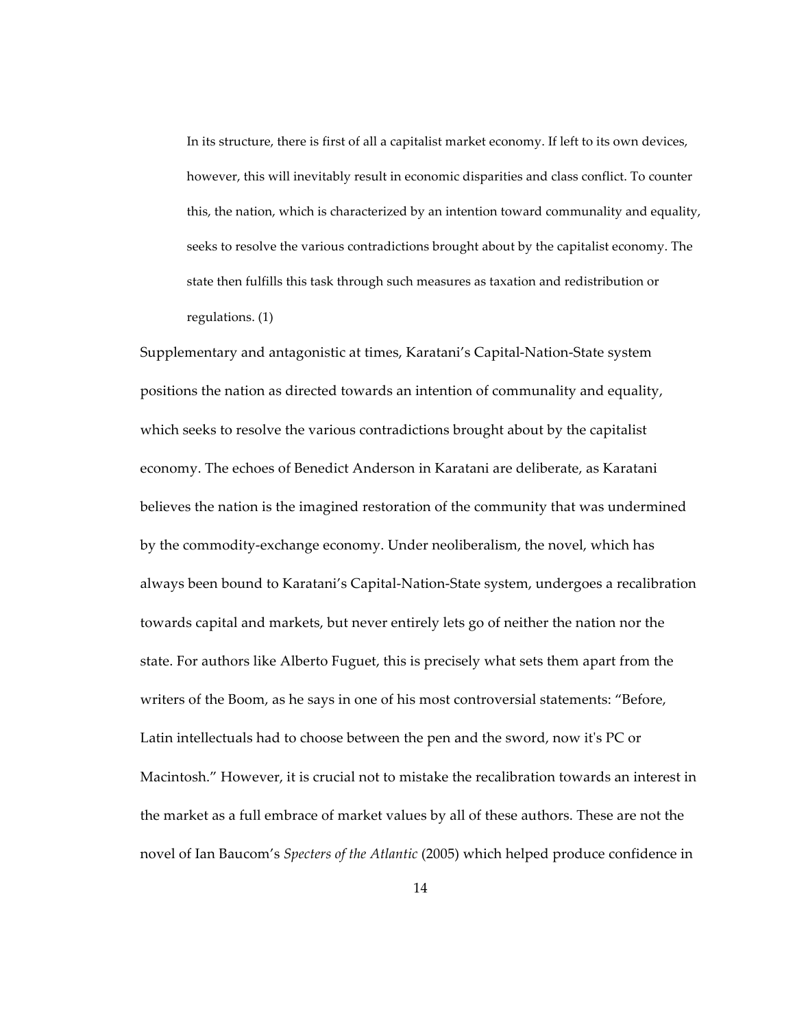> In its structure, there is first of all a capitalist market economy. If left to its own devices, however, this will inevitably result in economic disparities and class conflict. To counter this, the nation, which is characterized by an intention toward communality and equality, seeks to resolve the various contradictions brought about by the capitalist economy. The state then fulfills this task through such measures as taxation and redistribution or regulations. (1)

Supplementary and antagonistic at times, Karatani's Capital-Nation-State system positions the nation as directed towards an intention of communality and equality, which seeks to resolve the various contradictions brought about by the capitalist economy. The echoes of Benedict Anderson in Karatani are deliberate, as Karatani believes the nation is the imagined restoration of the community that was undermined by the commodity-exchange economy. Under neoliberalism, the novel, which has always been bound to Karatani's Capital-Nation-State system, undergoes a recalibration towards capital and markets, but never entirely lets go of neither the nation nor the state. For authors like Alberto Fuguet, this is precisely what sets them apart from the writers of the Boom, as he says in one of his most controversial statements: "Before, Latin intellectuals had to choose between the pen and the sword, now it's PC or Macintosh." However, it is crucial not to mistake the recalibration towards an interest in the market as a full embrace of market values by all of these authors. These are not the novel of Ian Baucom's *Specters of the Atlantic* (2005) which helped produce confidence in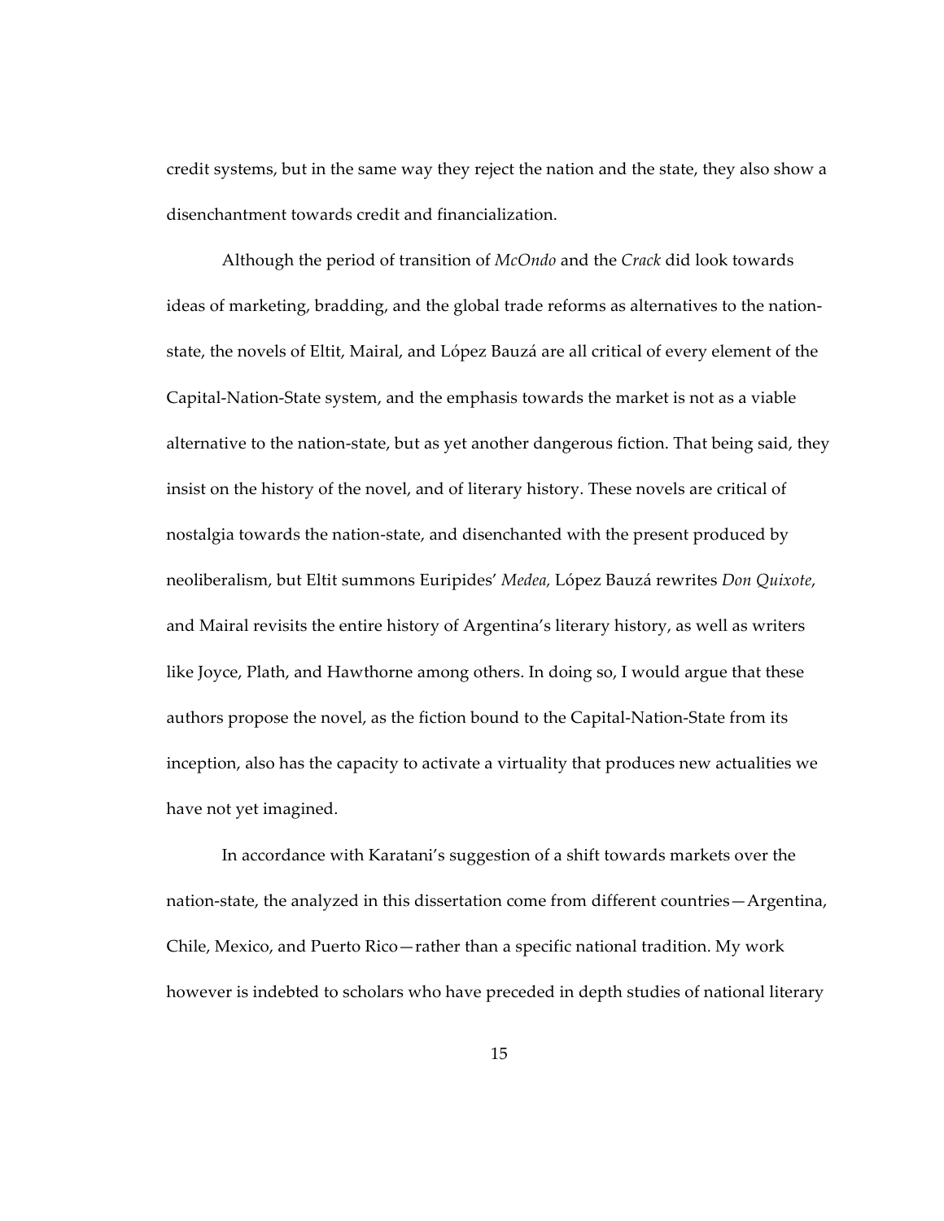credit systems, but in the same way they reject the nation and the state, they also show a disenchantment towards credit and financialization.

Although the period of transition of *McOndo* and the *Crack* did look towards ideas of marketing, bradding, and the global trade reforms as alternatives to the nation-state, the novels of Eltit, Mairal, and López Bauzá are all critical of every element of the Capital-Nation-State system, and the emphasis towards the market is not as a viable alternative to the nation-state, but as yet another dangerous fiction. That being said, they insist on the history of the novel, and of literary history. These novels are critical of nostalgia towards the nation-state, and disenchanted with the present produced by neoliberalism, but Eltit summons Euripides' *Medea,* López Bauzá rewrites *Don Quixote*, and Mairal revisits the entire history of Argentina's literary history, as well as writers like Joyce, Plath, and Hawthorne among others. In doing so, I would argue that these authors propose the novel, as the fiction bound to the Capital-Nation-State from its inception, also has the capacity to activate a virtuality that produces new actualities we have not yet imagined.

In accordance with Karatani's suggestion of a shift towards markets over the nation-state, the analyzed in this dissertation come from different countries—Argentina, Chile, Mexico, and Puerto Rico—rather than a specific national tradition. My work however is indebted to scholars who have preceded in depth studies of national literary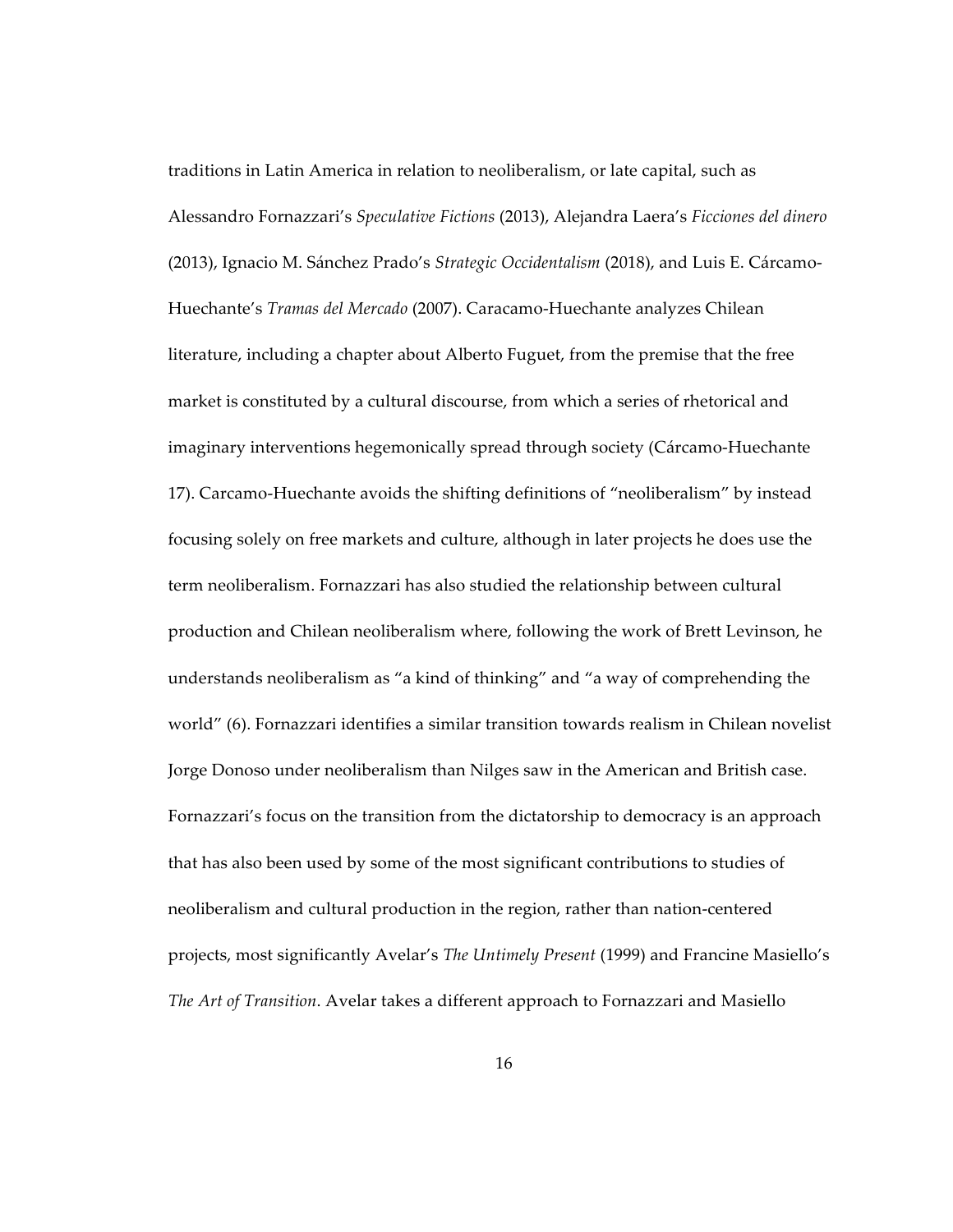traditions in Latin America in relation to neoliberalism, or late capital, such as Alessandro Fornazzari's *Speculative Fictions* (2013), Alejandra Laera's *Ficciones del dinero* (2013), Ignacio M. Sánchez Prado's *Strategic Occidentalism* (2018), and Luis E. Cárcamo-Huechante's *Tramas del Mercado* (2007). Caracamo-Huechante analyzes Chilean literature, including a chapter about Alberto Fuguet, from the premise that the free market is constituted by a cultural discourse, from which a series of rhetorical and imaginary interventions hegemonically spread through society (Cárcamo-Huechante 17). Carcamo-Huechante avoids the shifting definitions of "neoliberalism" by instead focusing solely on free markets and culture, although in later projects he does use the term neoliberalism. Fornazzari has also studied the relationship between cultural production and Chilean neoliberalism where, following the work of Brett Levinson, he understands neoliberalism as "a kind of thinking" and "a way of comprehending the world" (6). Fornazzari identifies a similar transition towards realism in Chilean novelist Jorge Donoso under neoliberalism than Nilges saw in the American and British case. Fornazzari's focus on the transition from the dictatorship to democracy is an approach that has also been used by some of the most significant contributions to studies of neoliberalism and cultural production in the region, rather than nation-centered projects, most significantly Avelar's *The Untimely Present* (1999) and Francine Masiello's *The Art of Transition*. Avelar takes a different approach to Fornazzari and Masiello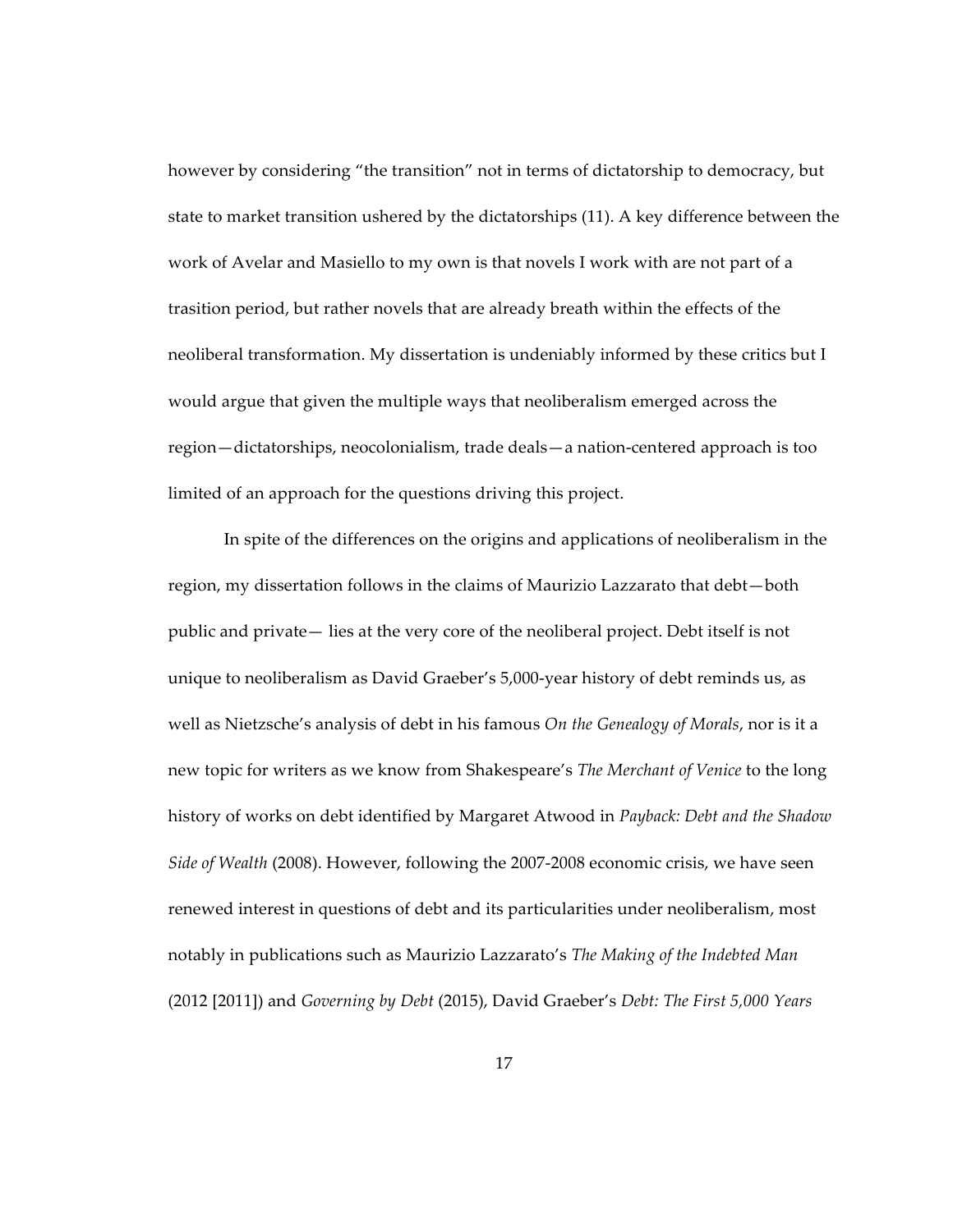however by considering "the transition" not in terms of dictatorship to democracy, but state to market transition ushered by the dictatorships (11). A key difference between the work of Avelar and Masiello to my own is that novels I work with are not part of a trasition period, but rather novels that are already breath within the effects of the neoliberal transformation. My dissertation is undeniably informed by these critics but I would argue that given the multiple ways that neoliberalism emerged across the region—dictatorships, neocolonialism, trade deals—a nation-centered approach is too limited of an approach for the questions driving this project.

In spite of the differences on the origins and applications of neoliberalism in the region, my dissertation follows in the claims of Maurizio Lazzarato that debt—both public and private— lies at the very core of the neoliberal project. Debt itself is not unique to neoliberalism as David Graeber's 5,000-year history of debt reminds us, as well as Nietzsche's analysis of debt in his famous *On the Genealogy of Morals*, nor is it a new topic for writers as we know from Shakespeare's *The Merchant of Venice* to the long history of works on debt identified by Margaret Atwood in *Payback: Debt and the Shadow Side of Wealth* (2008). However, following the 2007-2008 economic crisis, we have seen renewed interest in questions of debt and its particularities under neoliberalism, most notably in publications such as Maurizio Lazzarato's *The Making of the Indebted Man* (2012 [2011]) and *Governing by Debt* (2015), David Graeber's *Debt: The First 5,000 Years*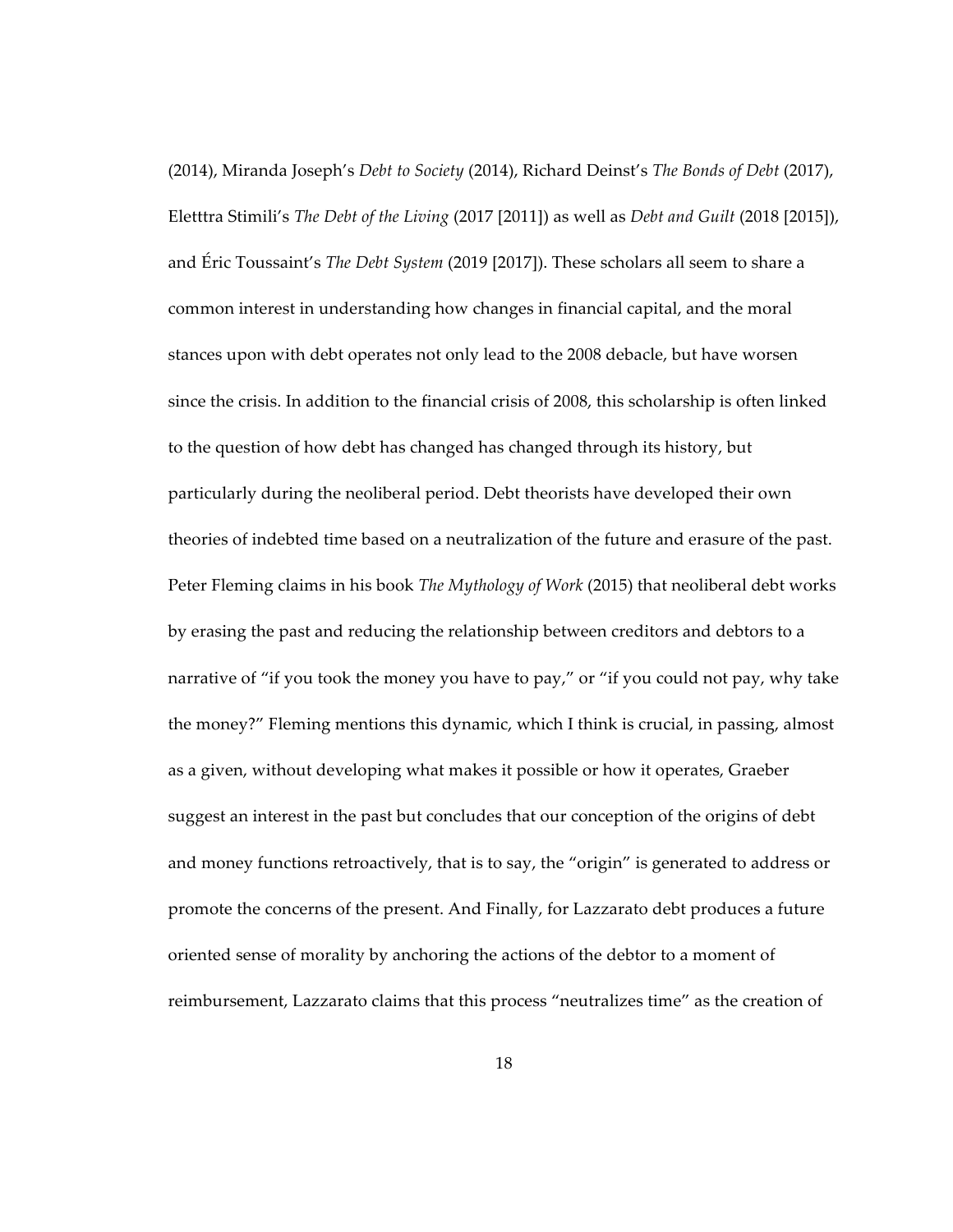(2014), Miranda Joseph's *Debt to Society* (2014), Richard Deinst's *The Bonds of Debt* (2017), Eletttra Stimili's *The Debt of the Living* (2017 [2011]) as well as *Debt and Guilt* (2018 [2015]), and Éric Toussaint's *The Debt System* (2019 [2017]). These scholars all seem to share a common interest in understanding how changes in financial capital, and the moral stances upon with debt operates not only lead to the 2008 debacle, but have worsen since the crisis. In addition to the financial crisis of 2008, this scholarship is often linked to the question of how debt has changed has changed through its history, but particularly during the neoliberal period. Debt theorists have developed their own theories of indebted time based on a neutralization of the future and erasure of the past. Peter Fleming claims in his book *The Mythology of Work* (2015) that neoliberal debt works by erasing the past and reducing the relationship between creditors and debtors to a narrative of "if you took the money you have to pay," or "if you could not pay, why take the money?" Fleming mentions this dynamic, which I think is crucial, in passing, almost as a given, without developing what makes it possible or how it operates, Graeber suggest an interest in the past but concludes that our conception of the origins of debt and money functions retroactively, that is to say, the "origin" is generated to address or promote the concerns of the present. And Finally, for Lazzarato debt produces a future oriented sense of morality by anchoring the actions of the debtor to a moment of reimbursement, Lazzarato claims that this process "neutralizes time" as the creation of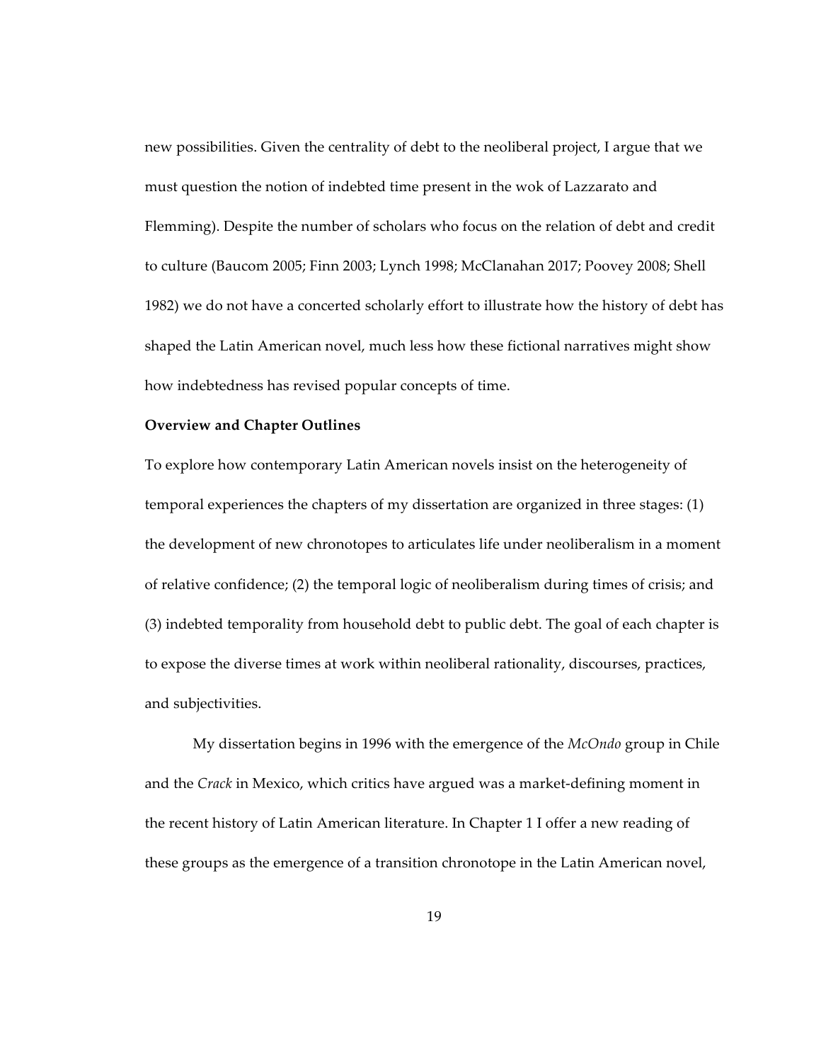new possibilities. Given the centrality of debt to the neoliberal project, I argue that we must question the notion of indebted time present in the wok of Lazzarato and Flemming). Despite the number of scholars who focus on the relation of debt and credit to culture (Baucom 2005; Finn 2003; Lynch 1998; McClanahan 2017; Poovey 2008; Shell 1982) we do not have a concerted scholarly effort to illustrate how the history of debt has shaped the Latin American novel, much less how these fictional narratives might show how indebtedness has revised popular concepts of time.

**Overview and Chapter Outlines**

To explore how contemporary Latin American novels insist on the heterogeneity of temporal experiences the chapters of my dissertation are organized in three stages: (1) the development of new chronotopes to articulates life under neoliberalism in a moment of relative confidence; (2) the temporal logic of neoliberalism during times of crisis; and (3) indebted temporality from household debt to public debt. The goal of each chapter is to expose the diverse times at work within neoliberal rationality, discourses, practices, and subjectivities.

My dissertation begins in 1996 with the emergence of the *McOndo* group in Chile and the *Crack* in Mexico, which critics have argued was a market-defining moment in the recent history of Latin American literature. In Chapter 1 I offer a new reading of these groups as the emergence of a transition chronotope in the Latin American novel,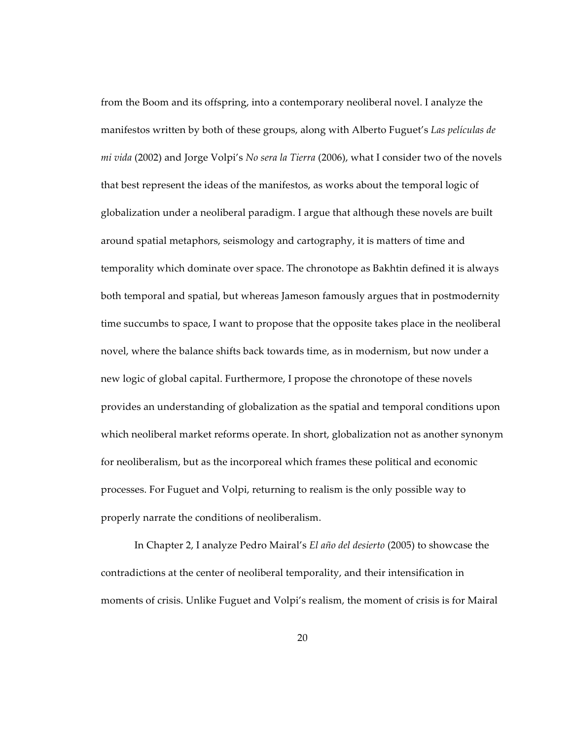from the Boom and its offspring, into a contemporary neoliberal novel. I analyze the manifestos written by both of these groups, along with Alberto Fuguet's *Las películas de mi vida* (2002) and Jorge Volpi's *No sera la Tierra* (2006), what I consider two of the novels that best represent the ideas of the manifestos, as works about the temporal logic of globalization under a neoliberal paradigm. I argue that although these novels are built around spatial metaphors, seismology and cartography, it is matters of time and temporality which dominate over space. The chronotope as Bakhtin defined it is always both temporal and spatial, but whereas Jameson famously argues that in postmodernity time succumbs to space, I want to propose that the opposite takes place in the neoliberal novel, where the balance shifts back towards time, as in modernism, but now under a new logic of global capital. Furthermore, I propose the chronotope of these novels provides an understanding of globalization as the spatial and temporal conditions upon which neoliberal market reforms operate. In short, globalization not as another synonym for neoliberalism, but as the incorporeal which frames these political and economic processes. For Fuguet and Volpi, returning to realism is the only possible way to properly narrate the conditions of neoliberalism.

In Chapter 2, I analyze Pedro Mairal's *El año del desierto* (2005) to showcase the contradictions at the center of neoliberal temporality, and their intensification in moments of crisis. Unlike Fuguet and Volpi's realism, the moment of crisis is for Mairal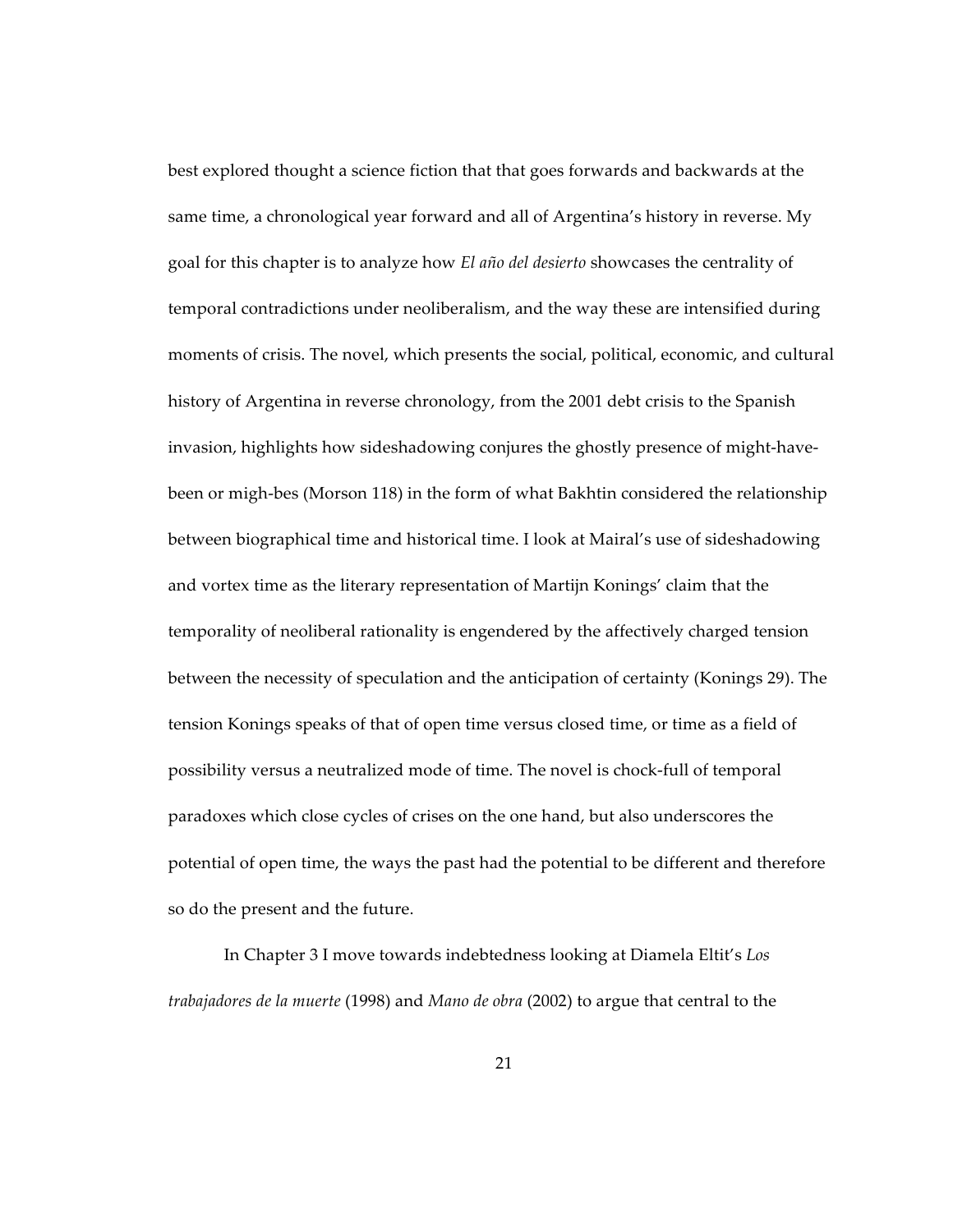best explored thought a science fiction that that goes forwards and backwards at the same time, a chronological year forward and all of Argentina's history in reverse. My goal for this chapter is to analyze how *El año del desierto* showcases the centrality of temporal contradictions under neoliberalism, and the way these are intensified during moments of crisis. The novel, which presents the social, political, economic, and cultural history of Argentina in reverse chronology, from the 2001 debt crisis to the Spanish invasion, highlights how sideshadowing conjures the ghostly presence of might-have-been or migh-bes (Morson 118) in the form of what Bakhtin considered the relationship between biographical time and historical time. I look at Mairal's use of sideshadowing and vortex time as the literary representation of Martijn Konings' claim that the temporality of neoliberal rationality is engendered by the affectively charged tension between the necessity of speculation and the anticipation of certainty (Konings 29). The tension Konings speaks of that of open time versus closed time, or time as a field of possibility versus a neutralized mode of time. The novel is chock-full of temporal paradoxes which close cycles of crises on the one hand, but also underscores the potential of open time, the ways the past had the potential to be different and therefore so do the present and the future.

In Chapter 3 I move towards indebtedness looking at Diamela Eltit's *Los trabajadores de la muerte* (1998) and *Mano de obra* (2002) to argue that central to the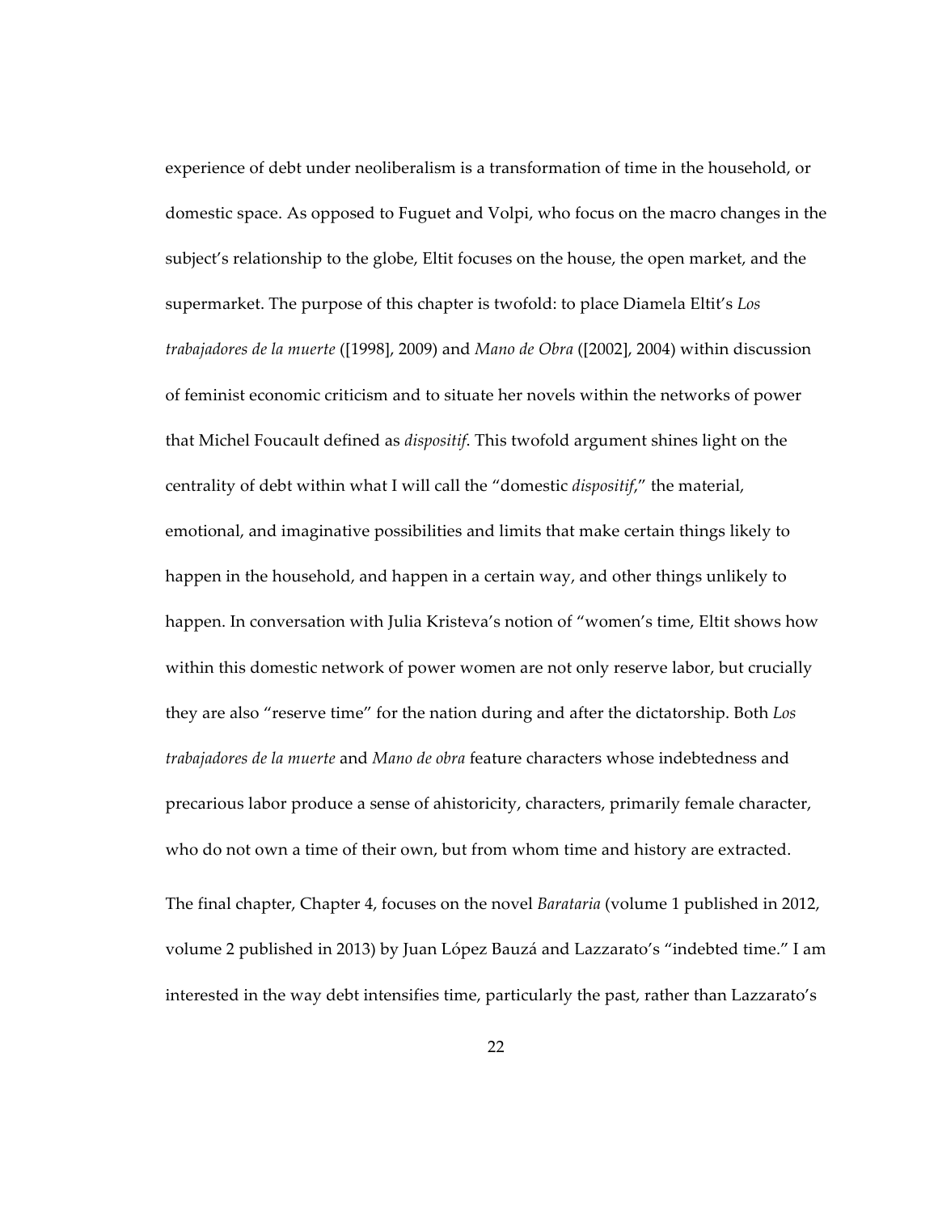experience of debt under neoliberalism is a transformation of time in the household, or domestic space. As opposed to Fuguet and Volpi, who focus on the macro changes in the subject's relationship to the globe, Eltit focuses on the house, the open market, and the supermarket. The purpose of this chapter is twofold: to place Diamela Eltit's *Los trabajadores de la muerte* ([1998], 2009) and *Mano de Obra* ([2002], 2004) within discussion of feminist economic criticism and to situate her novels within the networks of power that Michel Foucault defined as *dispositif*. This twofold argument shines light on the centrality of debt within what I will call the "domestic *dispositif*," the material, emotional, and imaginative possibilities and limits that make certain things likely to happen in the household, and happen in a certain way, and other things unlikely to happen. In conversation with Julia Kristeva's notion of "women's time, Eltit shows how within this domestic network of power women are not only reserve labor, but crucially they are also "reserve time" for the nation during and after the dictatorship. Both *Los trabajadores de la muerte* and *Mano de obra* feature characters whose indebtedness and precarious labor produce a sense of ahistoricity, characters, primarily female character, who do not own a time of their own, but from whom time and history are extracted.

The final chapter, Chapter 4, focuses on the novel *Barataria* (volume 1 published in 2012, volume 2 published in 2013) by Juan López Bauzá and Lazzarato's "indebted time." I am interested in the way debt intensifies time, particularly the past, rather than Lazzarato's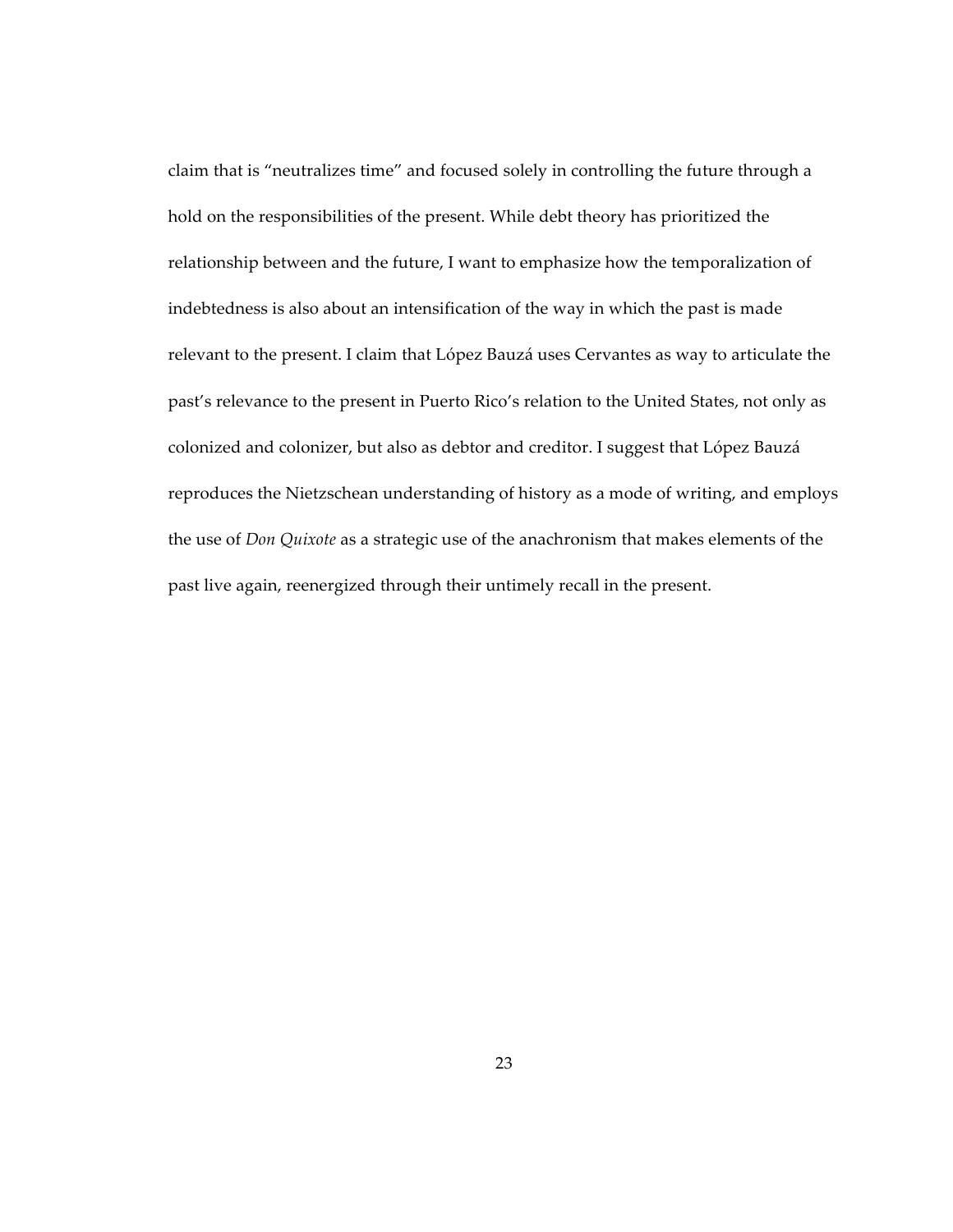claim that is "neutralizes time" and focused solely in controlling the future through a hold on the responsibilities of the present. While debt theory has prioritized the relationship between and the future, I want to emphasize how the temporalization of indebtedness is also about an intensification of the way in which the past is made relevant to the present. I claim that López Bauzá uses Cervantes as way to articulate the past's relevance to the present in Puerto Rico's relation to the United States, not only as colonized and colonizer, but also as debtor and creditor. I suggest that López Bauzá reproduces the Nietzschean understanding of history as a mode of writing, and employs the use of *Don Quixote* as a strategic use of the anachronism that makes elements of the past live again, reenergized through their untimely recall in the present.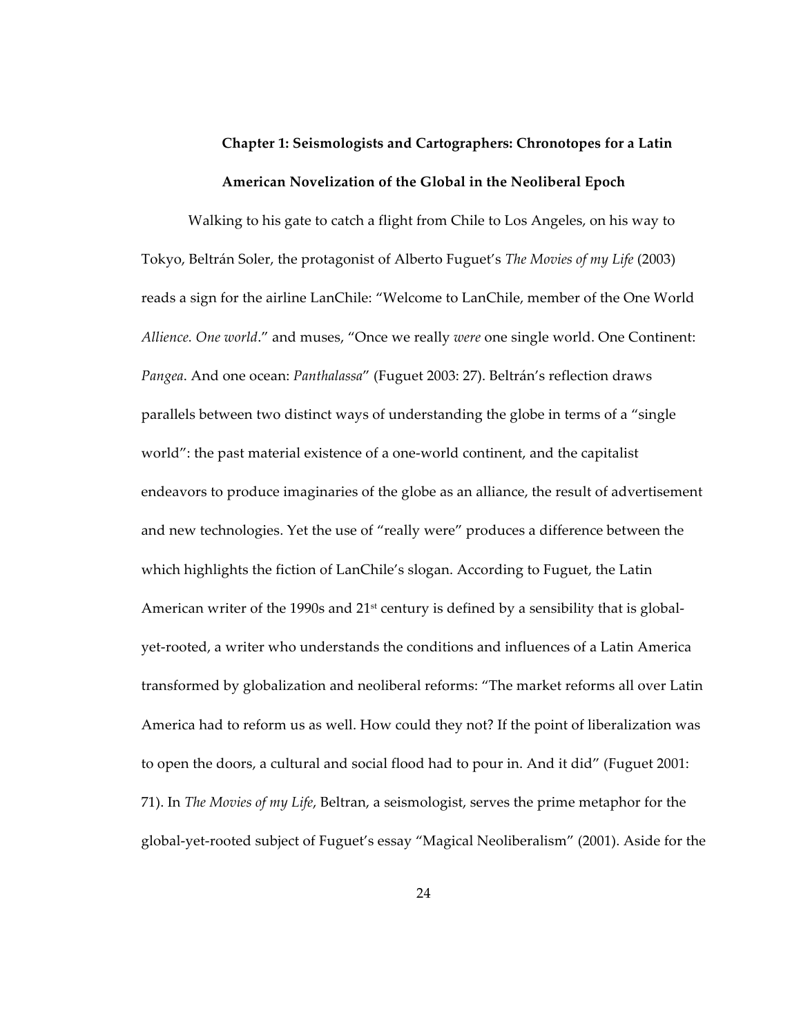## Chapter 1: Seismologists and Cartographers: Chronotopes for a Latin American Novelization of the Global in the Neoliberal Epoch

Walking to his gate to catch a flight from Chile to Los Angeles, on his way to Tokyo, Beltrán Soler, the protagonist of Alberto Fuguet's *The Movies of my Life* (2003) reads a sign for the airline LanChile: "Welcome to LanChile, member of the One World *Allience. One world*." and muses, "Once we really *were* one single world. One Continent: *Pangea*. And one ocean: *Panthalassa*" (Fuguet 2003: 27). Beltrán's reflection draws parallels between two distinct ways of understanding the globe in terms of a "single world": the past material existence of a one-world continent, and the capitalist endeavors to produce imaginaries of the globe as an alliance, the result of advertisement and new technologies. Yet the use of "really were" produces a difference between the which highlights the fiction of LanChile's slogan. According to Fuguet, the Latin American writer of the 1990s and 21st century is defined by a sensibility that is global-yet-rooted, a writer who understands the conditions and influences of a Latin America transformed by globalization and neoliberal reforms: "The market reforms all over Latin America had to reform us as well. How could they not? If the point of liberalization was to open the doors, a cultural and social flood had to pour in. And it did" (Fuguet 2001: 71). In *The Movies of my Life*, Beltran, a seismologist, serves the prime metaphor for the global-yet-rooted subject of Fuguet's essay "Magical Neoliberalism" (2001). Aside for the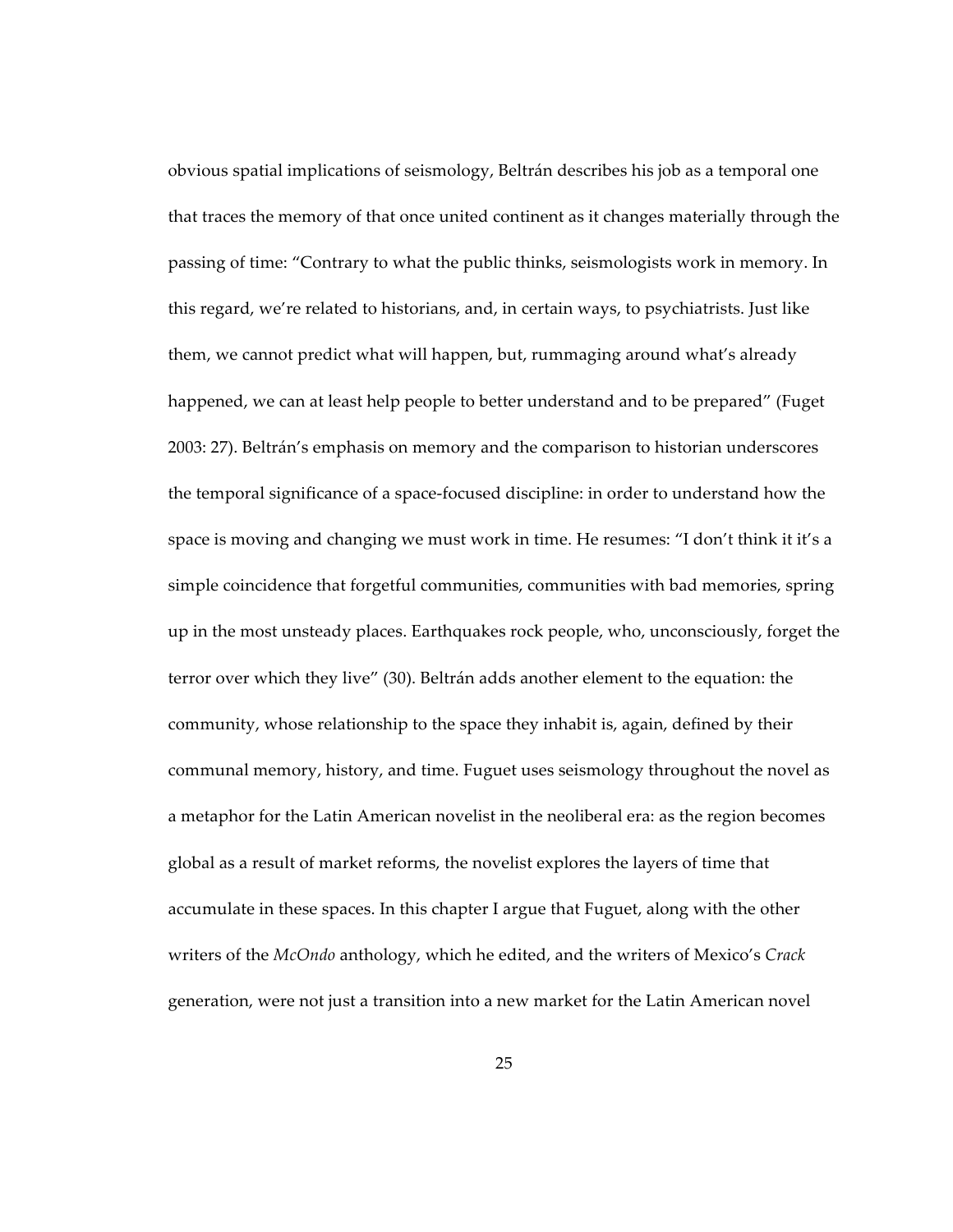obvious spatial implications of seismology, Beltrán describes his job as a temporal one that traces the memory of that once united continent as it changes materially through the passing of time: "Contrary to what the public thinks, seismologists work in memory. In this regard, we're related to historians, and, in certain ways, to psychiatrists. Just like them, we cannot predict what will happen, but, rummaging around what's already happened, we can at least help people to better understand and to be prepared" (Fuget 2003: 27). Beltrán's emphasis on memory and the comparison to historian underscores the temporal significance of a space-focused discipline: in order to understand how the space is moving and changing we must work in time. He resumes: "I don't think it it's a simple coincidence that forgetful communities, communities with bad memories, spring up in the most unsteady places. Earthquakes rock people, who, unconsciously, forget the terror over which they live" (30). Beltrán adds another element to the equation: the community, whose relationship to the space they inhabit is, again, defined by their communal memory, history, and time. Fuguet uses seismology throughout the novel as a metaphor for the Latin American novelist in the neoliberal era: as the region becomes global as a result of market reforms, the novelist explores the layers of time that accumulate in these spaces. In this chapter I argue that Fuguet, along with the other writers of the *McOndo* anthology, which he edited, and the writers of Mexico's *Crack* generation, were not just a transition into a new market for the Latin American novel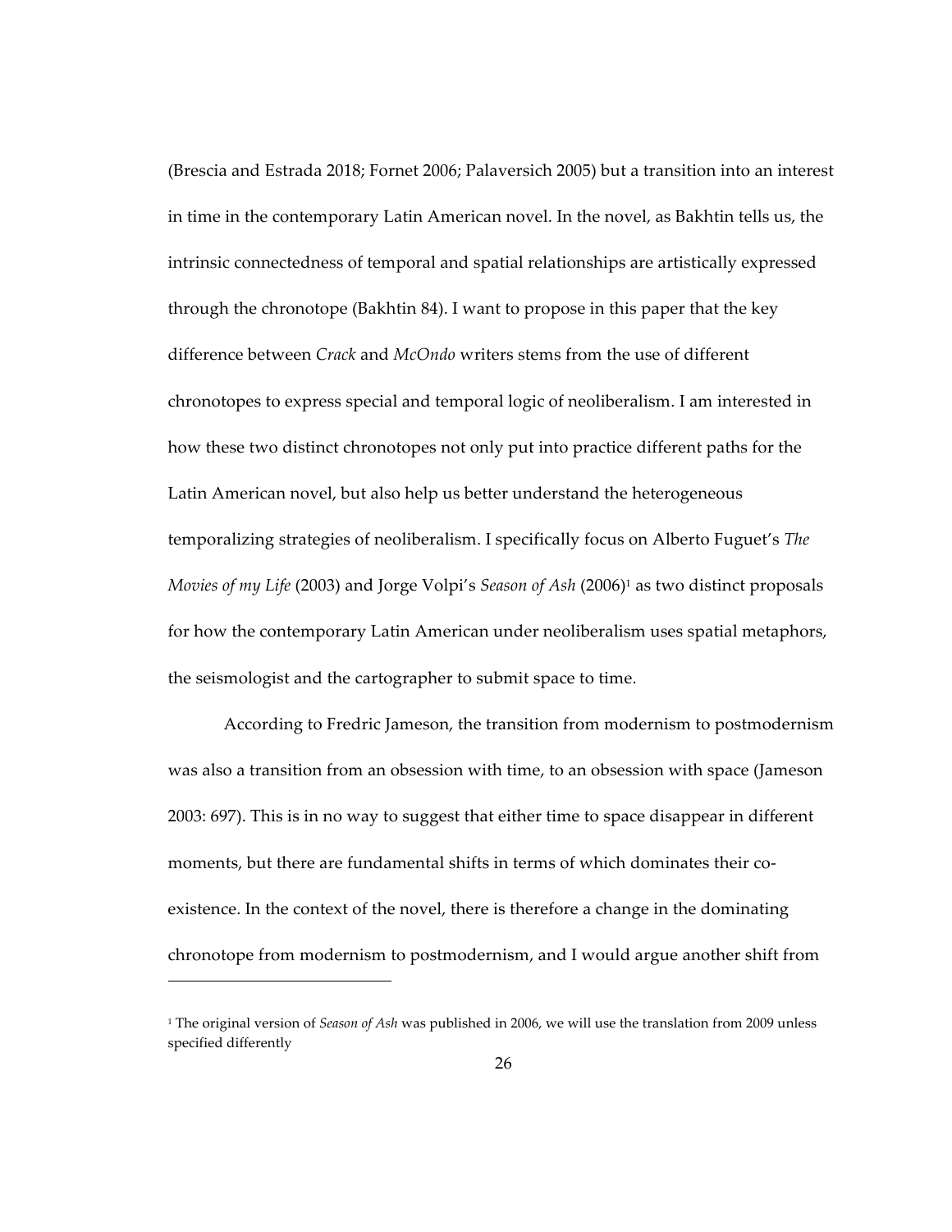(Brescia and Estrada 2018; Fornet 2006; Palaversich 2005) but a transition into an interest in time in the contemporary Latin American novel. In the novel, as Bakhtin tells us, the intrinsic connectedness of temporal and spatial relationships are artistically expressed through the chronotope (Bakhtin 84). I want to propose in this paper that the key difference between *Crack* and *McOndo* writers stems from the use of different chronotopes to express special and temporal logic of neoliberalism. I am interested in how these two distinct chronotopes not only put into practice different paths for the Latin American novel, but also help us better understand the heterogeneous temporalizing strategies of neoliberalism. I specifically focus on Alberto Fuguet's *The Movies of my Life* (2003) and Jorge Volpi's *Season of Ash* (2006)[1] as two distinct proposals for how the contemporary Latin American under neoliberalism uses spatial metaphors, the seismologist and the cartographer to submit space to time.

According to Fredric Jameson, the transition from modernism to postmodernism was also a transition from an obsession with time, to an obsession with space (Jameson 2003: 697). This is in no way to suggest that either time to space disappear in different moments, but there are fundamental shifts in terms of which dominates their co-existence. In the context of the novel, there is therefore a change in the dominating chronotope from modernism to postmodernism, and I would argue another shift from

[1] The original version of *Season of Ash* was published in 2006, we will use the translation from 2009 unless specified differently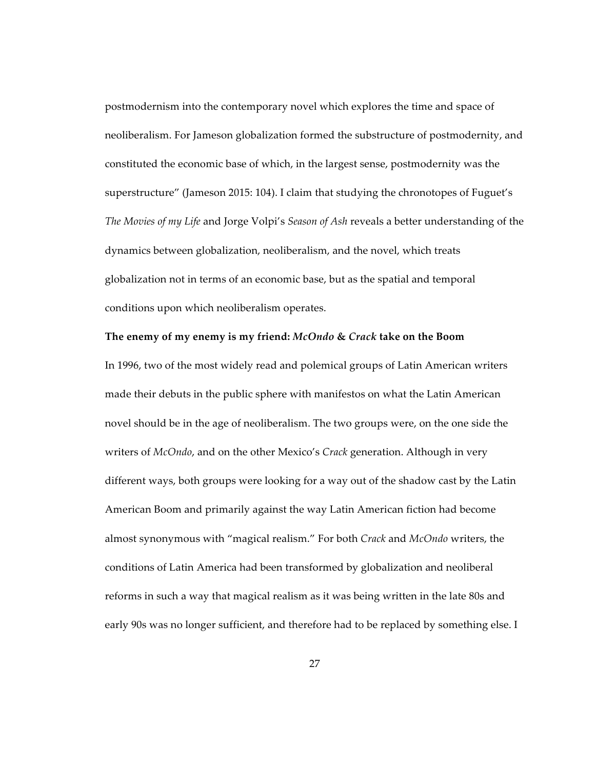postmodernism into the contemporary novel which explores the time and space of neoliberalism. For Jameson globalization formed the substructure of postmodernity, and constituted the economic base of which, in the largest sense, postmodernity was the superstructure" (Jameson 2015: 104). I claim that studying the chronotopes of Fuguet's *The Movies of my Life* and Jorge Volpi's *Season of Ash* reveals a better understanding of the dynamics between globalization, neoliberalism, and the novel, which treats globalization not in terms of an economic base, but as the spatial and temporal conditions upon which neoliberalism operates.

**The enemy of my enemy is my friend: *McOndo* & *Crack* take on the Boom**

In 1996, two of the most widely read and polemical groups of Latin American writers made their debuts in the public sphere with manifestos on what the Latin American novel should be in the age of neoliberalism. The two groups were, on the one side the writers of *McOndo*, and on the other Mexico's *Crack* generation. Although in very different ways, both groups were looking for a way out of the shadow cast by the Latin American Boom and primarily against the way Latin American fiction had become almost synonymous with "magical realism." For both *Crack* and *McOndo* writers, the conditions of Latin America had been transformed by globalization and neoliberal reforms in such a way that magical realism as it was being written in the late 80s and early 90s was no longer sufficient, and therefore had to be replaced by something else. I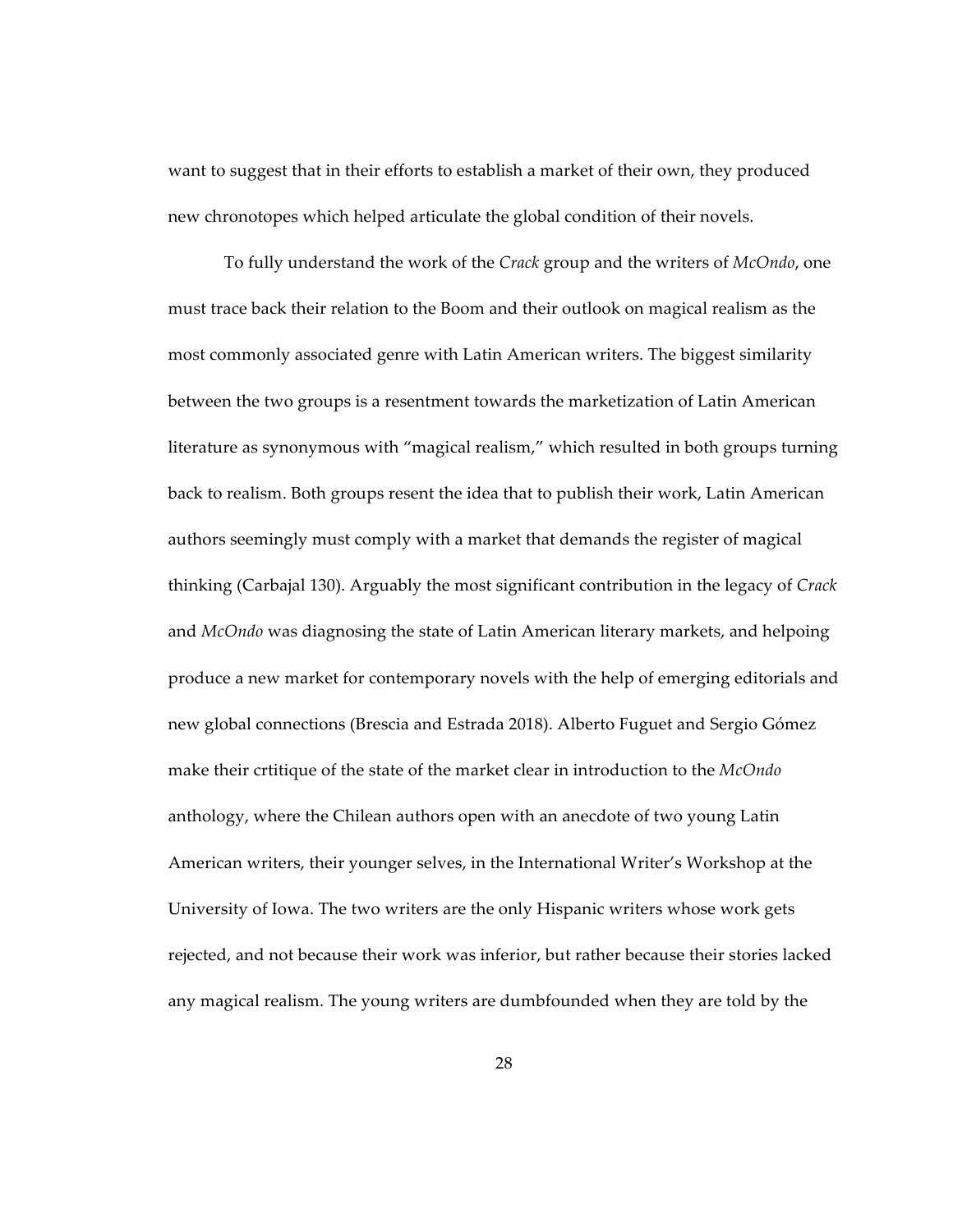want to suggest that in their efforts to establish a market of their own, they produced new chronotopes which helped articulate the global condition of their novels.

To fully understand the work of the *Crack* group and the writers of *McOndo*, one must trace back their relation to the Boom and their outlook on magical realism as the most commonly associated genre with Latin American writers. The biggest similarity between the two groups is a resentment towards the marketization of Latin American literature as synonymous with "magical realism," which resulted in both groups turning back to realism. Both groups resent the idea that to publish their work, Latin American authors seemingly must comply with a market that demands the register of magical thinking (Carbajal 130). Arguably the most significant contribution in the legacy of *Crack* and *McOndo* was diagnosing the state of Latin American literary markets, and helpoing produce a new market for contemporary novels with the help of emerging editorials and new global connections (Brescia and Estrada 2018). Alberto Fuguet and Sergio Gómez make their crtitique of the state of the market clear in introduction to the *McOndo* anthology, where the Chilean authors open with an anecdote of two young Latin American writers, their younger selves, in the International Writer's Workshop at the University of Iowa. The two writers are the only Hispanic writers whose work gets rejected, and not because their work was inferior, but rather because their stories lacked any magical realism. The young writers are dumbfounded when they are told by the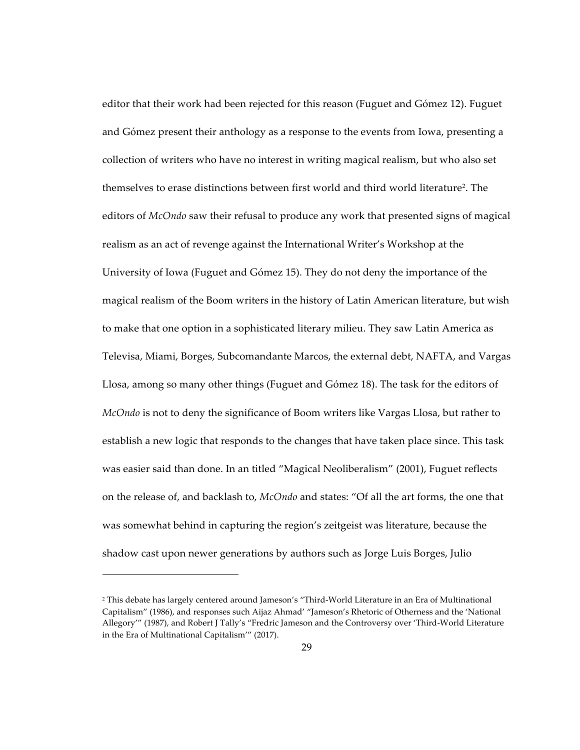editor that their work had been rejected for this reason (Fuguet and Gómez 12). Fuguet and Gómez present their anthology as a response to the events from Iowa, presenting a collection of writers who have no interest in writing magical realism, but who also set themselves to erase distinctions between first world and third world literature[2]. The editors of *McOndo* saw their refusal to produce any work that presented signs of magical realism as an act of revenge against the International Writer's Workshop at the University of Iowa (Fuguet and Gómez 15). They do not deny the importance of the magical realism of the Boom writers in the history of Latin American literature, but wish to make that one option in a sophisticated literary milieu. They saw Latin America as Televisa, Miami, Borges, Subcomandante Marcos, the external debt, NAFTA, and Vargas Llosa, among so many other things (Fuguet and Gómez 18). The task for the editors of *McOndo* is not to deny the significance of Boom writers like Vargas Llosa, but rather to establish a new logic that responds to the changes that have taken place since. This task was easier said than done. In an titled "Magical Neoliberalism" (2001), Fuguet reflects on the release of, and backlash to, *McOndo* and states: "Of all the art forms, the one that was somewhat behind in capturing the region's zeitgeist was literature, because the shadow cast upon newer generations by authors such as Jorge Luis Borges, Julio

---

[2] This debate has largely centered around Jameson's "Third-World Literature in an Era of Multinational Capitalism" (1986), and responses such Aijaz Ahmad' "Jameson's Rhetoric of Otherness and the 'National Allegory'" (1987), and Robert J Tally's "Fredric Jameson and the Controversy over 'Third-World Literature in the Era of Multinational Capitalism'" (2017).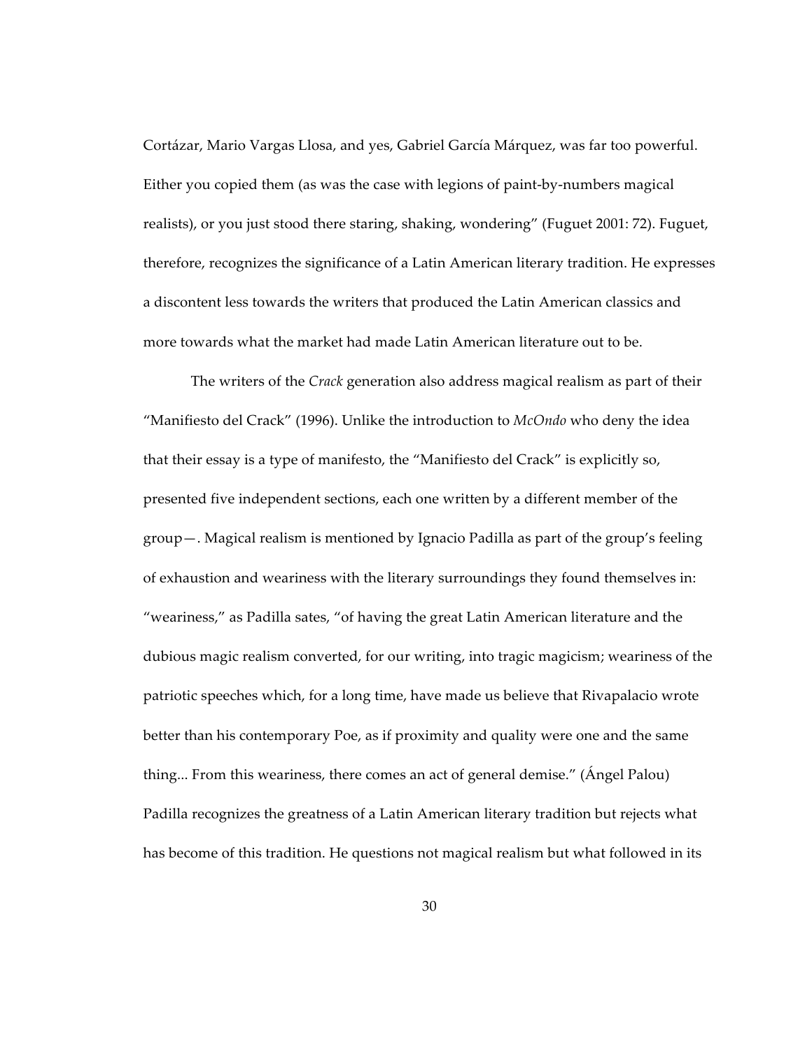Cortázar, Mario Vargas Llosa, and yes, Gabriel García Márquez, was far too powerful. Either you copied them (as was the case with legions of paint-by-numbers magical realists), or you just stood there staring, shaking, wondering" (Fuguet 2001: 72). Fuguet, therefore, recognizes the significance of a Latin American literary tradition. He expresses a discontent less towards the writers that produced the Latin American classics and more towards what the market had made Latin American literature out to be.

The writers of the *Crack* generation also address magical realism as part of their "Manifiesto del Crack" (1996). Unlike the introduction to *McOndo* who deny the idea that their essay is a type of manifesto, the "Manifiesto del Crack" is explicitly so, presented five independent sections, each one written by a different member of the group—. Magical realism is mentioned by Ignacio Padilla as part of the group's feeling of exhaustion and weariness with the literary surroundings they found themselves in: "weariness," as Padilla sates, "of having the great Latin American literature and the dubious magic realism converted, for our writing, into tragic magicism; weariness of the patriotic speeches which, for a long time, have made us believe that Rivapalacio wrote better than his contemporary Poe, as if proximity and quality were one and the same thing... From this weariness, there comes an act of general demise." (Ángel Palou) Padilla recognizes the greatness of a Latin American literary tradition but rejects what has become of this tradition. He questions not magical realism but what followed in its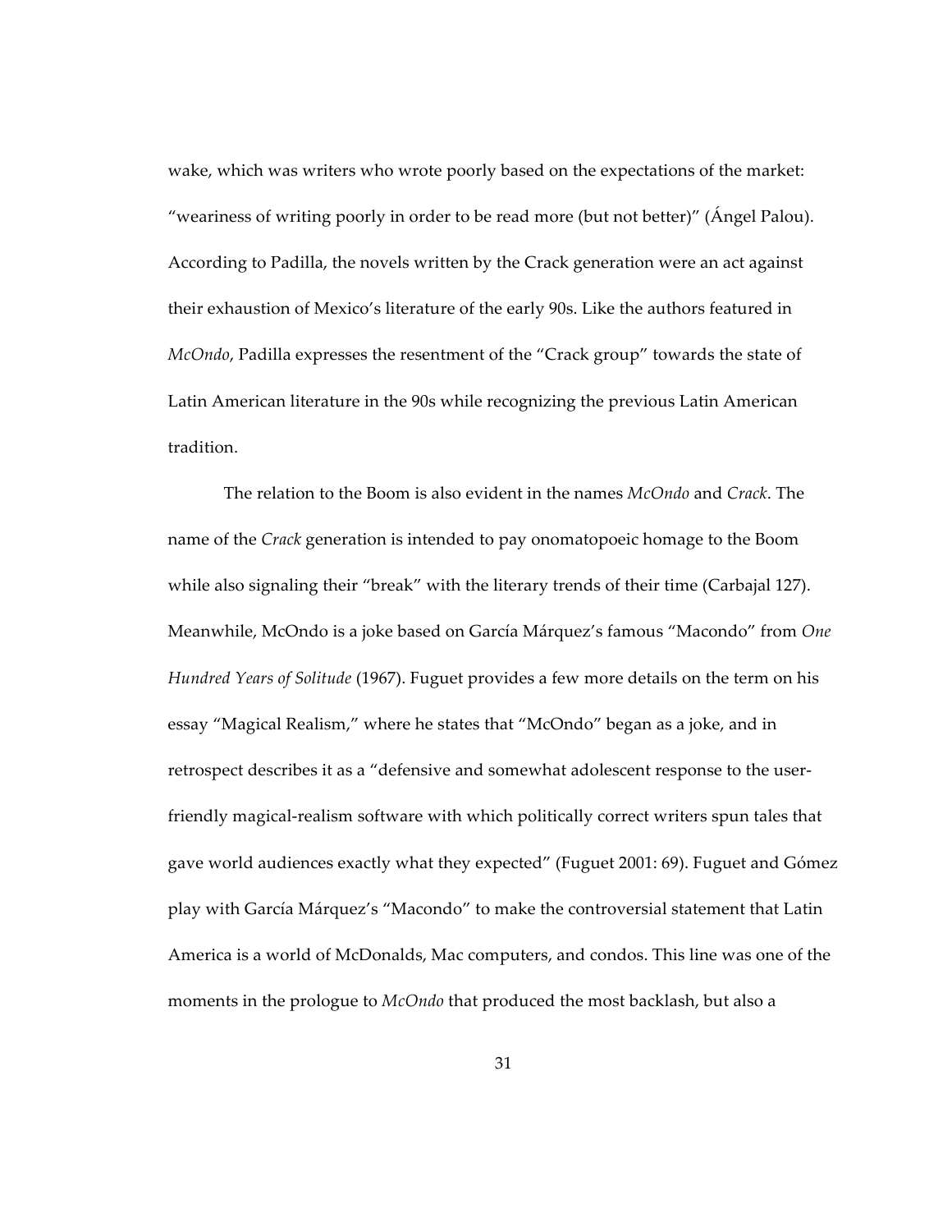wake, which was writers who wrote poorly based on the expectations of the market: "weariness of writing poorly in order to be read more (but not better)" (Ángel Palou). According to Padilla, the novels written by the Crack generation were an act against their exhaustion of Mexico's literature of the early 90s. Like the authors featured in *McOndo*, Padilla expresses the resentment of the "Crack group" towards the state of Latin American literature in the 90s while recognizing the previous Latin American tradition.

The relation to the Boom is also evident in the names *McOndo* and *Crack*. The name of the *Crack* generation is intended to pay onomatopoeic homage to the Boom while also signaling their "break" with the literary trends of their time (Carbajal 127). Meanwhile, McOndo is a joke based on García Márquez's famous "Macondo" from *One Hundred Years of Solitude* (1967). Fuguet provides a few more details on the term on his essay "Magical Realism," where he states that "McOndo" began as a joke, and in retrospect describes it as a "defensive and somewhat adolescent response to the user-friendly magical-realism software with which politically correct writers spun tales that gave world audiences exactly what they expected" (Fuguet 2001: 69). Fuguet and Gómez play with García Márquez's "Macondo" to make the controversial statement that Latin America is a world of McDonalds, Mac computers, and condos. This line was one of the moments in the prologue to *McOndo* that produced the most backlash, but also a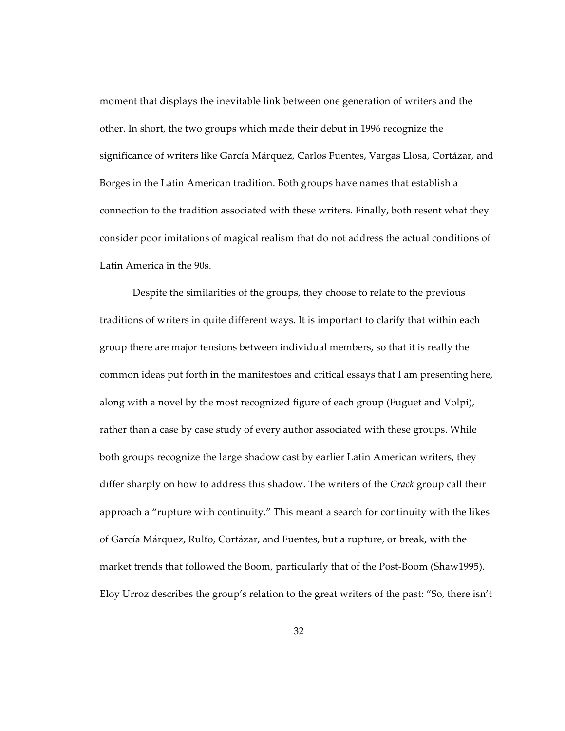moment that displays the inevitable link between one generation of writers and the other. In short, the two groups which made their debut in 1996 recognize the significance of writers like García Márquez, Carlos Fuentes, Vargas Llosa, Cortázar, and Borges in the Latin American tradition. Both groups have names that establish a connection to the tradition associated with these writers. Finally, both resent what they consider poor imitations of magical realism that do not address the actual conditions of Latin America in the 90s.

Despite the similarities of the groups, they choose to relate to the previous traditions of writers in quite different ways. It is important to clarify that within each group there are major tensions between individual members, so that it is really the common ideas put forth in the manifestoes and critical essays that I am presenting here, along with a novel by the most recognized figure of each group (Fuguet and Volpi), rather than a case by case study of every author associated with these groups. While both groups recognize the large shadow cast by earlier Latin American writers, they differ sharply on how to address this shadow. The writers of the *Crack* group call their approach a "rupture with continuity." This meant a search for continuity with the likes of García Márquez, Rulfo, Cortázar, and Fuentes, but a rupture, or break, with the market trends that followed the Boom, particularly that of the Post-Boom (Shaw1995). Eloy Urroz describes the group's relation to the great writers of the past: "So, there isn't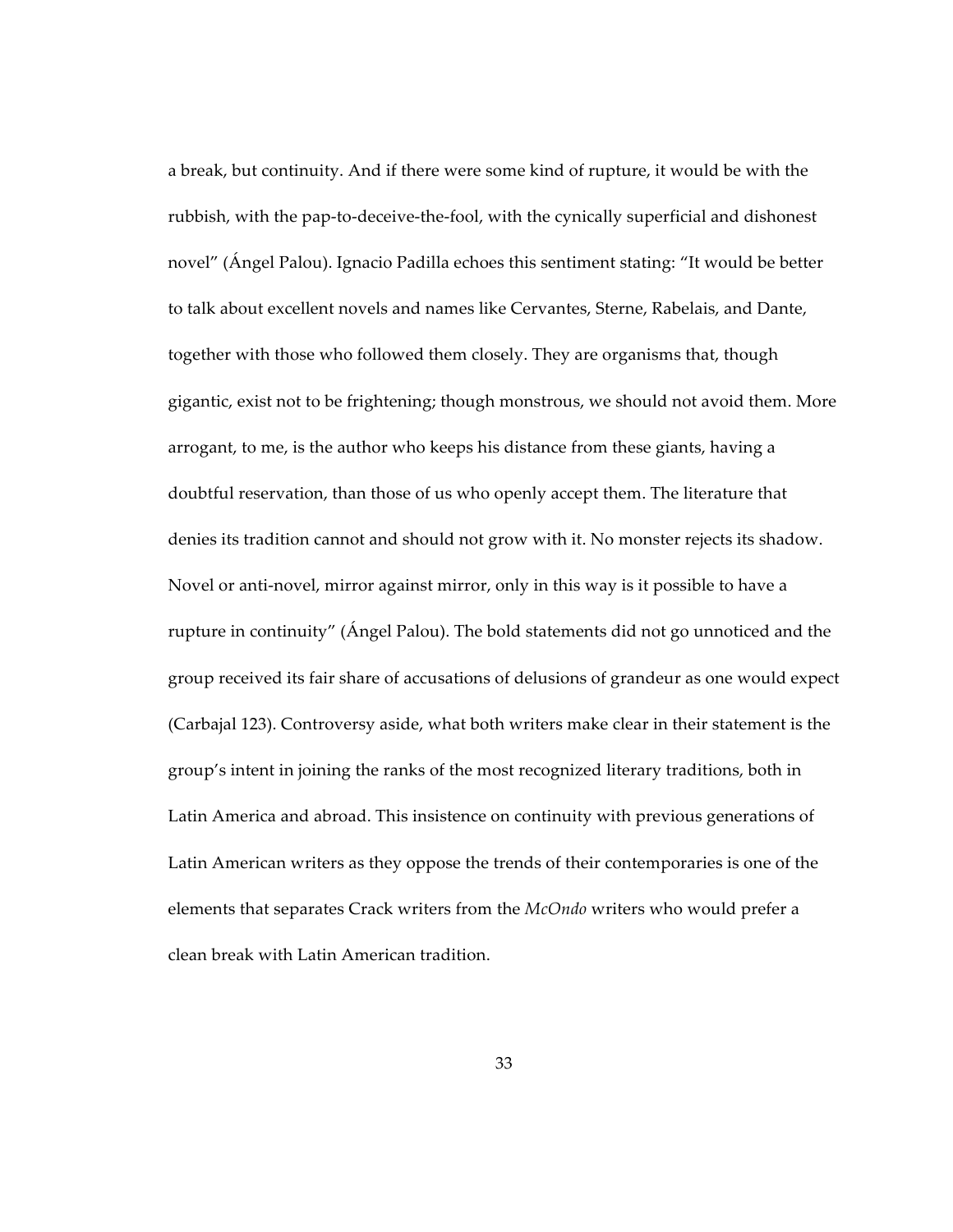a break, but continuity. And if there were some kind of rupture, it would be with the rubbish, with the pap-to-deceive-the-fool, with the cynically superficial and dishonest novel" (Ángel Palou). Ignacio Padilla echoes this sentiment stating: "It would be better to talk about excellent novels and names like Cervantes, Sterne, Rabelais, and Dante, together with those who followed them closely. They are organisms that, though gigantic, exist not to be frightening; though monstrous, we should not avoid them. More arrogant, to me, is the author who keeps his distance from these giants, having a doubtful reservation, than those of us who openly accept them. The literature that denies its tradition cannot and should not grow with it. No monster rejects its shadow. Novel or anti-novel, mirror against mirror, only in this way is it possible to have a rupture in continuity" (Ángel Palou). The bold statements did not go unnoticed and the group received its fair share of accusations of delusions of grandeur as one would expect (Carbajal 123). Controversy aside, what both writers make clear in their statement is the group's intent in joining the ranks of the most recognized literary traditions, both in Latin America and abroad. This insistence on continuity with previous generations of Latin American writers as they oppose the trends of their contemporaries is one of the elements that separates Crack writers from the *McOndo* writers who would prefer a clean break with Latin American tradition.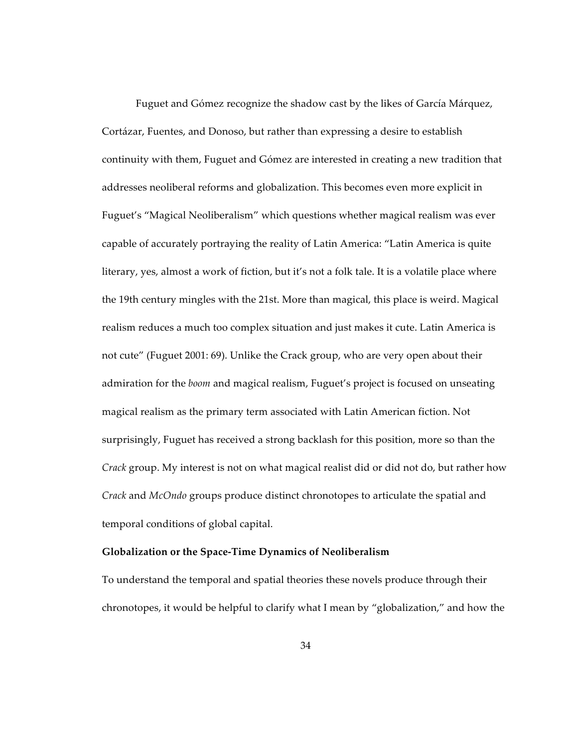Fuguet and Gómez recognize the shadow cast by the likes of García Márquez, Cortázar, Fuentes, and Donoso, but rather than expressing a desire to establish continuity with them, Fuguet and Gómez are interested in creating a new tradition that addresses neoliberal reforms and globalization. This becomes even more explicit in Fuguet's "Magical Neoliberalism" which questions whether magical realism was ever capable of accurately portraying the reality of Latin America: "Latin America is quite literary, yes, almost a work of fiction, but it's not a folk tale. It is a volatile place where the 19th century mingles with the 21st. More than magical, this place is weird. Magical realism reduces a much too complex situation and just makes it cute. Latin America is not cute" (Fuguet 2001: 69). Unlike the Crack group, who are very open about their admiration for the *boom* and magical realism, Fuguet's project is focused on unseating magical realism as the primary term associated with Latin American fiction. Not surprisingly, Fuguet has received a strong backlash for this position, more so than the *Crack* group. My interest is not on what magical realist did or did not do, but rather how *Crack* and *McOndo* groups produce distinct chronotopes to articulate the spatial and temporal conditions of global capital.

**Globalization or the Space-Time Dynamics of Neoliberalism**

To understand the temporal and spatial theories these novels produce through their chronotopes, it would be helpful to clarify what I mean by "globalization," and how the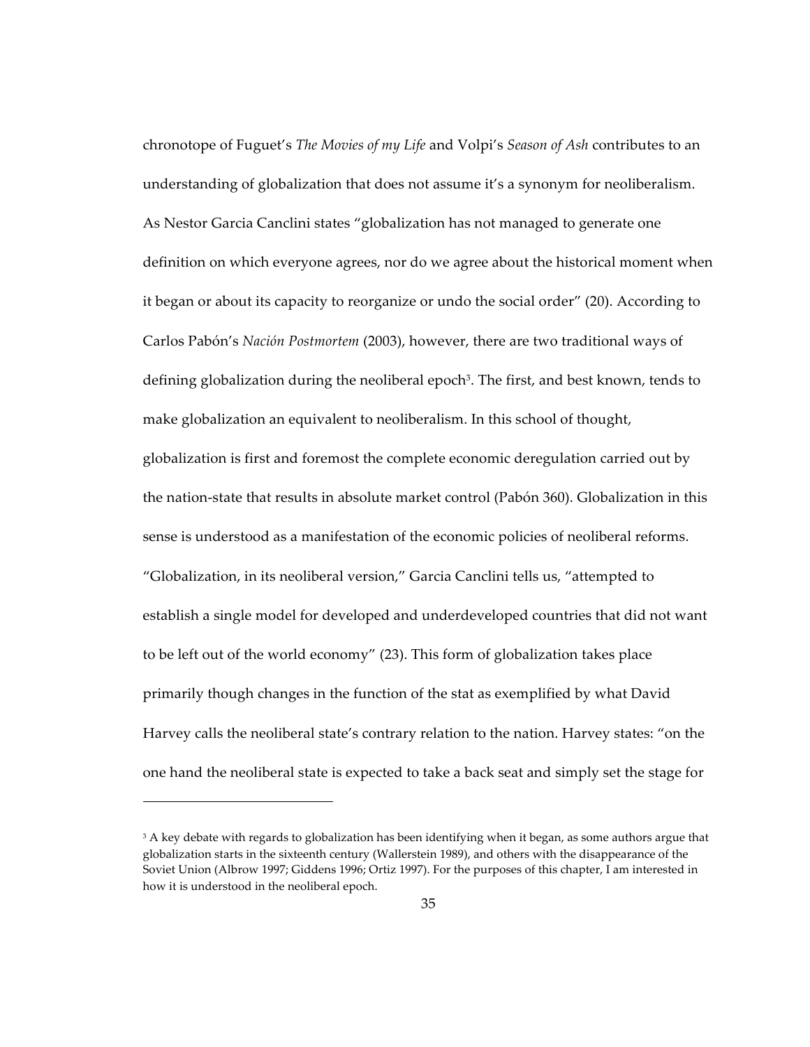chronotope of Fuguet's *The Movies of my Life* and Volpi's *Season of Ash* contributes to an understanding of globalization that does not assume it's a synonym for neoliberalism. As Nestor Garcia Canclini states "globalization has not managed to generate one definition on which everyone agrees, nor do we agree about the historical moment when it began or about its capacity to reorganize or undo the social order" (20). According to Carlos Pabón's *Nación Postmortem* (2003), however, there are two traditional ways of defining globalization during the neoliberal epoch[3]. The first, and best known, tends to make globalization an equivalent to neoliberalism. In this school of thought, globalization is first and foremost the complete economic deregulation carried out by the nation-state that results in absolute market control (Pabón 360). Globalization in this sense is understood as a manifestation of the economic policies of neoliberal reforms. "Globalization, in its neoliberal version," Garcia Canclini tells us, "attempted to establish a single model for developed and underdeveloped countries that did not want to be left out of the world economy" (23). This form of globalization takes place primarily though changes in the function of the stat as exemplified by what David Harvey calls the neoliberal state's contrary relation to the nation. Harvey states: "on the one hand the neoliberal state is expected to take a back seat and simply set the stage for

---

[3] A key debate with regards to globalization has been identifying when it began, as some authors argue that globalization starts in the sixteenth century (Wallerstein 1989), and others with the disappearance of the Soviet Union (Albrow 1997; Giddens 1996; Ortiz 1997). For the purposes of this chapter, I am interested in how it is understood in the neoliberal epoch.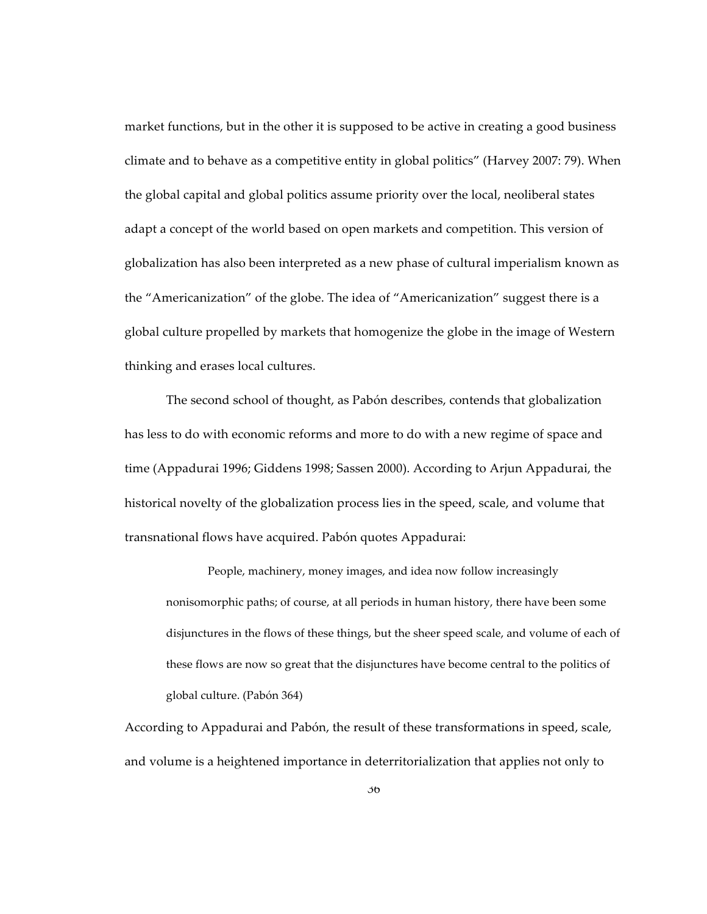market functions, but in the other it is supposed to be active in creating a good business climate and to behave as a competitive entity in global politics" (Harvey 2007: 79). When the global capital and global politics assume priority over the local, neoliberal states adapt a concept of the world based on open markets and competition. This version of globalization has also been interpreted as a new phase of cultural imperialism known as the "Americanization" of the globe. The idea of "Americanization" suggest there is a global culture propelled by markets that homogenize the globe in the image of Western thinking and erases local cultures.

The second school of thought, as Pabón describes, contends that globalization has less to do with economic reforms and more to do with a new regime of space and time (Appadurai 1996; Giddens 1998; Sassen 2000). According to Arjun Appadurai, the historical novelty of the globalization process lies in the speed, scale, and volume that transnational flows have acquired. Pabón quotes Appadurai:

> People, machinery, money images, and idea now follow increasingly nonisomorphic paths; of course, at all periods in human history, there have been some disjunctures in the flows of these things, but the sheer speed scale, and volume of each of these flows are now so great that the disjunctures have become central to the politics of global culture. (Pabón 364)

According to Appadurai and Pabón, the result of these transformations in speed, scale, and volume is a heightened importance in deterritorialization that applies not only to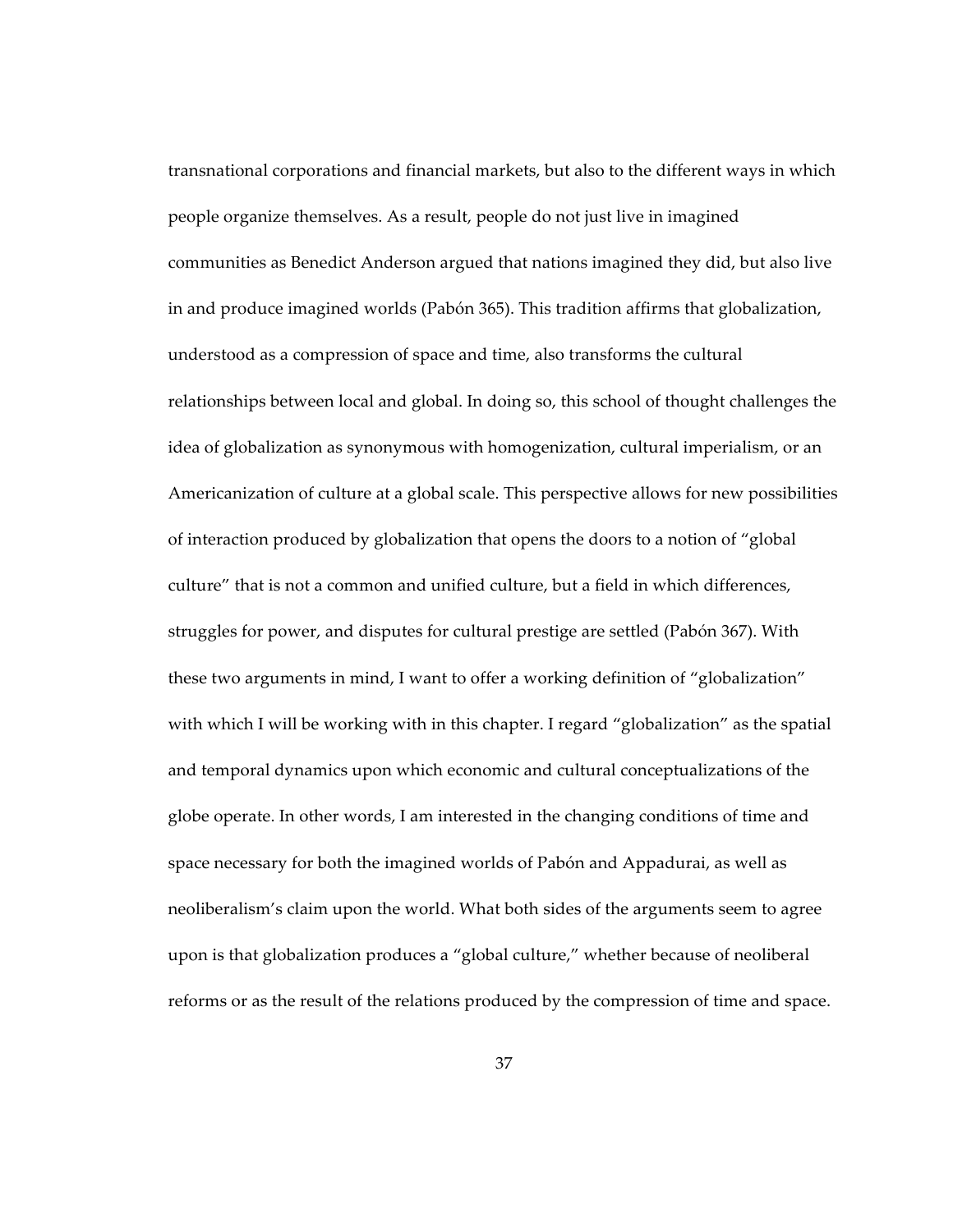transnational corporations and financial markets, but also to the different ways in which people organize themselves. As a result, people do not just live in imagined communities as Benedict Anderson argued that nations imagined they did, but also live in and produce imagined worlds (Pabón 365). This tradition affirms that globalization, understood as a compression of space and time, also transforms the cultural relationships between local and global. In doing so, this school of thought challenges the idea of globalization as synonymous with homogenization, cultural imperialism, or an Americanization of culture at a global scale. This perspective allows for new possibilities of interaction produced by globalization that opens the doors to a notion of "global culture" that is not a common and unified culture, but a field in which differences, struggles for power, and disputes for cultural prestige are settled (Pabón 367). With these two arguments in mind, I want to offer a working definition of "globalization" with which I will be working with in this chapter. I regard "globalization" as the spatial and temporal dynamics upon which economic and cultural conceptualizations of the globe operate. In other words, I am interested in the changing conditions of time and space necessary for both the imagined worlds of Pabón and Appadurai, as well as neoliberalism's claim upon the world. What both sides of the arguments seem to agree upon is that globalization produces a "global culture," whether because of neoliberal reforms or as the result of the relations produced by the compression of time and space.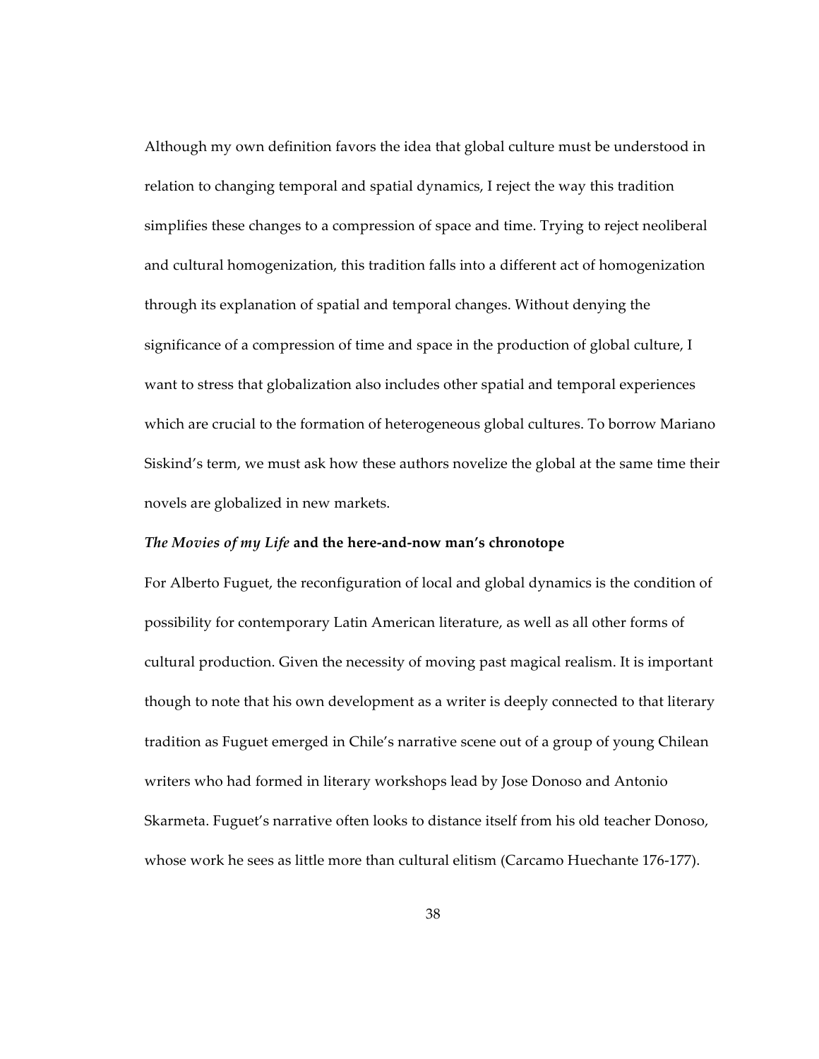Although my own definition favors the idea that global culture must be understood in relation to changing temporal and spatial dynamics, I reject the way this tradition simplifies these changes to a compression of space and time. Trying to reject neoliberal and cultural homogenization, this tradition falls into a different act of homogenization through its explanation of spatial and temporal changes. Without denying the significance of a compression of time and space in the production of global culture, I want to stress that globalization also includes other spatial and temporal experiences which are crucial to the formation of heterogeneous global cultures. To borrow Mariano Siskind's term, we must ask how these authors novelize the global at the same time their novels are globalized in new markets.

### *The Movies of my Life* and the here-and-now man's chronotope

For Alberto Fuguet, the reconfiguration of local and global dynamics is the condition of possibility for contemporary Latin American literature, as well as all other forms of cultural production. Given the necessity of moving past magical realism. It is important though to note that his own development as a writer is deeply connected to that literary tradition as Fuguet emerged in Chile's narrative scene out of a group of young Chilean writers who had formed in literary workshops lead by Jose Donoso and Antonio Skarmeta. Fuguet's narrative often looks to distance itself from his old teacher Donoso, whose work he sees as little more than cultural elitism (Carcamo Huechante 176-177).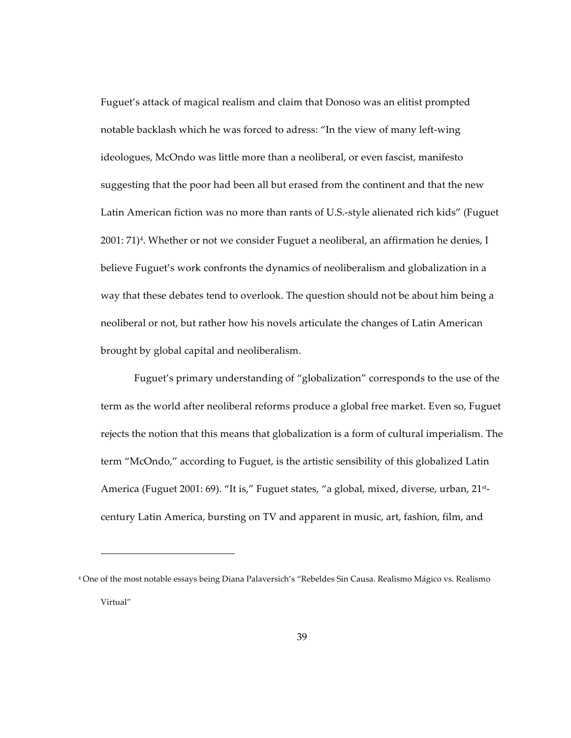Fuguet's attack of magical realism and claim that Donoso was an elitist prompted notable backlash which he was forced to adress: "In the view of many left-wing ideologues, McOndo was little more than a neoliberal, or even fascist, manifesto suggesting that the poor had been all but erased from the continent and that the new Latin American fiction was no more than rants of U.S.-style alienated rich kids" (Fuguet 2001: 71)[4]. Whether or not we consider Fuguet a neoliberal, an affirmation he denies, I believe Fuguet's work confronts the dynamics of neoliberalism and globalization in a way that these debates tend to overlook. The question should not be about him being a neoliberal or not, but rather how his novels articulate the changes of Latin American brought by global capital and neoliberalism.

Fuguet's primary understanding of "globalization" corresponds to the use of the term as the world after neoliberal reforms produce a global free market. Even so, Fuguet rejects the notion that this means that globalization is a form of cultural imperialism. The term "McOndo," according to Fuguet, is the artistic sensibility of this globalized Latin America (Fuguet 2001: 69). "It is," Fuguet states, "a global, mixed, diverse, urban, 21st-century Latin America, bursting on TV and apparent in music, art, fashion, film, and

---

[4] One of the most notable essays being Diana Palaversich's "Rebeldes Sin Causa. Realismo Mágico vs. Realismo Virtual"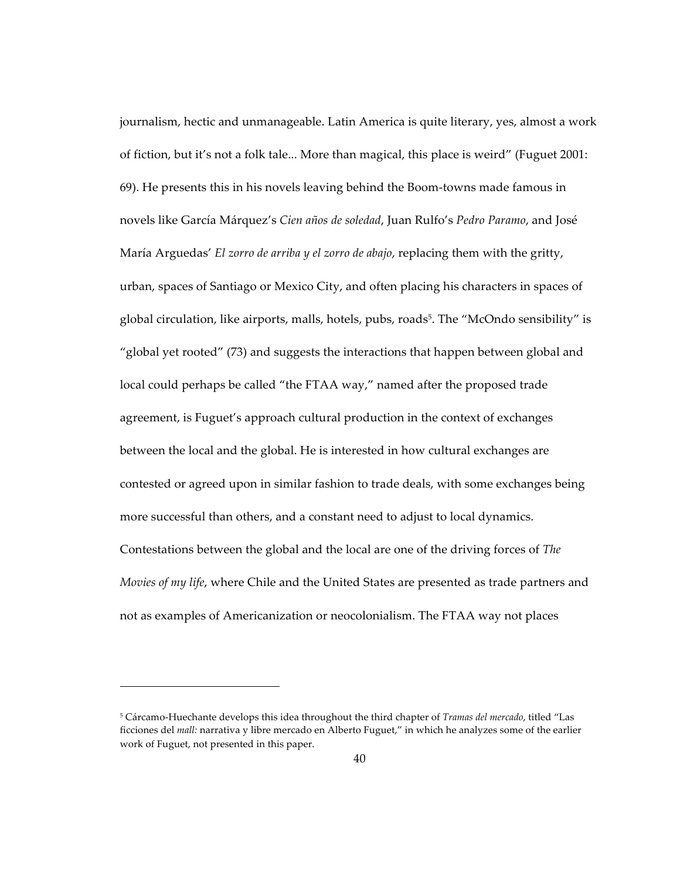journalism, hectic and unmanageable. Latin America is quite literary, yes, almost a work of fiction, but it's not a folk tale... More than magical, this place is weird" (Fuguet 2001: 69). He presents this in his novels leaving behind the Boom-towns made famous in novels like García Márquez's *Cien años de soledad*, Juan Rulfo's *Pedro Paramo*, and José María Arguedas' *El zorro de arriba y el zorro de abajo*, replacing them with the gritty, urban, spaces of Santiago or Mexico City, and often placing his characters in spaces of global circulation, like airports, malls, hotels, pubs, roads[5]. The "McOndo sensibility" is "global yet rooted" (73) and suggests the interactions that happen between global and local could perhaps be called "the FTAA way," named after the proposed trade agreement, is Fuguet's approach cultural production in the context of exchanges between the local and the global. He is interested in how cultural exchanges are contested or agreed upon in similar fashion to trade deals, with some exchanges being more successful than others, and a constant need to adjust to local dynamics. Contestations between the global and the local are one of the driving forces of *The Movies of my life*, where Chile and the United States are presented as trade partners and not as examples of Americanization or neocolonialism. The FTAA way not places

---

[5] Cárcamo-Huechante develops this idea throughout the third chapter of *Tramas del mercado*, titled "Las ficciones del *mall:* narrativa y libre mercado en Alberto Fuguet," in which he analyzes some of the earlier work of Fuguet, not presented in this paper.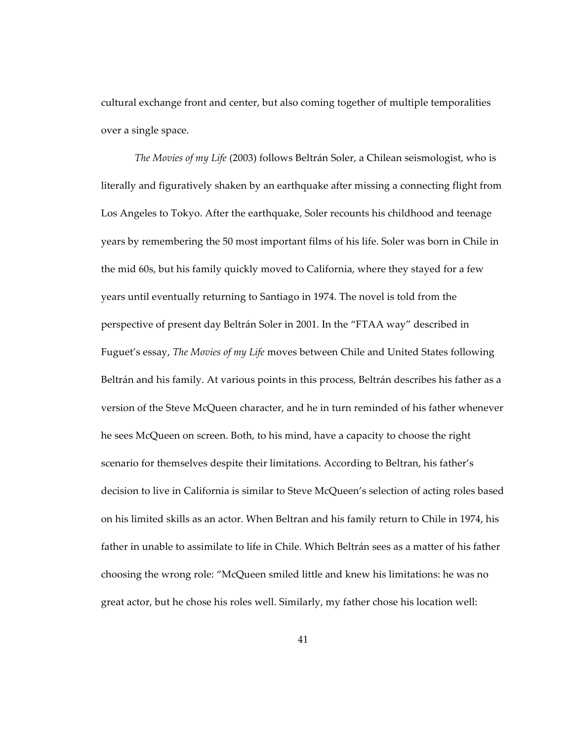cultural exchange front and center, but also coming together of multiple temporalities over a single space.

*The Movies of my Life* (2003) follows Beltrán Soler, a Chilean seismologist, who is literally and figuratively shaken by an earthquake after missing a connecting flight from Los Angeles to Tokyo. After the earthquake, Soler recounts his childhood and teenage years by remembering the 50 most important films of his life. Soler was born in Chile in the mid 60s, but his family quickly moved to California, where they stayed for a few years until eventually returning to Santiago in 1974. The novel is told from the perspective of present day Beltrán Soler in 2001. In the "FTAA way" described in Fuguet's essay, *The Movies of my Life* moves between Chile and United States following Beltrán and his family. At various points in this process, Beltrán describes his father as a version of the Steve McQueen character, and he in turn reminded of his father whenever he sees McQueen on screen. Both, to his mind, have a capacity to choose the right scenario for themselves despite their limitations. According to Beltran, his father's decision to live in California is similar to Steve McQueen's selection of acting roles based on his limited skills as an actor. When Beltran and his family return to Chile in 1974, his father in unable to assimilate to life in Chile. Which Beltrán sees as a matter of his father choosing the wrong role: "McQueen smiled little and knew his limitations: he was no great actor, but he chose his roles well. Similarly, my father chose his location well: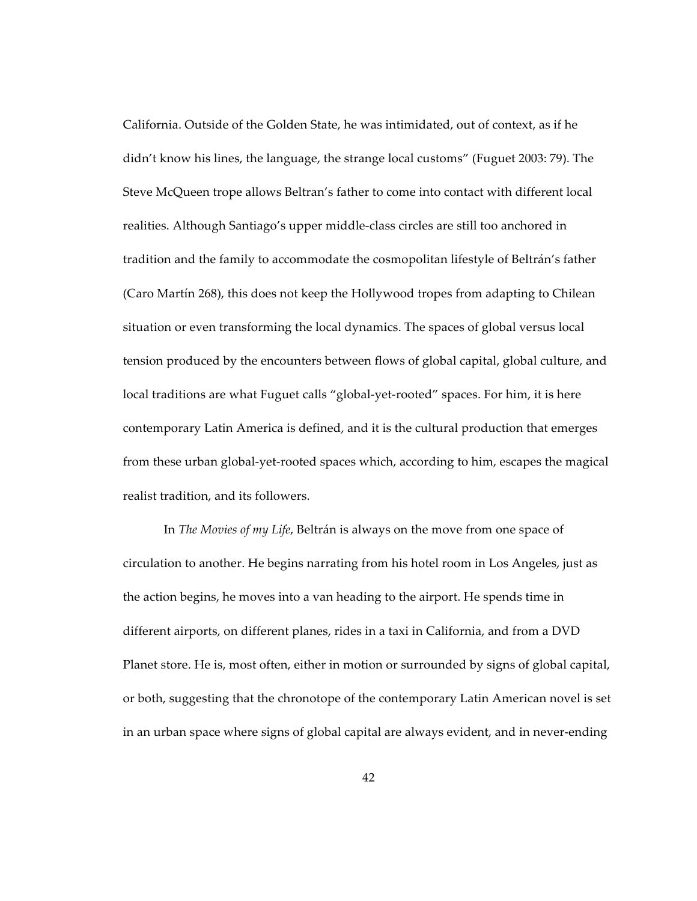California. Outside of the Golden State, he was intimidated, out of context, as if he didn't know his lines, the language, the strange local customs" (Fuguet 2003: 79). The Steve McQueen trope allows Beltran's father to come into contact with different local realities. Although Santiago's upper middle-class circles are still too anchored in tradition and the family to accommodate the cosmopolitan lifestyle of Beltrán's father (Caro Martín 268), this does not keep the Hollywood tropes from adapting to Chilean situation or even transforming the local dynamics. The spaces of global versus local tension produced by the encounters between flows of global capital, global culture, and local traditions are what Fuguet calls "global-yet-rooted" spaces. For him, it is here contemporary Latin America is defined, and it is the cultural production that emerges from these urban global-yet-rooted spaces which, according to him, escapes the magical realist tradition, and its followers.

In *The Movies of my Life*, Beltrán is always on the move from one space of circulation to another. He begins narrating from his hotel room in Los Angeles, just as the action begins, he moves into a van heading to the airport. He spends time in different airports, on different planes, rides in a taxi in California, and from a DVD Planet store. He is, most often, either in motion or surrounded by signs of global capital, or both, suggesting that the chronotope of the contemporary Latin American novel is set in an urban space where signs of global capital are always evident, and in never-ending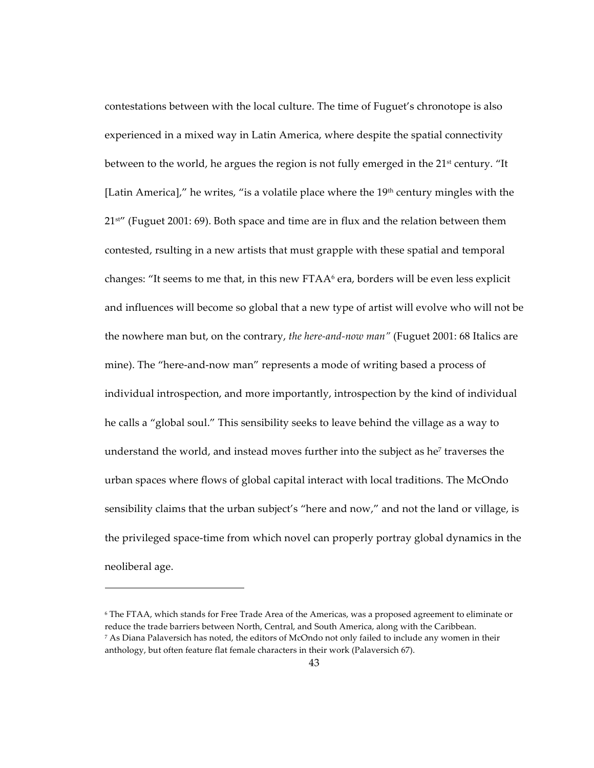contestations between with the local culture. The time of Fuguet's chronotope is also experienced in a mixed way in Latin America, where despite the spatial connectivity between to the world, he argues the region is not fully emerged in the 21st century. "It [Latin America]," he writes, "is a volatile place where the 19th century mingles with the 21st" (Fuguet 2001: 69). Both space and time are in flux and the relation between them contested, rsulting in a new artists that must grapple with these spatial and temporal changes: "It seems to me that, in this new FTAA[6] era, borders will be even less explicit and influences will become so global that a new type of artist will evolve who will not be the nowhere man but, on the contrary, *the here-and-now man"* (Fuguet 2001: 68 Italics are mine). The "here-and-now man" represents a mode of writing based a process of individual introspection, and more importantly, introspection by the kind of individual he calls a "global soul." This sensibility seeks to leave behind the village as a way to understand the world, and instead moves further into the subject as he[7] traverses the urban spaces where flows of global capital interact with local traditions. The McOndo sensibility claims that the urban subject's "here and now," and not the land or village, is the privileged space-time from which novel can properly portray global dynamics in the neoliberal age.

---

[6] The FTAA, which stands for Free Trade Area of the Americas, was a proposed agreement to eliminate or reduce the trade barriers between North, Central, and South America, along with the Caribbean.

[7] As Diana Palaversich has noted, the editors of McOndo not only failed to include any women in their anthology, but often feature flat female characters in their work (Palaversich 67).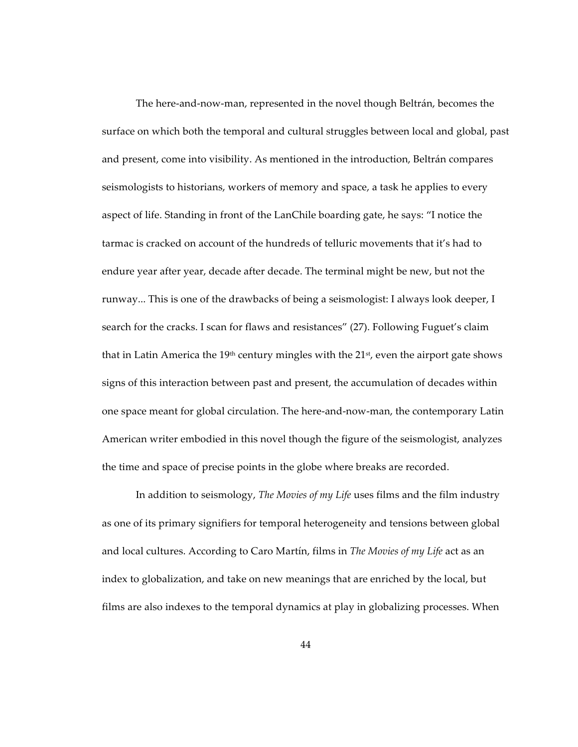The here-and-now-man, represented in the novel though Beltrán, becomes the surface on which both the temporal and cultural struggles between local and global, past and present, come into visibility. As mentioned in the introduction, Beltrán compares seismologists to historians, workers of memory and space, a task he applies to every aspect of life. Standing in front of the LanChile boarding gate, he says: "I notice the tarmac is cracked on account of the hundreds of telluric movements that it's had to endure year after year, decade after decade. The terminal might be new, but not the runway... This is one of the drawbacks of being a seismologist: I always look deeper, I search for the cracks. I scan for flaws and resistances" (27). Following Fuguet's claim that in Latin America the 19th century mingles with the 21st, even the airport gate shows signs of this interaction between past and present, the accumulation of decades within one space meant for global circulation. The here-and-now-man, the contemporary Latin American writer embodied in this novel though the figure of the seismologist, analyzes the time and space of precise points in the globe where breaks are recorded.

In addition to seismology, *The Movies of my Life* uses films and the film industry as one of its primary signifiers for temporal heterogeneity and tensions between global and local cultures. According to Caro Martín, films in *The Movies of my Life* act as an index to globalization, and take on new meanings that are enriched by the local, but films are also indexes to the temporal dynamics at play in globalizing processes. When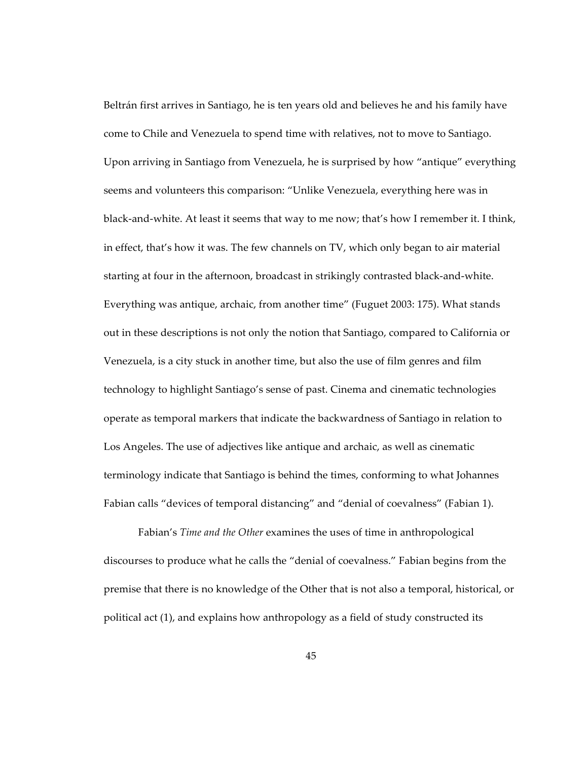Beltrán first arrives in Santiago, he is ten years old and believes he and his family have come to Chile and Venezuela to spend time with relatives, not to move to Santiago. Upon arriving in Santiago from Venezuela, he is surprised by how "antique" everything seems and volunteers this comparison: "Unlike Venezuela, everything here was in black-and-white. At least it seems that way to me now; that's how I remember it. I think, in effect, that's how it was. The few channels on TV, which only began to air material starting at four in the afternoon, broadcast in strikingly contrasted black-and-white. Everything was antique, archaic, from another time" (Fuguet 2003: 175). What stands out in these descriptions is not only the notion that Santiago, compared to California or Venezuela, is a city stuck in another time, but also the use of film genres and film technology to highlight Santiago's sense of past. Cinema and cinematic technologies operate as temporal markers that indicate the backwardness of Santiago in relation to Los Angeles. The use of adjectives like antique and archaic, as well as cinematic terminology indicate that Santiago is behind the times, conforming to what Johannes Fabian calls "devices of temporal distancing" and "denial of coevalness" (Fabian 1).

Fabian's *Time and the Other* examines the uses of time in anthropological discourses to produce what he calls the "denial of coevalness." Fabian begins from the premise that there is no knowledge of the Other that is not also a temporal, historical, or political act (1), and explains how anthropology as a field of study constructed its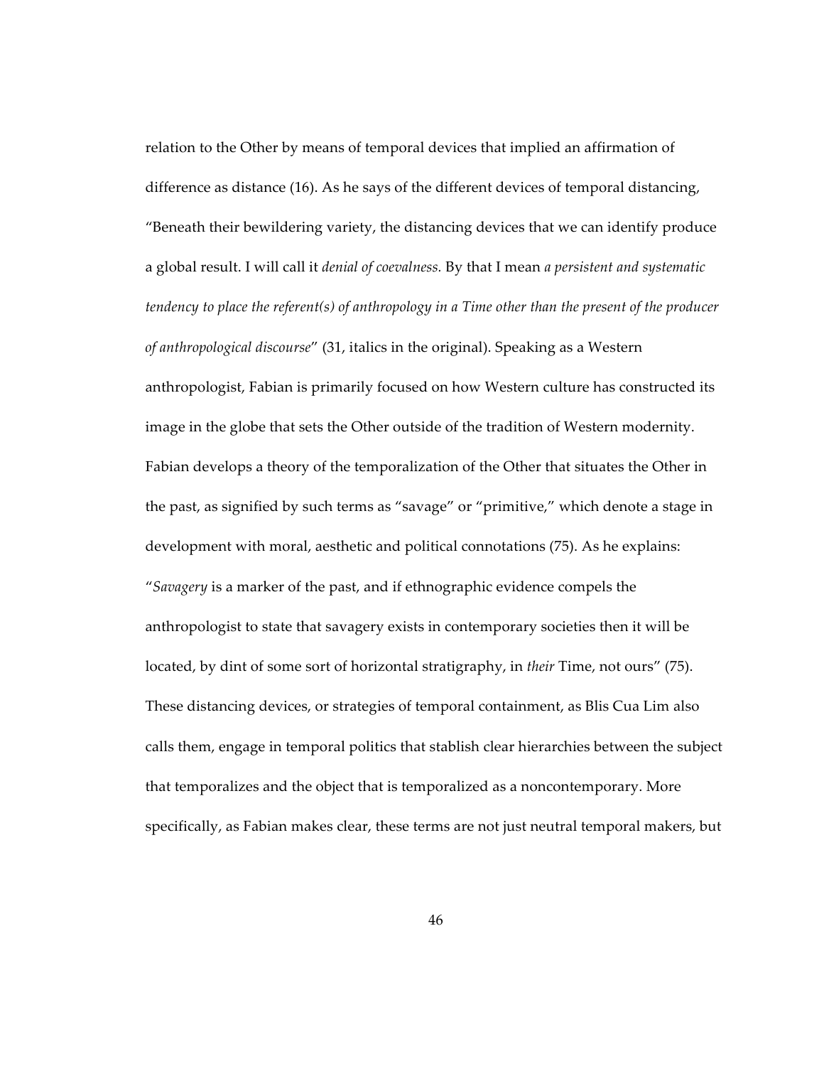relation to the Other by means of temporal devices that implied an affirmation of difference as distance (16). As he says of the different devices of temporal distancing, "Beneath their bewildering variety, the distancing devices that we can identify produce a global result. I will call it *denial of coevalness.* By that I mean *a persistent and systematic tendency to place the referent(s) of anthropology in a Time other than the present of the producer of anthropological discourse*" (31, italics in the original). Speaking as a Western anthropologist, Fabian is primarily focused on how Western culture has constructed its image in the globe that sets the Other outside of the tradition of Western modernity. Fabian develops a theory of the temporalization of the Other that situates the Other in the past, as signified by such terms as "savage" or "primitive," which denote a stage in development with moral, aesthetic and political connotations (75). As he explains: "*Savagery* is a marker of the past, and if ethnographic evidence compels the anthropologist to state that savagery exists in contemporary societies then it will be located, by dint of some sort of horizontal stratigraphy, in *their* Time, not ours" (75). These distancing devices, or strategies of temporal containment, as Blis Cua Lim also calls them, engage in temporal politics that stablish clear hierarchies between the subject that temporalizes and the object that is temporalized as a noncontemporary. More specifically, as Fabian makes clear, these terms are not just neutral temporal makers, but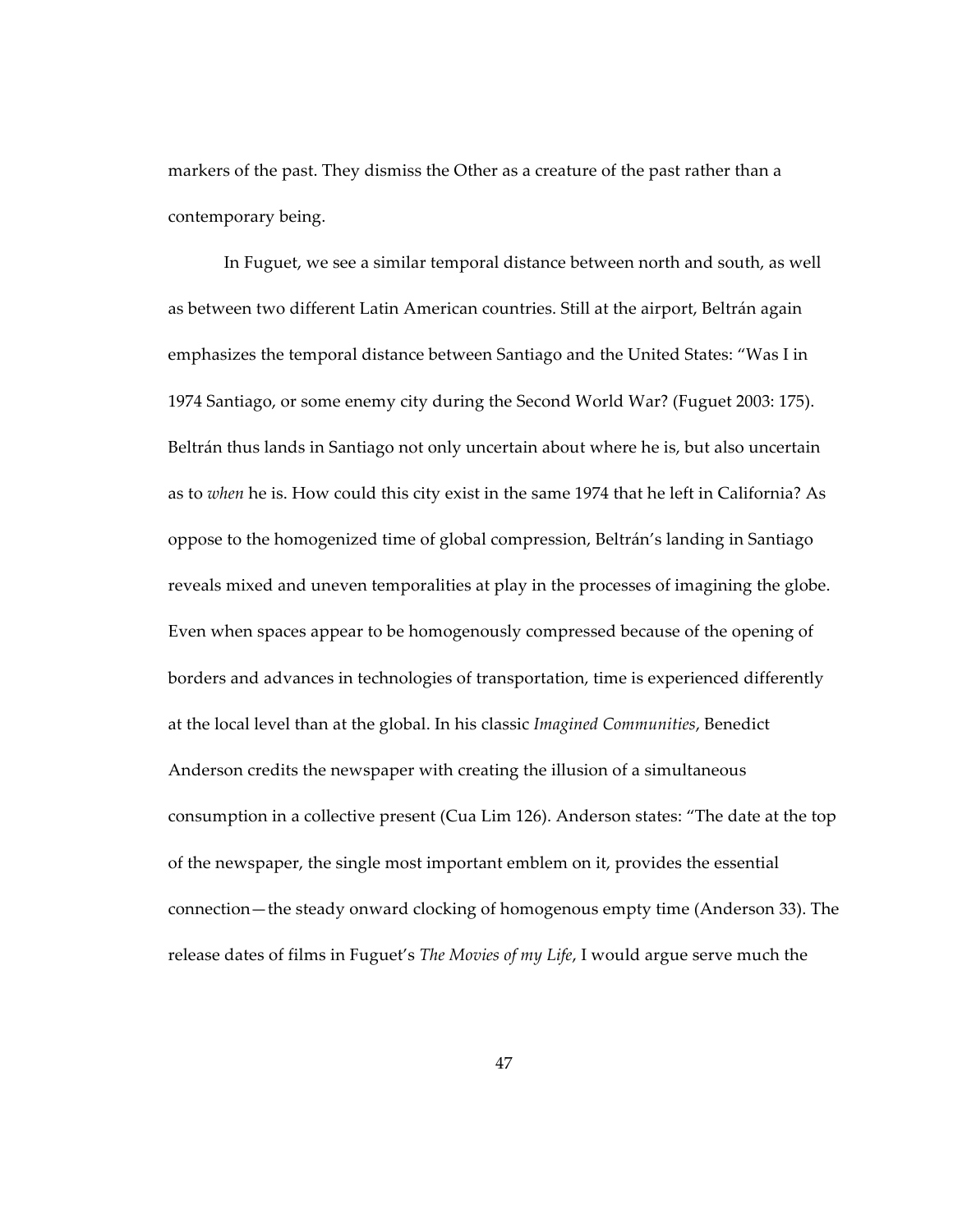markers of the past. They dismiss the Other as a creature of the past rather than a contemporary being.

In Fuguet, we see a similar temporal distance between north and south, as well as between two different Latin American countries. Still at the airport, Beltrán again emphasizes the temporal distance between Santiago and the United States: "Was I in 1974 Santiago, or some enemy city during the Second World War? (Fuguet 2003: 175). Beltrán thus lands in Santiago not only uncertain about where he is, but also uncertain as to *when* he is. How could this city exist in the same 1974 that he left in California? As oppose to the homogenized time of global compression, Beltrán's landing in Santiago reveals mixed and uneven temporalities at play in the processes of imagining the globe. Even when spaces appear to be homogenously compressed because of the opening of borders and advances in technologies of transportation, time is experienced differently at the local level than at the global. In his classic *Imagined Communities*, Benedict Anderson credits the newspaper with creating the illusion of a simultaneous consumption in a collective present (Cua Lim 126). Anderson states: "The date at the top of the newspaper, the single most important emblem on it, provides the essential connection—the steady onward clocking of homogenous empty time (Anderson 33). The release dates of films in Fuguet's *The Movies of my Life*, I would argue serve much the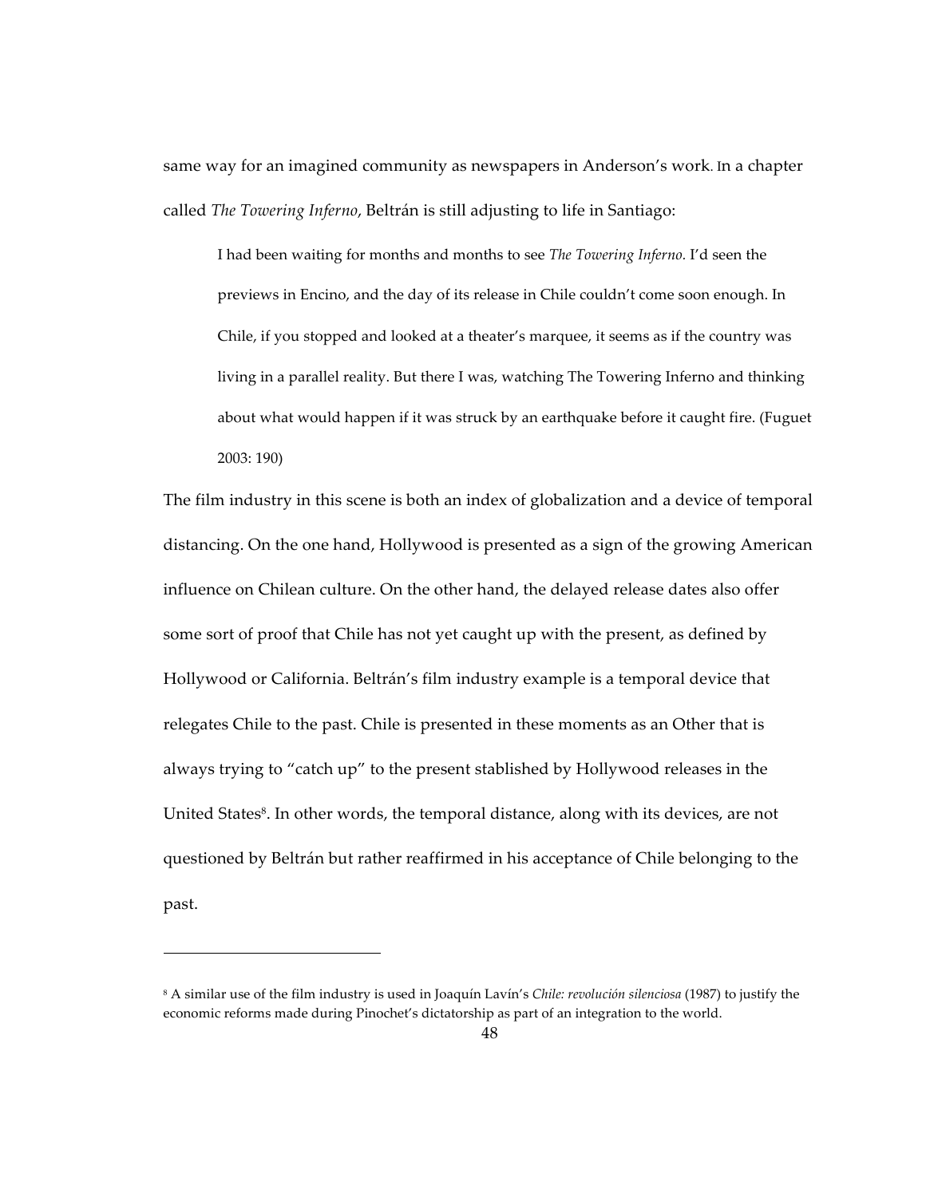same way for an imagined community as newspapers in Anderson's work. In a chapter called *The Towering Inferno*, Beltrán is still adjusting to life in Santiago:

> I had been waiting for months and months to see *The Towering Inferno*. I'd seen the previews in Encino, and the day of its release in Chile couldn't come soon enough. In Chile, if you stopped and looked at a theater's marquee, it seems as if the country was living in a parallel reality. But there I was, watching The Towering Inferno and thinking about what would happen if it was struck by an earthquake before it caught fire. (Fuguet 2003: 190)

The film industry in this scene is both an index of globalization and a device of temporal distancing. On the one hand, Hollywood is presented as a sign of the growing American influence on Chilean culture. On the other hand, the delayed release dates also offer some sort of proof that Chile has not yet caught up with the present, as defined by Hollywood or California. Beltrán's film industry example is a temporal device that relegates Chile to the past. Chile is presented in these moments as an Other that is always trying to "catch up" to the present stablished by Hollywood releases in the United States[8]. In other words, the temporal distance, along with its devices, are not questioned by Beltrán but rather reaffirmed in his acceptance of Chile belonging to the past.

---

[8] A similar use of the film industry is used in Joaquín Lavín's *Chile: revolución silenciosa* (1987) to justify the economic reforms made during Pinochet's dictatorship as part of an integration to the world.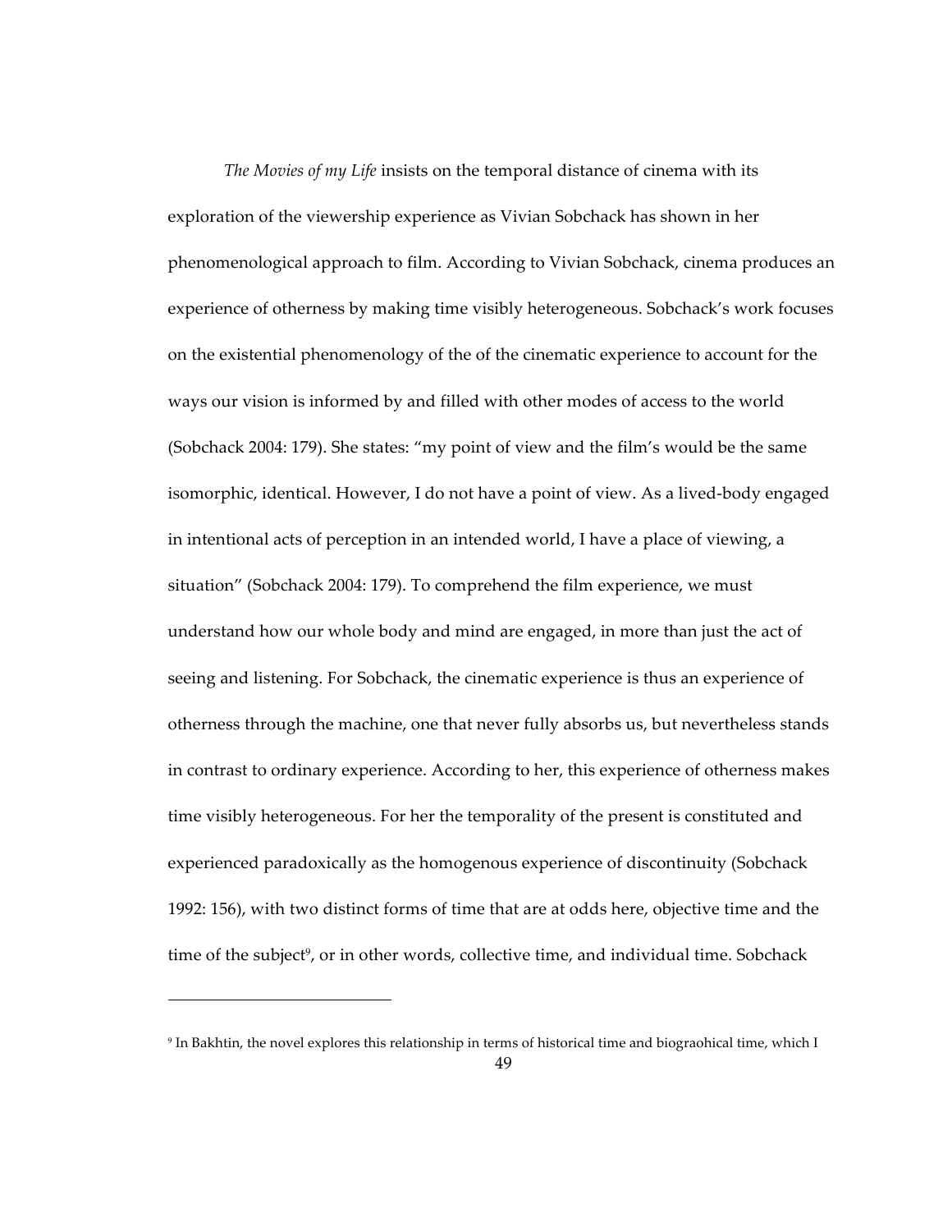*The Movies of my Life* insists on the temporal distance of cinema with its exploration of the viewership experience as Vivian Sobchack has shown in her phenomenological approach to film. According to Vivian Sobchack, cinema produces an experience of otherness by making time visibly heterogeneous. Sobchack's work focuses on the existential phenomenology of the of the cinematic experience to account for the ways our vision is informed by and filled with other modes of access to the world (Sobchack 2004: 179). She states: "my point of view and the film's would be the same isomorphic, identical. However, I do not have a point of view. As a lived-body engaged in intentional acts of perception in an intended world, I have a place of viewing, a situation" (Sobchack 2004: 179). To comprehend the film experience, we must understand how our whole body and mind are engaged, in more than just the act of seeing and listening. For Sobchack, the cinematic experience is thus an experience of otherness through the machine, one that never fully absorbs us, but nevertheless stands in contrast to ordinary experience. According to her, this experience of otherness makes time visibly heterogeneous. For her the temporality of the present is constituted and experienced paradoxically as the homogenous experience of discontinuity (Sobchack 1992: 156), with two distinct forms of time that are at odds here, objective time and the time of the subject[9], or in other words, collective time, and individual time. Sobchack

[9] In Bakhtin, the novel explores this relationship in terms of historical time and biograohical time, which I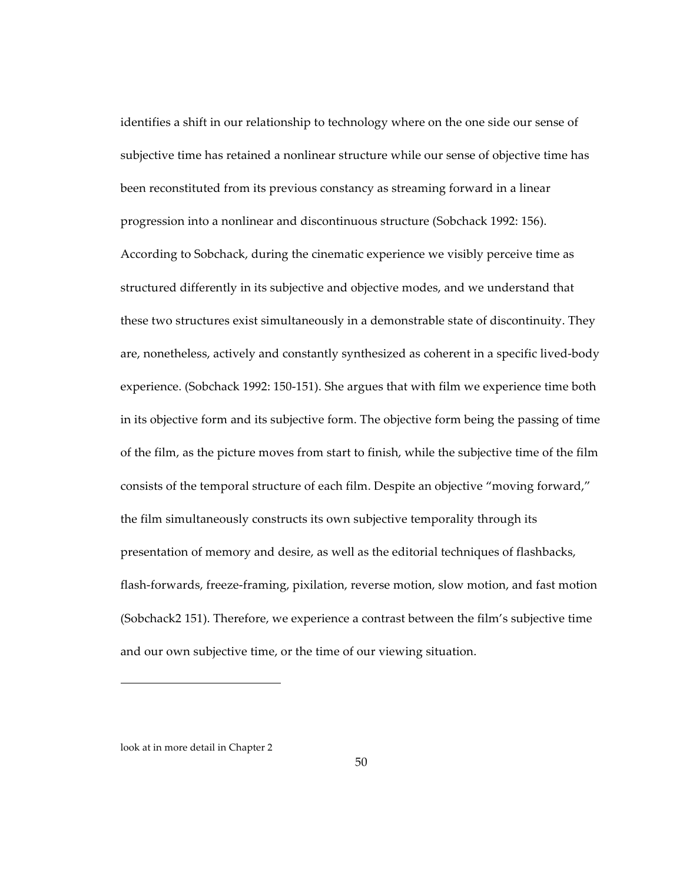identifies a shift in our relationship to technology where on the one side our sense of subjective time has retained a nonlinear structure while our sense of objective time has been reconstituted from its previous constancy as streaming forward in a linear progression into a nonlinear and discontinuous structure (Sobchack 1992: 156). According to Sobchack, during the cinematic experience we visibly perceive time as structured differently in its subjective and objective modes, and we understand that these two structures exist simultaneously in a demonstrable state of discontinuity. They are, nonetheless, actively and constantly synthesized as coherent in a specific lived-body experience. (Sobchack 1992: 150-151). She argues that with film we experience time both in its objective form and its subjective form. The objective form being the passing of time of the film, as the picture moves from start to finish, while the subjective time of the film consists of the temporal structure of each film. Despite an objective "moving forward," the film simultaneously constructs its own subjective temporality through its presentation of memory and desire, as well as the editorial techniques of flashbacks, flash-forwards, freeze-framing, pixilation, reverse motion, slow motion, and fast motion (Sobchack2 151). Therefore, we experience a contrast between the film's subjective time and our own subjective time, or the time of our viewing situation.

---

look at in more detail in Chapter 2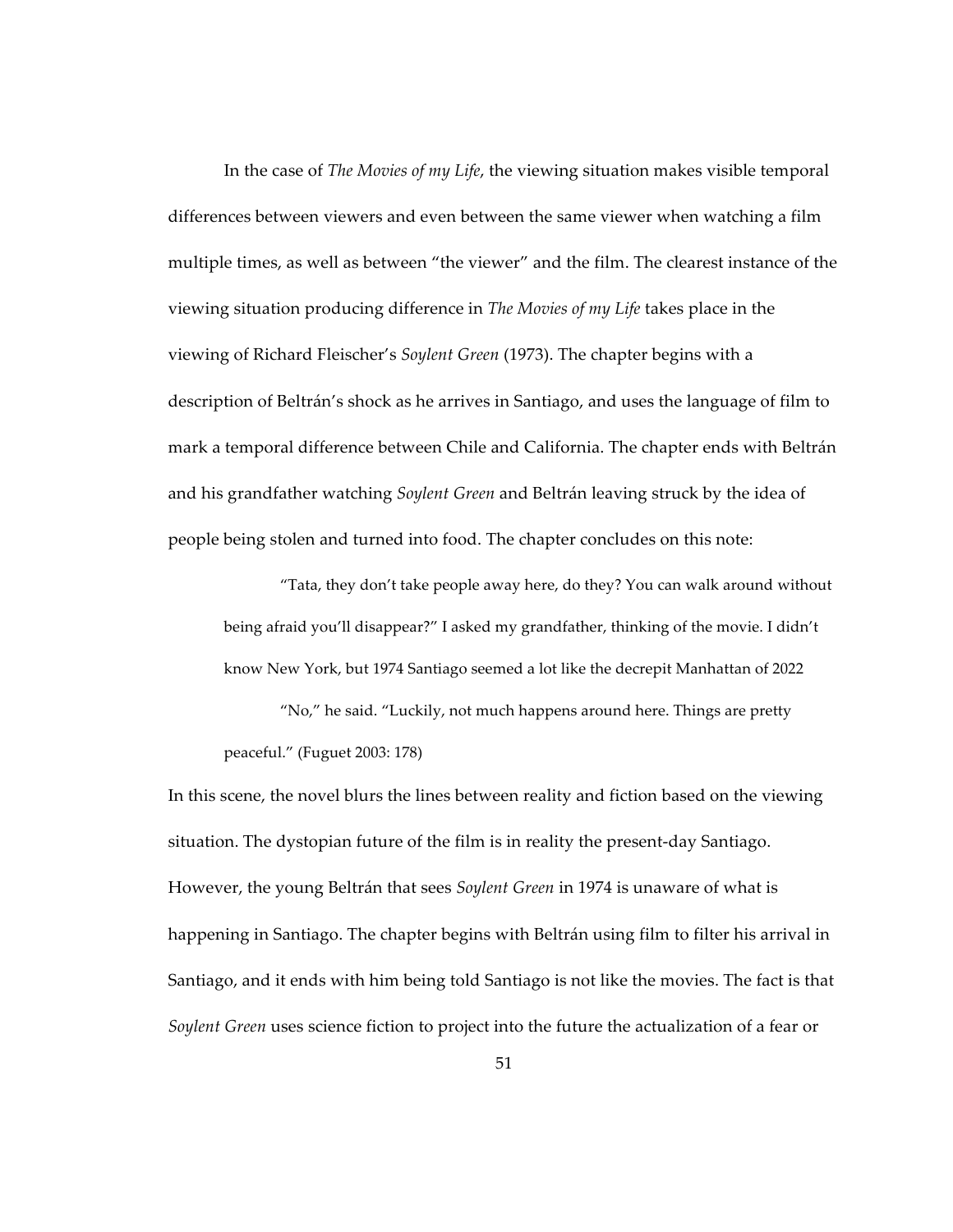In the case of *The Movies of my Life*, the viewing situation makes visible temporal differences between viewers and even between the same viewer when watching a film multiple times, as well as between "the viewer" and the film. The clearest instance of the viewing situation producing difference in *The Movies of my Life* takes place in the viewing of Richard Fleischer's *Soylent Green* (1973). The chapter begins with a description of Beltrán's shock as he arrives in Santiago, and uses the language of film to mark a temporal difference between Chile and California. The chapter ends with Beltrán and his grandfather watching *Soylent Green* and Beltrán leaving struck by the idea of people being stolen and turned into food. The chapter concludes on this note:

> "Tata, they don't take people away here, do they? You can walk around without being afraid you'll disappear?" I asked my grandfather, thinking of the movie. I didn't know New York, but 1974 Santiago seemed a lot like the decrepit Manhattan of 2022
>
> "No," he said. "Luckily, not much happens around here. Things are pretty peaceful." (Fuguet 2003: 178)

In this scene, the novel blurs the lines between reality and fiction based on the viewing situation. The dystopian future of the film is in reality the present-day Santiago. However, the young Beltrán that sees *Soylent Green* in 1974 is unaware of what is happening in Santiago. The chapter begins with Beltrán using film to filter his arrival in Santiago, and it ends with him being told Santiago is not like the movies. The fact is that *Soylent Green* uses science fiction to project into the future the actualization of a fear or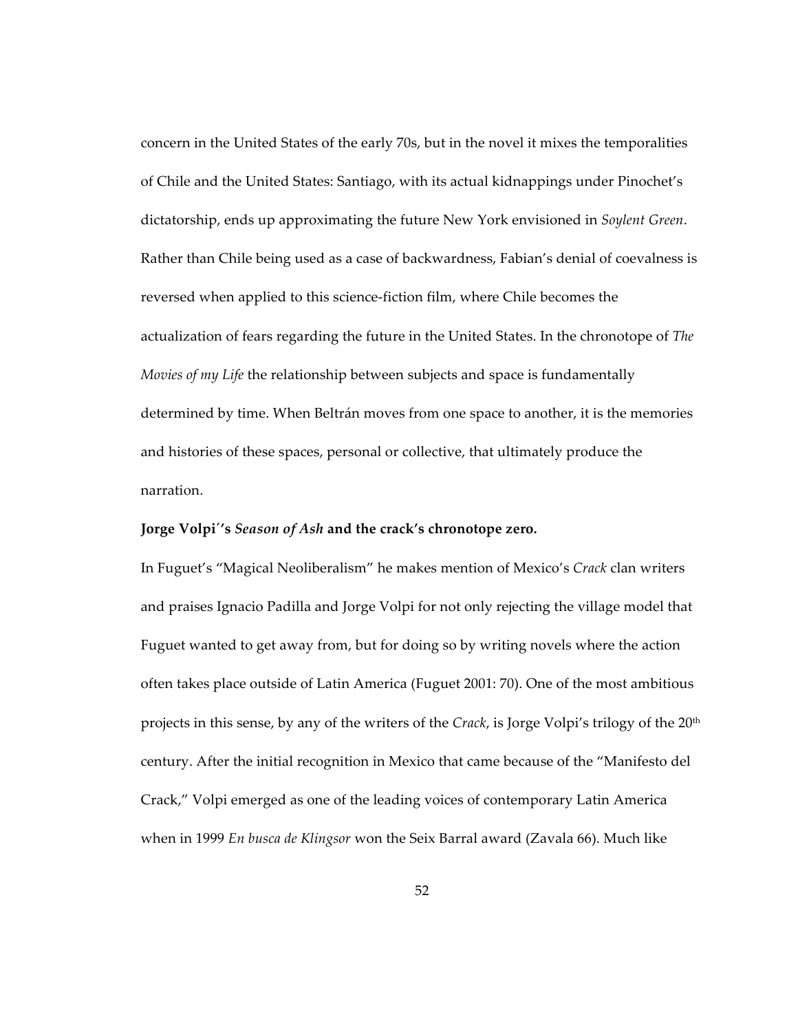concern in the United States of the early 70s, but in the novel it mixes the temporalities of Chile and the United States: Santiago, with its actual kidnappings under Pinochet's dictatorship, ends up approximating the future New York envisioned in *Soylent Green*. Rather than Chile being used as a case of backwardness, Fabian's denial of coevalness is reversed when applied to this science-fiction film, where Chile becomes the actualization of fears regarding the future in the United States. In the chronotope of *The Movies of my Life* the relationship between subjects and space is fundamentally determined by time. When Beltrán moves from one space to another, it is the memories and histories of these spaces, personal or collective, that ultimately produce the narration.

**Jorge Volpi´'s *Season of Ash* and the crack's chronotope zero.**

In Fuguet's "Magical Neoliberalism" he makes mention of Mexico's *Crack* clan writers and praises Ignacio Padilla and Jorge Volpi for not only rejecting the village model that Fuguet wanted to get away from, but for doing so by writing novels where the action often takes place outside of Latin America (Fuguet 2001: 70). One of the most ambitious projects in this sense, by any of the writers of the *Crack*, is Jorge Volpi's trilogy of the 20th century. After the initial recognition in Mexico that came because of the "Manifesto del Crack," Volpi emerged as one of the leading voices of contemporary Latin America when in 1999 *En busca de Klingsor* won the Seix Barral award (Zavala 66). Much like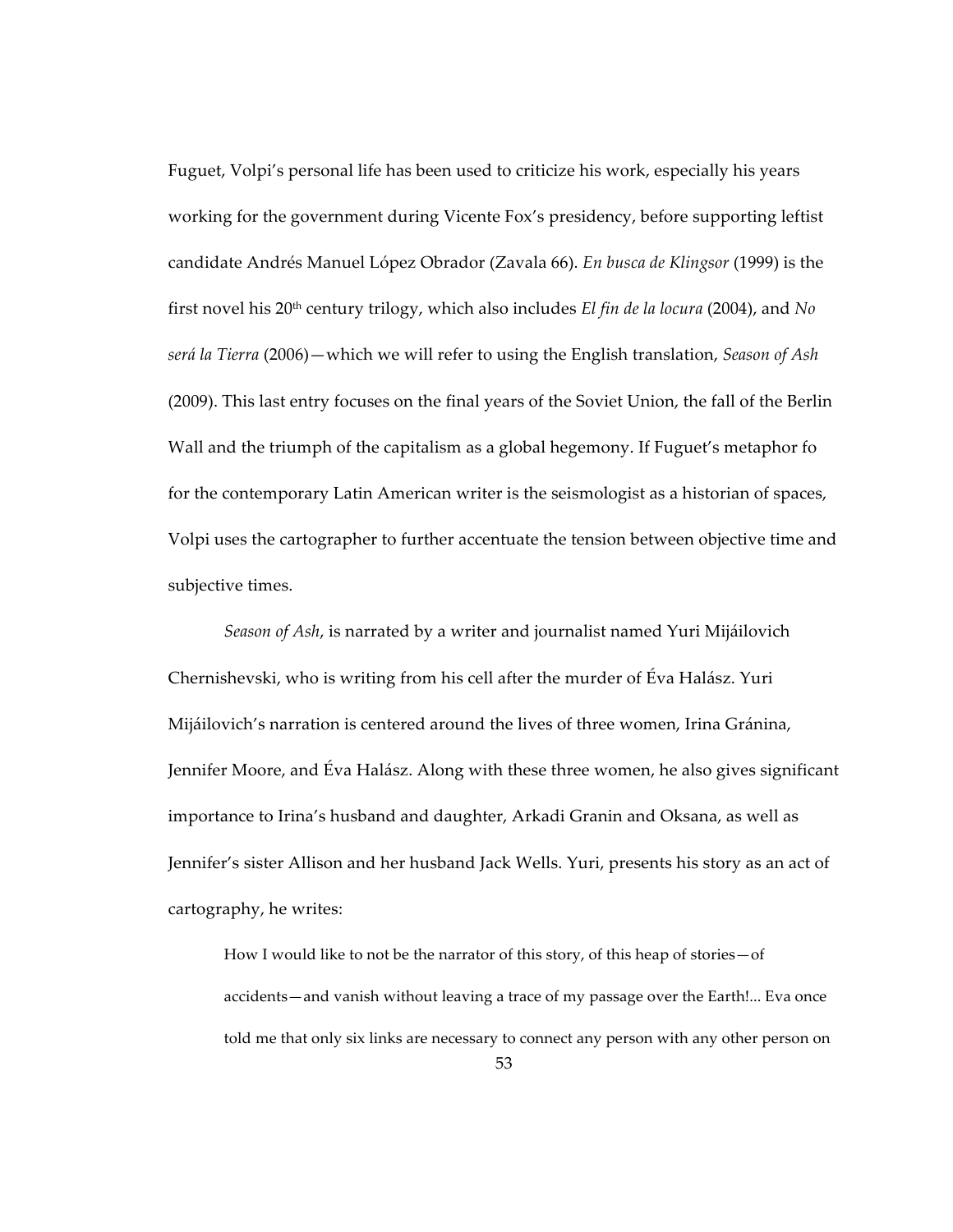Fuguet, Volpi's personal life has been used to criticize his work, especially his years working for the government during Vicente Fox's presidency, before supporting leftist candidate Andrés Manuel López Obrador (Zavala 66). *En busca de Klingsor* (1999) is the first novel his 20th century trilogy, which also includes *El fin de la locura* (2004), and *No será la Tierra* (2006)—which we will refer to using the English translation, *Season of Ash* (2009). This last entry focuses on the final years of the Soviet Union, the fall of the Berlin Wall and the triumph of the capitalism as a global hegemony. If Fuguet's metaphor fo for the contemporary Latin American writer is the seismologist as a historian of spaces, Volpi uses the cartographer to further accentuate the tension between objective time and subjective times.

*Season of Ash*, is narrated by a writer and journalist named Yuri Mijáilovich Chernishevski, who is writing from his cell after the murder of Éva Halász. Yuri Mijáilovich's narration is centered around the lives of three women, Irina Gránina, Jennifer Moore, and Éva Halász. Along with these three women, he also gives significant importance to Irina's husband and daughter, Arkadi Granin and Oksana, as well as Jennifer's sister Allison and her husband Jack Wells. Yuri, presents his story as an act of cartography, he writes:

> How I would like to not be the narrator of this story, of this heap of stories—of accidents—and vanish without leaving a trace of my passage over the Earth!... Eva once told me that only six links are necessary to connect any person with any other person on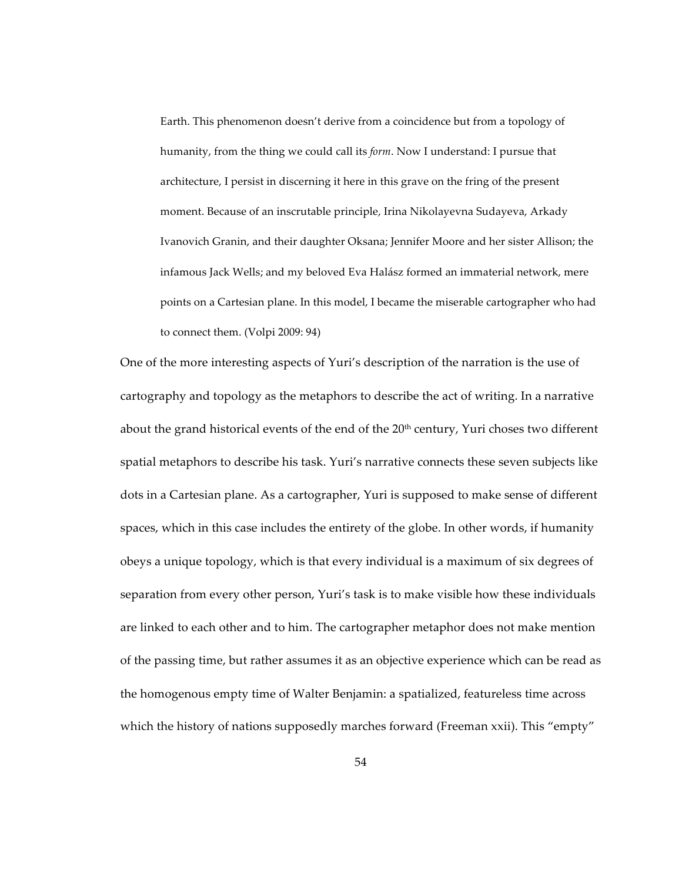> Earth. This phenomenon doesn't derive from a coincidence but from a topology of humanity, from the thing we could call its *form*. Now I understand: I pursue that architecture, I persist in discerning it here in this grave on the fring of the present moment. Because of an inscrutable principle, Irina Nikolayevna Sudayeva, Arkady Ivanovich Granin, and their daughter Oksana; Jennifer Moore and her sister Allison; the infamous Jack Wells; and my beloved Eva Halász formed an immaterial network, mere points on a Cartesian plane. In this model, I became the miserable cartographer who had to connect them. (Volpi 2009: 94)

One of the more interesting aspects of Yuri's description of the narration is the use of cartography and topology as the metaphors to describe the act of writing. In a narrative about the grand historical events of the end of the 20th century, Yuri choses two different spatial metaphors to describe his task. Yuri's narrative connects these seven subjects like dots in a Cartesian plane. As a cartographer, Yuri is supposed to make sense of different spaces, which in this case includes the entirety of the globe. In other words, if humanity obeys a unique topology, which is that every individual is a maximum of six degrees of separation from every other person, Yuri's task is to make visible how these individuals are linked to each other and to him. The cartographer metaphor does not make mention of the passing time, but rather assumes it as an objective experience which can be read as the homogenous empty time of Walter Benjamin: a spatialized, featureless time across which the history of nations supposedly marches forward (Freeman xxii). This "empty"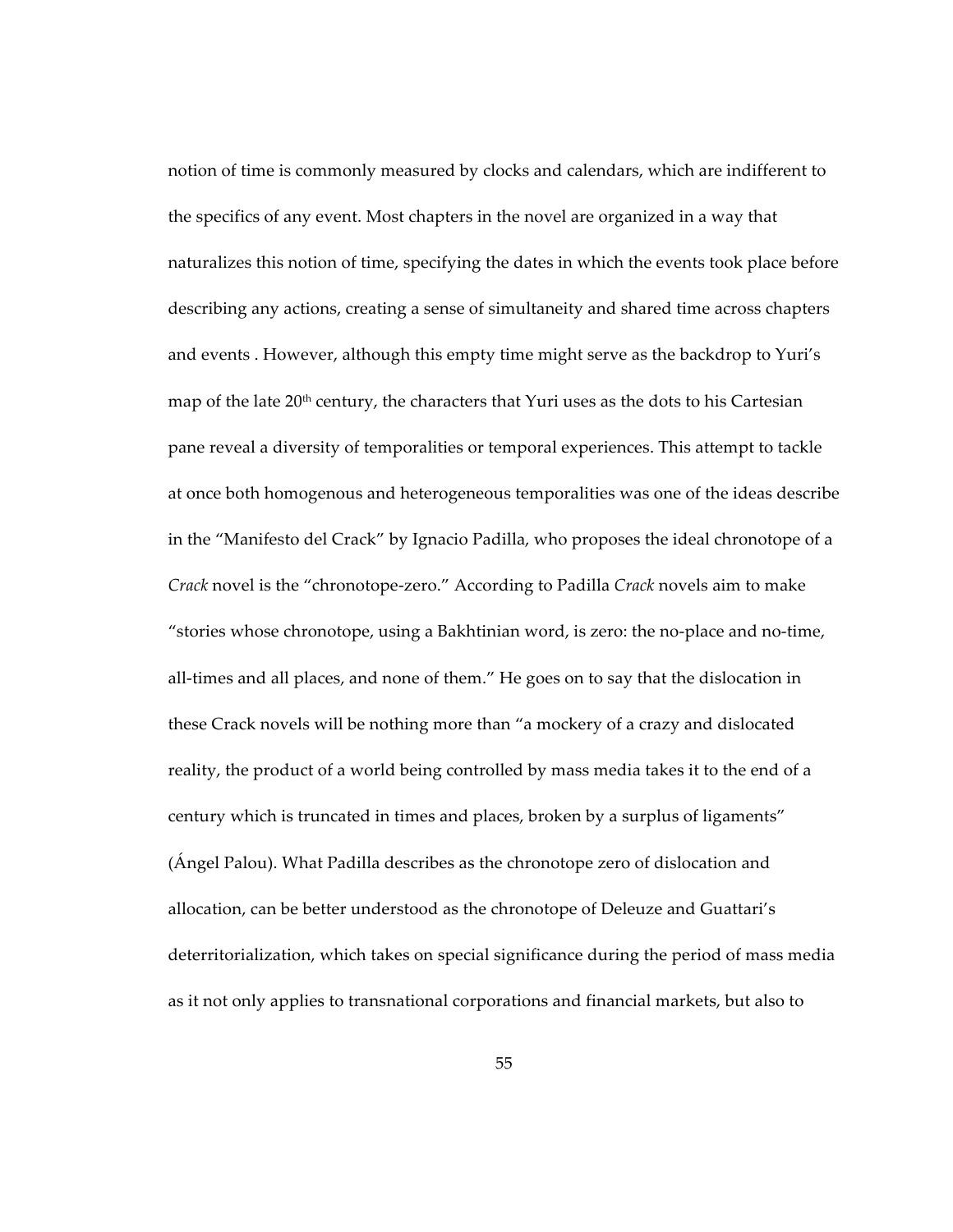notion of time is commonly measured by clocks and calendars, which are indifferent to the specifics of any event. Most chapters in the novel are organized in a way that naturalizes this notion of time, specifying the dates in which the events took place before describing any actions, creating a sense of simultaneity and shared time across chapters and events . However, although this empty time might serve as the backdrop to Yuri's map of the late 20th century, the characters that Yuri uses as the dots to his Cartesian pane reveal a diversity of temporalities or temporal experiences. This attempt to tackle at once both homogenous and heterogeneous temporalities was one of the ideas describe in the "Manifesto del Crack" by Ignacio Padilla, who proposes the ideal chronotope of a *Crack* novel is the "chronotope-zero." According to Padilla *Crack* novels aim to make "stories whose chronotope, using a Bakhtinian word, is zero: the no-place and no-time, all-times and all places, and none of them." He goes on to say that the dislocation in these Crack novels will be nothing more than "a mockery of a crazy and dislocated reality, the product of a world being controlled by mass media takes it to the end of a century which is truncated in times and places, broken by a surplus of ligaments" (Ángel Palou). What Padilla describes as the chronotope zero of dislocation and allocation, can be better understood as the chronotope of Deleuze and Guattari's deterritorialization, which takes on special significance during the period of mass media as it not only applies to transnational corporations and financial markets, but also to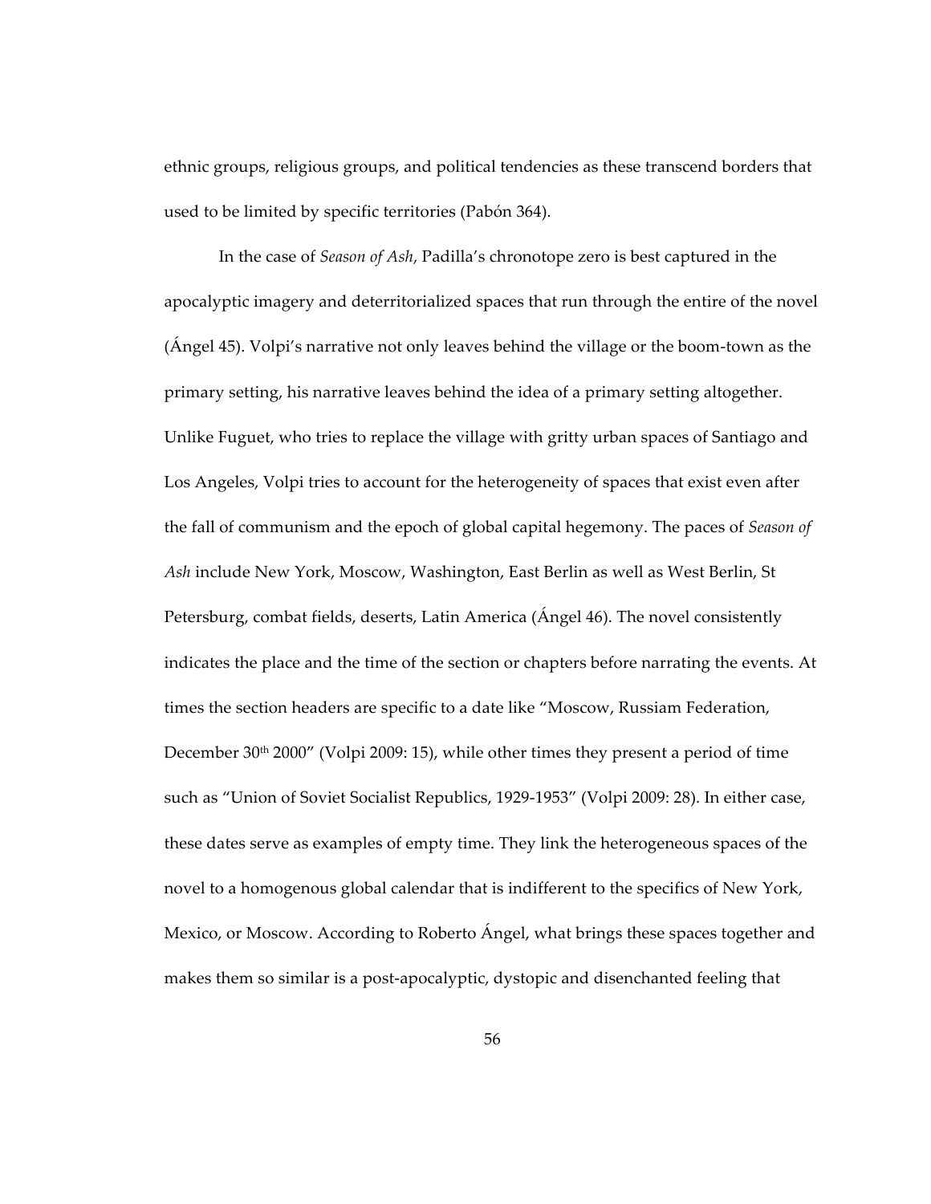ethnic groups, religious groups, and political tendencies as these transcend borders that used to be limited by specific territories (Pabón 364).

In the case of *Season of Ash*, Padilla's chronotope zero is best captured in the apocalyptic imagery and deterritorialized spaces that run through the entire of the novel (Ángel 45). Volpi's narrative not only leaves behind the village or the boom-town as the primary setting, his narrative leaves behind the idea of a primary setting altogether. Unlike Fuguet, who tries to replace the village with gritty urban spaces of Santiago and Los Angeles, Volpi tries to account for the heterogeneity of spaces that exist even after the fall of communism and the epoch of global capital hegemony. The paces of *Season of Ash* include New York, Moscow, Washington, East Berlin as well as West Berlin, St Petersburg, combat fields, deserts, Latin America (Ángel 46). The novel consistently indicates the place and the time of the section or chapters before narrating the events. At times the section headers are specific to a date like "Moscow, Russiam Federation, December 30th 2000" (Volpi 2009: 15), while other times they present a period of time such as "Union of Soviet Socialist Republics, 1929-1953" (Volpi 2009: 28). In either case, these dates serve as examples of empty time. They link the heterogeneous spaces of the novel to a homogenous global calendar that is indifferent to the specifics of New York, Mexico, or Moscow. According to Roberto Ángel, what brings these spaces together and makes them so similar is a post-apocalyptic, dystopic and disenchanted feeling that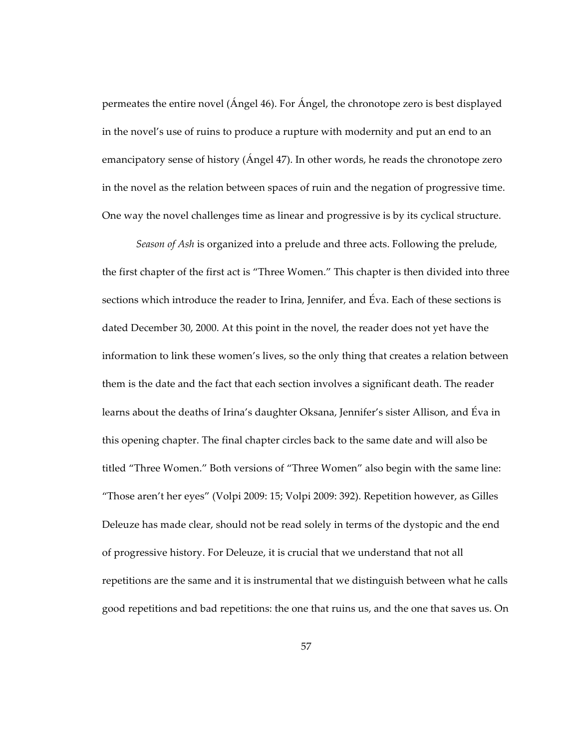permeates the entire novel (Ángel 46). For Ángel, the chronotope zero is best displayed in the novel's use of ruins to produce a rupture with modernity and put an end to an emancipatory sense of history (Ángel 47). In other words, he reads the chronotope zero in the novel as the relation between spaces of ruin and the negation of progressive time. One way the novel challenges time as linear and progressive is by its cyclical structure.

*Season of Ash* is organized into a prelude and three acts. Following the prelude, the first chapter of the first act is "Three Women." This chapter is then divided into three sections which introduce the reader to Irina, Jennifer, and Éva. Each of these sections is dated December 30, 2000. At this point in the novel, the reader does not yet have the information to link these women's lives, so the only thing that creates a relation between them is the date and the fact that each section involves a significant death. The reader learns about the deaths of Irina's daughter Oksana, Jennifer's sister Allison, and Éva in this opening chapter. The final chapter circles back to the same date and will also be titled "Three Women." Both versions of "Three Women" also begin with the same line: "Those aren't her eyes" (Volpi 2009: 15; Volpi 2009: 392). Repetition however, as Gilles Deleuze has made clear, should not be read solely in terms of the dystopic and the end of progressive history. For Deleuze, it is crucial that we understand that not all repetitions are the same and it is instrumental that we distinguish between what he calls good repetitions and bad repetitions: the one that ruins us, and the one that saves us. On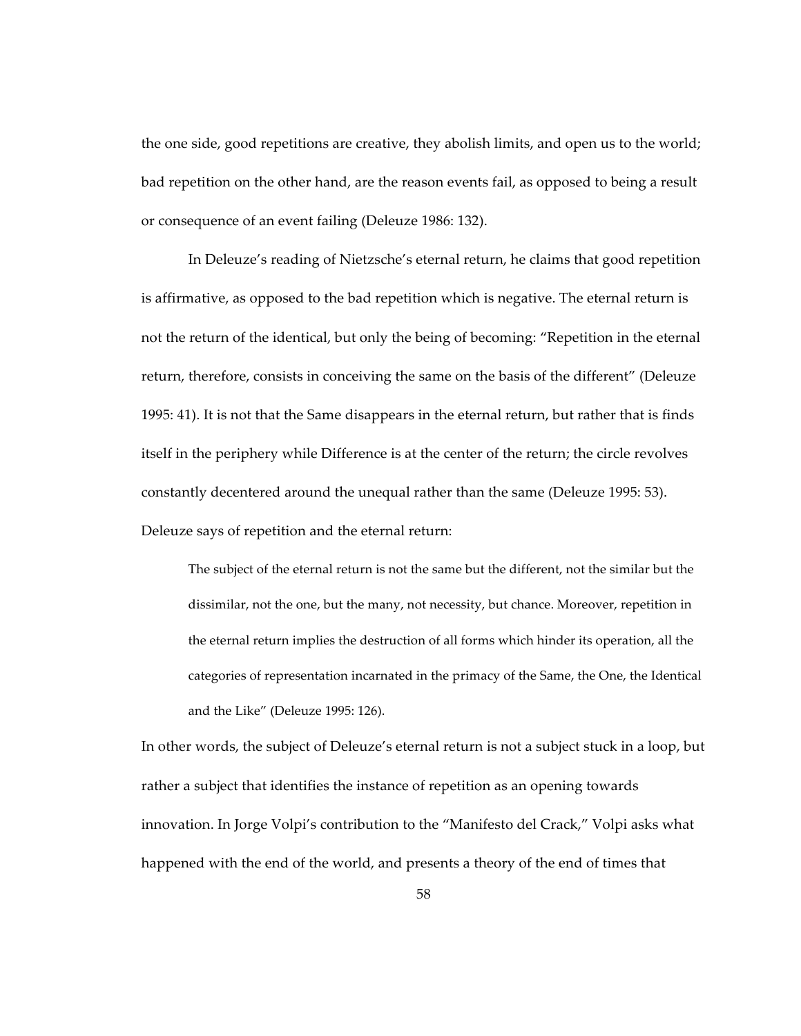the one side, good repetitions are creative, they abolish limits, and open us to the world; bad repetition on the other hand, are the reason events fail, as opposed to being a result or consequence of an event failing (Deleuze 1986: 132).

In Deleuze's reading of Nietzsche's eternal return, he claims that good repetition is affirmative, as opposed to the bad repetition which is negative. The eternal return is not the return of the identical, but only the being of becoming: "Repetition in the eternal return, therefore, consists in conceiving the same on the basis of the different" (Deleuze 1995: 41). It is not that the Same disappears in the eternal return, but rather that is finds itself in the periphery while Difference is at the center of the return; the circle revolves constantly decentered around the unequal rather than the same (Deleuze 1995: 53). Deleuze says of repetition and the eternal return:

> The subject of the eternal return is not the same but the different, not the similar but the dissimilar, not the one, but the many, not necessity, but chance. Moreover, repetition in the eternal return implies the destruction of all forms which hinder its operation, all the categories of representation incarnated in the primacy of the Same, the One, the Identical and the Like" (Deleuze 1995: 126).

In other words, the subject of Deleuze's eternal return is not a subject stuck in a loop, but rather a subject that identifies the instance of repetition as an opening towards innovation. In Jorge Volpi's contribution to the "Manifesto del Crack," Volpi asks what happened with the end of the world, and presents a theory of the end of times that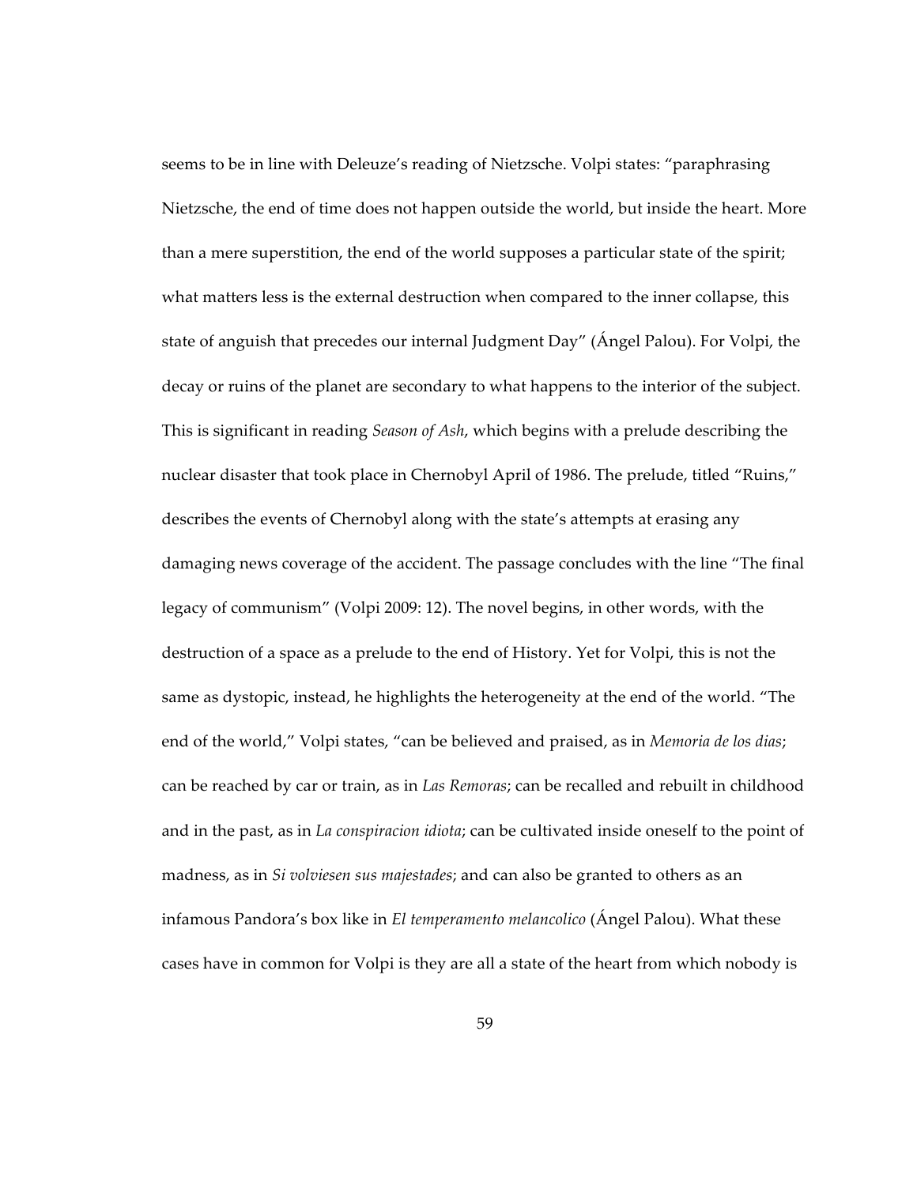seems to be in line with Deleuze's reading of Nietzsche. Volpi states: "paraphrasing Nietzsche, the end of time does not happen outside the world, but inside the heart. More than a mere superstition, the end of the world supposes a particular state of the spirit; what matters less is the external destruction when compared to the inner collapse, this state of anguish that precedes our internal Judgment Day" (Ángel Palou). For Volpi, the decay or ruins of the planet are secondary to what happens to the interior of the subject. This is significant in reading *Season of Ash*, which begins with a prelude describing the nuclear disaster that took place in Chernobyl April of 1986. The prelude, titled "Ruins," describes the events of Chernobyl along with the state's attempts at erasing any damaging news coverage of the accident. The passage concludes with the line "The final legacy of communism" (Volpi 2009: 12). The novel begins, in other words, with the destruction of a space as a prelude to the end of History. Yet for Volpi, this is not the same as dystopic, instead, he highlights the heterogeneity at the end of the world. "The end of the world," Volpi states, "can be believed and praised, as in *Memoria de los dias*; can be reached by car or train, as in *Las Remoras*; can be recalled and rebuilt in childhood and in the past, as in *La conspiracion idiota*; can be cultivated inside oneself to the point of madness, as in *Si volviesen sus majestades*; and can also be granted to others as an infamous Pandora's box like in *El temperamento melancolico* (Ángel Palou). What these cases have in common for Volpi is they are all a state of the heart from which nobody is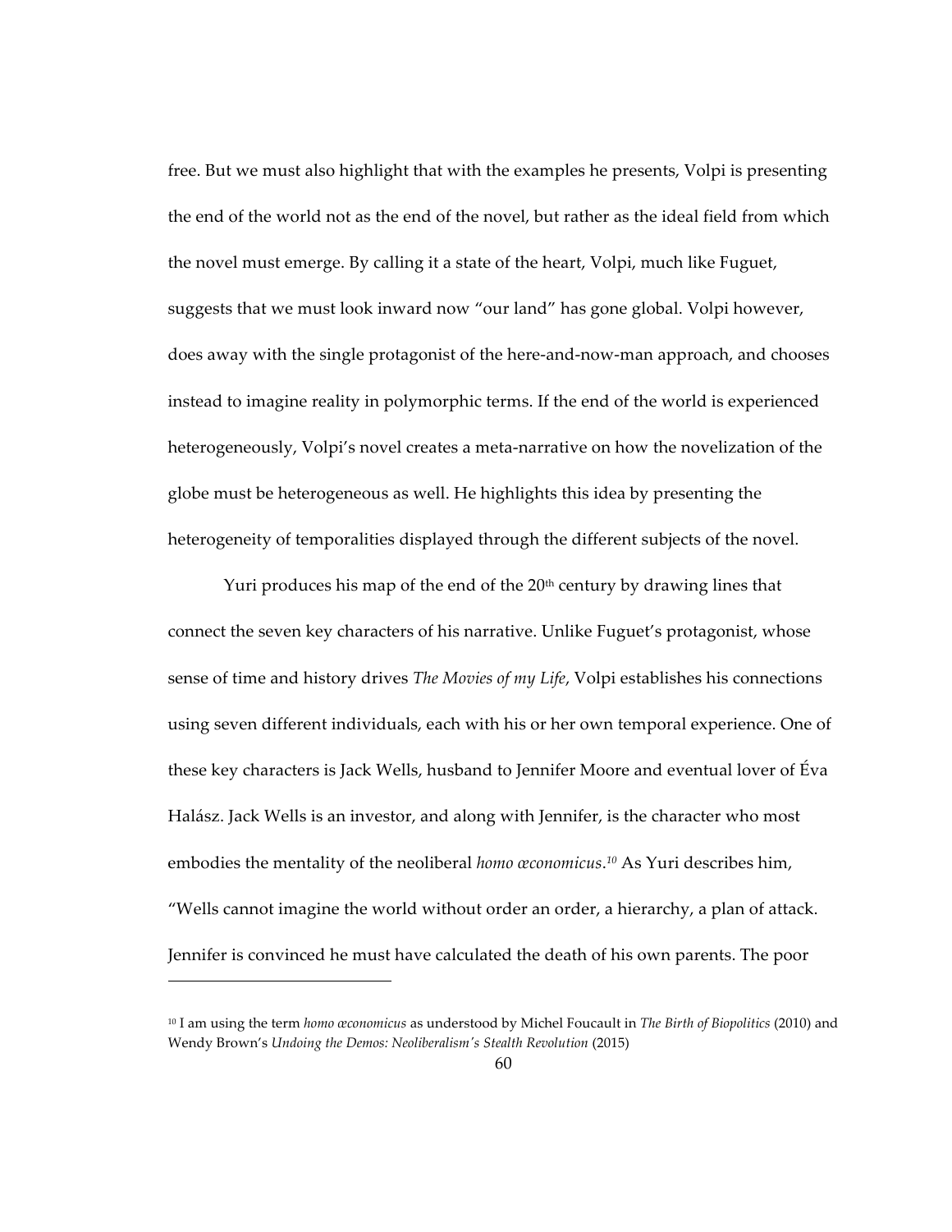free. But we must also highlight that with the examples he presents, Volpi is presenting the end of the world not as the end of the novel, but rather as the ideal field from which the novel must emerge. By calling it a state of the heart, Volpi, much like Fuguet, suggests that we must look inward now "our land" has gone global. Volpi however, does away with the single protagonist of the here-and-now-man approach, and chooses instead to imagine reality in polymorphic terms. If the end of the world is experienced heterogeneously, Volpi's novel creates a meta-narrative on how the novelization of the globe must be heterogeneous as well. He highlights this idea by presenting the heterogeneity of temporalities displayed through the different subjects of the novel.

Yuri produces his map of the end of the 20th century by drawing lines that connect the seven key characters of his narrative. Unlike Fuguet's protagonist, whose sense of time and history drives *The Movies of my Life*, Volpi establishes his connections using seven different individuals, each with his or her own temporal experience. One of these key characters is Jack Wells, husband to Jennifer Moore and eventual lover of Éva Halász. Jack Wells is an investor, and along with Jennifer, is the character who most embodies the mentality of the neoliberal *homo œconomicus*.[10] As Yuri describes him, "Wells cannot imagine the world without order an order, a hierarchy, a plan of attack. Jennifer is convinced he must have calculated the death of his own parents. The poor

---

[10] I am using the term *homo œconomicus* as understood by Michel Foucault in *The Birth of Biopolitics* (2010) and Wendy Brown's *Undoing the Demos: Neoliberalism's Stealth Revolution* (2015)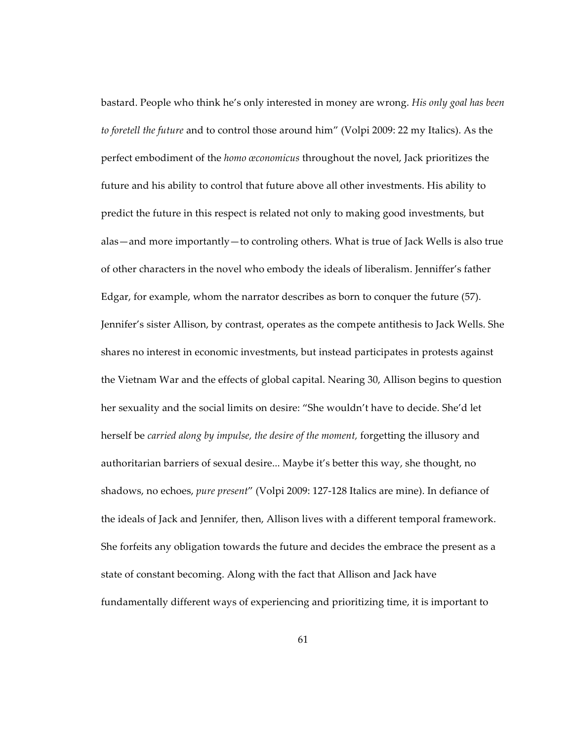bastard. People who think he's only interested in money are wrong. *His only goal has been to foretell the future* and to control those around him" (Volpi 2009: 22 my Italics). As the perfect embodiment of the *homo œconomicus* throughout the novel, Jack prioritizes the future and his ability to control that future above all other investments. His ability to predict the future in this respect is related not only to making good investments, but alas—and more importantly—to controling others. What is true of Jack Wells is also true of other characters in the novel who embody the ideals of liberalism. Jenniffer's father Edgar, for example, whom the narrator describes as born to conquer the future (57). Jennifer's sister Allison, by contrast, operates as the compete antithesis to Jack Wells. She shares no interest in economic investments, but instead participates in protests against the Vietnam War and the effects of global capital. Nearing 30, Allison begins to question her sexuality and the social limits on desire: "She wouldn't have to decide. She'd let herself be *carried along by impulse, the desire of the moment,* forgetting the illusory and authoritarian barriers of sexual desire... Maybe it's better this way, she thought, no shadows, no echoes, *pure present*" (Volpi 2009: 127-128 Italics are mine). In defiance of the ideals of Jack and Jennifer, then, Allison lives with a different temporal framework. She forfeits any obligation towards the future and decides the embrace the present as a state of constant becoming. Along with the fact that Allison and Jack have fundamentally different ways of experiencing and prioritizing time, it is important to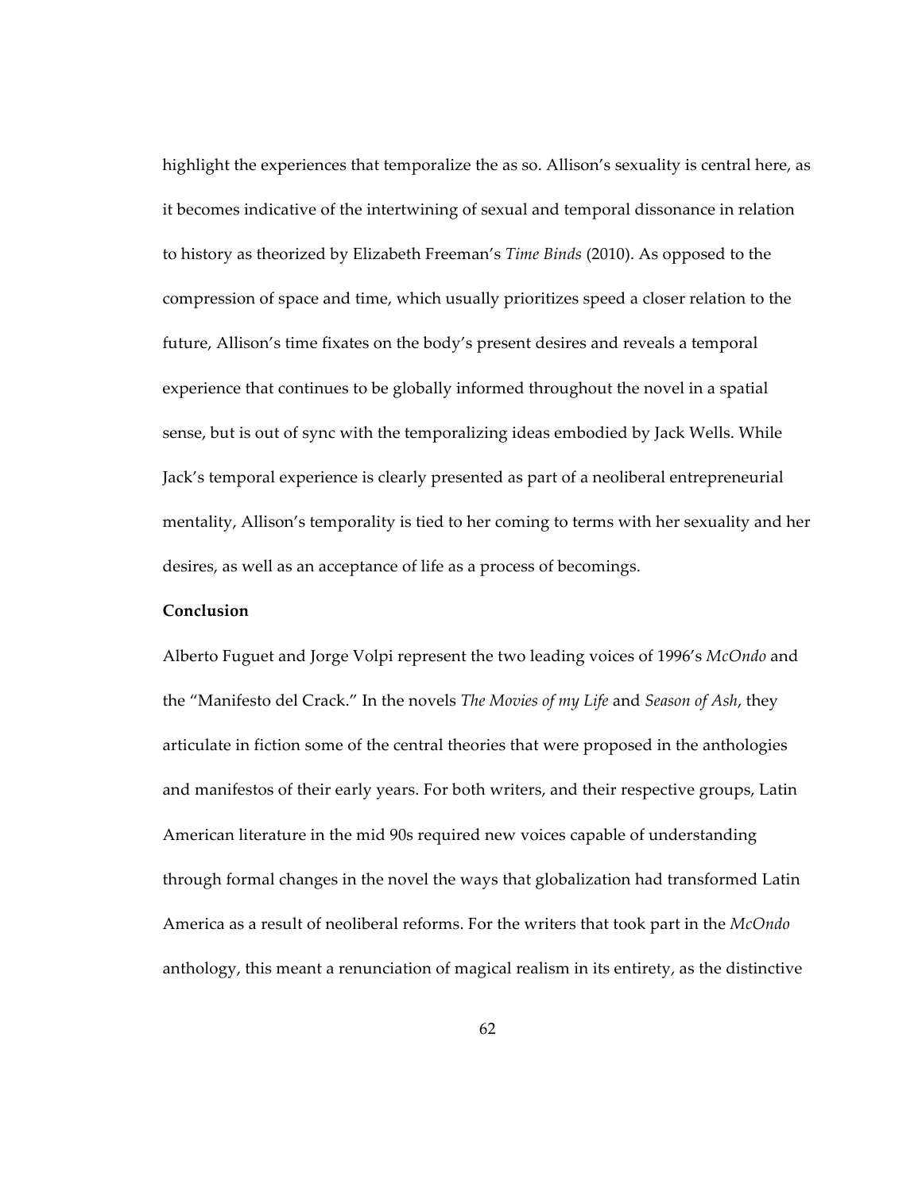highlight the experiences that temporalize the as so. Allison's sexuality is central here, as it becomes indicative of the intertwining of sexual and temporal dissonance in relation to history as theorized by Elizabeth Freeman's *Time Binds* (2010). As opposed to the compression of space and time, which usually prioritizes speed a closer relation to the future, Allison's time fixates on the body's present desires and reveals a temporal experience that continues to be globally informed throughout the novel in a spatial sense, but is out of sync with the temporalizing ideas embodied by Jack Wells. While Jack's temporal experience is clearly presented as part of a neoliberal entrepreneurial mentality, Allison's temporality is tied to her coming to terms with her sexuality and her desires, as well as an acceptance of life as a process of becomings.

**Conclusion**

Alberto Fuguet and Jorge Volpi represent the two leading voices of 1996's *McOndo* and the "Manifesto del Crack." In the novels *The Movies of my Life* and *Season of Ash*, they articulate in fiction some of the central theories that were proposed in the anthologies and manifestos of their early years. For both writers, and their respective groups, Latin American literature in the mid 90s required new voices capable of understanding through formal changes in the novel the ways that globalization had transformed Latin America as a result of neoliberal reforms. For the writers that took part in the *McOndo* anthology, this meant a renunciation of magical realism in its entirety, as the distinctive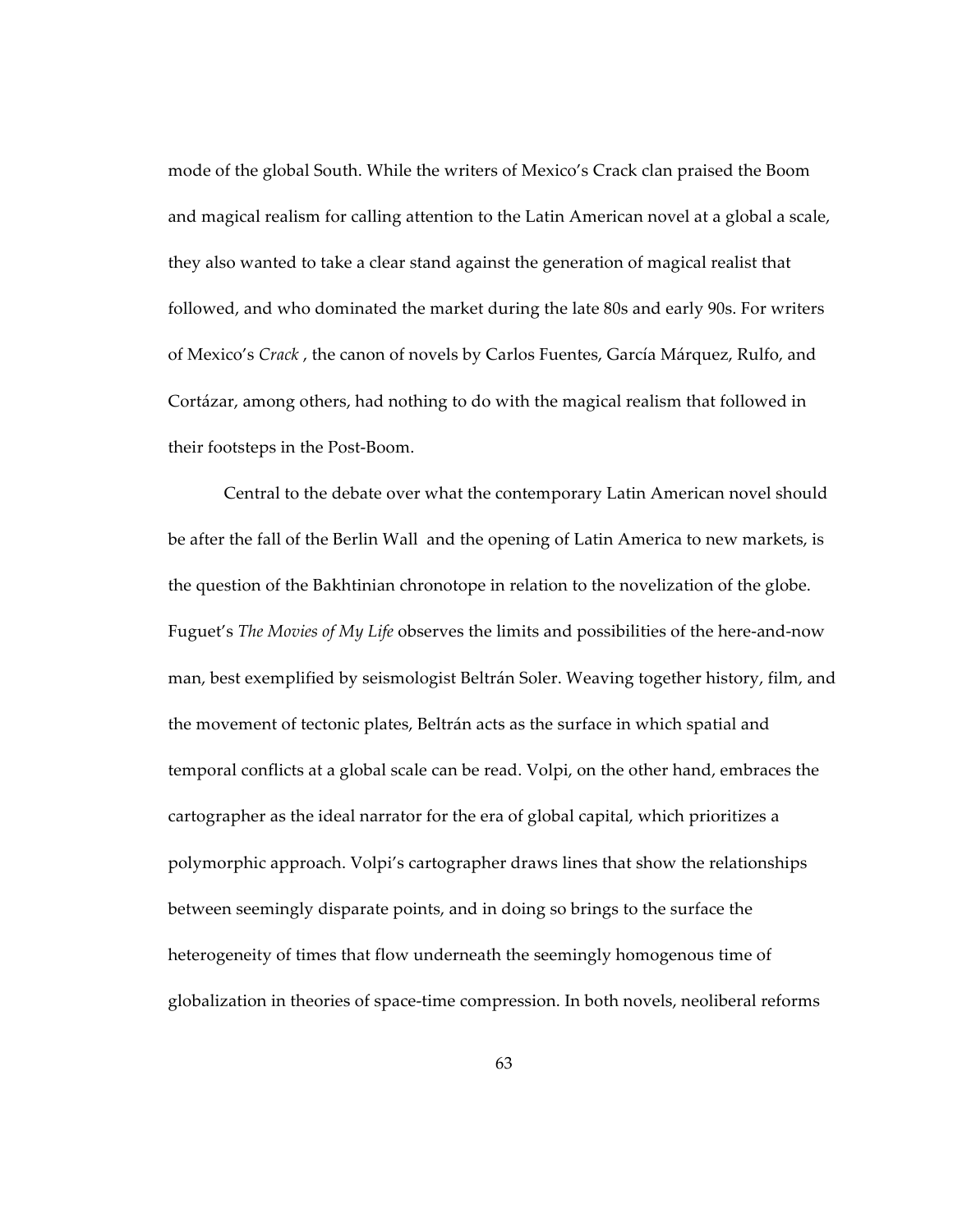mode of the global South. While the writers of Mexico's Crack clan praised the Boom and magical realism for calling attention to the Latin American novel at a global a scale, they also wanted to take a clear stand against the generation of magical realist that followed, and who dominated the market during the late 80s and early 90s. For writers of Mexico's *Crack* , the canon of novels by Carlos Fuentes, García Márquez, Rulfo, and Cortázar, among others, had nothing to do with the magical realism that followed in their footsteps in the Post-Boom.

Central to the debate over what the contemporary Latin American novel should be after the fall of the Berlin Wall and the opening of Latin America to new markets, is the question of the Bakhtinian chronotope in relation to the novelization of the globe. Fuguet's *The Movies of My Life* observes the limits and possibilities of the here-and-now man, best exemplified by seismologist Beltrán Soler. Weaving together history, film, and the movement of tectonic plates, Beltrán acts as the surface in which spatial and temporal conflicts at a global scale can be read. Volpi, on the other hand, embraces the cartographer as the ideal narrator for the era of global capital, which prioritizes a polymorphic approach. Volpi's cartographer draws lines that show the relationships between seemingly disparate points, and in doing so brings to the surface the heterogeneity of times that flow underneath the seemingly homogenous time of globalization in theories of space-time compression. In both novels, neoliberal reforms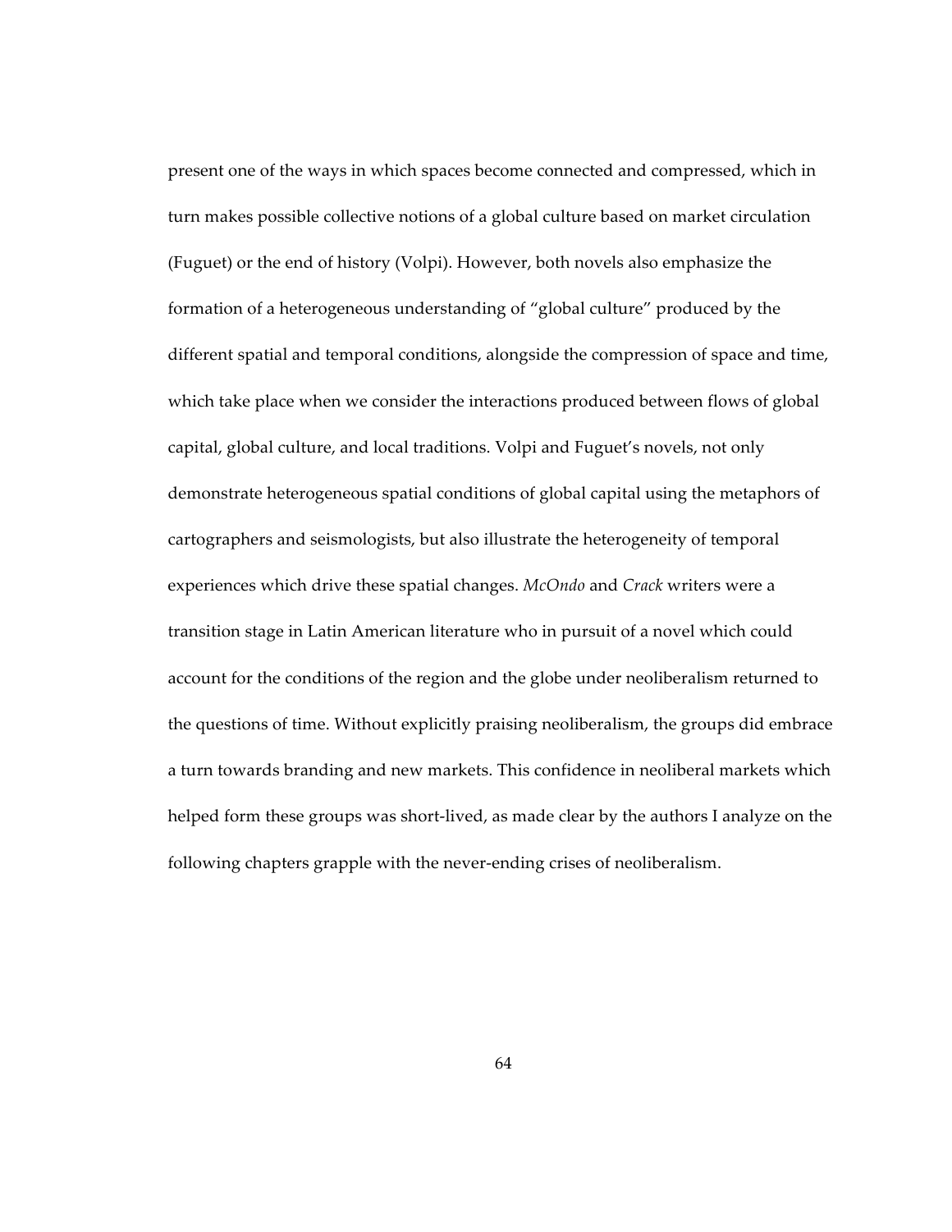present one of the ways in which spaces become connected and compressed, which in turn makes possible collective notions of a global culture based on market circulation (Fuguet) or the end of history (Volpi). However, both novels also emphasize the formation of a heterogeneous understanding of "global culture" produced by the different spatial and temporal conditions, alongside the compression of space and time, which take place when we consider the interactions produced between flows of global capital, global culture, and local traditions. Volpi and Fuguet's novels, not only demonstrate heterogeneous spatial conditions of global capital using the metaphors of cartographers and seismologists, but also illustrate the heterogeneity of temporal experiences which drive these spatial changes. *McOndo* and *Crack* writers were a transition stage in Latin American literature who in pursuit of a novel which could account for the conditions of the region and the globe under neoliberalism returned to the questions of time. Without explicitly praising neoliberalism, the groups did embrace a turn towards branding and new markets. This confidence in neoliberal markets which helped form these groups was short-lived, as made clear by the authors I analyze on the following chapters grapple with the never-ending crises of neoliberalism.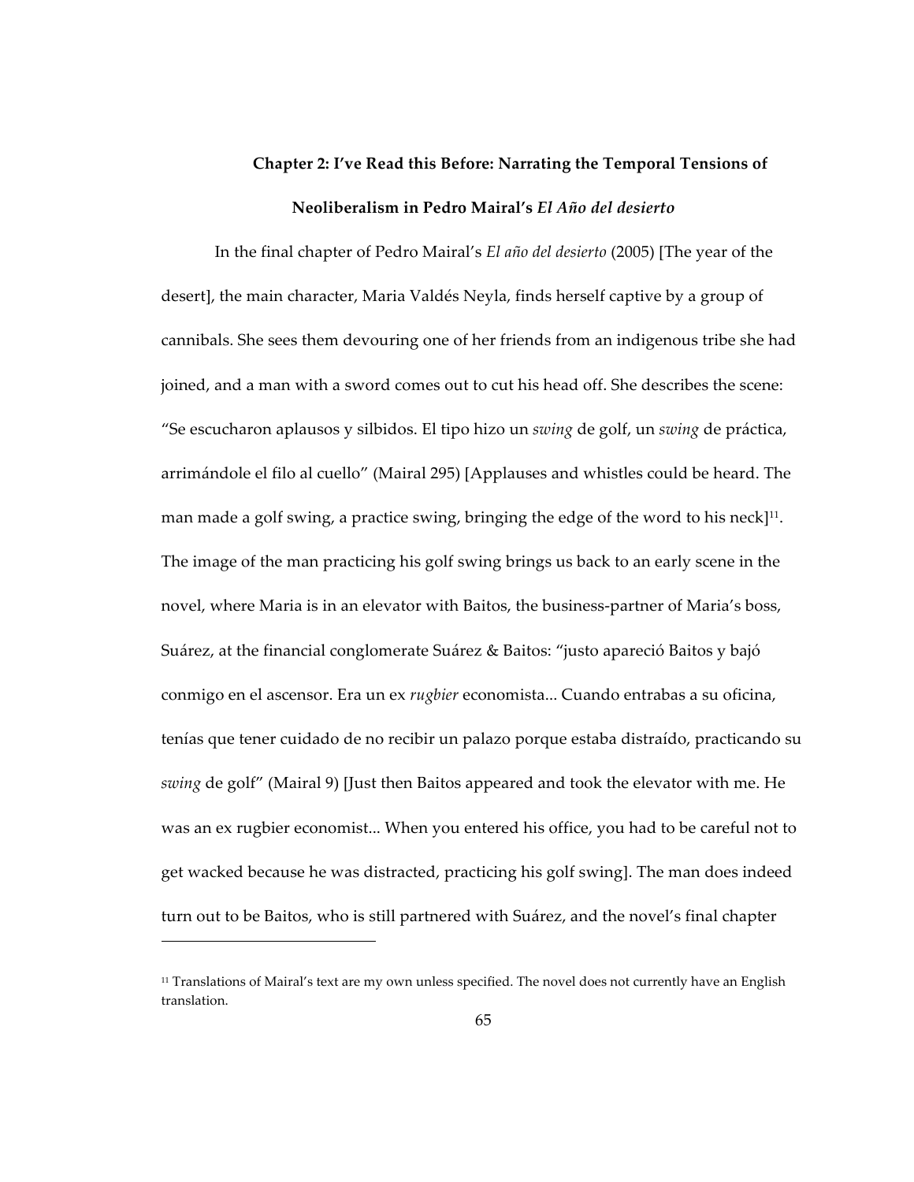## Chapter 2: I've Read this Before: Narrating the Temporal Tensions of Neoliberalism in Pedro Mairal's *El Año del desierto*

In the final chapter of Pedro Mairal's *El año del desierto* (2005) [The year of the desert], the main character, Maria Valdés Neyla, finds herself captive by a group of cannibals. She sees them devouring one of her friends from an indigenous tribe she had joined, and a man with a sword comes out to cut his head off. She describes the scene: "Se escucharon aplausos y silbidos. El tipo hizo un *swing* de golf, un *swing* de práctica, arrimándole el filo al cuello" (Mairal 295) [Applauses and whistles could be heard. The man made a golf swing, a practice swing, bringing the edge of the word to his neck][11]. The image of the man practicing his golf swing brings us back to an early scene in the novel, where Maria is in an elevator with Baitos, the business-partner of Maria's boss, Suárez, at the financial conglomerate Suárez & Baitos: "justo apareció Baitos y bajó conmigo en el ascensor. Era un ex *rugbier* economista... Cuando entrabas a su oficina, tenías que tener cuidado de no recibir un palazo porque estaba distraído, practicando su *swing* de golf" (Mairal 9) [Just then Baitos appeared and took the elevator with me. He was an ex rugbier economist... When you entered his office, you had to be careful not to get wacked because he was distracted, practicing his golf swing]. The man does indeed turn out to be Baitos, who is still partnered with Suárez, and the novel's final chapter

[11] Translations of Mairal's text are my own unless specified. The novel does not currently have an English translation.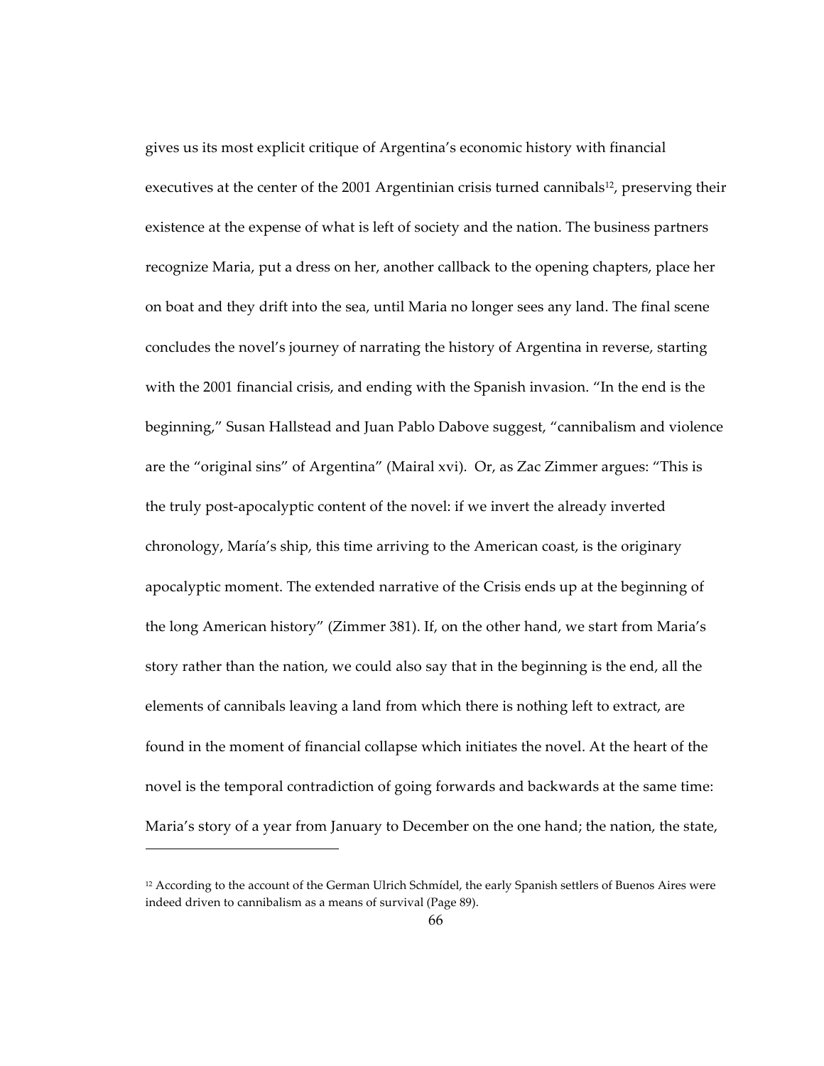gives us its most explicit critique of Argentina's economic history with financial executives at the center of the 2001 Argentinian crisis turned cannibals[12], preserving their existence at the expense of what is left of society and the nation. The business partners recognize Maria, put a dress on her, another callback to the opening chapters, place her on boat and they drift into the sea, until Maria no longer sees any land. The final scene concludes the novel's journey of narrating the history of Argentina in reverse, starting with the 2001 financial crisis, and ending with the Spanish invasion. "In the end is the beginning," Susan Hallstead and Juan Pablo Dabove suggest, "cannibalism and violence are the "original sins" of Argentina" (Mairal xvi). Or, as Zac Zimmer argues: "This is the truly post-apocalyptic content of the novel: if we invert the already inverted chronology, María's ship, this time arriving to the American coast, is the originary apocalyptic moment. The extended narrative of the Crisis ends up at the beginning of the long American history" (Zimmer 381). If, on the other hand, we start from Maria's story rather than the nation, we could also say that in the beginning is the end, all the elements of cannibals leaving a land from which there is nothing left to extract, are found in the moment of financial collapse which initiates the novel. At the heart of the novel is the temporal contradiction of going forwards and backwards at the same time: Maria's story of a year from January to December on the one hand; the nation, the state,

[12] According to the account of the German Ulrich Schmídel, the early Spanish settlers of Buenos Aires were indeed driven to cannibalism as a means of survival (Page 89).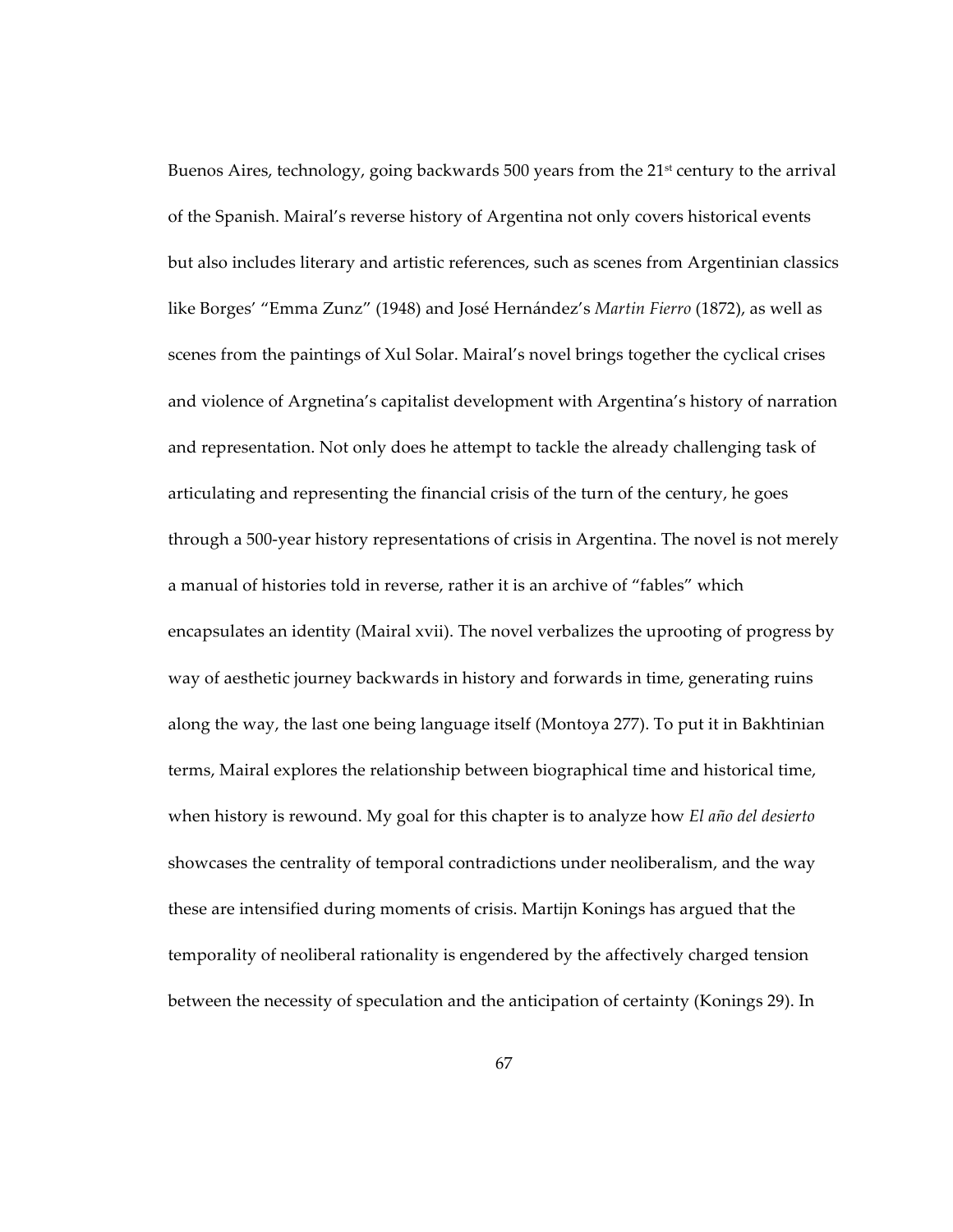Buenos Aires, technology, going backwards 500 years from the 21st century to the arrival of the Spanish. Mairal's reverse history of Argentina not only covers historical events but also includes literary and artistic references, such as scenes from Argentinian classics like Borges' "Emma Zunz" (1948) and José Hernández's *Martin Fierro* (1872), as well as scenes from the paintings of Xul Solar. Mairal's novel brings together the cyclical crises and violence of Argnetina's capitalist development with Argentina's history of narration and representation. Not only does he attempt to tackle the already challenging task of articulating and representing the financial crisis of the turn of the century, he goes through a 500-year history representations of crisis in Argentina. The novel is not merely a manual of histories told in reverse, rather it is an archive of "fables" which encapsulates an identity (Mairal xvii). The novel verbalizes the uprooting of progress by way of aesthetic journey backwards in history and forwards in time, generating ruins along the way, the last one being language itself (Montoya 277). To put it in Bakhtinian terms, Mairal explores the relationship between biographical time and historical time, when history is rewound. My goal for this chapter is to analyze how *El año del desierto* showcases the centrality of temporal contradictions under neoliberalism, and the way these are intensified during moments of crisis. Martijn Konings has argued that the temporality of neoliberal rationality is engendered by the affectively charged tension between the necessity of speculation and the anticipation of certainty (Konings 29). In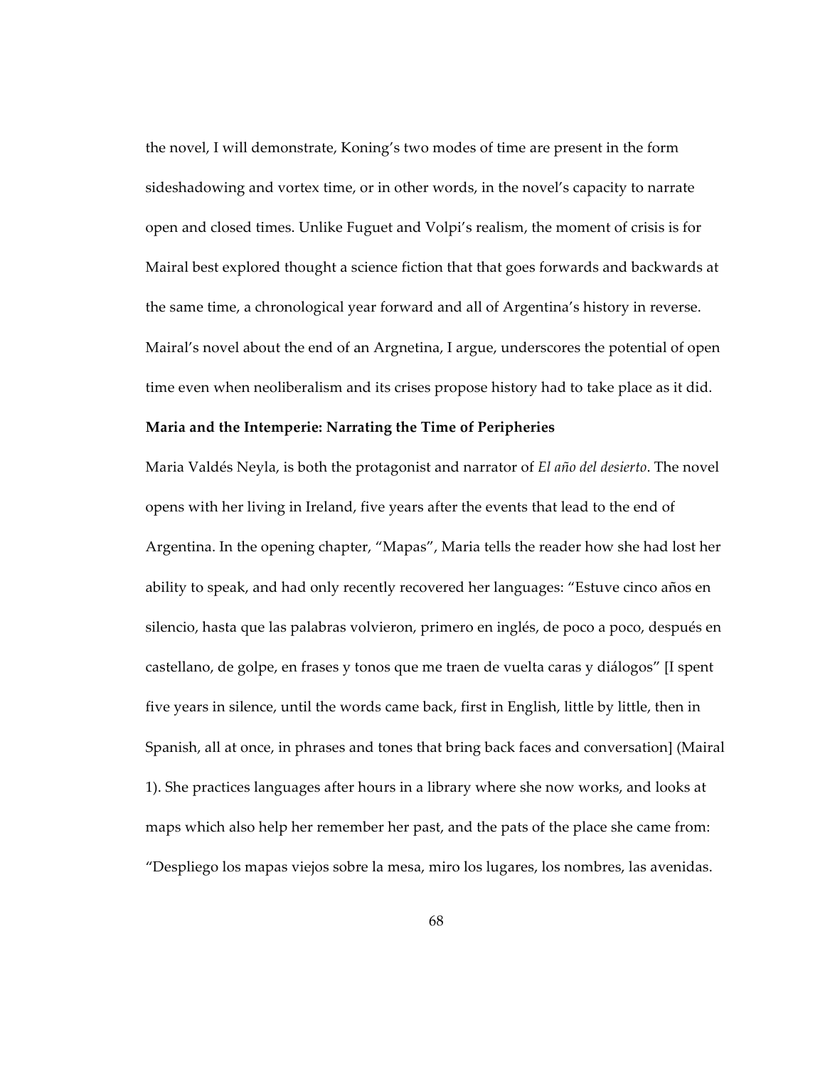the novel, I will demonstrate, Koning's two modes of time are present in the form sideshadowing and vortex time, or in other words, in the novel's capacity to narrate open and closed times. Unlike Fuguet and Volpi's realism, the moment of crisis is for Mairal best explored thought a science fiction that that goes forwards and backwards at the same time, a chronological year forward and all of Argentina's history in reverse. Mairal's novel about the end of an Argnetina, I argue, underscores the potential of open time even when neoliberalism and its crises propose history had to take place as it did.

**Maria and the Intemperie: Narrating the Time of Peripheries**

Maria Valdés Neyla, is both the protagonist and narrator of *El año del desierto*. The novel opens with her living in Ireland, five years after the events that lead to the end of Argentina. In the opening chapter, "Mapas", Maria tells the reader how she had lost her ability to speak, and had only recently recovered her languages: "Estuve cinco años en silencio, hasta que las palabras volvieron, primero en inglés, de poco a poco, después en castellano, de golpe, en frases y tonos que me traen de vuelta caras y diálogos" [I spent five years in silence, until the words came back, first in English, little by little, then in Spanish, all at once, in phrases and tones that bring back faces and conversation] (Mairal 1). She practices languages after hours in a library where she now works, and looks at maps which also help her remember her past, and the pats of the place she came from: "Despliego los mapas viejos sobre la mesa, miro los lugares, los nombres, las avenidas.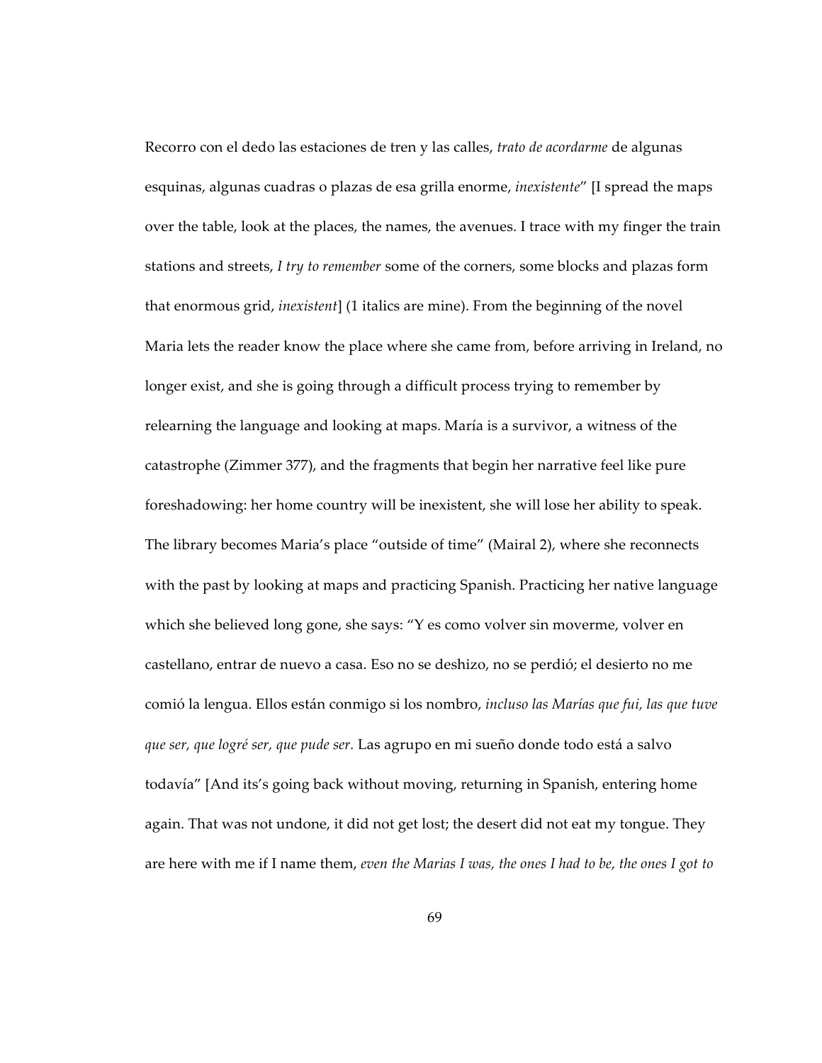Recorro con el dedo las estaciones de tren y las calles, *trato de acordarme* de algunas esquinas, algunas cuadras o plazas de esa grilla enorme, *inexistente*" [I spread the maps over the table, look at the places, the names, the avenues. I trace with my finger the train stations and streets, *I try to remember* some of the corners, some blocks and plazas form that enormous grid, *inexistent*] (1 italics are mine). From the beginning of the novel Maria lets the reader know the place where she came from, before arriving in Ireland, no longer exist, and she is going through a difficult process trying to remember by relearning the language and looking at maps. María is a survivor, a witness of the catastrophe (Zimmer 377), and the fragments that begin her narrative feel like pure foreshadowing: her home country will be inexistent, she will lose her ability to speak. The library becomes Maria's place "outside of time" (Mairal 2), where she reconnects with the past by looking at maps and practicing Spanish. Practicing her native language which she believed long gone, she says: "Y es como volver sin moverme, volver en castellano, entrar de nuevo a casa. Eso no se deshizo, no se perdió; el desierto no me comió la lengua. Ellos están conmigo si los nombro, *incluso las Marías que fui, las que tuve que ser, que logré ser, que pude ser.* Las agrupo en mi sueño donde todo está a salvo todavía" [And its's going back without moving, returning in Spanish, entering home again. That was not undone, it did not get lost; the desert did not eat my tongue. They are here with me if I name them, *even the Marias I was, the ones I had to be, the ones I got to*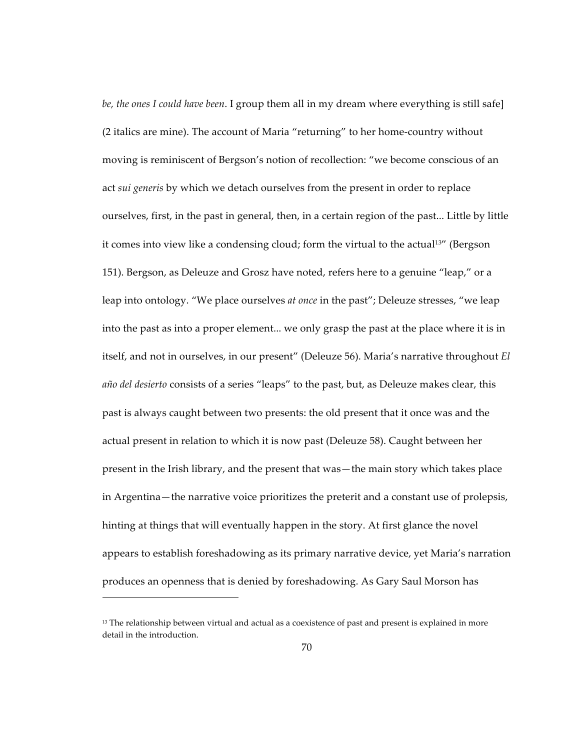*be, the ones I could have been*. I group them all in my dream where everything is still safe] (2 italics are mine). The account of Maria "returning" to her home-country without moving is reminiscent of Bergson's notion of recollection: "we become conscious of an act *sui generis* by which we detach ourselves from the present in order to replace ourselves, first, in the past in general, then, in a certain region of the past... Little by little it comes into view like a condensing cloud; form the virtual to the actual[13]" (Bergson 151). Bergson, as Deleuze and Grosz have noted, refers here to a genuine "leap," or a leap into ontology. "We place ourselves *at once* in the past"; Deleuze stresses, "we leap into the past as into a proper element... we only grasp the past at the place where it is in itself, and not in ourselves, in our present" (Deleuze 56). Maria's narrative throughout *El año del desierto* consists of a series "leaps" to the past, but, as Deleuze makes clear, this past is always caught between two presents: the old present that it once was and the actual present in relation to which it is now past (Deleuze 58). Caught between her present in the Irish library, and the present that was—the main story which takes place in Argentina—the narrative voice prioritizes the preterit and a constant use of prolepsis, hinting at things that will eventually happen in the story. At first glance the novel appears to establish foreshadowing as its primary narrative device, yet Maria's narration produces an openness that is denied by foreshadowing. As Gary Saul Morson has

---

[13] The relationship between virtual and actual as a coexistence of past and present is explained in more detail in the introduction.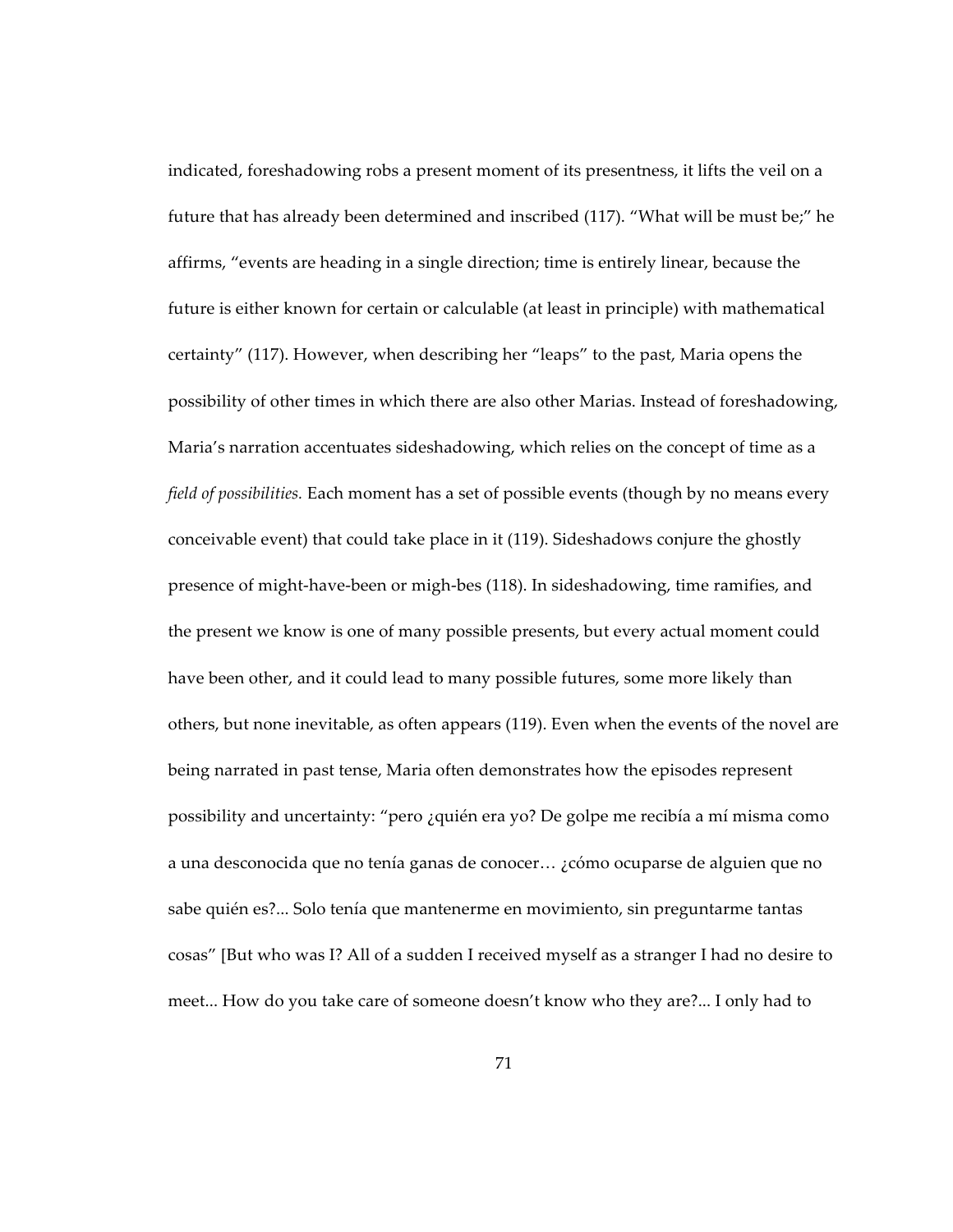indicated, foreshadowing robs a present moment of its presentness, it lifts the veil on a future that has already been determined and inscribed (117). "What will be must be;" he affirms, "events are heading in a single direction; time is entirely linear, because the future is either known for certain or calculable (at least in principle) with mathematical certainty" (117). However, when describing her "leaps" to the past, Maria opens the possibility of other times in which there are also other Marias. Instead of foreshadowing, Maria's narration accentuates sideshadowing, which relies on the concept of time as a *field of possibilities.* Each moment has a set of possible events (though by no means every conceivable event) that could take place in it (119). Sideshadows conjure the ghostly presence of might-have-been or migh-bes (118). In sideshadowing, time ramifies, and the present we know is one of many possible presents, but every actual moment could have been other, and it could lead to many possible futures, some more likely than others, but none inevitable, as often appears (119). Even when the events of the novel are being narrated in past tense, Maria often demonstrates how the episodes represent possibility and uncertainty: "pero ¿quién era yo? De golpe me recibía a mí misma como a una desconocida que no tenía ganas de conocer… ¿cómo ocuparse de alguien que no sabe quién es?... Solo tenía que mantenerme en movimiento, sin preguntarme tantas cosas" [But who was I? All of a sudden I received myself as a stranger I had no desire to meet... How do you take care of someone doesn't know who they are?... I only had to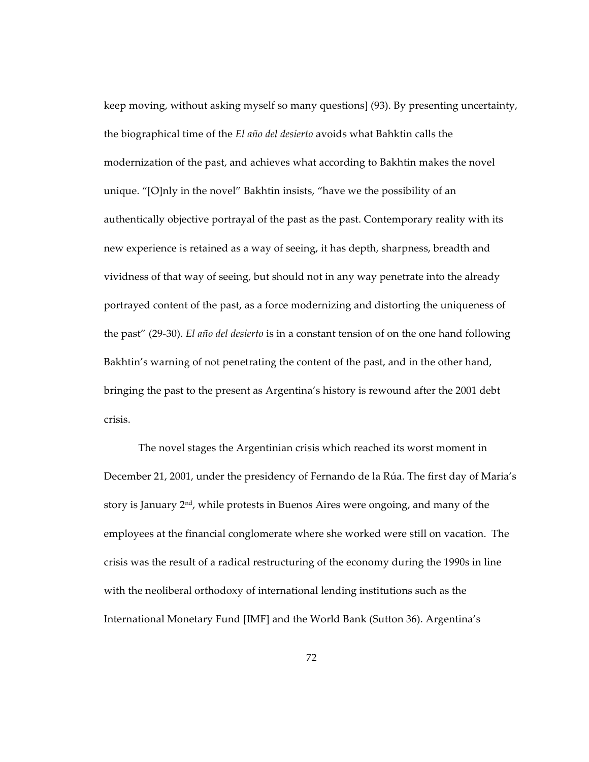keep moving, without asking myself so many questions] (93). By presenting uncertainty, the biographical time of the *El año del desierto* avoids what Bahktin calls the modernization of the past, and achieves what according to Bakhtin makes the novel unique. "[O]nly in the novel" Bakhtin insists, "have we the possibility of an authentically objective portrayal of the past as the past. Contemporary reality with its new experience is retained as a way of seeing, it has depth, sharpness, breadth and vividness of that way of seeing, but should not in any way penetrate into the already portrayed content of the past, as a force modernizing and distorting the uniqueness of the past" (29-30). *El año del desierto* is in a constant tension of on the one hand following Bakhtin's warning of not penetrating the content of the past, and in the other hand, bringing the past to the present as Argentina's history is rewound after the 2001 debt crisis.

The novel stages the Argentinian crisis which reached its worst moment in December 21, 2001, under the presidency of Fernando de la Rúa. The first day of Maria's story is January 2nd, while protests in Buenos Aires were ongoing, and many of the employees at the financial conglomerate where she worked were still on vacation. The crisis was the result of a radical restructuring of the economy during the 1990s in line with the neoliberal orthodoxy of international lending institutions such as the International Monetary Fund [IMF] and the World Bank (Sutton 36). Argentina's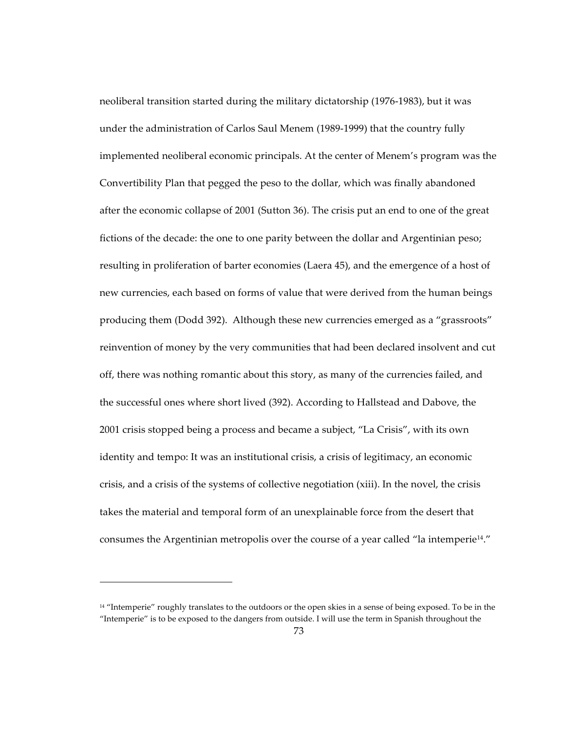neoliberal transition started during the military dictatorship (1976-1983), but it was under the administration of Carlos Saul Menem (1989-1999) that the country fully implemented neoliberal economic principals. At the center of Menem's program was the Convertibility Plan that pegged the peso to the dollar, which was finally abandoned after the economic collapse of 2001 (Sutton 36). The crisis put an end to one of the great fictions of the decade: the one to one parity between the dollar and Argentinian peso; resulting in proliferation of barter economies (Laera 45), and the emergence of a host of new currencies, each based on forms of value that were derived from the human beings producing them (Dodd 392). Although these new currencies emerged as a "grassroots" reinvention of money by the very communities that had been declared insolvent and cut off, there was nothing romantic about this story, as many of the currencies failed, and the successful ones where short lived (392). According to Hallstead and Dabove, the 2001 crisis stopped being a process and became a subject, "La Crisis", with its own identity and tempo: It was an institutional crisis, a crisis of legitimacy, an economic crisis, and a crisis of the systems of collective negotiation (xiii). In the novel, the crisis takes the material and temporal form of an unexplainable force from the desert that consumes the Argentinian metropolis over the course of a year called "la intemperie[14]."

---

[14] "Intemperie" roughly translates to the outdoors or the open skies in a sense of being exposed. To be in the "Intemperie" is to be exposed to the dangers from outside. I will use the term in Spanish throughout the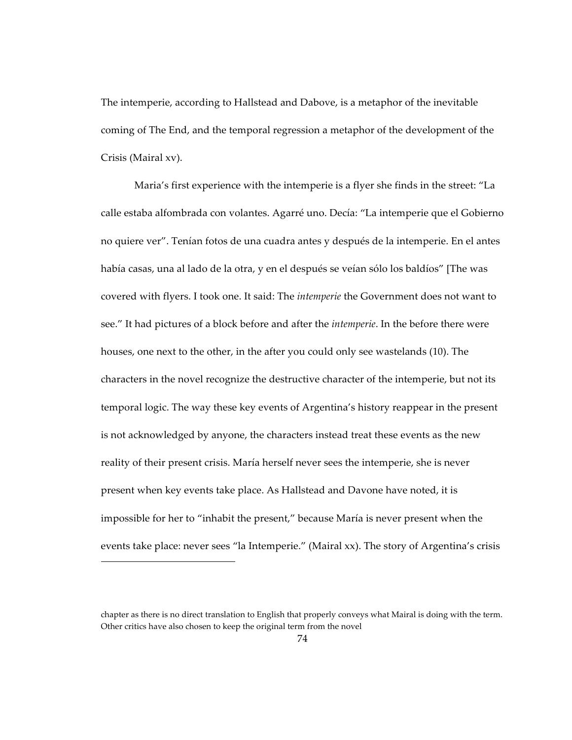The intemperie, according to Hallstead and Dabove, is a metaphor of the inevitable coming of The End, and the temporal regression a metaphor of the development of the Crisis (Mairal xv).

Maria's first experience with the intemperie is a flyer she finds in the street: "La calle estaba alfombrada con volantes. Agarré uno. Decía: "La intemperie que el Gobierno no quiere ver". Tenían fotos de una cuadra antes y después de la intemperie. En el antes había casas, una al lado de la otra, y en el después se veían sólo los baldíos" [The was covered with flyers. I took one. It said: The *intemperie* the Government does not want to see." It had pictures of a block before and after the *intemperie*. In the before there were houses, one next to the other, in the after you could only see wastelands (10). The characters in the novel recognize the destructive character of the intemperie, but not its temporal logic. The way these key events of Argentina's history reappear in the present is not acknowledged by anyone, the characters instead treat these events as the new reality of their present crisis. María herself never sees the intemperie, she is never present when key events take place. As Hallstead and Davone have noted, it is impossible for her to "inhabit the present," because María is never present when the events take place: never sees "la Intemperie." (Mairal xx). The story of Argentina's crisis

---

chapter as there is no direct translation to English that properly conveys what Mairal is doing with the term. Other critics have also chosen to keep the original term from the novel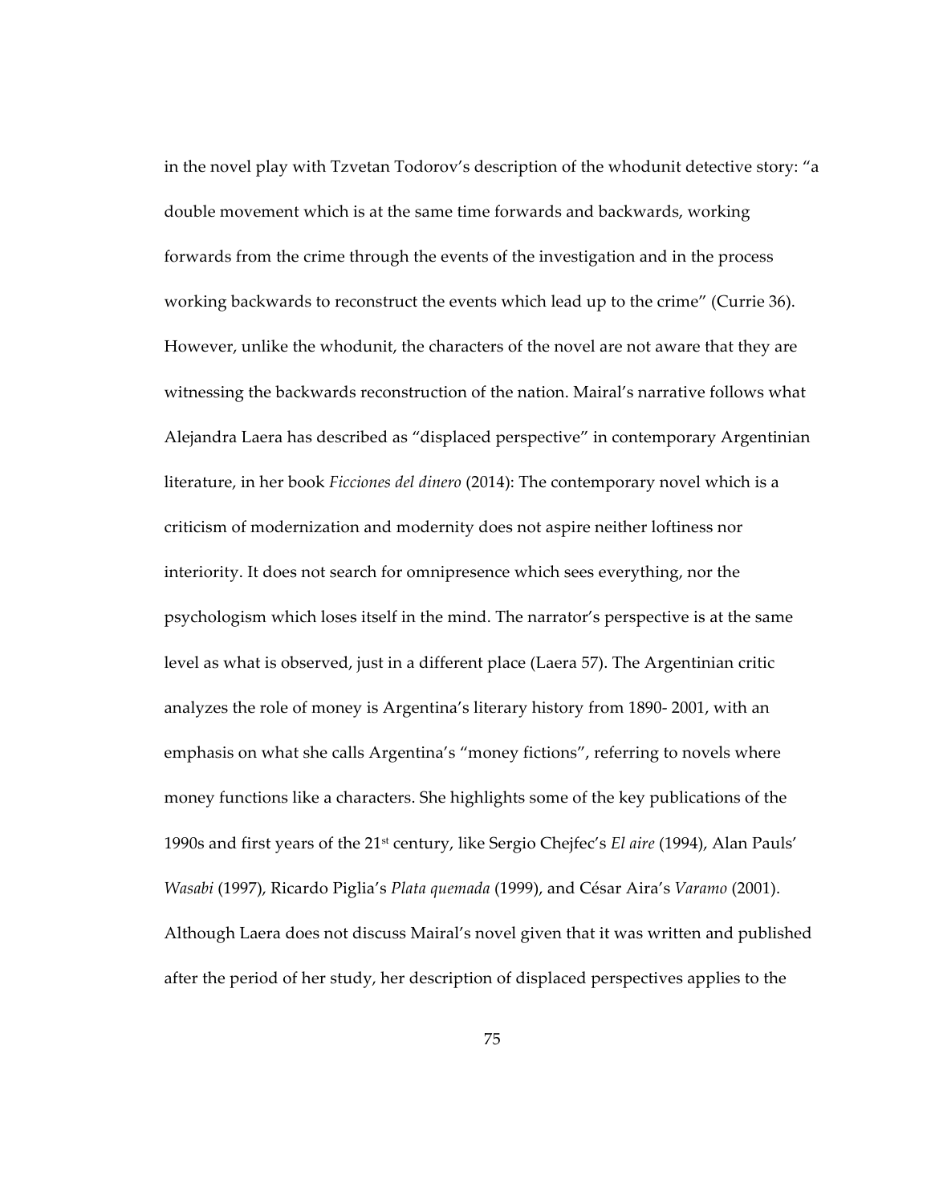in the novel play with Tzvetan Todorov's description of the whodunit detective story: "a double movement which is at the same time forwards and backwards, working forwards from the crime through the events of the investigation and in the process working backwards to reconstruct the events which lead up to the crime" (Currie 36). However, unlike the whodunit, the characters of the novel are not aware that they are witnessing the backwards reconstruction of the nation. Mairal's narrative follows what Alejandra Laera has described as "displaced perspective" in contemporary Argentinian literature, in her book *Ficciones del dinero* (2014): The contemporary novel which is a criticism of modernization and modernity does not aspire neither loftiness nor interiority. It does not search for omnipresence which sees everything, nor the psychologism which loses itself in the mind. The narrator's perspective is at the same level as what is observed, just in a different place (Laera 57). The Argentinian critic analyzes the role of money is Argentina's literary history from 1890- 2001, with an emphasis on what she calls Argentina's "money fictions", referring to novels where money functions like a characters. She highlights some of the key publications of the 1990s and first years of the 21st century, like Sergio Chejfec's *El aire* (1994), Alan Pauls' *Wasabi* (1997), Ricardo Piglia's *Plata quemada* (1999), and César Aira's *Varamo* (2001). Although Laera does not discuss Mairal's novel given that it was written and published after the period of her study, her description of displaced perspectives applies to the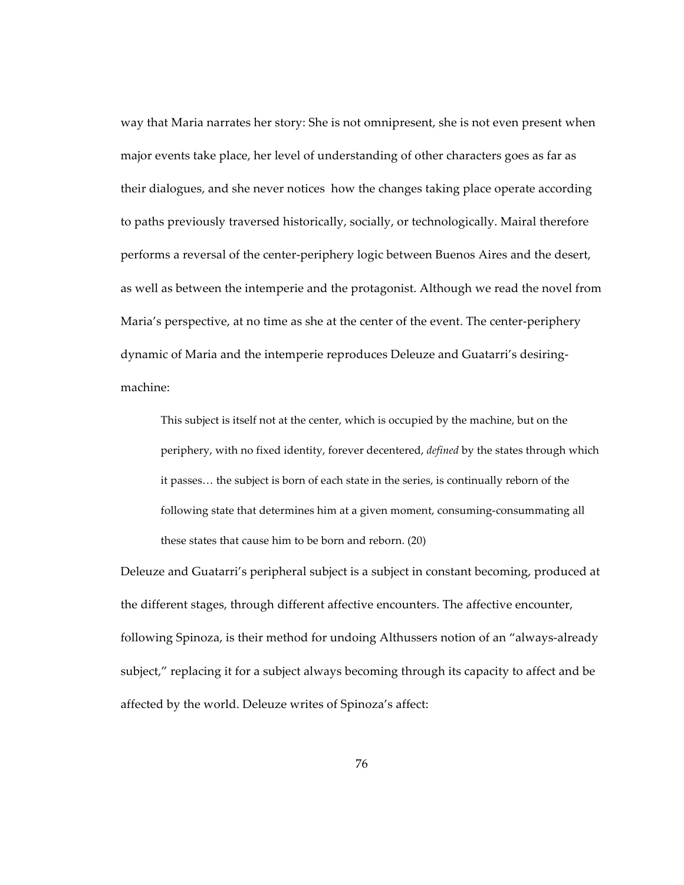way that Maria narrates her story: She is not omnipresent, she is not even present when major events take place, her level of understanding of other characters goes as far as their dialogues, and she never notices  how the changes taking place operate according to paths previously traversed historically, socially, or technologically. Mairal therefore performs a reversal of the center-periphery logic between Buenos Aires and the desert, as well as between the intemperie and the protagonist. Although we read the novel from Maria's perspective, at no time as she at the center of the event. The center-periphery dynamic of Maria and the intemperie reproduces Deleuze and Guatarri's desiring-machine:

> This subject is itself not at the center, which is occupied by the machine, but on the periphery, with no fixed identity, forever decentered, *defined* by the states through which it passes… the subject is born of each state in the series, is continually reborn of the following state that determines him at a given moment, consuming-consummating all these states that cause him to be born and reborn. (20)

Deleuze and Guatarri's peripheral subject is a subject in constant becoming, produced at the different stages, through different affective encounters. The affective encounter, following Spinoza, is their method for undoing Althussers notion of an "always-already subject," replacing it for a subject always becoming through its capacity to affect and be affected by the world. Deleuze writes of Spinoza's affect: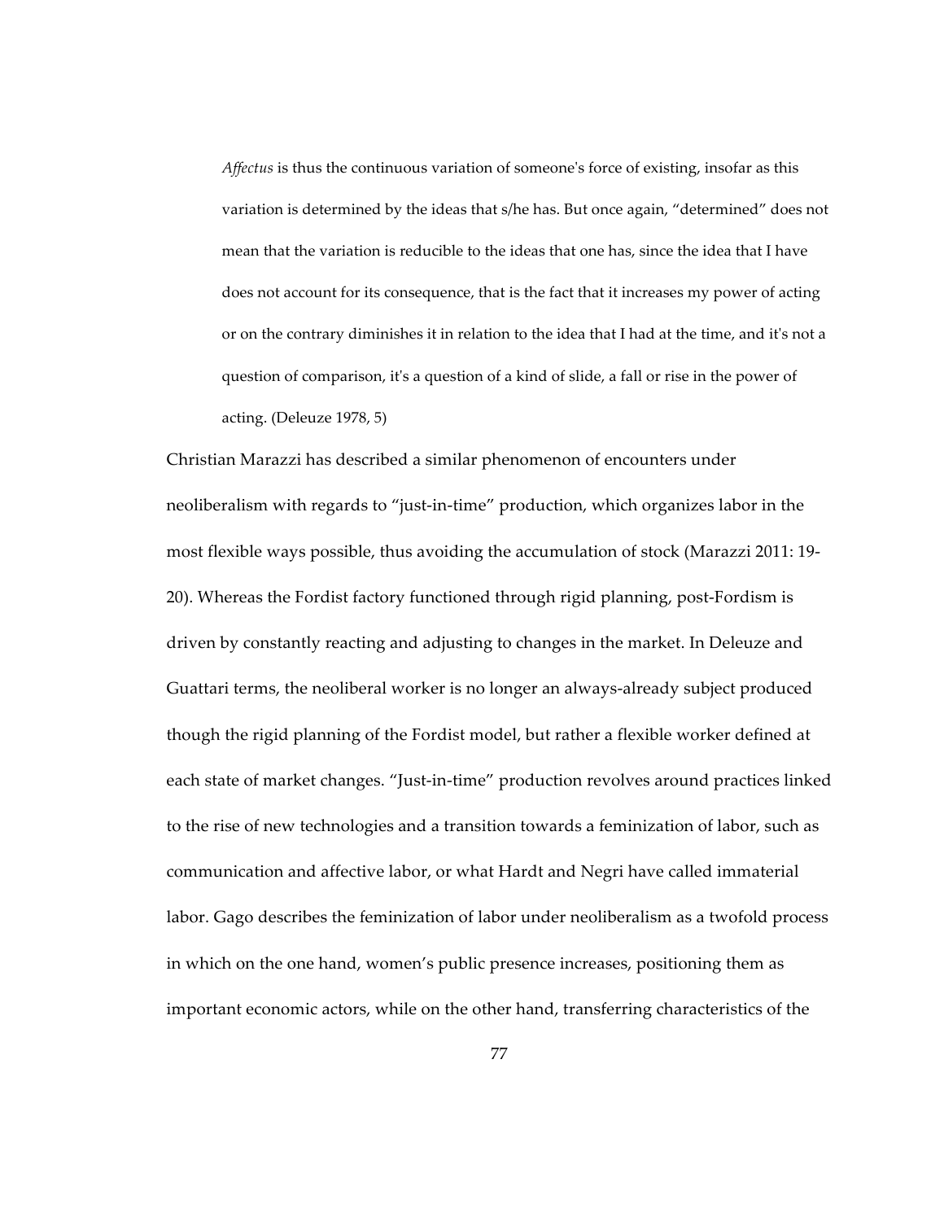> *Affectus* is thus the continuous variation of someone's force of existing, insofar as this variation is determined by the ideas that s/he has. But once again, "determined" does not mean that the variation is reducible to the ideas that one has, since the idea that I have does not account for its consequence, that is the fact that it increases my power of acting or on the contrary diminishes it in relation to the idea that I had at the time, and it's not a question of comparison, it's a question of a kind of slide, a fall or rise in the power of acting. (Deleuze 1978, 5)

Christian Marazzi has described a similar phenomenon of encounters under neoliberalism with regards to "just-in-time" production, which organizes labor in the most flexible ways possible, thus avoiding the accumulation of stock (Marazzi 2011: 19-20). Whereas the Fordist factory functioned through rigid planning, post-Fordism is driven by constantly reacting and adjusting to changes in the market. In Deleuze and Guattari terms, the neoliberal worker is no longer an always-already subject produced though the rigid planning of the Fordist model, but rather a flexible worker defined at each state of market changes. "Just-in-time" production revolves around practices linked to the rise of new technologies and a transition towards a feminization of labor, such as communication and affective labor, or what Hardt and Negri have called immaterial labor. Gago describes the feminization of labor under neoliberalism as a twofold process in which on the one hand, women's public presence increases, positioning them as important economic actors, while on the other hand, transferring characteristics of the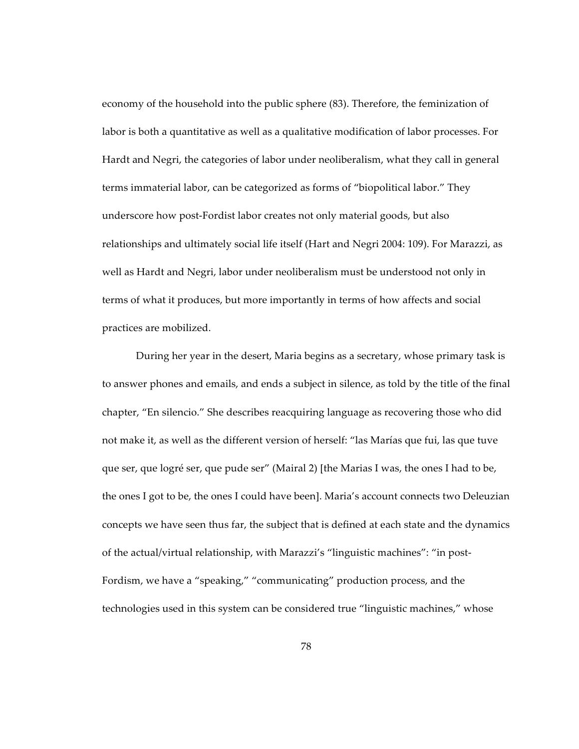economy of the household into the public sphere (83). Therefore, the feminization of labor is both a quantitative as well as a qualitative modification of labor processes. For Hardt and Negri, the categories of labor under neoliberalism, what they call in general terms immaterial labor, can be categorized as forms of "biopolitical labor." They underscore how post-Fordist labor creates not only material goods, but also relationships and ultimately social life itself (Hart and Negri 2004: 109). For Marazzi, as well as Hardt and Negri, labor under neoliberalism must be understood not only in terms of what it produces, but more importantly in terms of how affects and social practices are mobilized.

During her year in the desert, Maria begins as a secretary, whose primary task is to answer phones and emails, and ends a subject in silence, as told by the title of the final chapter, "En silencio." She describes reacquiring language as recovering those who did not make it, as well as the different version of herself: "las Marías que fui, las que tuve que ser, que logré ser, que pude ser" (Mairal 2) [the Marias I was, the ones I had to be, the ones I got to be, the ones I could have been]. Maria's account connects two Deleuzian concepts we have seen thus far, the subject that is defined at each state and the dynamics of the actual/virtual relationship, with Marazzi's "linguistic machines": "in post-Fordism, we have a "speaking," "communicating" production process, and the technologies used in this system can be considered true "linguistic machines," whose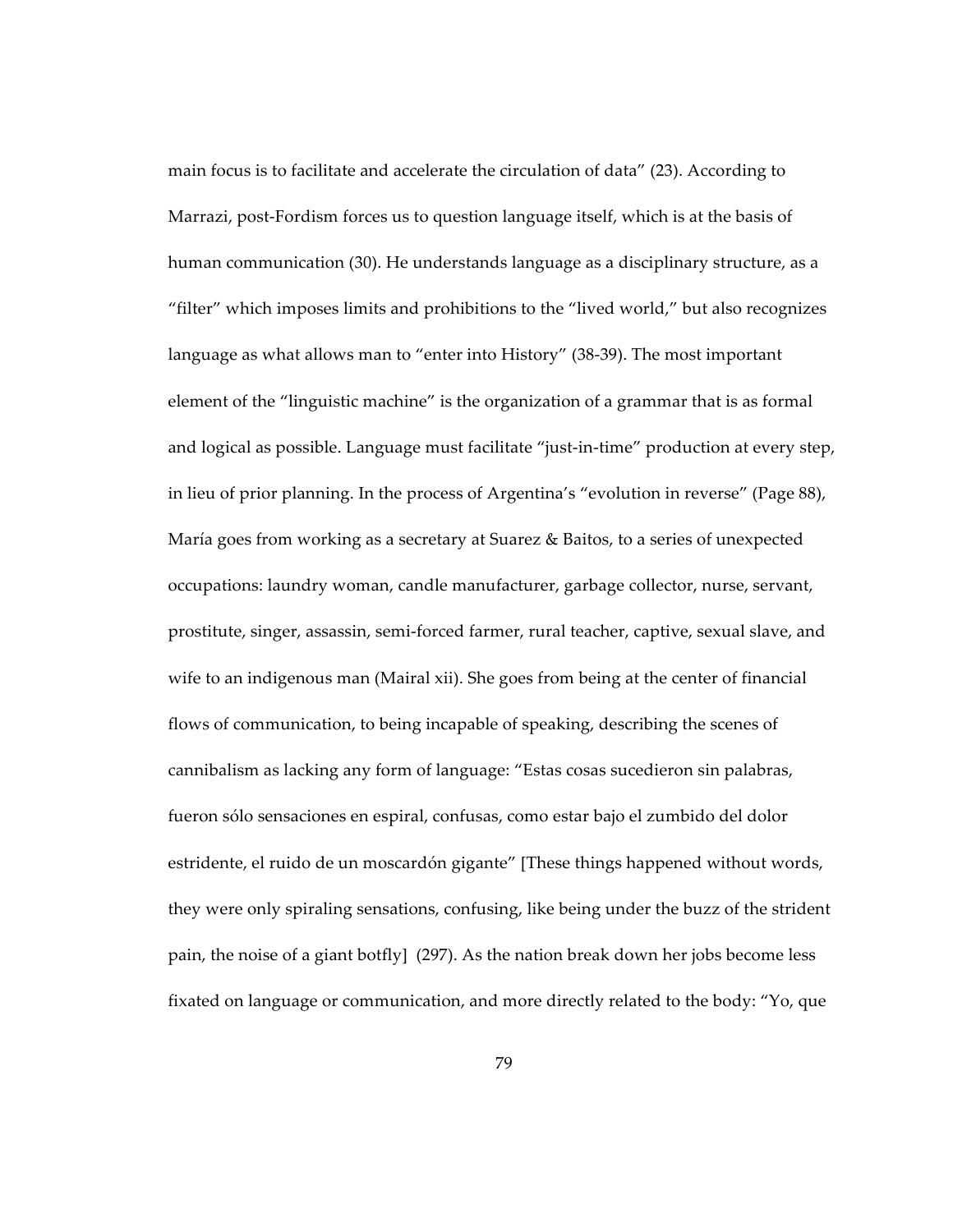main focus is to facilitate and accelerate the circulation of data" (23). According to Marrazi, post-Fordism forces us to question language itself, which is at the basis of human communication (30). He understands language as a disciplinary structure, as a "filter" which imposes limits and prohibitions to the "lived world," but also recognizes language as what allows man to "enter into History" (38-39). The most important element of the "linguistic machine" is the organization of a grammar that is as formal and logical as possible. Language must facilitate "just-in-time" production at every step, in lieu of prior planning. In the process of Argentina's "evolution in reverse" (Page 88), María goes from working as a secretary at Suarez & Baitos, to a series of unexpected occupations: laundry woman, candle manufacturer, garbage collector, nurse, servant, prostitute, singer, assassin, semi-forced farmer, rural teacher, captive, sexual slave, and wife to an indigenous man (Mairal xii). She goes from being at the center of financial flows of communication, to being incapable of speaking, describing the scenes of cannibalism as lacking any form of language: "Estas cosas sucedieron sin palabras, fueron sólo sensaciones en espiral, confusas, como estar bajo el zumbido del dolor estridente, el ruido de un moscardón gigante" [These things happened without words, they were only spiraling sensations, confusing, like being under the buzz of the strident pain, the noise of a giant botfly] (297). As the nation break down her jobs become less fixated on language or communication, and more directly related to the body: "Yo, que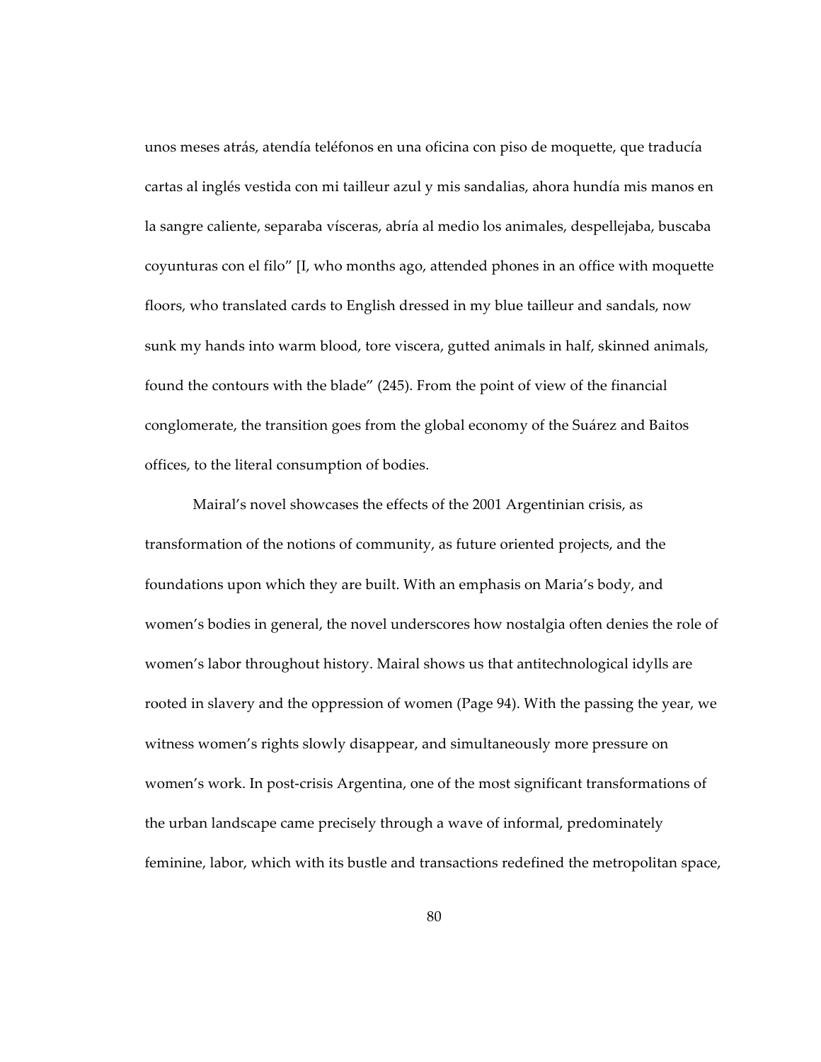unos meses atrás, atendía teléfonos en una oficina con piso de moquette, que traducía cartas al inglés vestida con mi tailleur azul y mis sandalias, ahora hundía mis manos en la sangre caliente, separaba vísceras, abría al medio los animales, despellejaba, buscaba coyunturas con el filo" [I, who months ago, attended phones in an office with moquette floors, who translated cards to English dressed in my blue tailleur and sandals, now sunk my hands into warm blood, tore viscera, gutted animals in half, skinned animals, found the contours with the blade" (245). From the point of view of the financial conglomerate, the transition goes from the global economy of the Suárez and Baitos offices, to the literal consumption of bodies.

Mairal's novel showcases the effects of the 2001 Argentinian crisis, as transformation of the notions of community, as future oriented projects, and the foundations upon which they are built. With an emphasis on Maria's body, and women's bodies in general, the novel underscores how nostalgia often denies the role of women's labor throughout history. Mairal shows us that antitechnological idylls are rooted in slavery and the oppression of women (Page 94). With the passing the year, we witness women's rights slowly disappear, and simultaneously more pressure on women's work. In post-crisis Argentina, one of the most significant transformations of the urban landscape came precisely through a wave of informal, predominately feminine, labor, which with its bustle and transactions redefined the metropolitan space,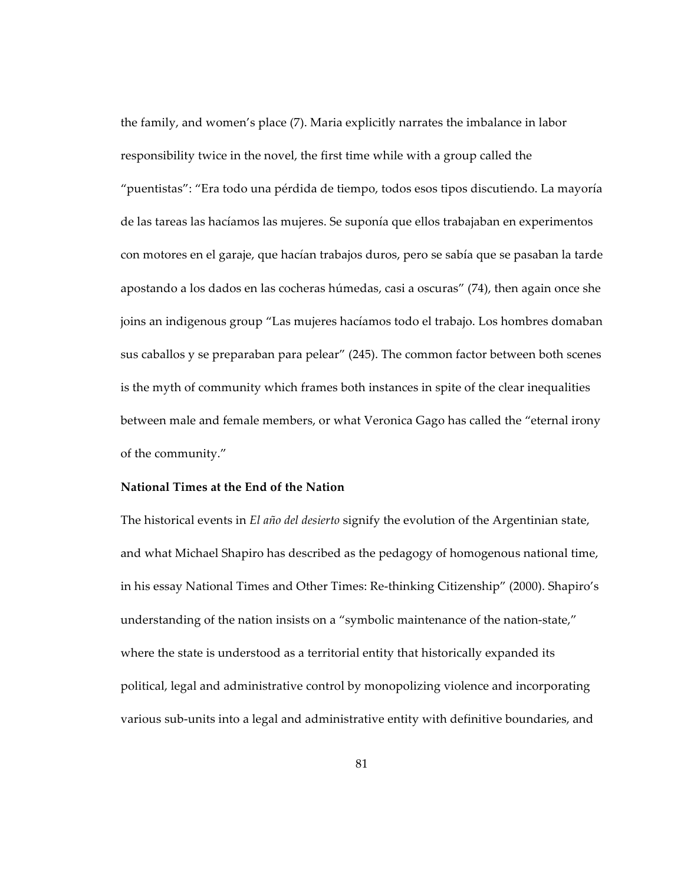the family, and women's place (7). Maria explicitly narrates the imbalance in labor responsibility twice in the novel, the first time while with a group called the "puentistas": "Era todo una pérdida de tiempo, todos esos tipos discutiendo. La mayoría de las tareas las hacíamos las mujeres. Se suponía que ellos trabajaban en experimentos con motores en el garaje, que hacían trabajos duros, pero se sabía que se pasaban la tarde apostando a los dados en las cocheras húmedas, casi a oscuras" (74), then again once she joins an indigenous group "Las mujeres hacíamos todo el trabajo. Los hombres domaban sus caballos y se preparaban para pelear" (245). The common factor between both scenes is the myth of community which frames both instances in spite of the clear inequalities between male and female members, or what Veronica Gago has called the "eternal irony of the community."

**National Times at the End of the Nation**

The historical events in *El año del desierto* signify the evolution of the Argentinian state, and what Michael Shapiro has described as the pedagogy of homogenous national time, in his essay National Times and Other Times: Re-thinking Citizenship" (2000). Shapiro's understanding of the nation insists on a "symbolic maintenance of the nation-state," where the state is understood as a territorial entity that historically expanded its political, legal and administrative control by monopolizing violence and incorporating various sub-units into a legal and administrative entity with definitive boundaries, and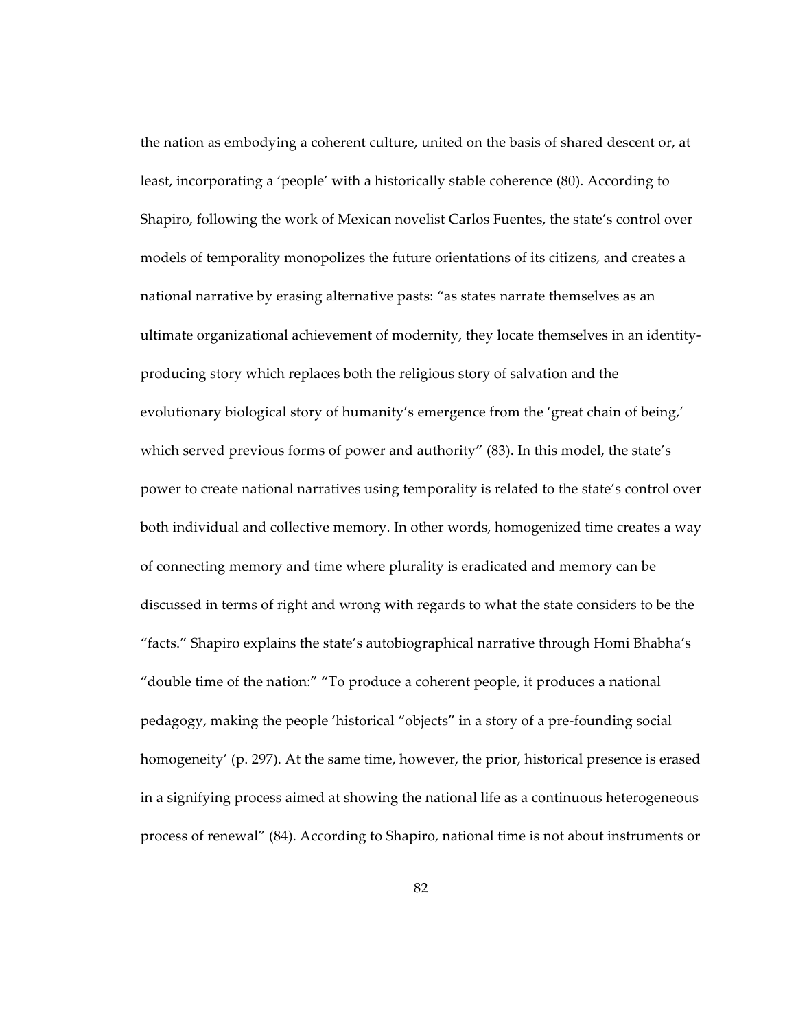the nation as embodying a coherent culture, united on the basis of shared descent or, at least, incorporating a 'people' with a historically stable coherence (80). According to Shapiro, following the work of Mexican novelist Carlos Fuentes, the state's control over models of temporality monopolizes the future orientations of its citizens, and creates a national narrative by erasing alternative pasts: "as states narrate themselves as an ultimate organizational achievement of modernity, they locate themselves in an identity-producing story which replaces both the religious story of salvation and the evolutionary biological story of humanity's emergence from the 'great chain of being,' which served previous forms of power and authority" (83). In this model, the state's power to create national narratives using temporality is related to the state's control over both individual and collective memory. In other words, homogenized time creates a way of connecting memory and time where plurality is eradicated and memory can be discussed in terms of right and wrong with regards to what the state considers to be the "facts." Shapiro explains the state's autobiographical narrative through Homi Bhabha's "double time of the nation:" "To produce a coherent people, it produces a national pedagogy, making the people 'historical "objects" in a story of a pre-founding social homogeneity' (p. 297). At the same time, however, the prior, historical presence is erased in a signifying process aimed at showing the national life as a continuous heterogeneous process of renewal" (84). According to Shapiro, national time is not about instruments or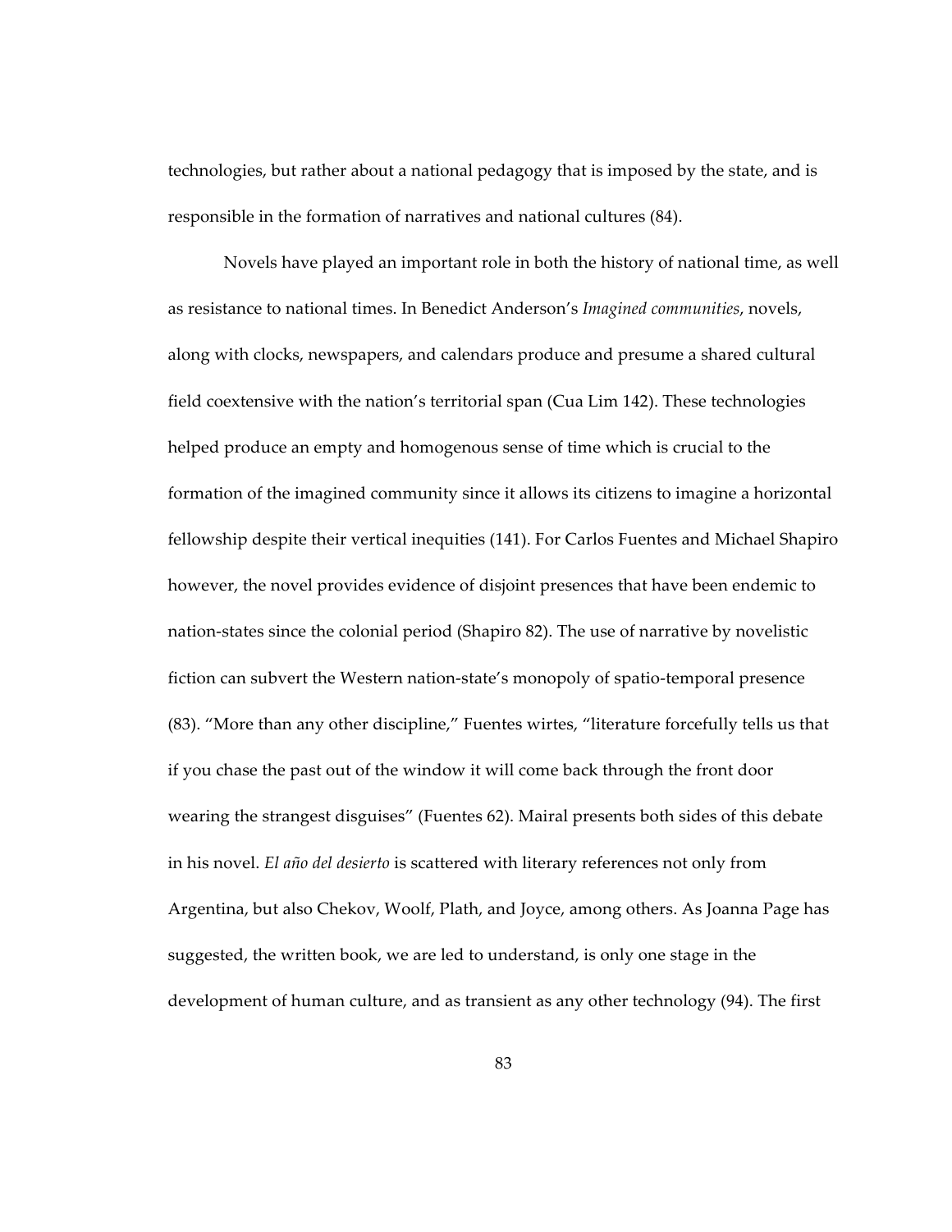technologies, but rather about a national pedagogy that is imposed by the state, and is responsible in the formation of narratives and national cultures (84).

Novels have played an important role in both the history of national time, as well as resistance to national times. In Benedict Anderson's *Imagined communities*, novels, along with clocks, newspapers, and calendars produce and presume a shared cultural field coextensive with the nation's territorial span (Cua Lim 142). These technologies helped produce an empty and homogenous sense of time which is crucial to the formation of the imagined community since it allows its citizens to imagine a horizontal fellowship despite their vertical inequities (141). For Carlos Fuentes and Michael Shapiro however, the novel provides evidence of disjoint presences that have been endemic to nation-states since the colonial period (Shapiro 82). The use of narrative by novelistic fiction can subvert the Western nation-state's monopoly of spatio-temporal presence (83). "More than any other discipline," Fuentes wirtes, "literature forcefully tells us that if you chase the past out of the window it will come back through the front door wearing the strangest disguises" (Fuentes 62). Mairal presents both sides of this debate in his novel. *El año del desierto* is scattered with literary references not only from Argentina, but also Chekov, Woolf, Plath, and Joyce, among others. As Joanna Page has suggested, the written book, we are led to understand, is only one stage in the development of human culture, and as transient as any other technology (94). The first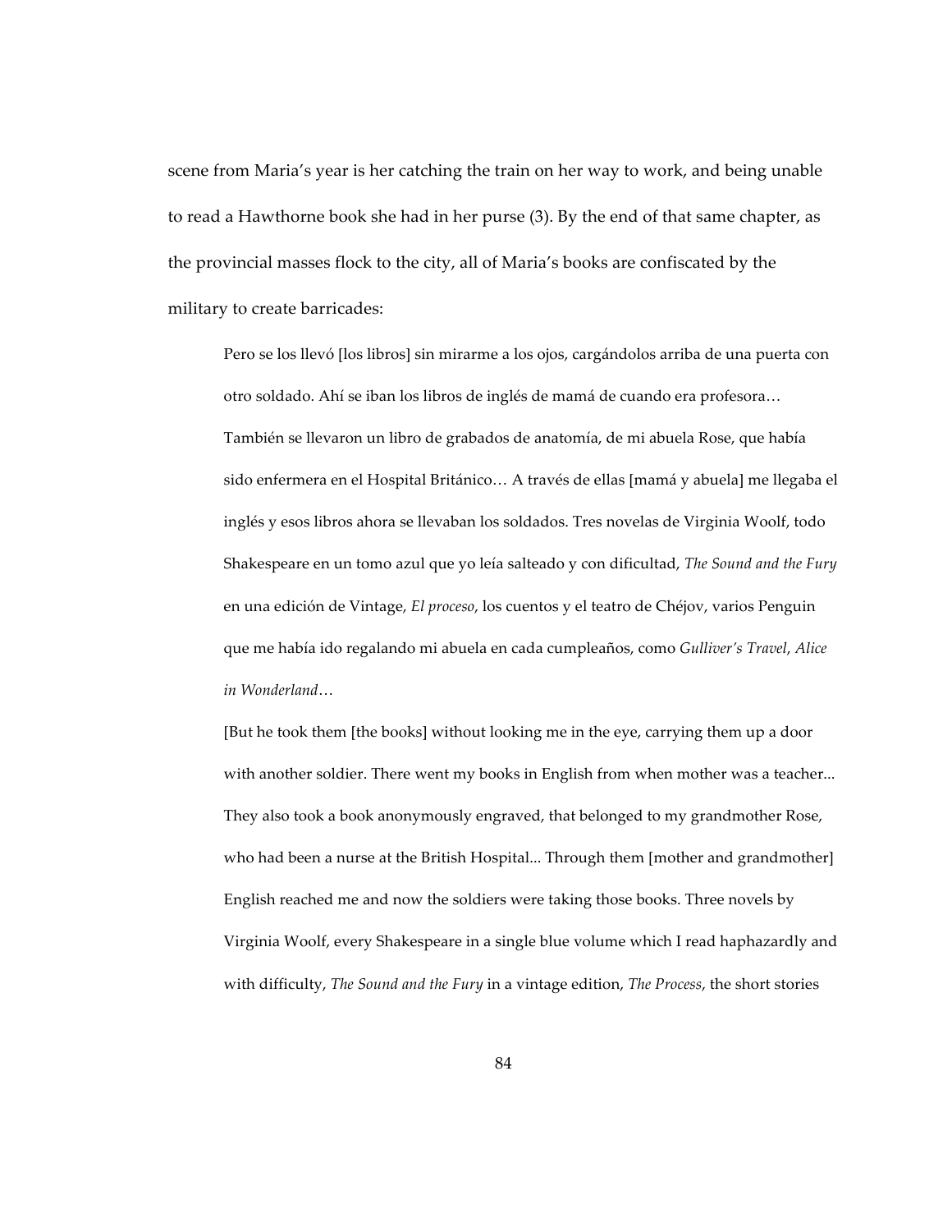scene from Maria's year is her catching the train on her way to work, and being unable to read a Hawthorne book she had in her purse (3). By the end of that same chapter, as the provincial masses flock to the city, all of Maria's books are confiscated by the military to create barricades:

> Pero se los llevó [los libros] sin mirarme a los ojos, cargándolos arriba de una puerta con otro soldado. Ahí se iban los libros de inglés de mamá de cuando era profesora… También se llevaron un libro de grabados de anatomía, de mi abuela Rose, que había sido enfermera en el Hospital Británico… A través de ellas [mamá y abuela] me llegaba el inglés y esos libros ahora se llevaban los soldados. Tres novelas de Virginia Woolf, todo Shakespeare en un tomo azul que yo leía salteado y con dificultad, *The Sound and the Fury* en una edición de Vintage, *El proceso*, los cuentos y el teatro de Chéjov, varios Penguin que me había ido regalando mi abuela en cada cumpleaños, como *Gulliver's Travel*, *Alice in Wonderland*…
>
> [But he took them [the books] without looking me in the eye, carrying them up a door with another soldier. There went my books in English from when mother was a teacher... They also took a book anonymously engraved, that belonged to my grandmother Rose, who had been a nurse at the British Hospital... Through them [mother and grandmother] English reached me and now the soldiers were taking those books. Three novels by Virginia Woolf, every Shakespeare in a single blue volume which I read haphazardly and with difficulty, *The Sound and the Fury* in a vintage edition, *The Process*, the short stories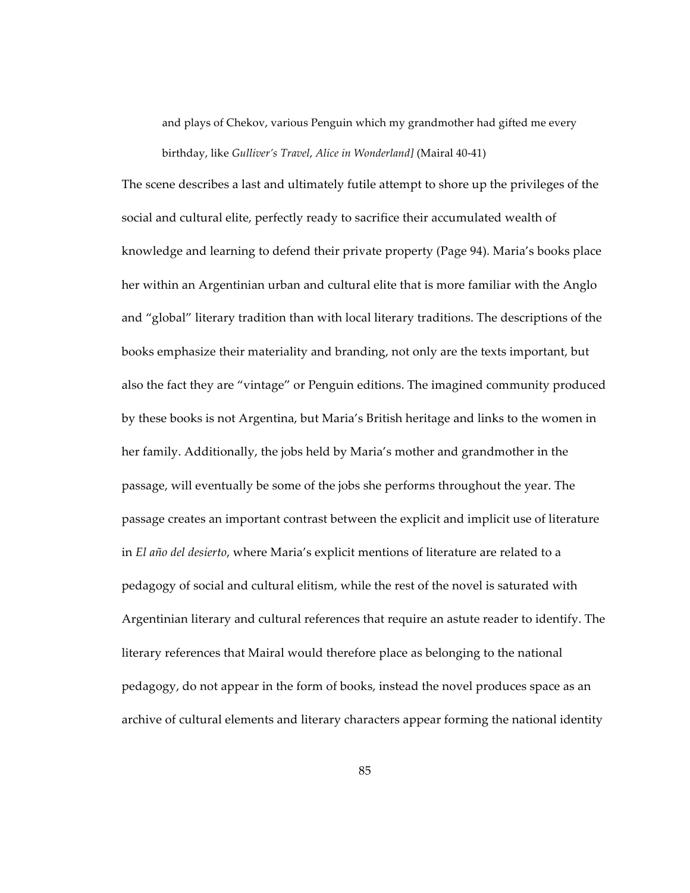> and plays of Chekov, various Penguin which my grandmother had gifted me every birthday, like *Gulliver's Travel*, *Alice in Wonderland]* (Mairal 40-41)

The scene describes a last and ultimately futile attempt to shore up the privileges of the social and cultural elite, perfectly ready to sacrifice their accumulated wealth of knowledge and learning to defend their private property (Page 94). Maria's books place her within an Argentinian urban and cultural elite that is more familiar with the Anglo and "global" literary tradition than with local literary traditions. The descriptions of the books emphasize their materiality and branding, not only are the texts important, but also the fact they are "vintage" or Penguin editions. The imagined community produced by these books is not Argentina, but Maria's British heritage and links to the women in her family. Additionally, the jobs held by Maria's mother and grandmother in the passage, will eventually be some of the jobs she performs throughout the year. The passage creates an important contrast between the explicit and implicit use of literature in *El año del desierto*, where Maria's explicit mentions of literature are related to a pedagogy of social and cultural elitism, while the rest of the novel is saturated with Argentinian literary and cultural references that require an astute reader to identify. The literary references that Mairal would therefore place as belonging to the national pedagogy, do not appear in the form of books, instead the novel produces space as an archive of cultural elements and literary characters appear forming the national identity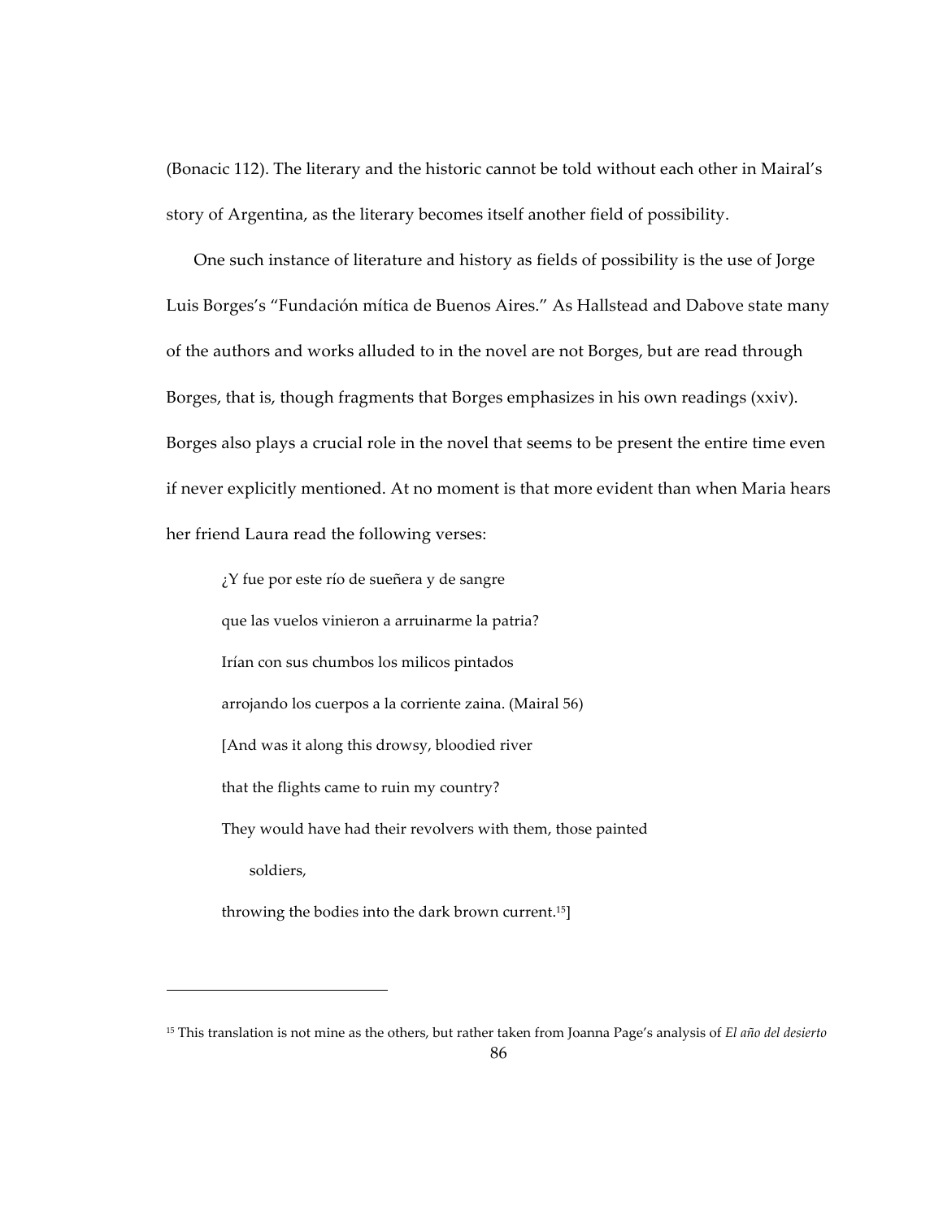(Bonacic 112). The literary and the historic cannot be told without each other in Mairal's story of Argentina, as the literary becomes itself another field of possibility.

One such instance of literature and history as fields of possibility is the use of Jorge Luis Borges's "Fundación mítica de Buenos Aires." As Hallstead and Dabove state many of the authors and works alluded to in the novel are not Borges, but are read through Borges, that is, though fragments that Borges emphasizes in his own readings (xxiv). Borges also plays a crucial role in the novel that seems to be present the entire time even if never explicitly mentioned. At no moment is that more evident than when Maria hears her friend Laura read the following verses:

> ¿Y fue por este río de sueñera y de sangre
>
> que las vuelos vinieron a arruinarme la patria?
>
> Irían con sus chumbos los milicos pintados
>
> arrojando los cuerpos a la corriente zaina. (Mairal 56)
>
> [And was it along this drowsy, bloodied river
>
> that the flights came to ruin my country?
>
> They would have had their revolvers with them, those painted soldiers,
>
> throwing the bodies into the dark brown current.[15]]

---

[15] This translation is not mine as the others, but rather taken from Joanna Page's analysis of *El año del desierto*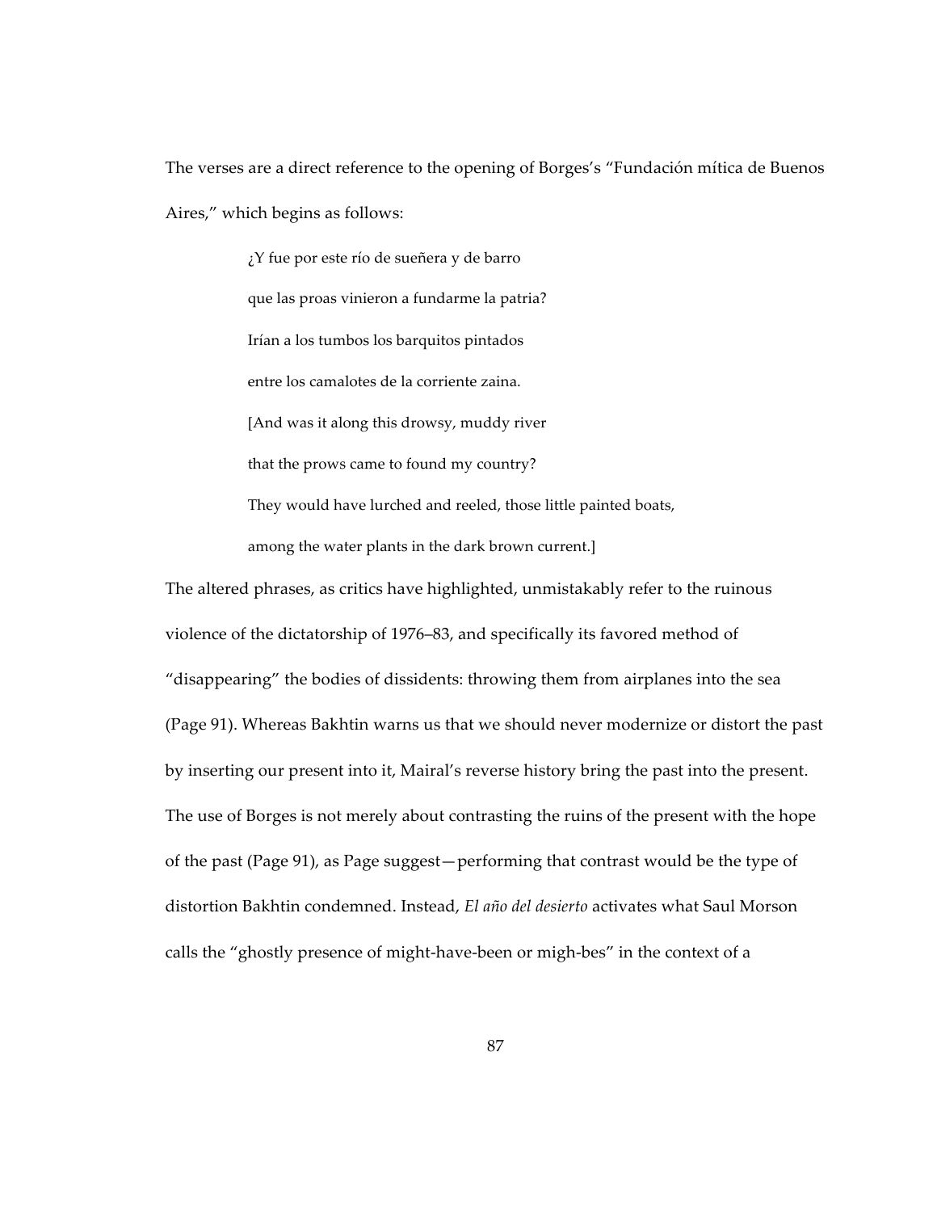The verses are a direct reference to the opening of Borges's "Fundación mítica de Buenos Aires," which begins as follows:

> ¿Y fue por este río de sueñera y de barro
> que las proas vinieron a fundarme la patria?
> Irían a los tumbos los barquitos pintados
> entre los camalotes de la corriente zaina.
> [And was it along this drowsy, muddy river
> that the prows came to found my country?
> They would have lurched and reeled, those little painted boats,
> among the water plants in the dark brown current.]

The altered phrases, as critics have highlighted, unmistakably refer to the ruinous violence of the dictatorship of 1976–83, and specifically its favored method of "disappearing" the bodies of dissidents: throwing them from airplanes into the sea (Page 91). Whereas Bakhtin warns us that we should never modernize or distort the past by inserting our present into it, Mairal's reverse history bring the past into the present. The use of Borges is not merely about contrasting the ruins of the present with the hope of the past (Page 91), as Page suggest—performing that contrast would be the type of distortion Bakhtin condemned. Instead, *El año del desierto* activates what Saul Morson calls the "ghostly presence of might-have-been or migh-bes" in the context of a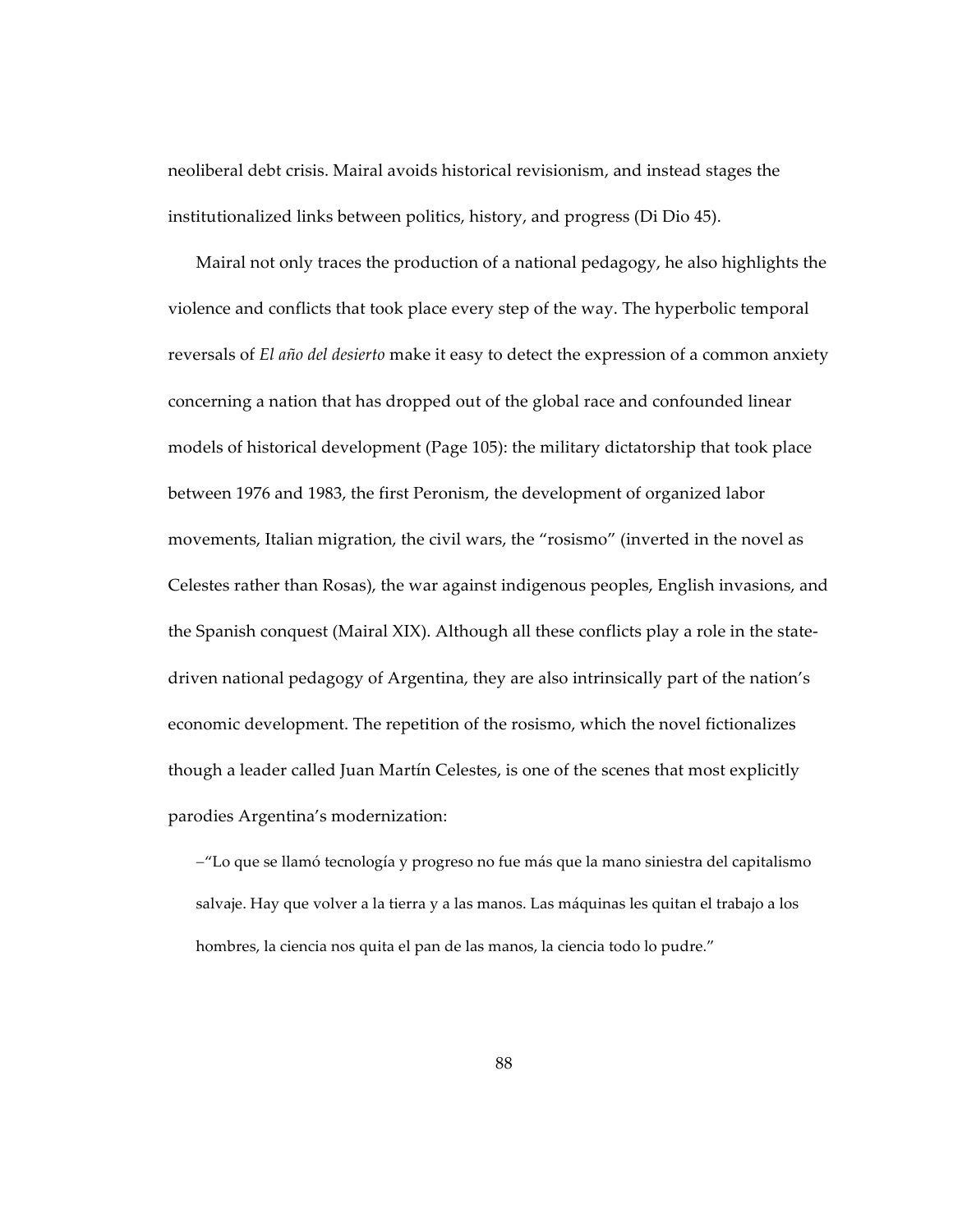neoliberal debt crisis. Mairal avoids historical revisionism, and instead stages the institutionalized links between politics, history, and progress (Di Dio 45).

Mairal not only traces the production of a national pedagogy, he also highlights the violence and conflicts that took place every step of the way. The hyperbolic temporal reversals of *El año del desierto* make it easy to detect the expression of a common anxiety concerning a nation that has dropped out of the global race and confounded linear models of historical development (Page 105): the military dictatorship that took place between 1976 and 1983, the first Peronism, the development of organized labor movements, Italian migration, the civil wars, the "rosismo" (inverted in the novel as Celestes rather than Rosas), the war against indigenous peoples, English invasions, and the Spanish conquest (Mairal XIX). Although all these conflicts play a role in the state-driven national pedagogy of Argentina, they are also intrinsically part of the nation's economic development. The repetition of the rosismo, which the novel fictionalizes though a leader called Juan Martín Celestes, is one of the scenes that most explicitly parodies Argentina's modernization:

> –"Lo que se llamó tecnología y progreso no fue más que la mano siniestra del capitalismo salvaje. Hay que volver a la tierra y a las manos. Las máquinas les quitan el trabajo a los hombres, la ciencia nos quita el pan de las manos, la ciencia todo lo pudre."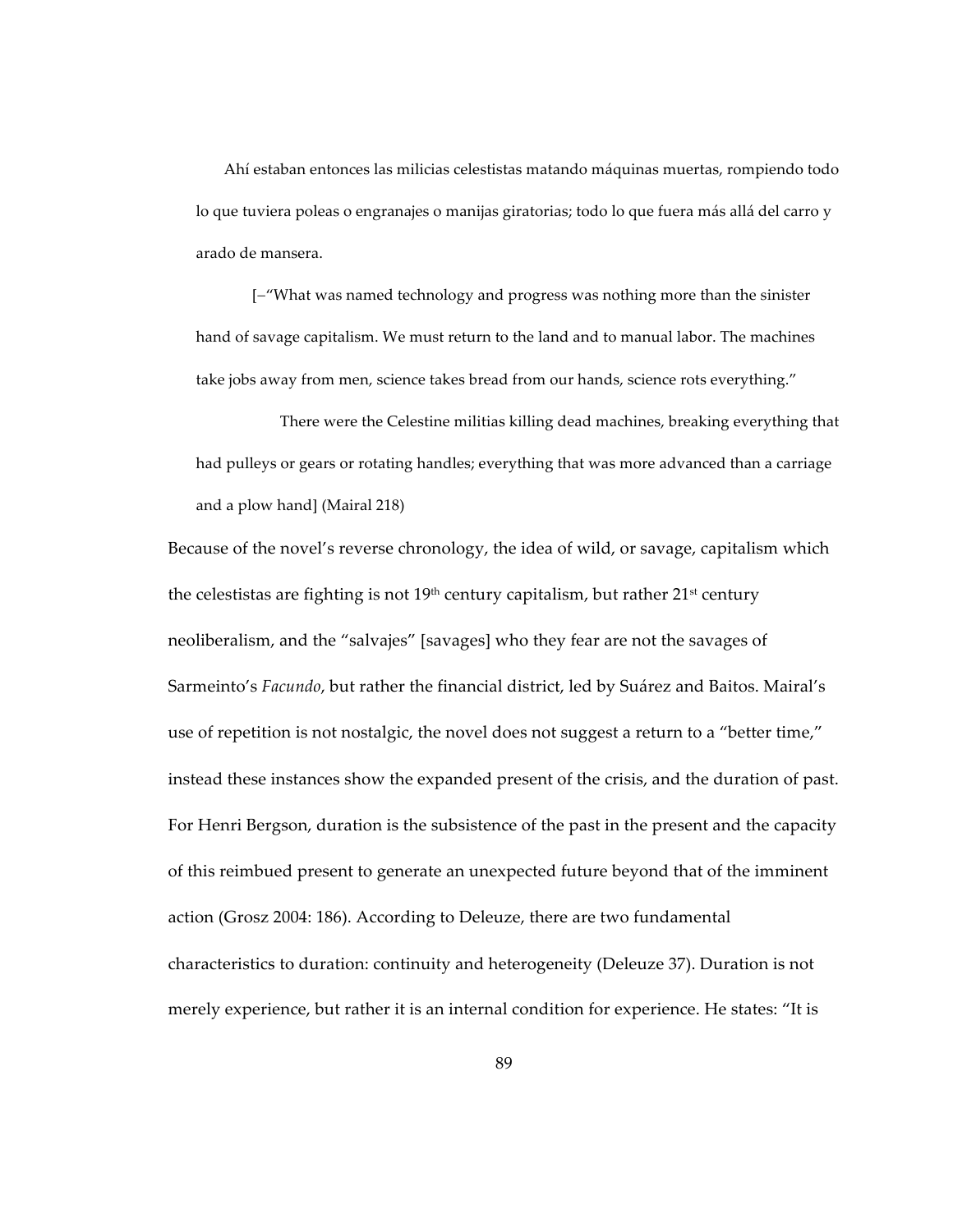Ahí estaban entonces las milicias celestistas matando máquinas muertas, rompiendo todo lo que tuviera poleas o engranajes o manijas giratorias; todo lo que fuera más allá del carro y arado de mansera.

[–"What was named technology and progress was nothing more than the sinister hand of savage capitalism. We must return to the land and to manual labor. The machines take jobs away from men, science takes bread from our hands, science rots everything."

There were the Celestine militias killing dead machines, breaking everything that had pulleys or gears or rotating handles; everything that was more advanced than a carriage and a plow hand] (Mairal 218)

Because of the novel's reverse chronology, the idea of wild, or savage, capitalism which the celestistas are fighting is not 19th century capitalism, but rather 21st century neoliberalism, and the "salvajes" [savages] who they fear are not the savages of Sarmeinto's *Facundo*, but rather the financial district, led by Suárez and Baitos. Mairal's use of repetition is not nostalgic, the novel does not suggest a return to a "better time," instead these instances show the expanded present of the crisis, and the duration of past. For Henri Bergson, duration is the subsistence of the past in the present and the capacity of this reimbued present to generate an unexpected future beyond that of the imminent action (Grosz 2004: 186). According to Deleuze, there are two fundamental characteristics to duration: continuity and heterogeneity (Deleuze 37). Duration is not merely experience, but rather it is an internal condition for experience. He states: "It is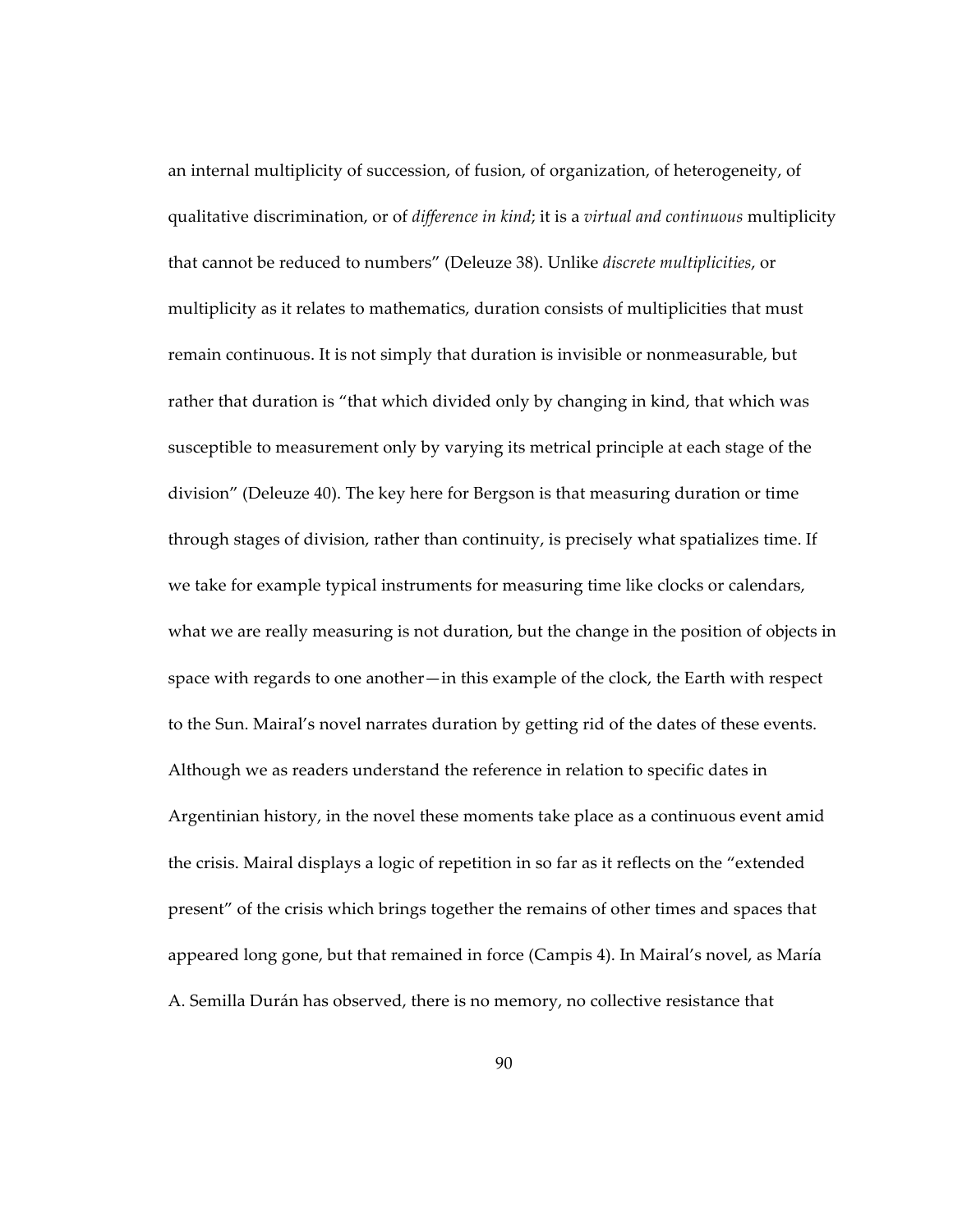an internal multiplicity of succession, of fusion, of organization, of heterogeneity, of qualitative discrimination, or of *difference in kind*; it is a *virtual and continuous* multiplicity that cannot be reduced to numbers" (Deleuze 38). Unlike *discrete multiplicities*, or multiplicity as it relates to mathematics, duration consists of multiplicities that must remain continuous. It is not simply that duration is invisible or nonmeasurable, but rather that duration is "that which divided only by changing in kind, that which was susceptible to measurement only by varying its metrical principle at each stage of the division" (Deleuze 40). The key here for Bergson is that measuring duration or time through stages of division, rather than continuity, is precisely what spatializes time. If we take for example typical instruments for measuring time like clocks or calendars, what we are really measuring is not duration, but the change in the position of objects in space with regards to one another—in this example of the clock, the Earth with respect to the Sun. Mairal's novel narrates duration by getting rid of the dates of these events. Although we as readers understand the reference in relation to specific dates in Argentinian history, in the novel these moments take place as a continuous event amid the crisis. Mairal displays a logic of repetition in so far as it reflects on the "extended present" of the crisis which brings together the remains of other times and spaces that appeared long gone, but that remained in force (Campis 4). In Mairal's novel, as María A. Semilla Durán has observed, there is no memory, no collective resistance that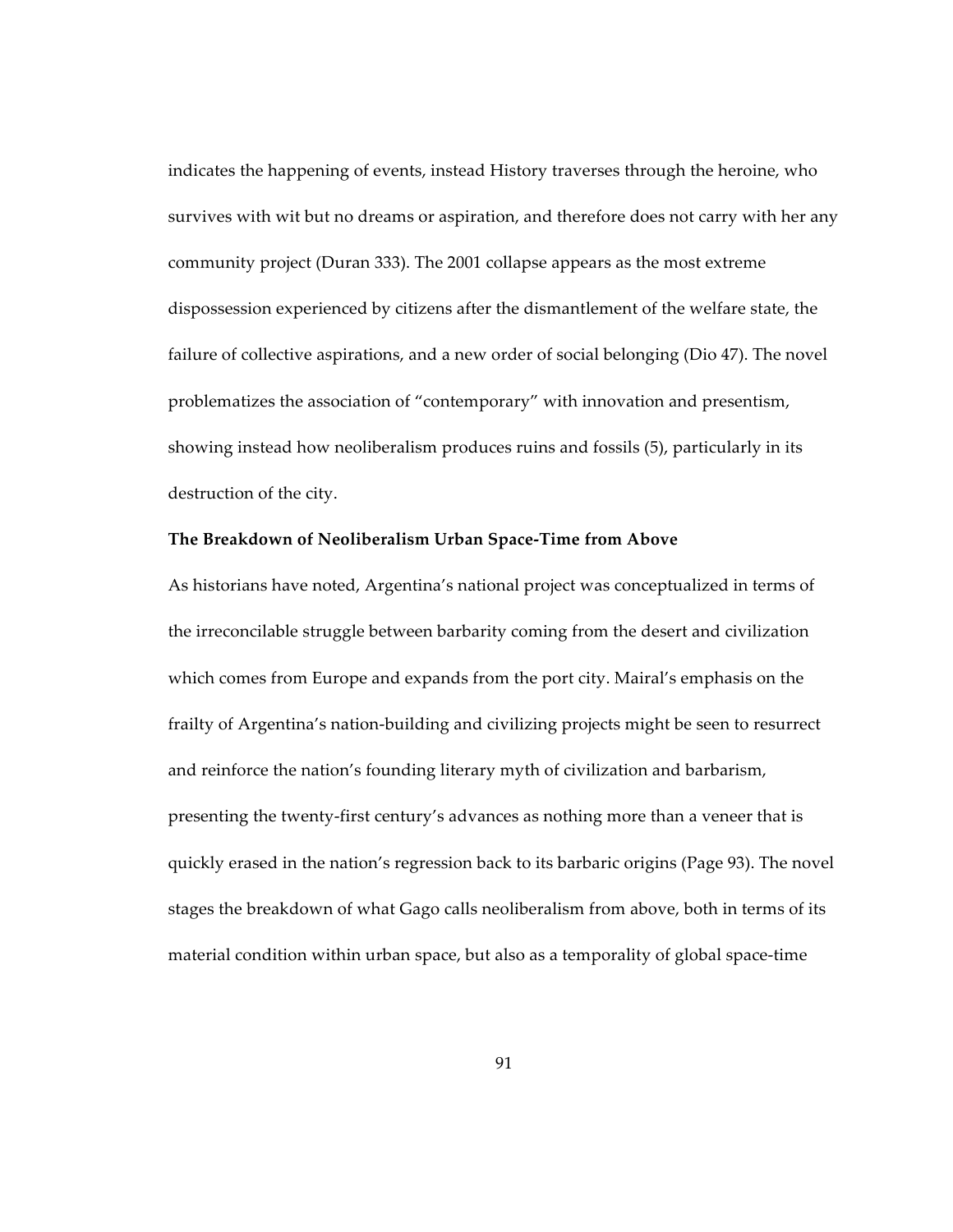indicates the happening of events, instead History traverses through the heroine, who survives with wit but no dreams or aspiration, and therefore does not carry with her any community project (Duran 333). The 2001 collapse appears as the most extreme dispossession experienced by citizens after the dismantlement of the welfare state, the failure of collective aspirations, and a new order of social belonging (Dio 47). The novel problematizes the association of "contemporary" with innovation and presentism, showing instead how neoliberalism produces ruins and fossils (5), particularly in its destruction of the city.

### The Breakdown of Neoliberalism Urban Space-Time from Above

As historians have noted, Argentina's national project was conceptualized in terms of the irreconcilable struggle between barbarity coming from the desert and civilization which comes from Europe and expands from the port city. Mairal's emphasis on the frailty of Argentina's nation-building and civilizing projects might be seen to resurrect and reinforce the nation's founding literary myth of civilization and barbarism, presenting the twenty-first century's advances as nothing more than a veneer that is quickly erased in the nation's regression back to its barbaric origins (Page 93). The novel stages the breakdown of what Gago calls neoliberalism from above, both in terms of its material condition within urban space, but also as a temporality of global space-time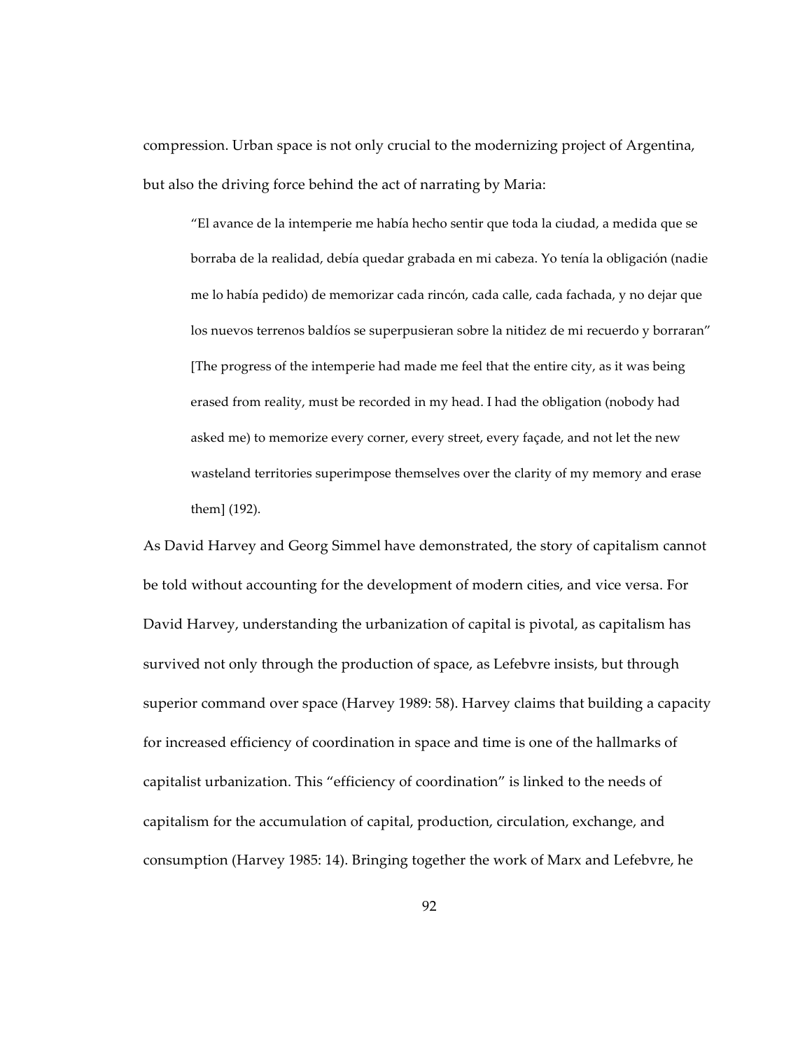compression. Urban space is not only crucial to the modernizing project of Argentina, but also the driving force behind the act of narrating by Maria:

> "El avance de la intemperie me había hecho sentir que toda la ciudad, a medida que se borraba de la realidad, debía quedar grabada en mi cabeza. Yo tenía la obligación (nadie me lo había pedido) de memorizar cada rincón, cada calle, cada fachada, y no dejar que los nuevos terrenos baldíos se superpusieran sobre la nitidez de mi recuerdo y borraran" [The progress of the intemperie had made me feel that the entire city, as it was being erased from reality, must be recorded in my head. I had the obligation (nobody had asked me) to memorize every corner, every street, every façade, and not let the new wasteland territories superimpose themselves over the clarity of my memory and erase them] (192).

As David Harvey and Georg Simmel have demonstrated, the story of capitalism cannot be told without accounting for the development of modern cities, and vice versa. For David Harvey, understanding the urbanization of capital is pivotal, as capitalism has survived not only through the production of space, as Lefebvre insists, but through superior command over space (Harvey 1989: 58). Harvey claims that building a capacity for increased efficiency of coordination in space and time is one of the hallmarks of capitalist urbanization. This "efficiency of coordination" is linked to the needs of capitalism for the accumulation of capital, production, circulation, exchange, and consumption (Harvey 1985: 14). Bringing together the work of Marx and Lefebvre, he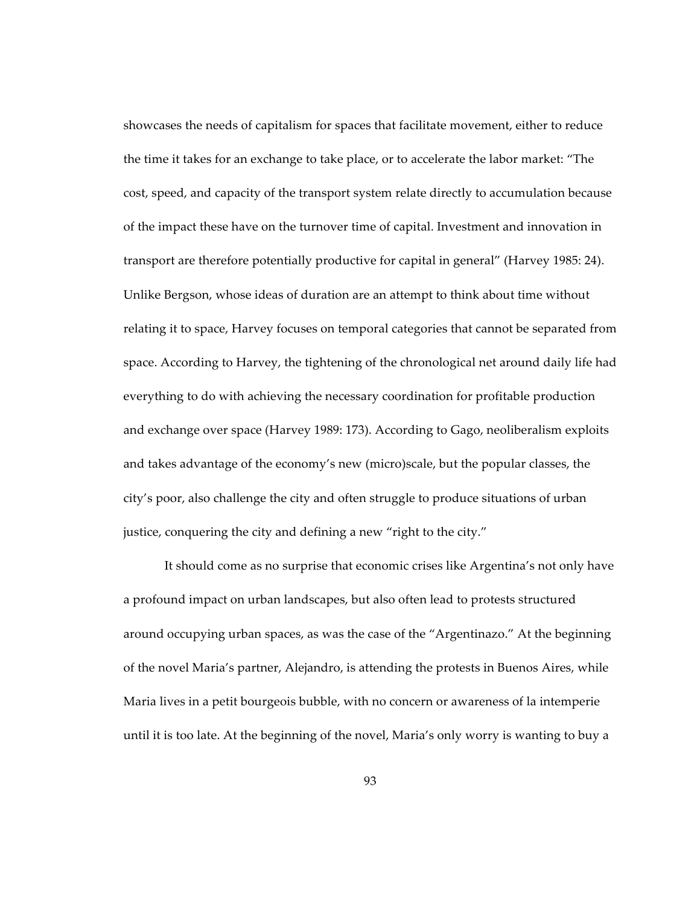showcases the needs of capitalism for spaces that facilitate movement, either to reduce the time it takes for an exchange to take place, or to accelerate the labor market: "The cost, speed, and capacity of the transport system relate directly to accumulation because of the impact these have on the turnover time of capital. Investment and innovation in transport are therefore potentially productive for capital in general" (Harvey 1985: 24). Unlike Bergson, whose ideas of duration are an attempt to think about time without relating it to space, Harvey focuses on temporal categories that cannot be separated from space. According to Harvey, the tightening of the chronological net around daily life had everything to do with achieving the necessary coordination for profitable production and exchange over space (Harvey 1989: 173). According to Gago, neoliberalism exploits and takes advantage of the economy's new (micro)scale, but the popular classes, the city's poor, also challenge the city and often struggle to produce situations of urban justice, conquering the city and defining a new "right to the city."

It should come as no surprise that economic crises like Argentina's not only have a profound impact on urban landscapes, but also often lead to protests structured around occupying urban spaces, as was the case of the "Argentinazo." At the beginning of the novel Maria's partner, Alejandro, is attending the protests in Buenos Aires, while Maria lives in a petit bourgeois bubble, with no concern or awareness of la intemperie until it is too late. At the beginning of the novel, Maria's only worry is wanting to buy a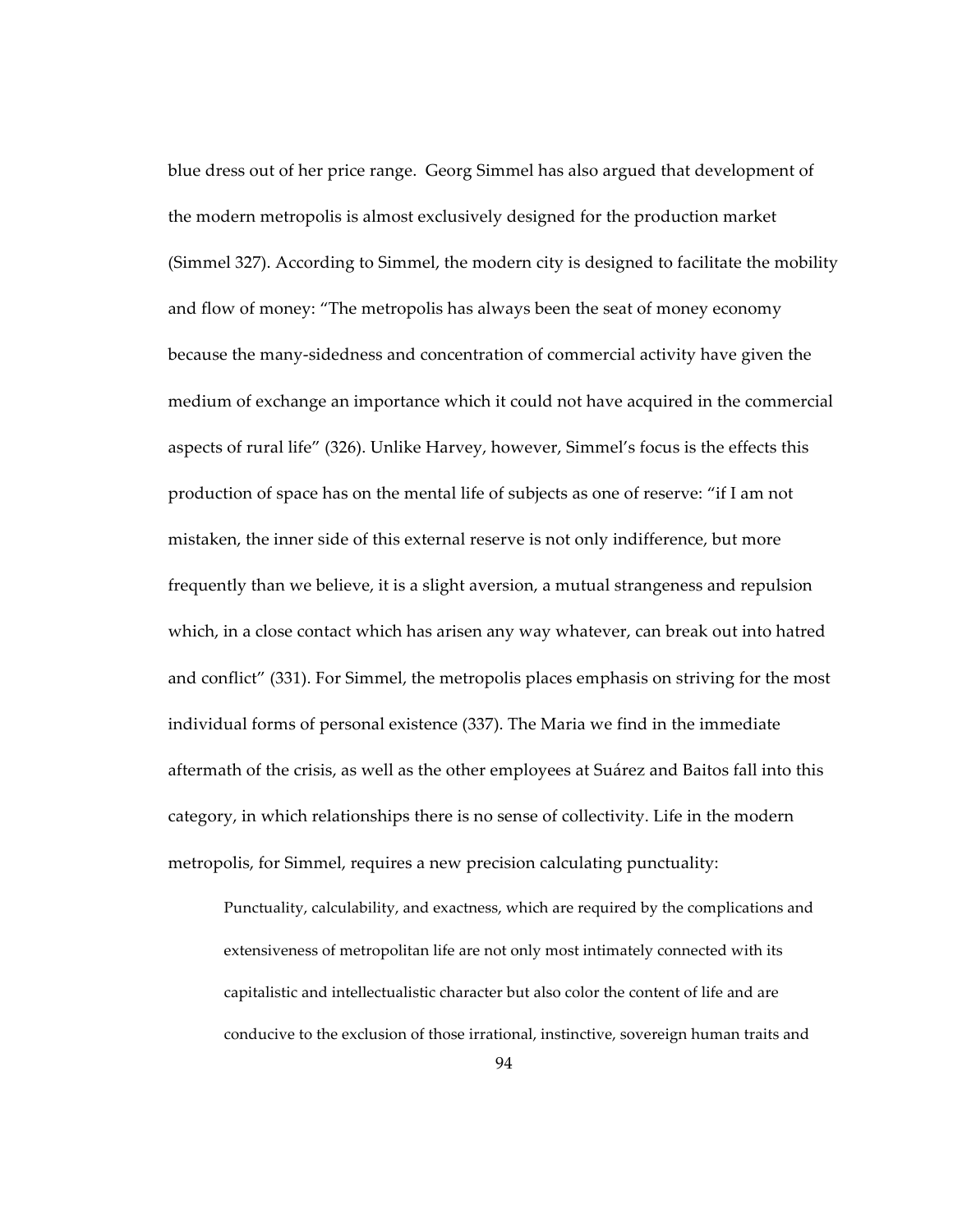blue dress out of her price range. Georg Simmel has also argued that development of the modern metropolis is almost exclusively designed for the production market (Simmel 327). According to Simmel, the modern city is designed to facilitate the mobility and flow of money: "The metropolis has always been the seat of money economy because the many-sidedness and concentration of commercial activity have given the medium of exchange an importance which it could not have acquired in the commercial aspects of rural life" (326). Unlike Harvey, however, Simmel's focus is the effects this production of space has on the mental life of subjects as one of reserve: "if I am not mistaken, the inner side of this external reserve is not only indifference, but more frequently than we believe, it is a slight aversion, a mutual strangeness and repulsion which, in a close contact which has arisen any way whatever, can break out into hatred and conflict" (331). For Simmel, the metropolis places emphasis on striving for the most individual forms of personal existence (337). The Maria we find in the immediate aftermath of the crisis, as well as the other employees at Suárez and Baitos fall into this category, in which relationships there is no sense of collectivity. Life in the modern metropolis, for Simmel, requires a new precision calculating punctuality:

> Punctuality, calculability, and exactness, which are required by the complications and extensiveness of metropolitan life are not only most intimately connected with its capitalistic and intellectualistic character but also color the content of life and are conducive to the exclusion of those irrational, instinctive, sovereign human traits and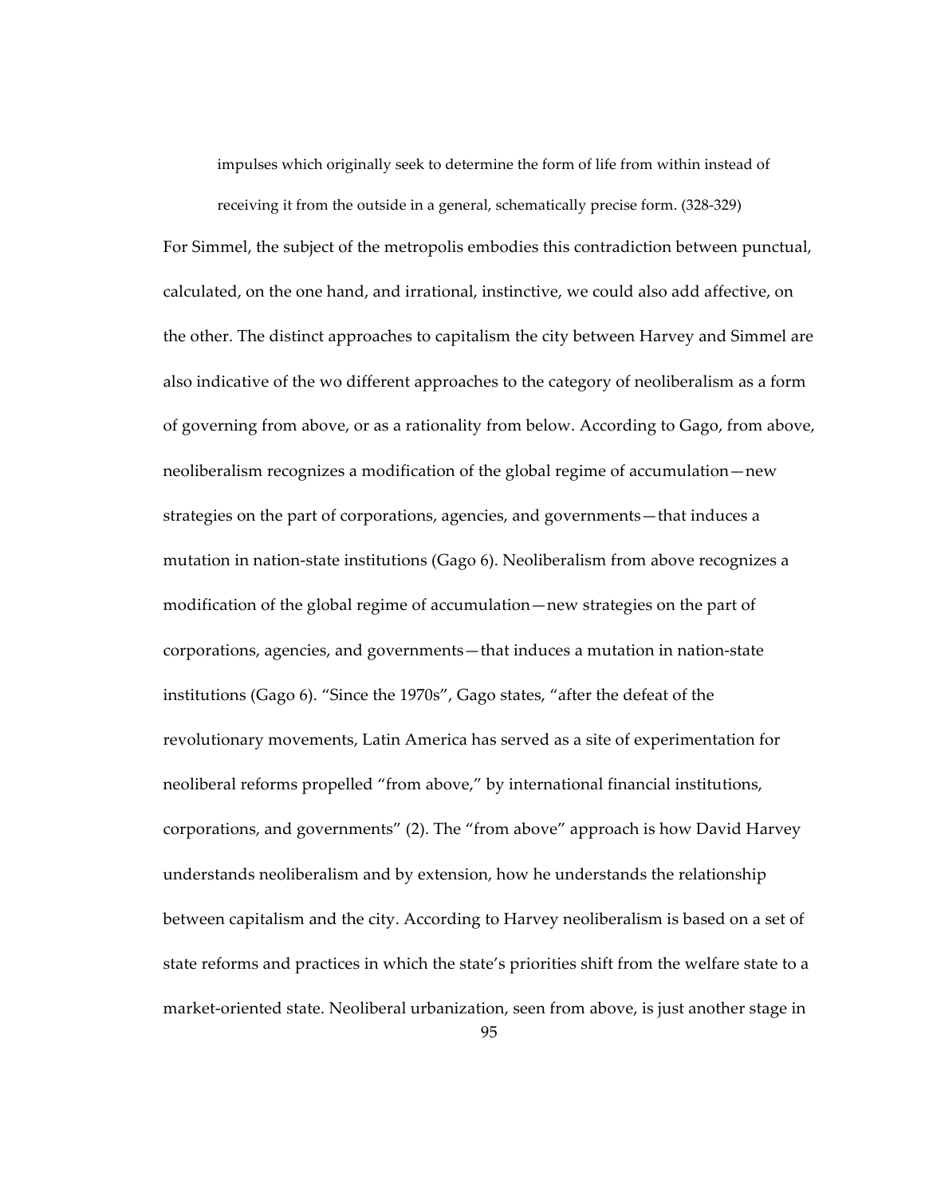> impulses which originally seek to determine the form of life from within instead of receiving it from the outside in a general, schematically precise form. (328-329)

For Simmel, the subject of the metropolis embodies this contradiction between punctual, calculated, on the one hand, and irrational, instinctive, we could also add affective, on the other. The distinct approaches to capitalism the city between Harvey and Simmel are also indicative of the wo different approaches to the category of neoliberalism as a form of governing from above, or as a rationality from below. According to Gago, from above, neoliberalism recognizes a modification of the global regime of accumulation—new strategies on the part of corporations, agencies, and governments—that induces a mutation in nation-state institutions (Gago 6). Neoliberalism from above recognizes a modification of the global regime of accumulation—new strategies on the part of corporations, agencies, and governments—that induces a mutation in nation-state institutions (Gago 6). "Since the 1970s", Gago states, "after the defeat of the revolutionary movements, Latin America has served as a site of experimentation for neoliberal reforms propelled "from above," by international financial institutions, corporations, and governments" (2). The "from above" approach is how David Harvey understands neoliberalism and by extension, how he understands the relationship between capitalism and the city. According to Harvey neoliberalism is based on a set of state reforms and practices in which the state's priorities shift from the welfare state to a market-oriented state. Neoliberal urbanization, seen from above, is just another stage in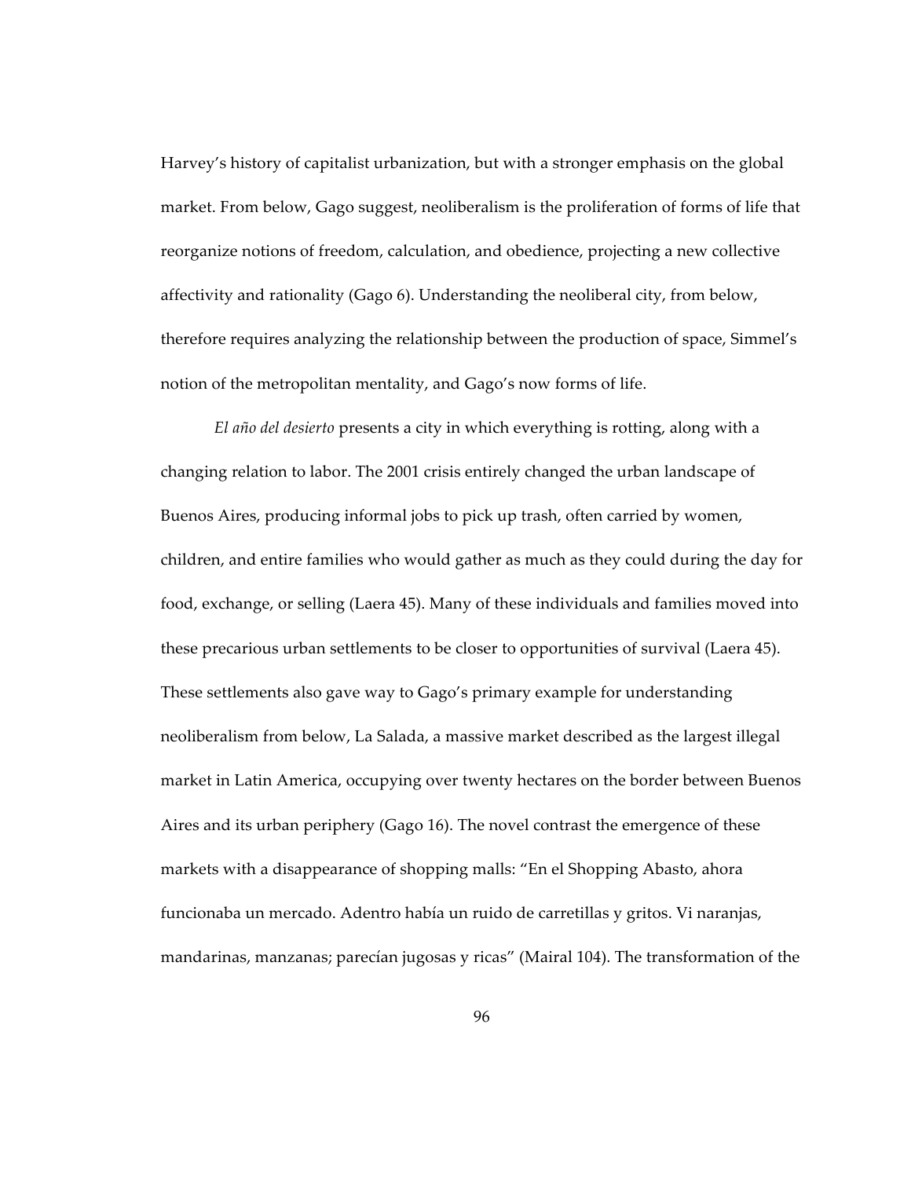Harvey's history of capitalist urbanization, but with a stronger emphasis on the global market. From below, Gago suggest, neoliberalism is the proliferation of forms of life that reorganize notions of freedom, calculation, and obedience, projecting a new collective affectivity and rationality (Gago 6). Understanding the neoliberal city, from below, therefore requires analyzing the relationship between the production of space, Simmel's notion of the metropolitan mentality, and Gago's now forms of life.

*El año del desierto* presents a city in which everything is rotting, along with a changing relation to labor. The 2001 crisis entirely changed the urban landscape of Buenos Aires, producing informal jobs to pick up trash, often carried by women, children, and entire families who would gather as much as they could during the day for food, exchange, or selling (Laera 45). Many of these individuals and families moved into these precarious urban settlements to be closer to opportunities of survival (Laera 45). These settlements also gave way to Gago's primary example for understanding neoliberalism from below, La Salada, a massive market described as the largest illegal market in Latin America, occupying over twenty hectares on the border between Buenos Aires and its urban periphery (Gago 16). The novel contrast the emergence of these markets with a disappearance of shopping malls: "En el Shopping Abasto, ahora funcionaba un mercado. Adentro había un ruido de carretillas y gritos. Vi naranjas, mandarinas, manzanas; parecían jugosas y ricas" (Mairal 104). The transformation of the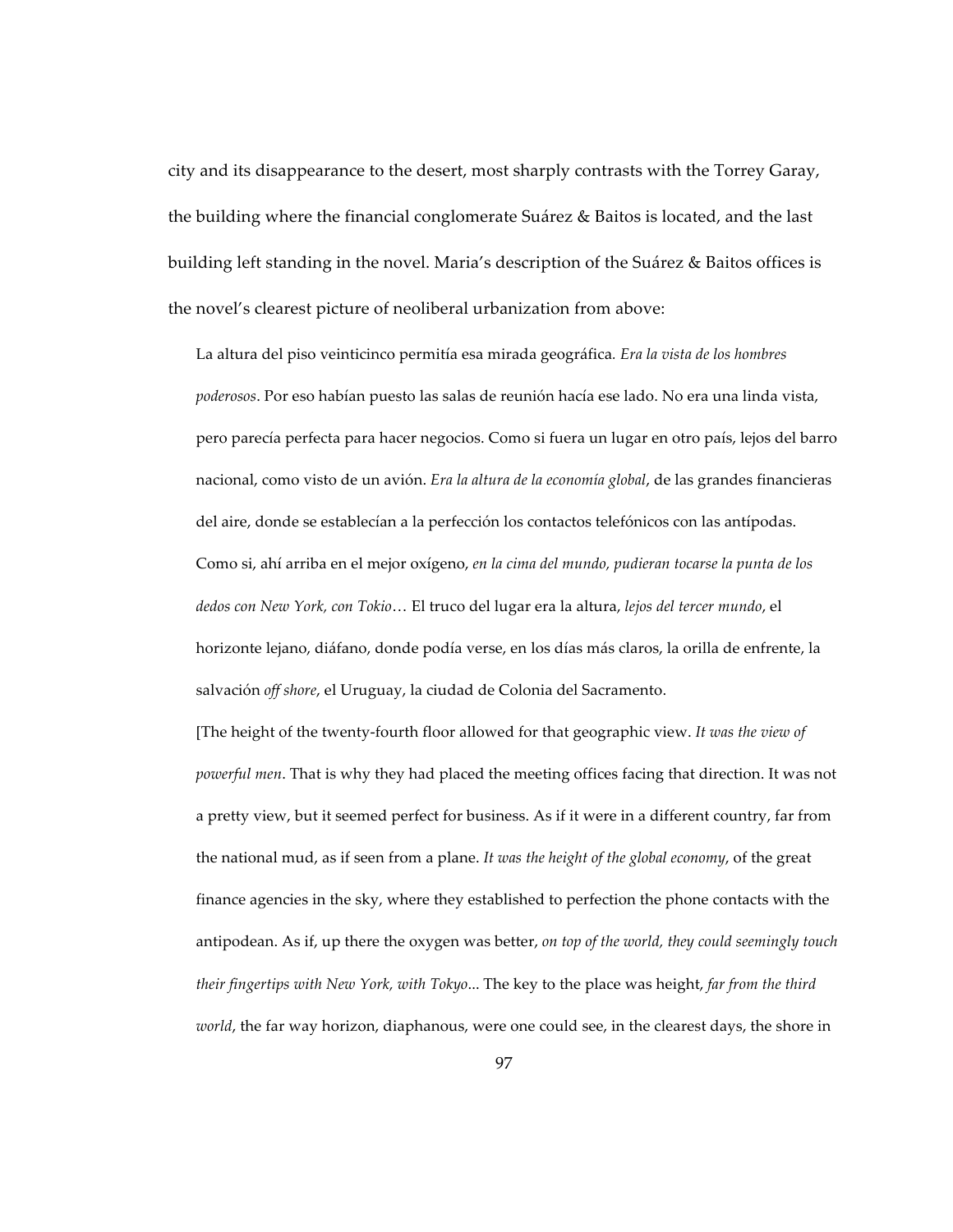city and its disappearance to the desert, most sharply contrasts with the Torrey Garay, the building where the financial conglomerate Suárez & Baitos is located, and the last building left standing in the novel. Maria's description of the Suárez & Baitos offices is the novel's clearest picture of neoliberal urbanization from above:

> La altura del piso veinticinco permitía esa mirada geográfica. *Era la vista de los hombres poderosos*. Por eso habían puesto las salas de reunión hacía ese lado. No era una linda vista, pero parecía perfecta para hacer negocios. Como si fuera un lugar en otro país, lejos del barro nacional, como visto de un avión. *Era la altura de la economía global*, de las grandes financieras del aire, donde se establecían a la perfección los contactos telefónicos con las antípodas. Como si, ahí arriba en el mejor oxígeno, *en la cima del mundo, pudieran tocarse la punta de los dedos con New York, con Tokio*… El truco del lugar era la altura, *lejos del tercer mundo*, el horizonte lejano, diáfano, donde podía verse, en los días más claros, la orilla de enfrente, la salvación *off shore*, el Uruguay, la ciudad de Colonia del Sacramento.
>
> [The height of the twenty-fourth floor allowed for that geographic view. *It was the view of powerful men*. That is why they had placed the meeting offices facing that direction. It was not a pretty view, but it seemed perfect for business. As if it were in a different country, far from the national mud, as if seen from a plane. *It was the height of the global economy*, of the great finance agencies in the sky, where they established to perfection the phone contacts with the antipodean. As if, up there the oxygen was better, *on top of the world, they could seemingly touch their fingertips with New York, with Tokyo*... The key to the place was height, *far from the third world*, the far way horizon, diaphanous, were one could see, in the clearest days, the shore in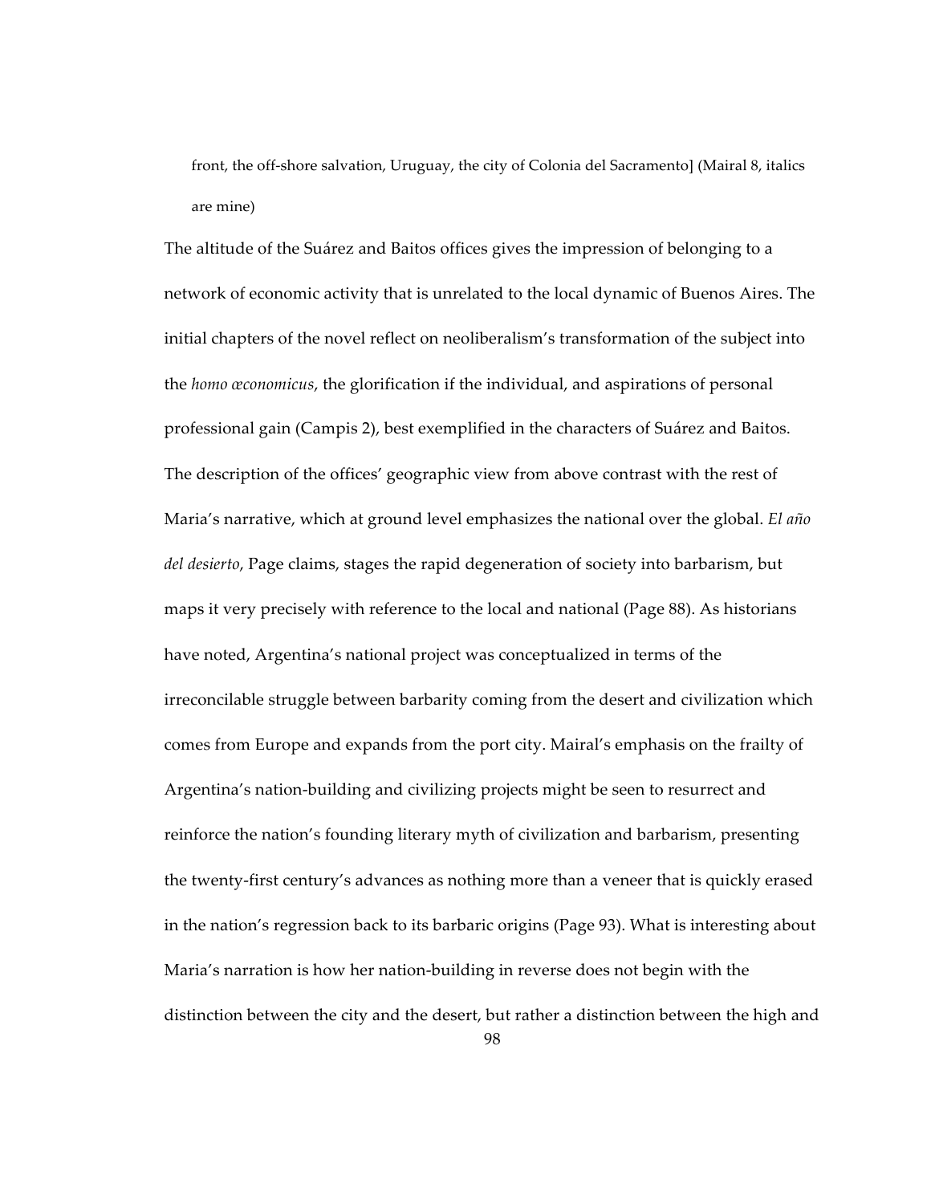front, the off-shore salvation, Uruguay, the city of Colonia del Sacramento] (Mairal 8, italics are mine)

The altitude of the Suárez and Baitos offices gives the impression of belonging to a network of economic activity that is unrelated to the local dynamic of Buenos Aires. The initial chapters of the novel reflect on neoliberalism's transformation of the subject into the *homo œconomicus*, the glorification if the individual, and aspirations of personal professional gain (Campis 2), best exemplified in the characters of Suárez and Baitos. The description of the offices' geographic view from above contrast with the rest of Maria's narrative, which at ground level emphasizes the national over the global. *El año del desierto*, Page claims, stages the rapid degeneration of society into barbarism, but maps it very precisely with reference to the local and national (Page 88). As historians have noted, Argentina's national project was conceptualized in terms of the irreconcilable struggle between barbarity coming from the desert and civilization which comes from Europe and expands from the port city. Mairal's emphasis on the frailty of Argentina's nation-building and civilizing projects might be seen to resurrect and reinforce the nation's founding literary myth of civilization and barbarism, presenting the twenty-first century's advances as nothing more than a veneer that is quickly erased in the nation's regression back to its barbaric origins (Page 93). What is interesting about Maria's narration is how her nation-building in reverse does not begin with the distinction between the city and the desert, but rather a distinction between the high and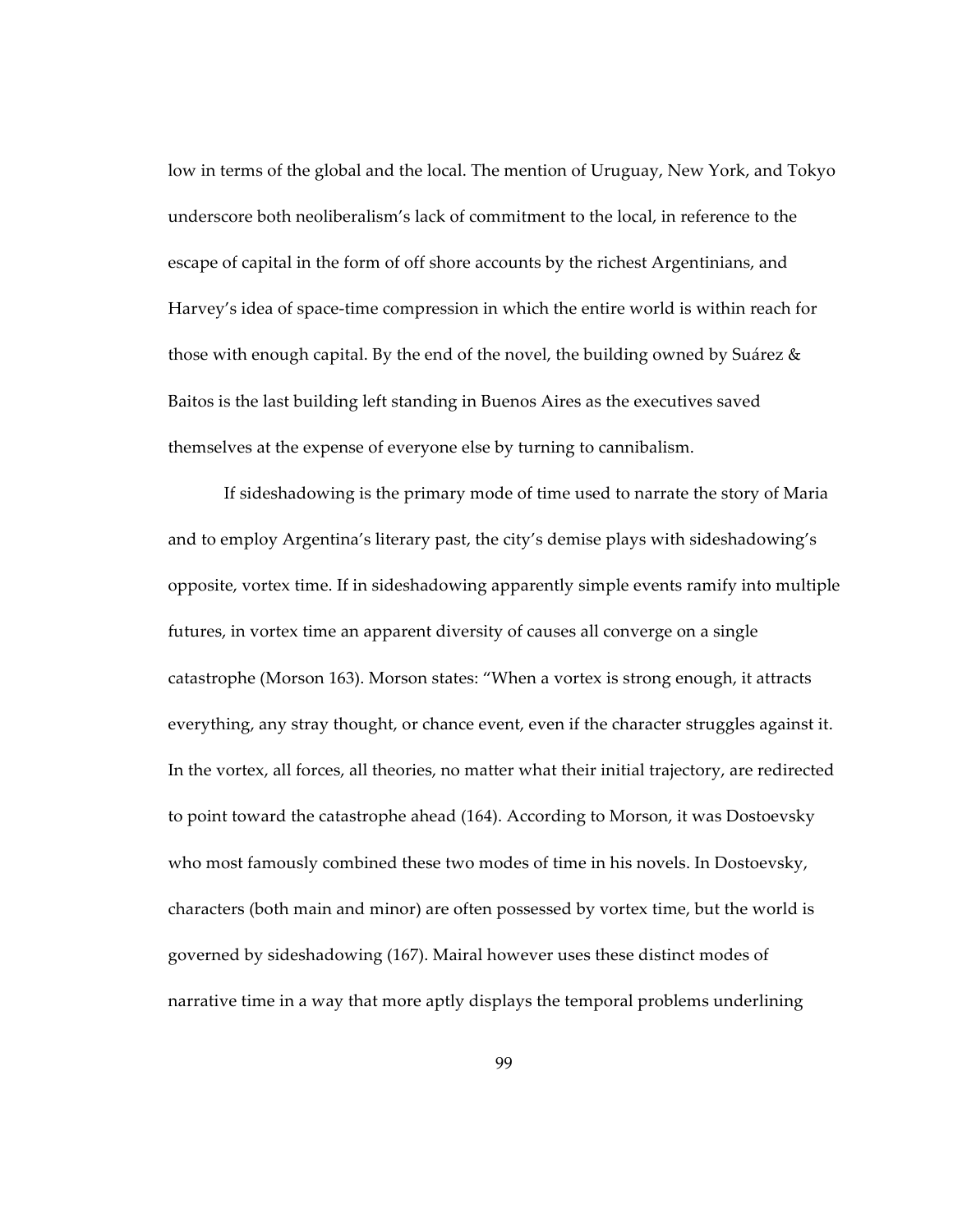low in terms of the global and the local. The mention of Uruguay, New York, and Tokyo underscore both neoliberalism's lack of commitment to the local, in reference to the escape of capital in the form of off shore accounts by the richest Argentinians, and Harvey's idea of space-time compression in which the entire world is within reach for those with enough capital. By the end of the novel, the building owned by Suárez & Baitos is the last building left standing in Buenos Aires as the executives saved themselves at the expense of everyone else by turning to cannibalism.

If sideshadowing is the primary mode of time used to narrate the story of Maria and to employ Argentina's literary past, the city's demise plays with sideshadowing's opposite, vortex time. If in sideshadowing apparently simple events ramify into multiple futures, in vortex time an apparent diversity of causes all converge on a single catastrophe (Morson 163). Morson states: "When a vortex is strong enough, it attracts everything, any stray thought, or chance event, even if the character struggles against it. In the vortex, all forces, all theories, no matter what their initial trajectory, are redirected to point toward the catastrophe ahead (164). According to Morson, it was Dostoevsky who most famously combined these two modes of time in his novels. In Dostoevsky, characters (both main and minor) are often possessed by vortex time, but the world is governed by sideshadowing (167). Mairal however uses these distinct modes of narrative time in a way that more aptly displays the temporal problems underlining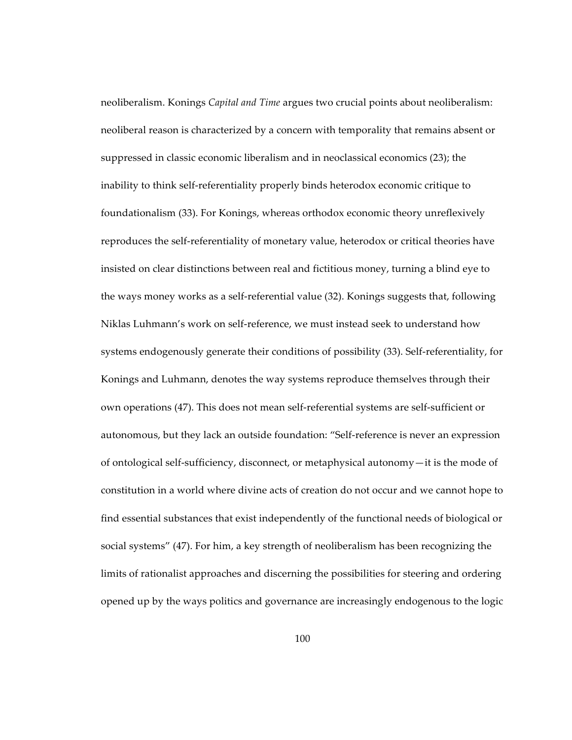neoliberalism. Konings *Capital and Time* argues two crucial points about neoliberalism: neoliberal reason is characterized by a concern with temporality that remains absent or suppressed in classic economic liberalism and in neoclassical economics (23); the inability to think self-referentiality properly binds heterodox economic critique to foundationalism (33). For Konings, whereas orthodox economic theory unreflexively reproduces the self-referentiality of monetary value, heterodox or critical theories have insisted on clear distinctions between real and fictitious money, turning a blind eye to the ways money works as a self-referential value (32). Konings suggests that, following Niklas Luhmann's work on self-reference, we must instead seek to understand how systems endogenously generate their conditions of possibility (33). Self-referentiality, for Konings and Luhmann, denotes the way systems reproduce themselves through their own operations (47). This does not mean self-referential systems are self-sufficient or autonomous, but they lack an outside foundation: "Self-reference is never an expression of ontological self-sufficiency, disconnect, or metaphysical autonomy—it is the mode of constitution in a world where divine acts of creation do not occur and we cannot hope to find essential substances that exist independently of the functional needs of biological or social systems" (47). For him, a key strength of neoliberalism has been recognizing the limits of rationalist approaches and discerning the possibilities for steering and ordering opened up by the ways politics and governance are increasingly endogenous to the logic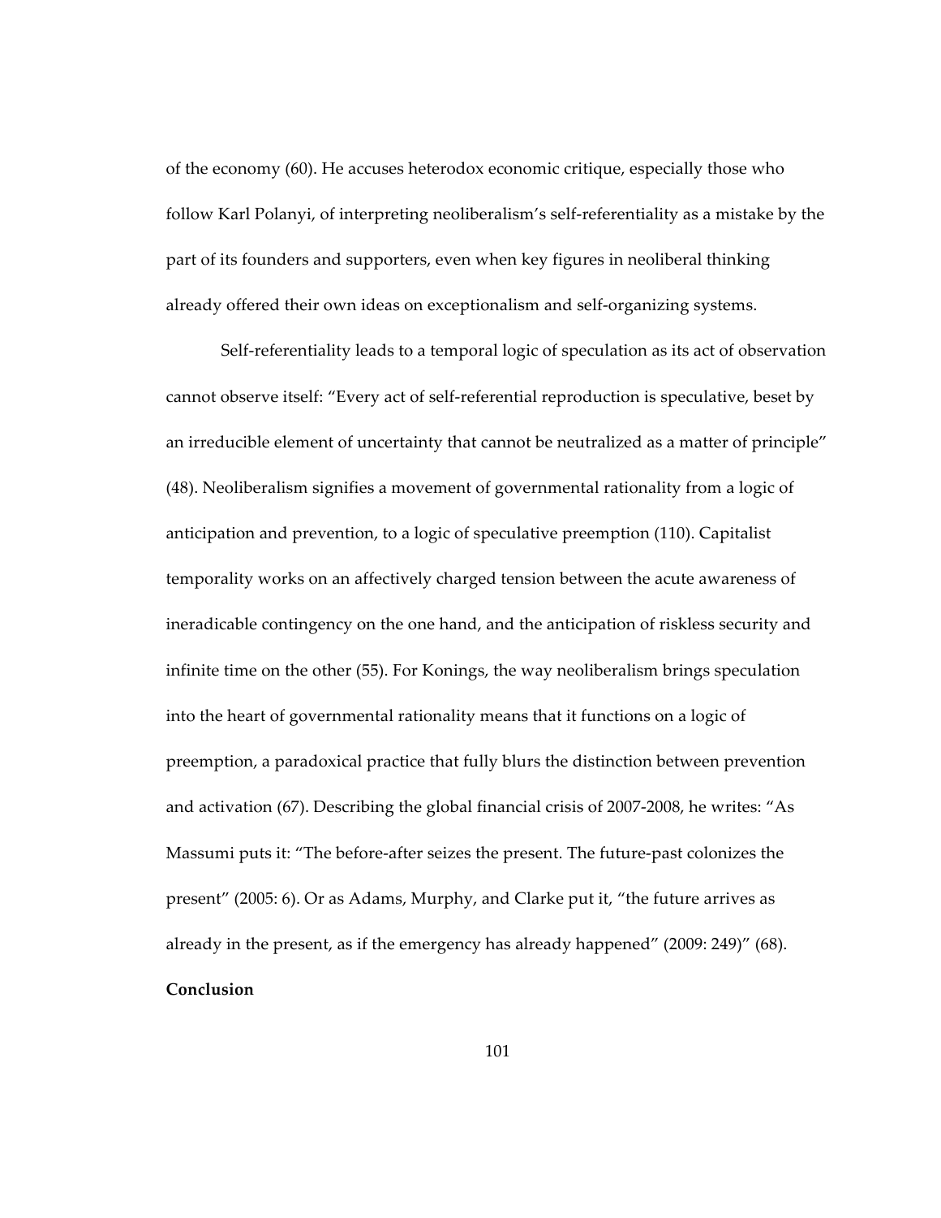of the economy (60). He accuses heterodox economic critique, especially those who follow Karl Polanyi, of interpreting neoliberalism's self-referentiality as a mistake by the part of its founders and supporters, even when key figures in neoliberal thinking already offered their own ideas on exceptionalism and self-organizing systems.

Self-referentiality leads to a temporal logic of speculation as its act of observation cannot observe itself: "Every act of self-referential reproduction is speculative, beset by an irreducible element of uncertainty that cannot be neutralized as a matter of principle" (48). Neoliberalism signifies a movement of governmental rationality from a logic of anticipation and prevention, to a logic of speculative preemption (110). Capitalist temporality works on an affectively charged tension between the acute awareness of ineradicable contingency on the one hand, and the anticipation of riskless security and infinite time on the other (55). For Konings, the way neoliberalism brings speculation into the heart of governmental rationality means that it functions on a logic of preemption, a paradoxical practice that fully blurs the distinction between prevention and activation (67). Describing the global financial crisis of 2007-2008, he writes: "As Massumi puts it: "The before-after seizes the present. The future-past colonizes the present" (2005: 6). Or as Adams, Murphy, and Clarke put it, "the future arrives as already in the present, as if the emergency has already happened" (2009: 249)" (68).

**Conclusion**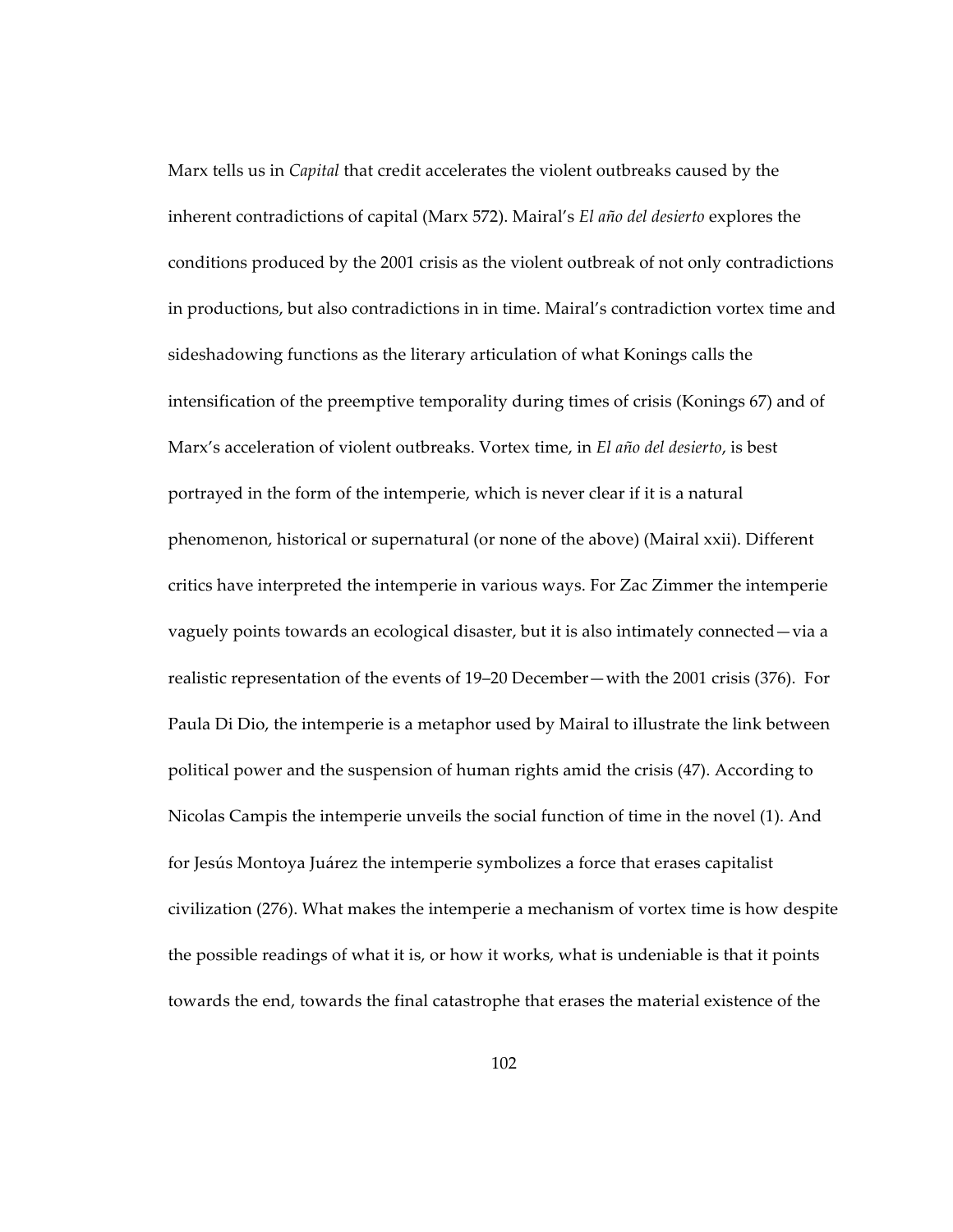Marx tells us in *Capital* that credit accelerates the violent outbreaks caused by the inherent contradictions of capital (Marx 572). Mairal's *El año del desierto* explores the conditions produced by the 2001 crisis as the violent outbreak of not only contradictions in productions, but also contradictions in in time. Mairal's contradiction vortex time and sideshadowing functions as the literary articulation of what Konings calls the intensification of the preemptive temporality during times of crisis (Konings 67) and of Marx's acceleration of violent outbreaks. Vortex time, in *El año del desierto*, is best portrayed in the form of the intemperie, which is never clear if it is a natural phenomenon, historical or supernatural (or none of the above) (Mairal xxii). Different critics have interpreted the intemperie in various ways. For Zac Zimmer the intemperie vaguely points towards an ecological disaster, but it is also intimately connected—via a realistic representation of the events of 19–20 December—with the 2001 crisis (376). For Paula Di Dio, the intemperie is a metaphor used by Mairal to illustrate the link between political power and the suspension of human rights amid the crisis (47). According to Nicolas Campis the intemperie unveils the social function of time in the novel (1). And for Jesús Montoya Juárez the intemperie symbolizes a force that erases capitalist civilization (276). What makes the intemperie a mechanism of vortex time is how despite the possible readings of what it is, or how it works, what is undeniable is that it points towards the end, towards the final catastrophe that erases the material existence of the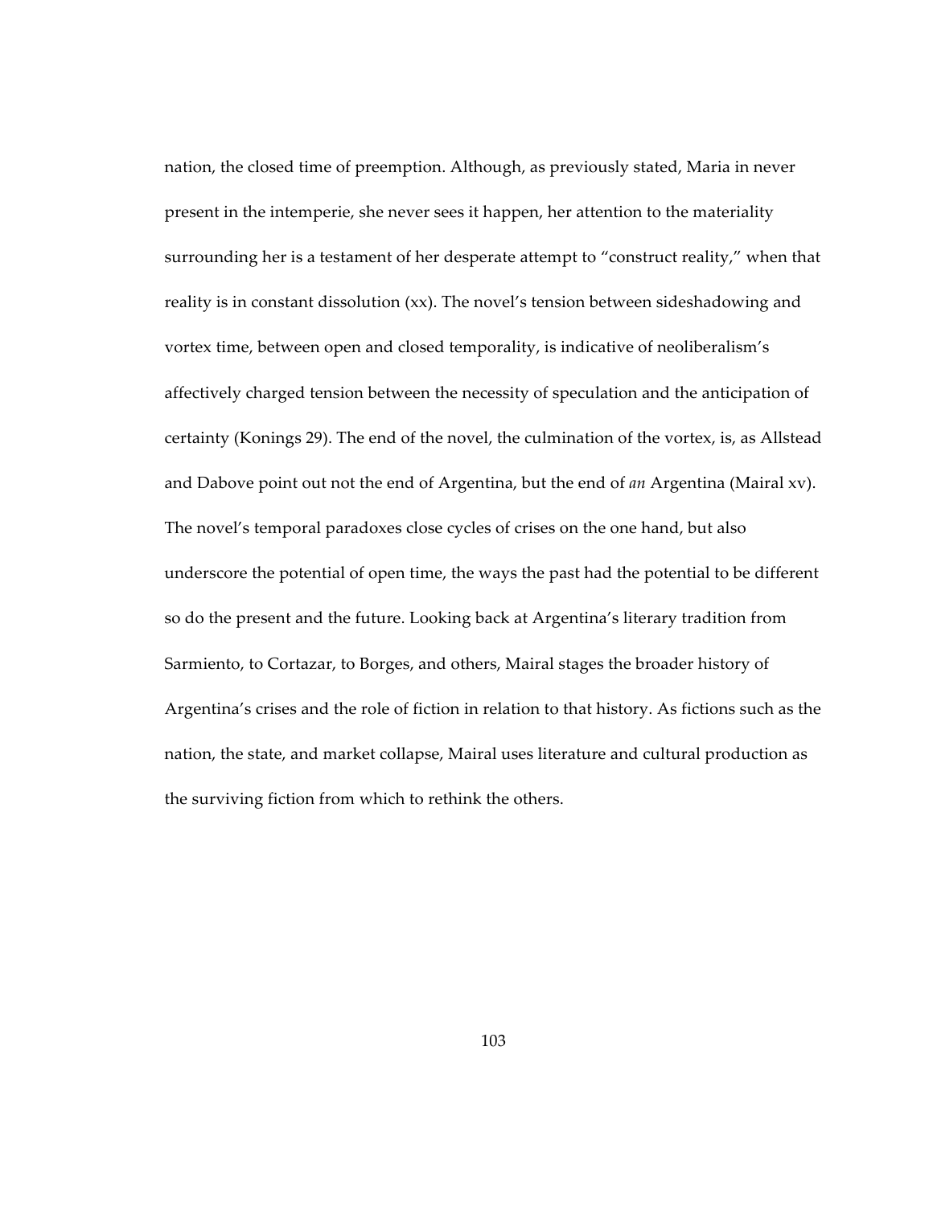nation, the closed time of preemption. Although, as previously stated, Maria in never present in the intemperie, she never sees it happen, her attention to the materiality surrounding her is a testament of her desperate attempt to "construct reality," when that reality is in constant dissolution (xx). The novel's tension between sideshadowing and vortex time, between open and closed temporality, is indicative of neoliberalism's affectively charged tension between the necessity of speculation and the anticipation of certainty (Konings 29). The end of the novel, the culmination of the vortex, is, as Allstead and Dabove point out not the end of Argentina, but the end of *an* Argentina (Mairal xv). The novel's temporal paradoxes close cycles of crises on the one hand, but also underscore the potential of open time, the ways the past had the potential to be different so do the present and the future. Looking back at Argentina's literary tradition from Sarmiento, to Cortazar, to Borges, and others, Mairal stages the broader history of Argentina's crises and the role of fiction in relation to that history. As fictions such as the nation, the state, and market collapse, Mairal uses literature and cultural production as the surviving fiction from which to rethink the others.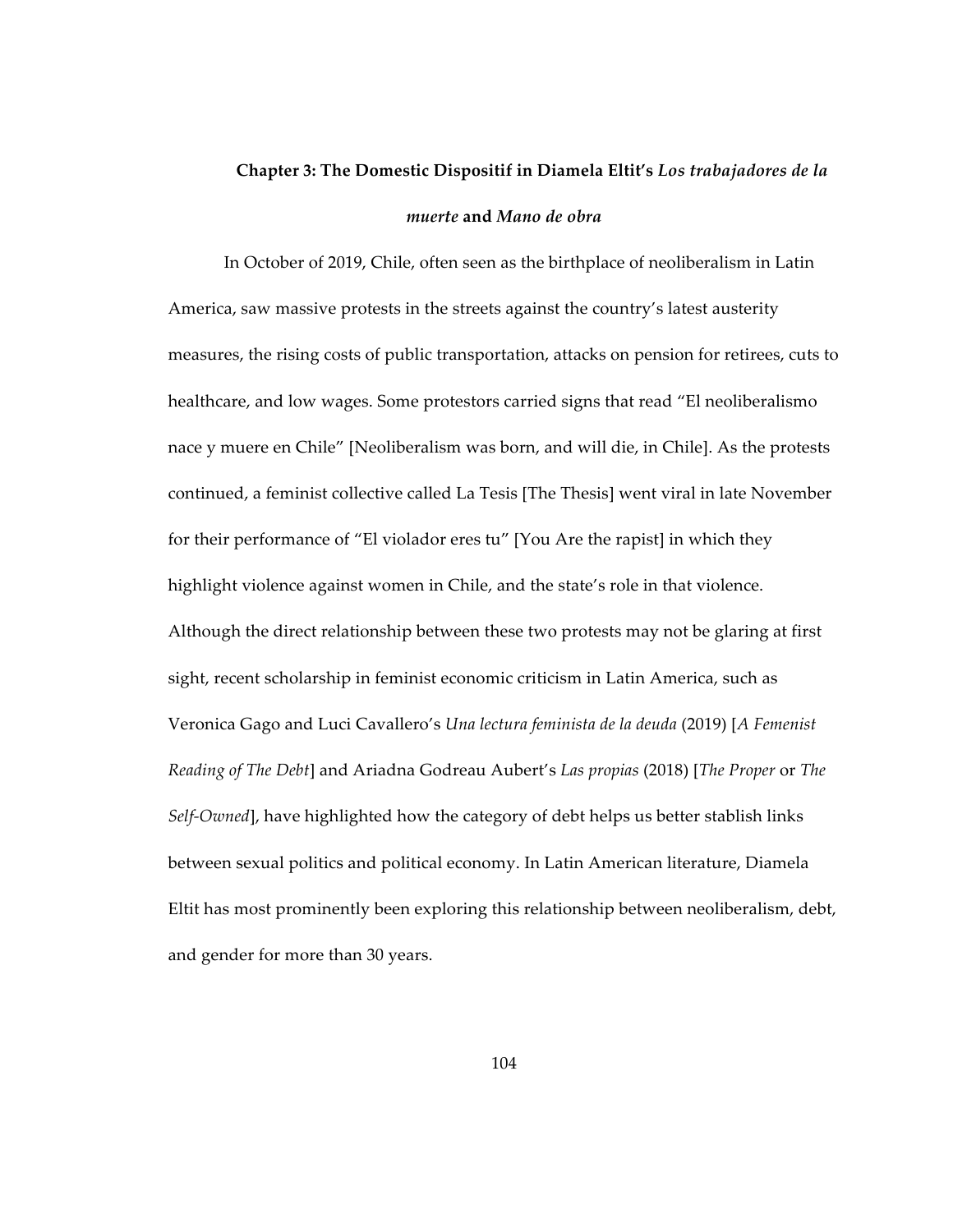## Chapter 3: The Domestic Dispositif in Diamela Eltit's *Los trabajadores de la muerte* and *Mano de obra*

In October of 2019, Chile, often seen as the birthplace of neoliberalism in Latin America, saw massive protests in the streets against the country's latest austerity measures, the rising costs of public transportation, attacks on pension for retirees, cuts to healthcare, and low wages. Some protestors carried signs that read "El neoliberalismo nace y muere en Chile" [Neoliberalism was born, and will die, in Chile]. As the protests continued, a feminist collective called La Tesis [The Thesis] went viral in late November for their performance of "El violador eres tu" [You Are the rapist] in which they highlight violence against women in Chile, and the state's role in that violence. Although the direct relationship between these two protests may not be glaring at first sight, recent scholarship in feminist economic criticism in Latin America, such as Veronica Gago and Luci Cavallero's *Una lectura feminista de la deuda* (2019) [*A Femenist Reading of The Debt*] and Ariadna Godreau Aubert's *Las propias* (2018) [*The Proper* or *The Self-Owned*], have highlighted how the category of debt helps us better stablish links between sexual politics and political economy. In Latin American literature, Diamela Eltit has most prominently been exploring this relationship between neoliberalism, debt, and gender for more than 30 years.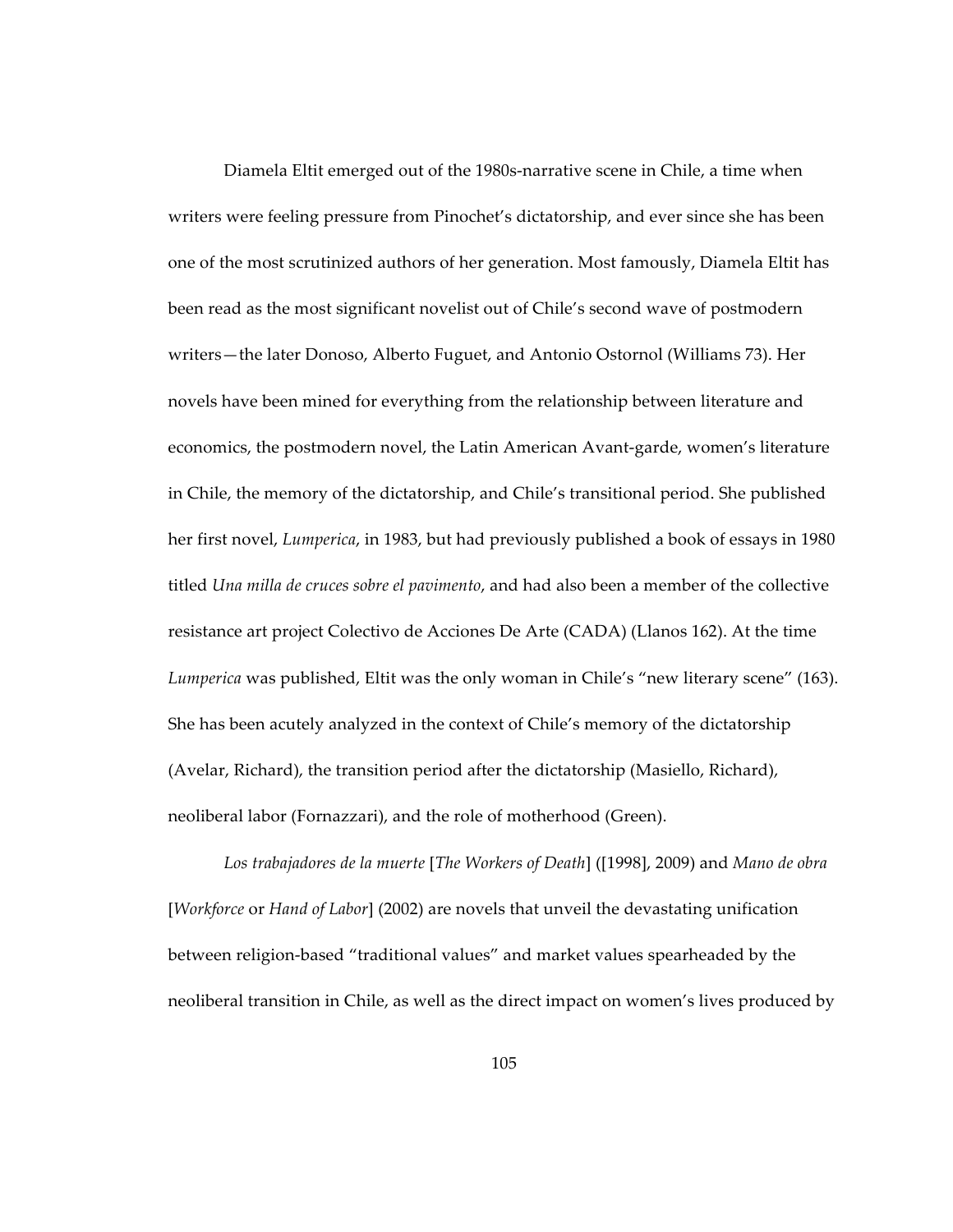Diamela Eltit emerged out of the 1980s-narrative scene in Chile, a time when writers were feeling pressure from Pinochet's dictatorship, and ever since she has been one of the most scrutinized authors of her generation. Most famously, Diamela Eltit has been read as the most significant novelist out of Chile's second wave of postmodern writers—the later Donoso, Alberto Fuguet, and Antonio Ostornol (Williams 73). Her novels have been mined for everything from the relationship between literature and economics, the postmodern novel, the Latin American Avant-garde, women's literature in Chile, the memory of the dictatorship, and Chile's transitional period. She published her first novel, *Lumperica*, in 1983, but had previously published a book of essays in 1980 titled *Una milla de cruces sobre el pavimento*, and had also been a member of the collective resistance art project Colectivo de Acciones De Arte (CADA) (Llanos 162). At the time *Lumperica* was published, Eltit was the only woman in Chile's "new literary scene" (163). She has been acutely analyzed in the context of Chile's memory of the dictatorship (Avelar, Richard), the transition period after the dictatorship (Masiello, Richard), neoliberal labor (Fornazzari), and the role of motherhood (Green).

*Los trabajadores de la muerte* [*The Workers of Death*] ([1998], 2009) and *Mano de obra* [*Workforce* or *Hand of Labor*] (2002) are novels that unveil the devastating unification between religion-based "traditional values" and market values spearheaded by the neoliberal transition in Chile, as well as the direct impact on women's lives produced by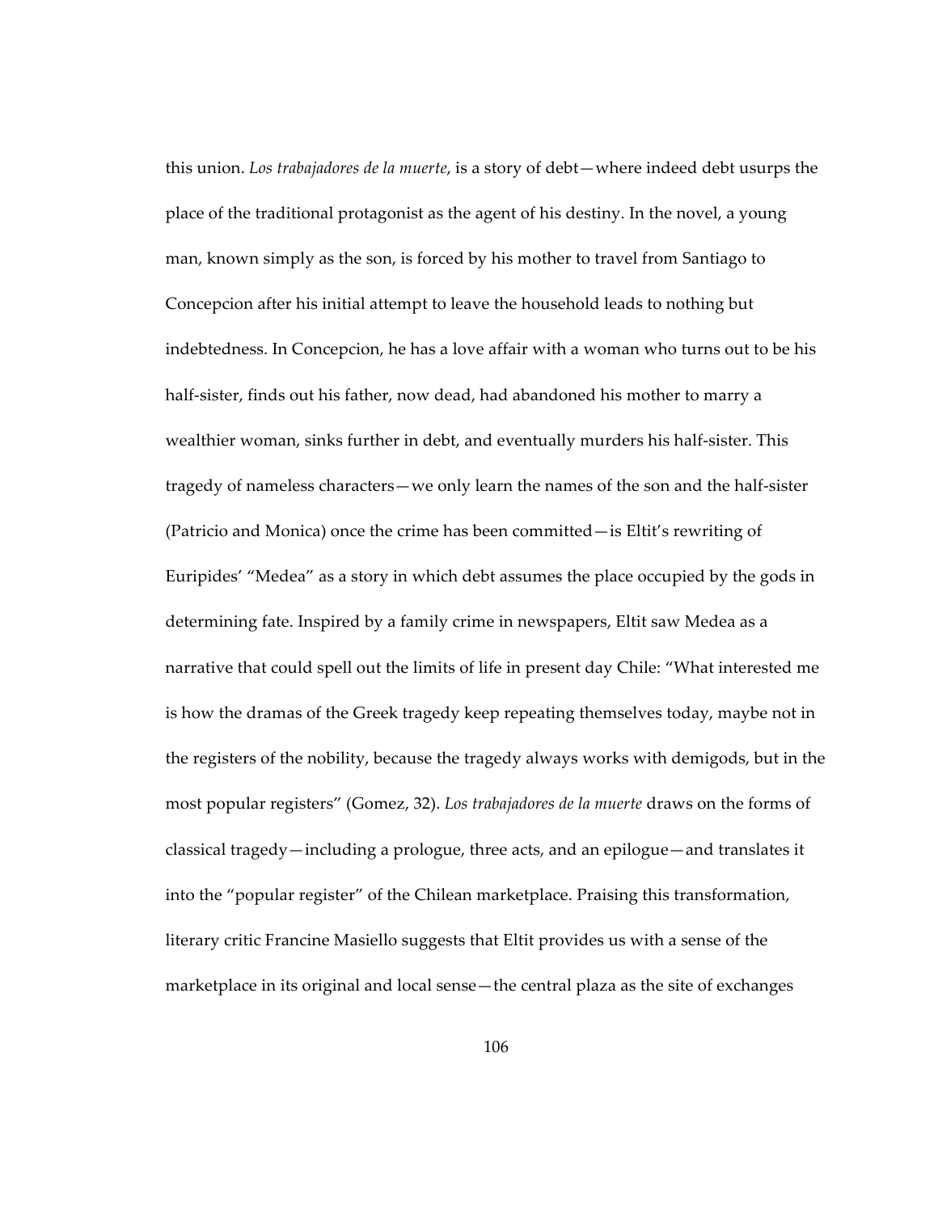this union. *Los trabajadores de la muerte*, is a story of debt—where indeed debt usurps the place of the traditional protagonist as the agent of his destiny. In the novel, a young man, known simply as the son, is forced by his mother to travel from Santiago to Concepcion after his initial attempt to leave the household leads to nothing but indebtedness. In Concepcion, he has a love affair with a woman who turns out to be his half-sister, finds out his father, now dead, had abandoned his mother to marry a wealthier woman, sinks further in debt, and eventually murders his half-sister. This tragedy of nameless characters—we only learn the names of the son and the half-sister (Patricio and Monica) once the crime has been committed—is Eltit's rewriting of Euripides' "Medea" as a story in which debt assumes the place occupied by the gods in determining fate. Inspired by a family crime in newspapers, Eltit saw Medea as a narrative that could spell out the limits of life in present day Chile: "What interested me is how the dramas of the Greek tragedy keep repeating themselves today, maybe not in the registers of the nobility, because the tragedy always works with demigods, but in the most popular registers" (Gomez, 32). *Los trabajadores de la muerte* draws on the forms of classical tragedy—including a prologue, three acts, and an epilogue—and translates it into the "popular register" of the Chilean marketplace. Praising this transformation, literary critic Francine Masiello suggests that Eltit provides us with a sense of the marketplace in its original and local sense—the central plaza as the site of exchanges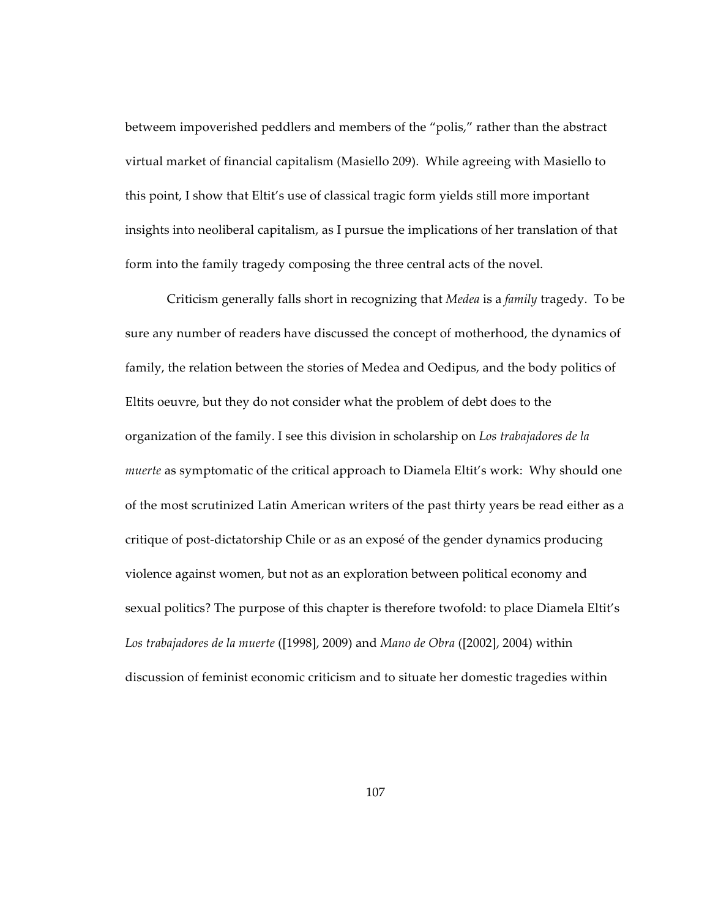betweem impoverished peddlers and members of the "polis," rather than the abstract virtual market of financial capitalism (Masiello 209). While agreeing with Masiello to this point, I show that Eltit's use of classical tragic form yields still more important insights into neoliberal capitalism, as I pursue the implications of her translation of that form into the family tragedy composing the three central acts of the novel.

Criticism generally falls short in recognizing that *Medea* is a *family* tragedy. To be sure any number of readers have discussed the concept of motherhood, the dynamics of family, the relation between the stories of Medea and Oedipus, and the body politics of Eltits oeuvre, but they do not consider what the problem of debt does to the organization of the family. I see this division in scholarship on *Los trabajadores de la muerte* as symptomatic of the critical approach to Diamela Eltit's work: Why should one of the most scrutinized Latin American writers of the past thirty years be read either as a critique of post-dictatorship Chile or as an exposé of the gender dynamics producing violence against women, but not as an exploration between political economy and sexual politics? The purpose of this chapter is therefore twofold: to place Diamela Eltit's *Los trabajadores de la muerte* ([1998], 2009) and *Mano de Obra* ([2002], 2004) within discussion of feminist economic criticism and to situate her domestic tragedies within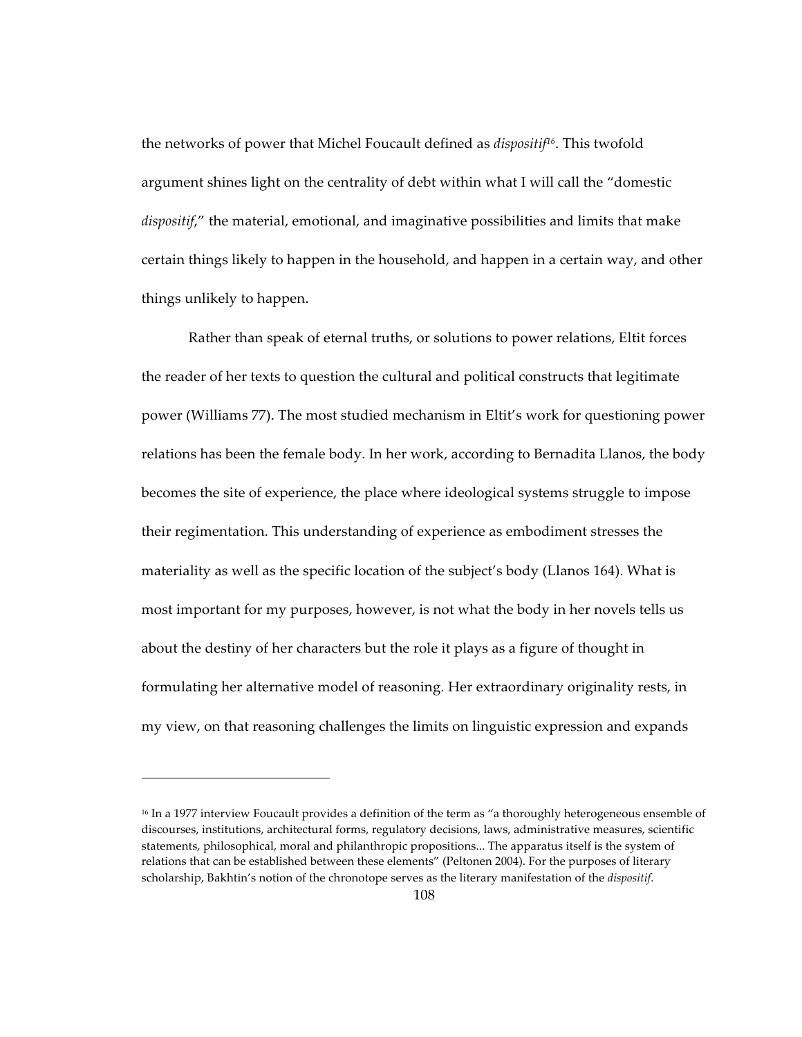the networks of power that Michel Foucault defined as *dispositif*[16]. This twofold argument shines light on the centrality of debt within what I will call the "domestic *dispositif*," the material, emotional, and imaginative possibilities and limits that make certain things likely to happen in the household, and happen in a certain way, and other things unlikely to happen.

Rather than speak of eternal truths, or solutions to power relations, Eltit forces the reader of her texts to question the cultural and political constructs that legitimate power (Williams 77). The most studied mechanism in Eltit's work for questioning power relations has been the female body. In her work, according to Bernadita Llanos, the body becomes the site of experience, the place where ideological systems struggle to impose their regimentation. This understanding of experience as embodiment stresses the materiality as well as the specific location of the subject's body (Llanos 164). What is most important for my purposes, however, is not what the body in her novels tells us about the destiny of her characters but the role it plays as a figure of thought in formulating her alternative model of reasoning. Her extraordinary originality rests, in my view, on that reasoning challenges the limits on linguistic expression and expands

---

[16] In a 1977 interview Foucault provides a definition of the term as "a thoroughly heterogeneous ensemble of discourses, institutions, architectural forms, regulatory decisions, laws, administrative measures, scientific statements, philosophical, moral and philanthropic propositions... The apparatus itself is the system of relations that can be established between these elements" (Peltonen 2004). For the purposes of literary scholarship, Bakhtin's notion of the chronotope serves as the literary manifestation of the *dispositif*.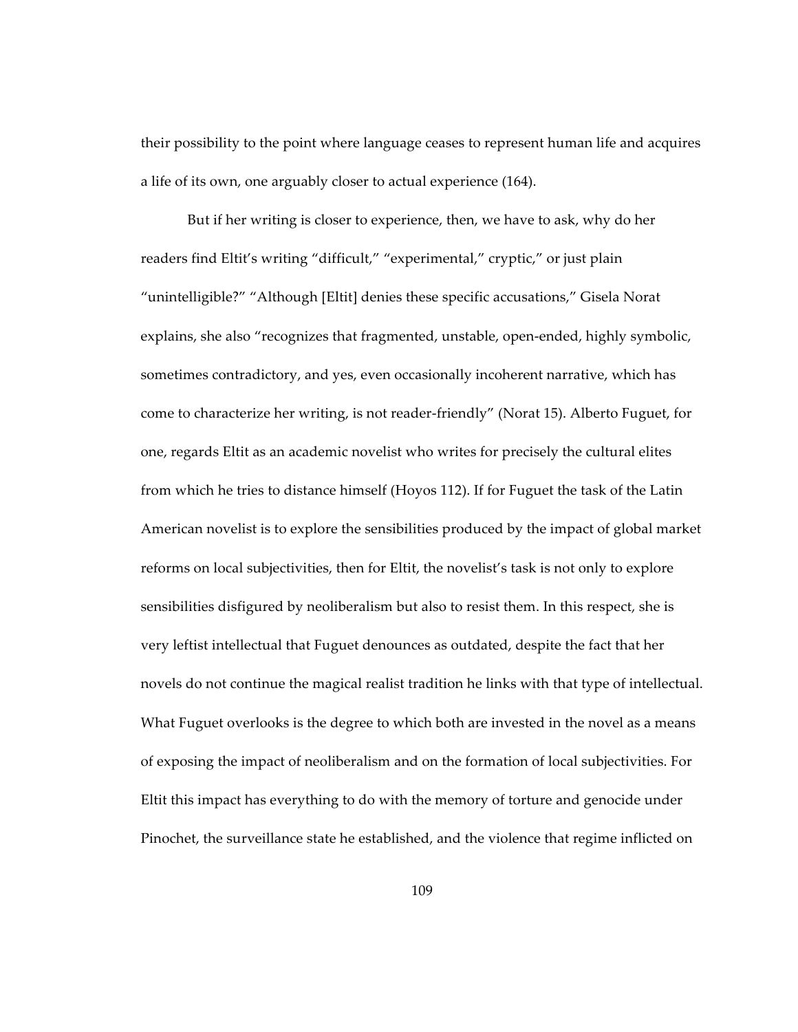their possibility to the point where language ceases to represent human life and acquires a life of its own, one arguably closer to actual experience (164).

But if her writing is closer to experience, then, we have to ask, why do her readers find Eltit's writing "difficult," "experimental," cryptic," or just plain "unintelligible?" "Although [Eltit] denies these specific accusations," Gisela Norat explains, she also "recognizes that fragmented, unstable, open-ended, highly symbolic, sometimes contradictory, and yes, even occasionally incoherent narrative, which has come to characterize her writing, is not reader-friendly" (Norat 15). Alberto Fuguet, for one, regards Eltit as an academic novelist who writes for precisely the cultural elites from which he tries to distance himself (Hoyos 112). If for Fuguet the task of the Latin American novelist is to explore the sensibilities produced by the impact of global market reforms on local subjectivities, then for Eltit, the novelist's task is not only to explore sensibilities disfigured by neoliberalism but also to resist them. In this respect, she is very leftist intellectual that Fuguet denounces as outdated, despite the fact that her novels do not continue the magical realist tradition he links with that type of intellectual. What Fuguet overlooks is the degree to which both are invested in the novel as a means of exposing the impact of neoliberalism and on the formation of local subjectivities. For Eltit this impact has everything to do with the memory of torture and genocide under Pinochet, the surveillance state he established, and the violence that regime inflicted on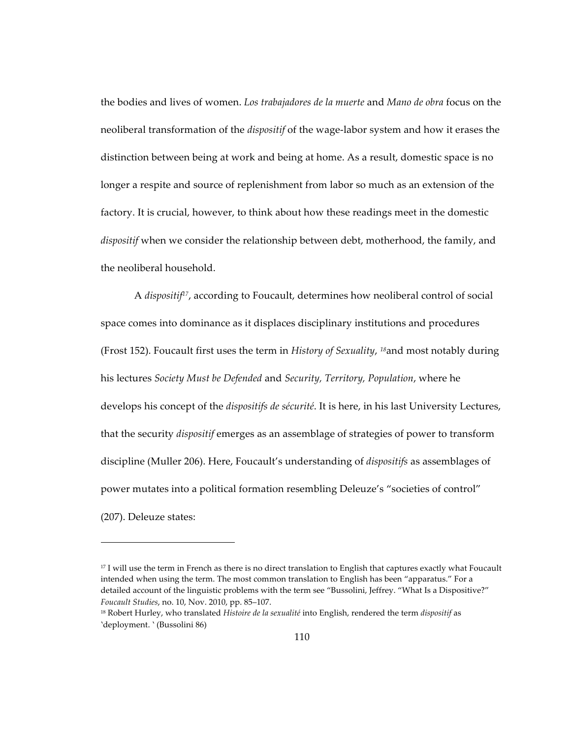the bodies and lives of women. *Los trabajadores de la muerte* and *Mano de obra* focus on the neoliberal transformation of the *dispositif* of the wage-labor system and how it erases the distinction between being at work and being at home. As a result, domestic space is no longer a respite and source of replenishment from labor so much as an extension of the factory. It is crucial, however, to think about how these readings meet in the domestic *dispositif* when we consider the relationship between debt, motherhood, the family, and the neoliberal household.

A *dispositif*[17], according to Foucault, determines how neoliberal control of social space comes into dominance as it displaces disciplinary institutions and procedures (Frost 152). Foucault first uses the term in *History of Sexuality*, [18]and most notably during his lectures *Society Must be Defended* and *Security, Territory, Population*, where he develops his concept of the *dispositifs de sécurité*. It is here, in his last University Lectures, that the security *dispositif* emerges as an assemblage of strategies of power to transform discipline (Muller 206). Here, Foucault's understanding of *dispositifs* as assemblages of power mutates into a political formation resembling Deleuze's "societies of control" (207). Deleuze states:

---

[17] I will use the term in French as there is no direct translation to English that captures exactly what Foucault intended when using the term. The most common translation to English has been "apparatus." For a detailed account of the linguistic problems with the term see "Bussolini, Jeffrey. "What Is a Dispositive?" *Foucault Studies*, no. 10, Nov. 2010, pp. 85–107.

[18] Robert Hurley, who translated *Histoire de la sexualité* into English, rendered the term *dispositif* as `deployment. ` (Bussolini 86)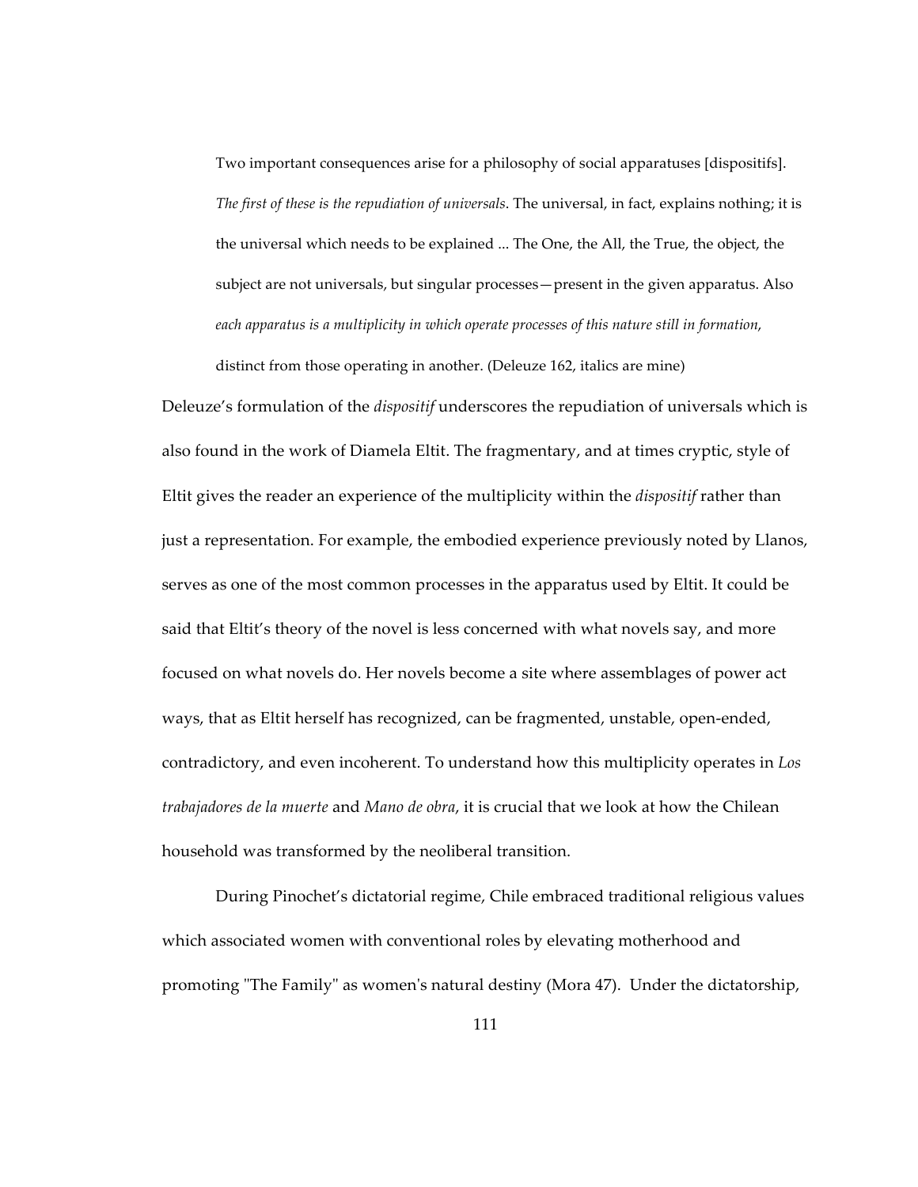> Two important consequences arise for a philosophy of social apparatuses [dispositifs]. *The first of these is the repudiation of universals*. The universal, in fact, explains nothing; it is the universal which needs to be explained ... The One, the All, the True, the object, the subject are not universals, but singular processes—present in the given apparatus. Also *each apparatus is a multiplicity in which operate processes of this nature still in formation*, distinct from those operating in another. (Deleuze 162, italics are mine)

Deleuze's formulation of the *dispositif* underscores the repudiation of universals which is also found in the work of Diamela Eltit. The fragmentary, and at times cryptic, style of Eltit gives the reader an experience of the multiplicity within the *dispositif* rather than just a representation. For example, the embodied experience previously noted by Llanos, serves as one of the most common processes in the apparatus used by Eltit. It could be said that Eltit's theory of the novel is less concerned with what novels say, and more focused on what novels do. Her novels become a site where assemblages of power act ways, that as Eltit herself has recognized, can be fragmented, unstable, open-ended, contradictory, and even incoherent. To understand how this multiplicity operates in *Los trabajadores de la muerte* and *Mano de obra*, it is crucial that we look at how the Chilean household was transformed by the neoliberal transition.

During Pinochet's dictatorial regime, Chile embraced traditional religious values which associated women with conventional roles by elevating motherhood and promoting "The Family" as women's natural destiny (Mora 47). Under the dictatorship,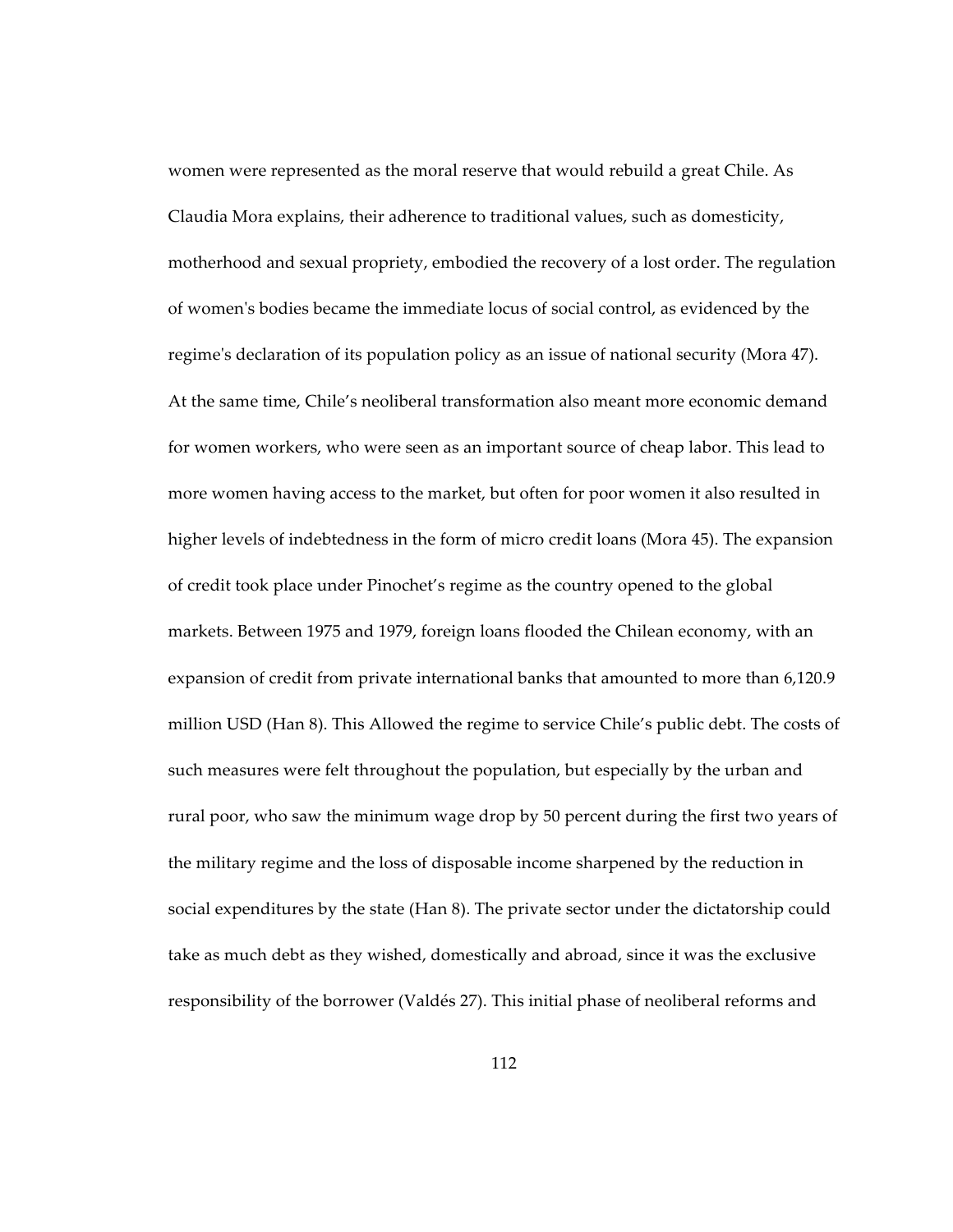women were represented as the moral reserve that would rebuild a great Chile. As Claudia Mora explains, their adherence to traditional values, such as domesticity, motherhood and sexual propriety, embodied the recovery of a lost order. The regulation of women's bodies became the immediate locus of social control, as evidenced by the regime's declaration of its population policy as an issue of national security (Mora 47). At the same time, Chile's neoliberal transformation also meant more economic demand for women workers, who were seen as an important source of cheap labor. This lead to more women having access to the market, but often for poor women it also resulted in higher levels of indebtedness in the form of micro credit loans (Mora 45). The expansion of credit took place under Pinochet's regime as the country opened to the global markets. Between 1975 and 1979, foreign loans flooded the Chilean economy, with an expansion of credit from private international banks that amounted to more than 6,120.9 million USD (Han 8). This Allowed the regime to service Chile's public debt. The costs of such measures were felt throughout the population, but especially by the urban and rural poor, who saw the minimum wage drop by 50 percent during the first two years of the military regime and the loss of disposable income sharpened by the reduction in social expenditures by the state (Han 8). The private sector under the dictatorship could take as much debt as they wished, domestically and abroad, since it was the exclusive responsibility of the borrower (Valdés 27). This initial phase of neoliberal reforms and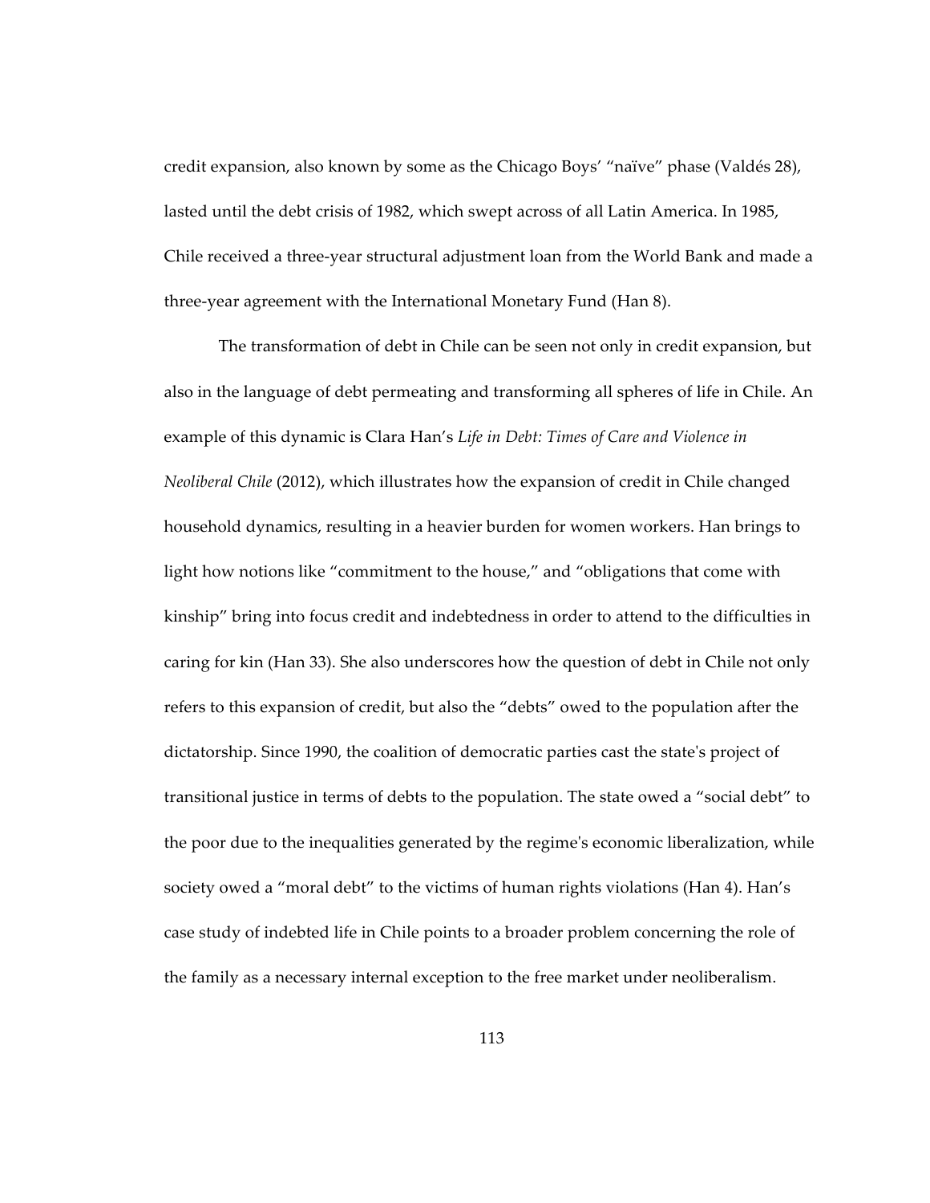credit expansion, also known by some as the Chicago Boys' "naïve" phase (Valdés 28), lasted until the debt crisis of 1982, which swept across of all Latin America. In 1985, Chile received a three-year structural adjustment loan from the World Bank and made a three-year agreement with the International Monetary Fund (Han 8).

The transformation of debt in Chile can be seen not only in credit expansion, but also in the language of debt permeating and transforming all spheres of life in Chile. An example of this dynamic is Clara Han's *Life in Debt: Times of Care and Violence in Neoliberal Chile* (2012), which illustrates how the expansion of credit in Chile changed household dynamics, resulting in a heavier burden for women workers. Han brings to light how notions like "commitment to the house," and "obligations that come with kinship" bring into focus credit and indebtedness in order to attend to the difficulties in caring for kin (Han 33). She also underscores how the question of debt in Chile not only refers to this expansion of credit, but also the "debts" owed to the population after the dictatorship. Since 1990, the coalition of democratic parties cast the state's project of transitional justice in terms of debts to the population. The state owed a "social debt" to the poor due to the inequalities generated by the regime's economic liberalization, while society owed a "moral debt" to the victims of human rights violations (Han 4). Han's case study of indebted life in Chile points to a broader problem concerning the role of the family as a necessary internal exception to the free market under neoliberalism.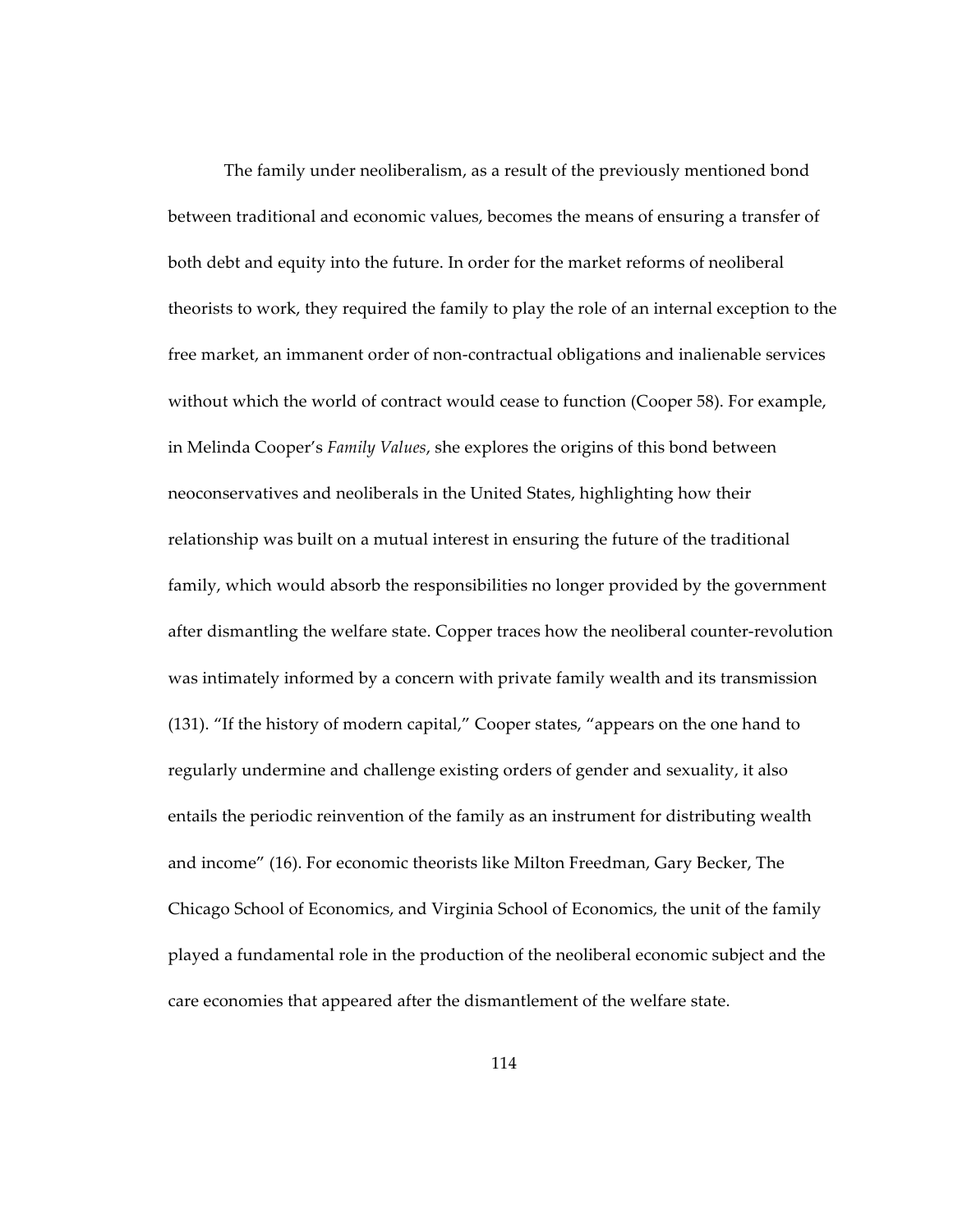The family under neoliberalism, as a result of the previously mentioned bond between traditional and economic values, becomes the means of ensuring a transfer of both debt and equity into the future. In order for the market reforms of neoliberal theorists to work, they required the family to play the role of an internal exception to the free market, an immanent order of non-contractual obligations and inalienable services without which the world of contract would cease to function (Cooper 58). For example, in Melinda Cooper's *Family Values*, she explores the origins of this bond between neoconservatives and neoliberals in the United States, highlighting how their relationship was built on a mutual interest in ensuring the future of the traditional family, which would absorb the responsibilities no longer provided by the government after dismantling the welfare state. Copper traces how the neoliberal counter-revolution was intimately informed by a concern with private family wealth and its transmission (131). "If the history of modern capital," Cooper states, "appears on the one hand to regularly undermine and challenge existing orders of gender and sexuality, it also entails the periodic reinvention of the family as an instrument for distributing wealth and income" (16). For economic theorists like Milton Freedman, Gary Becker, The Chicago School of Economics, and Virginia School of Economics, the unit of the family played a fundamental role in the production of the neoliberal economic subject and the care economies that appeared after the dismantlement of the welfare state.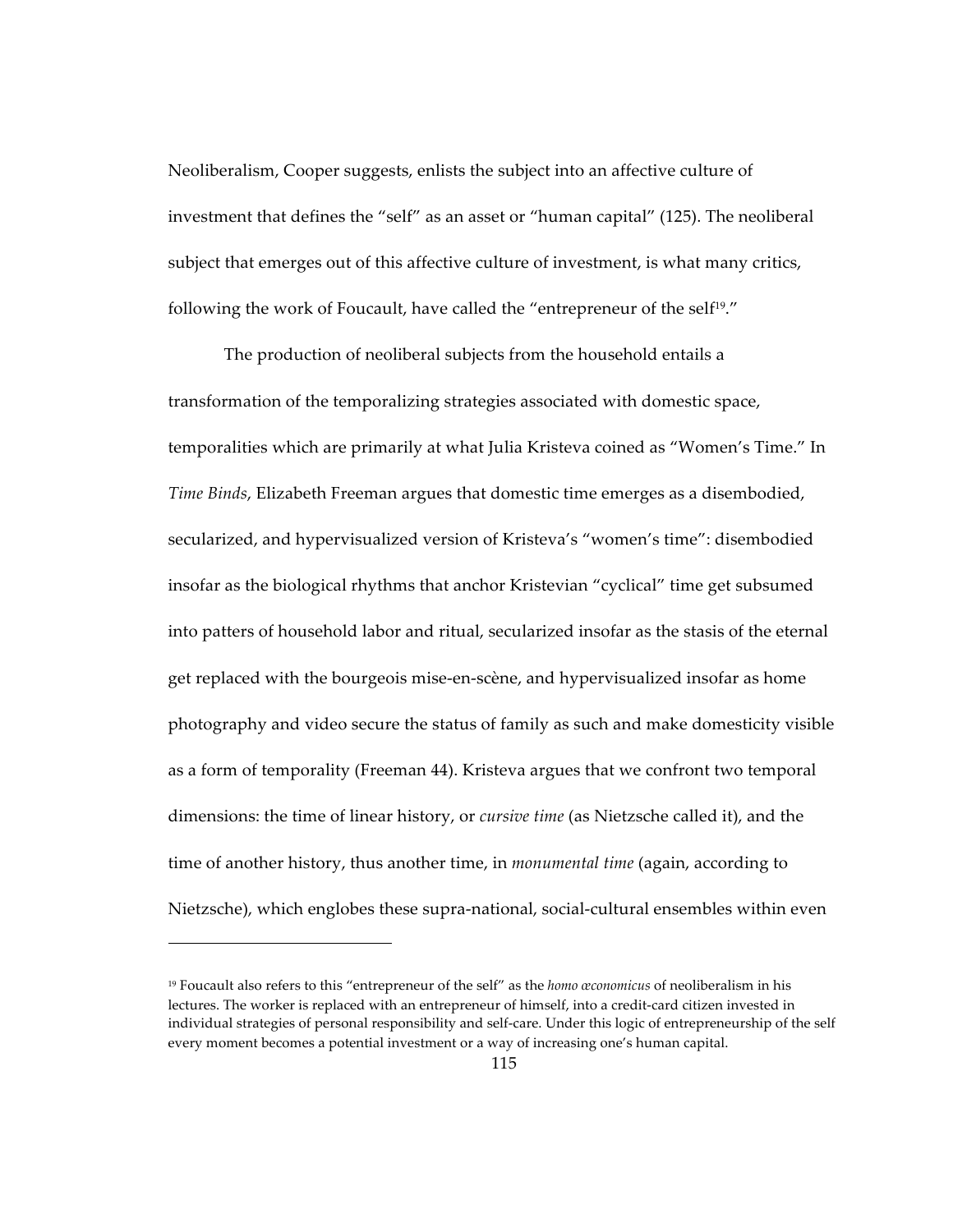Neoliberalism, Cooper suggests, enlists the subject into an affective culture of investment that defines the "self" as an asset or "human capital" (125). The neoliberal subject that emerges out of this affective culture of investment, is what many critics, following the work of Foucault, have called the "entrepreneur of the self[19]."

The production of neoliberal subjects from the household entails a transformation of the temporalizing strategies associated with domestic space, temporalities which are primarily at what Julia Kristeva coined as "Women's Time." In *Time Binds*, Elizabeth Freeman argues that domestic time emerges as a disembodied, secularized, and hypervisualized version of Kristeva's "women's time": disembodied insofar as the biological rhythms that anchor Kristevian "cyclical" time get subsumed into patters of household labor and ritual, secularized insofar as the stasis of the eternal get replaced with the bourgeois mise-en-scène, and hypervisualized insofar as home photography and video secure the status of family as such and make domesticity visible as a form of temporality (Freeman 44). Kristeva argues that we confront two temporal dimensions: the time of linear history, or *cursive time* (as Nietzsche called it), and the time of another history, thus another time, in *monumental time* (again, according to Nietzsche), which englobes these supra-national, social-cultural ensembles within even

---

[19] Foucault also refers to this "entrepreneur of the self" as the *homo œconomicus* of neoliberalism in his lectures. The worker is replaced with an entrepreneur of himself, into a credit-card citizen invested in individual strategies of personal responsibility and self-care. Under this logic of entrepreneurship of the self every moment becomes a potential investment or a way of increasing one's human capital.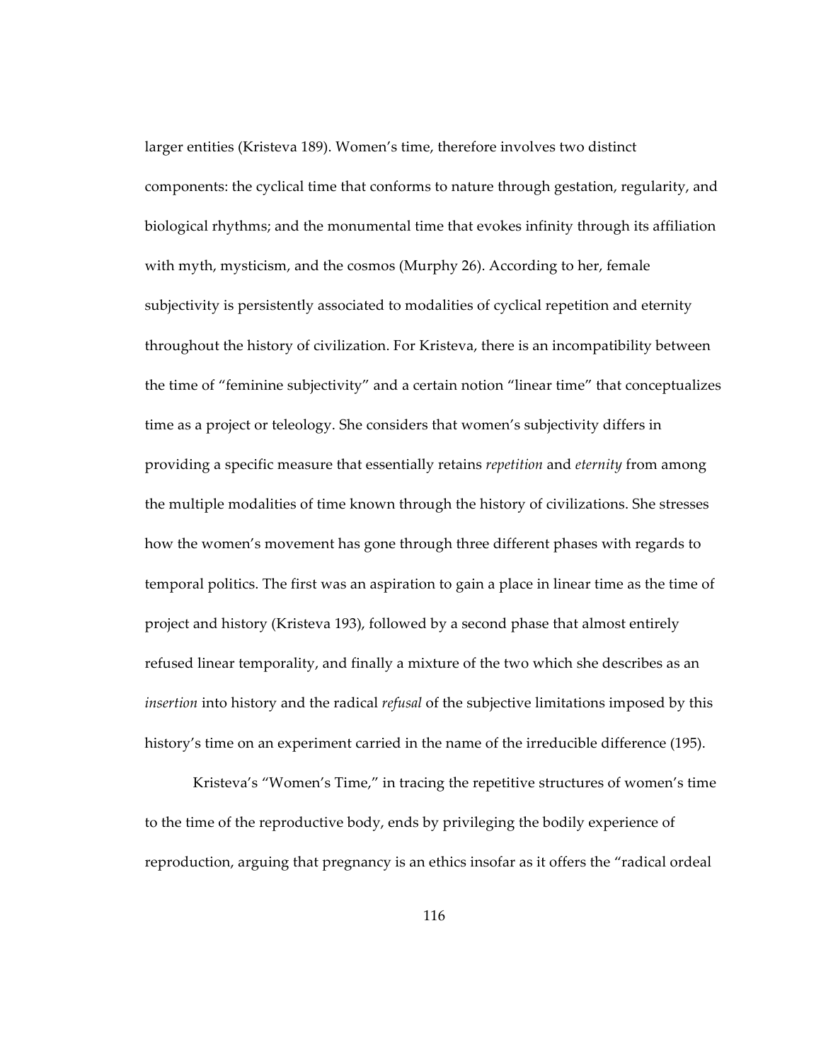larger entities (Kristeva 189). Women's time, therefore involves two distinct components: the cyclical time that conforms to nature through gestation, regularity, and biological rhythms; and the monumental time that evokes infinity through its affiliation with myth, mysticism, and the cosmos (Murphy 26). According to her, female subjectivity is persistently associated to modalities of cyclical repetition and eternity throughout the history of civilization. For Kristeva, there is an incompatibility between the time of "feminine subjectivity" and a certain notion "linear time" that conceptualizes time as a project or teleology. She considers that women's subjectivity differs in providing a specific measure that essentially retains *repetition* and *eternity* from among the multiple modalities of time known through the history of civilizations. She stresses how the women's movement has gone through three different phases with regards to temporal politics. The first was an aspiration to gain a place in linear time as the time of project and history (Kristeva 193), followed by a second phase that almost entirely refused linear temporality, and finally a mixture of the two which she describes as an *insertion* into history and the radical *refusal* of the subjective limitations imposed by this history's time on an experiment carried in the name of the irreducible difference (195).

Kristeva's "Women's Time," in tracing the repetitive structures of women's time to the time of the reproductive body, ends by privileging the bodily experience of reproduction, arguing that pregnancy is an ethics insofar as it offers the "radical ordeal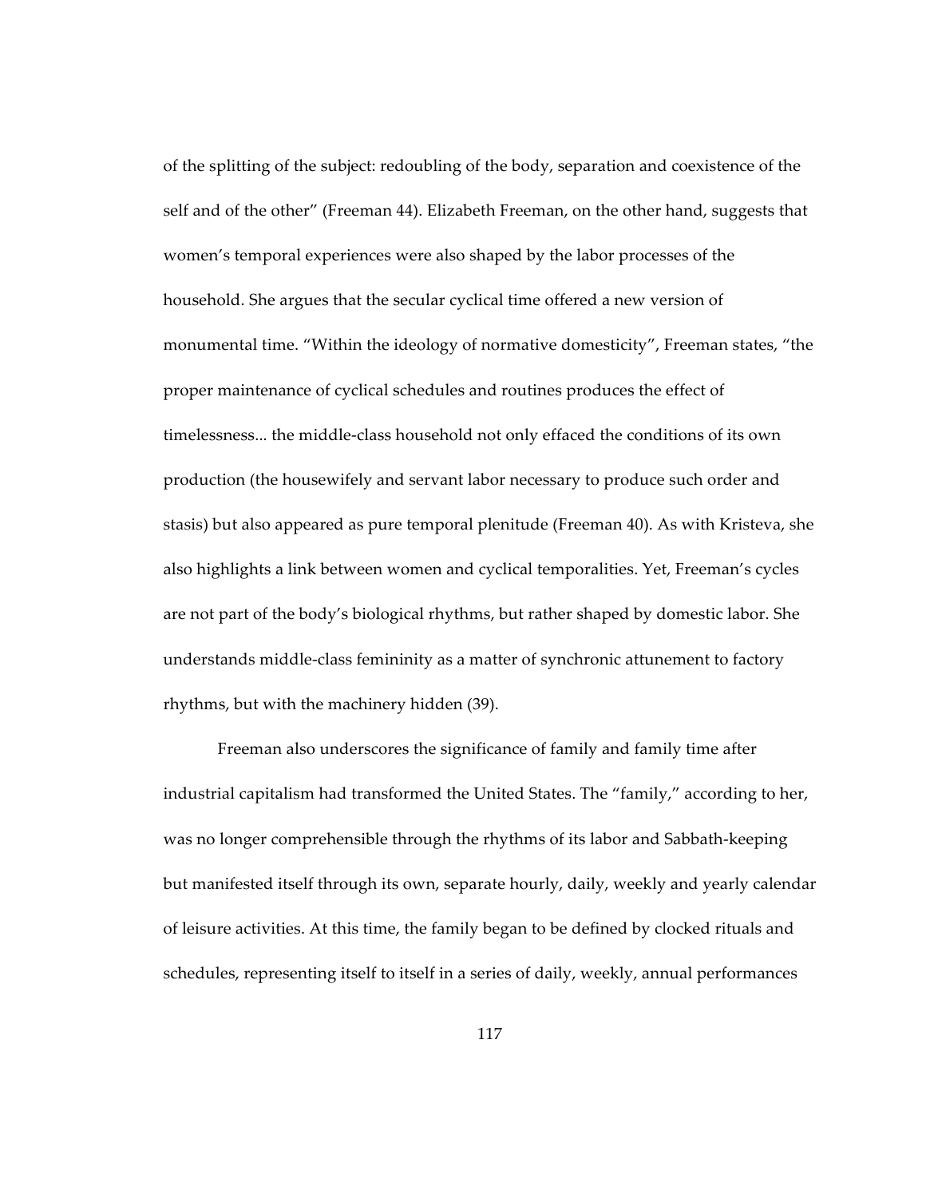of the splitting of the subject: redoubling of the body, separation and coexistence of the self and of the other" (Freeman 44). Elizabeth Freeman, on the other hand, suggests that women's temporal experiences were also shaped by the labor processes of the household. She argues that the secular cyclical time offered a new version of monumental time. "Within the ideology of normative domesticity", Freeman states, "the proper maintenance of cyclical schedules and routines produces the effect of timelessness... the middle-class household not only effaced the conditions of its own production (the housewifely and servant labor necessary to produce such order and stasis) but also appeared as pure temporal plenitude (Freeman 40). As with Kristeva, she also highlights a link between women and cyclical temporalities. Yet, Freeman's cycles are not part of the body's biological rhythms, but rather shaped by domestic labor. She understands middle-class femininity as a matter of synchronic attunement to factory rhythms, but with the machinery hidden (39).

Freeman also underscores the significance of family and family time after industrial capitalism had transformed the United States. The "family," according to her, was no longer comprehensible through the rhythms of its labor and Sabbath-keeping but manifested itself through its own, separate hourly, daily, weekly and yearly calendar of leisure activities. At this time, the family began to be defined by clocked rituals and schedules, representing itself to itself in a series of daily, weekly, annual performances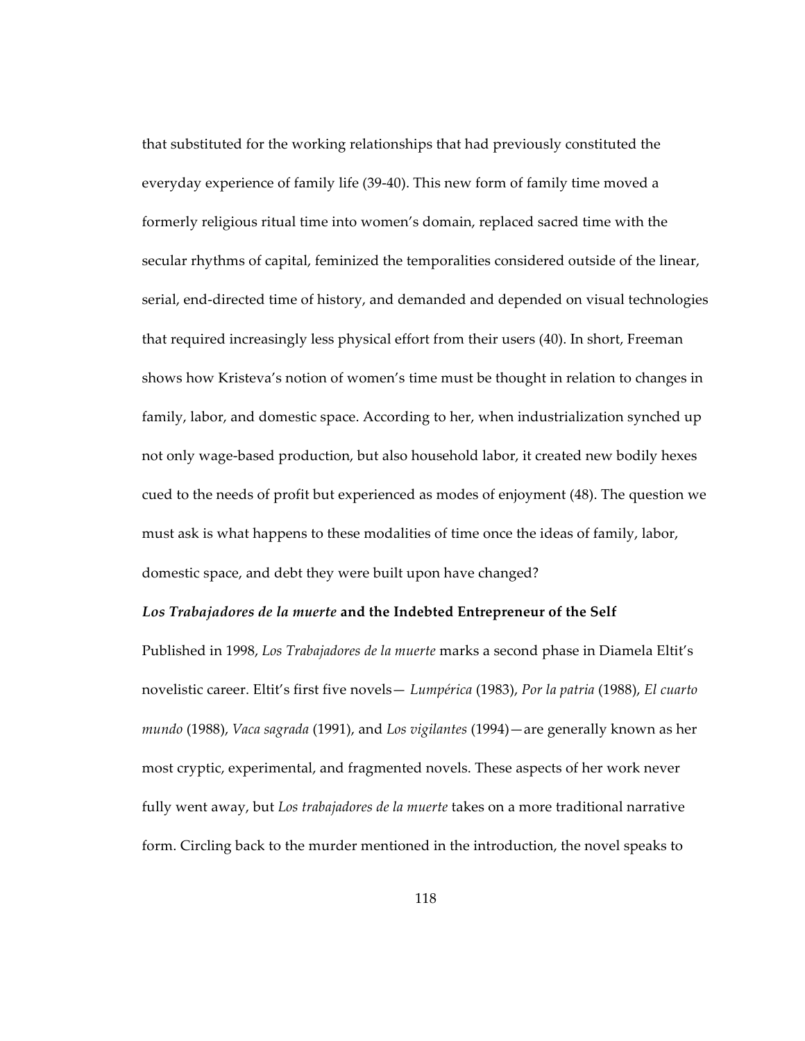that substituted for the working relationships that had previously constituted the everyday experience of family life (39-40). This new form of family time moved a formerly religious ritual time into women's domain, replaced sacred time with the secular rhythms of capital, feminized the temporalities considered outside of the linear, serial, end-directed time of history, and demanded and depended on visual technologies that required increasingly less physical effort from their users (40). In short, Freeman shows how Kristeva's notion of women's time must be thought in relation to changes in family, labor, and domestic space. According to her, when industrialization synched up not only wage-based production, but also household labor, it created new bodily hexes cued to the needs of profit but experienced as modes of enjoyment (48). The question we must ask is what happens to these modalities of time once the ideas of family, labor, domestic space, and debt they were built upon have changed?

### *Los Trabajadores de la muerte* and the Indebted Entrepreneur of the Self

Published in 1998, *Los Trabajadores de la muerte* marks a second phase in Diamela Eltit's novelistic career. Eltit's first five novels— *Lumpérica* (1983), *Por la patria* (1988), *El cuarto mundo* (1988), *Vaca sagrada* (1991), and *Los vigilantes* (1994)—are generally known as her most cryptic, experimental, and fragmented novels. These aspects of her work never fully went away, but *Los trabajadores de la muerte* takes on a more traditional narrative form. Circling back to the murder mentioned in the introduction, the novel speaks to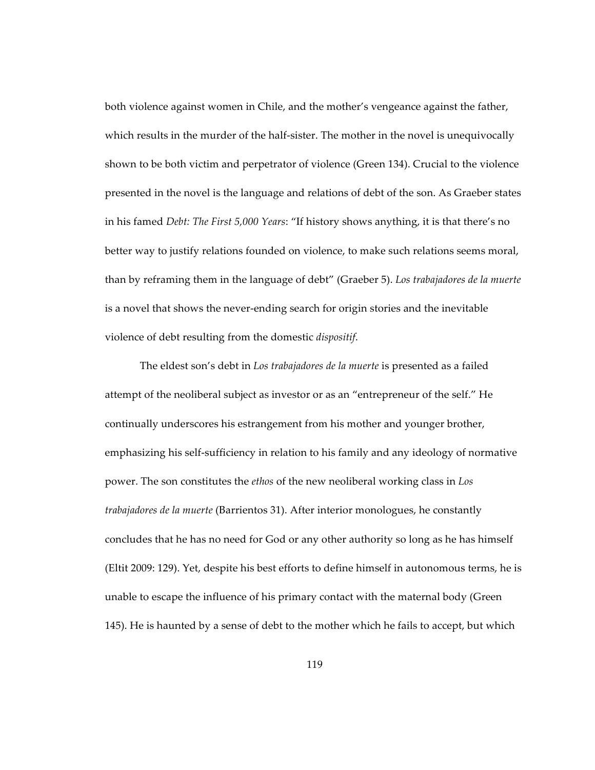both violence against women in Chile, and the mother's vengeance against the father, which results in the murder of the half-sister. The mother in the novel is unequivocally shown to be both victim and perpetrator of violence (Green 134). Crucial to the violence presented in the novel is the language and relations of debt of the son. As Graeber states in his famed *Debt: The First 5,000 Years*: "If history shows anything, it is that there's no better way to justify relations founded on violence, to make such relations seems moral, than by reframing them in the language of debt" (Graeber 5). *Los trabajadores de la muerte* is a novel that shows the never-ending search for origin stories and the inevitable violence of debt resulting from the domestic *dispositif*.

The eldest son's debt in *Los trabajadores de la muerte* is presented as a failed attempt of the neoliberal subject as investor or as an "entrepreneur of the self." He continually underscores his estrangement from his mother and younger brother, emphasizing his self-sufficiency in relation to his family and any ideology of normative power. The son constitutes the *ethos* of the new neoliberal working class in *Los trabajadores de la muerte* (Barrientos 31). After interior monologues, he constantly concludes that he has no need for God or any other authority so long as he has himself (Eltit 2009: 129). Yet, despite his best efforts to define himself in autonomous terms, he is unable to escape the influence of his primary contact with the maternal body (Green 145). He is haunted by a sense of debt to the mother which he fails to accept, but which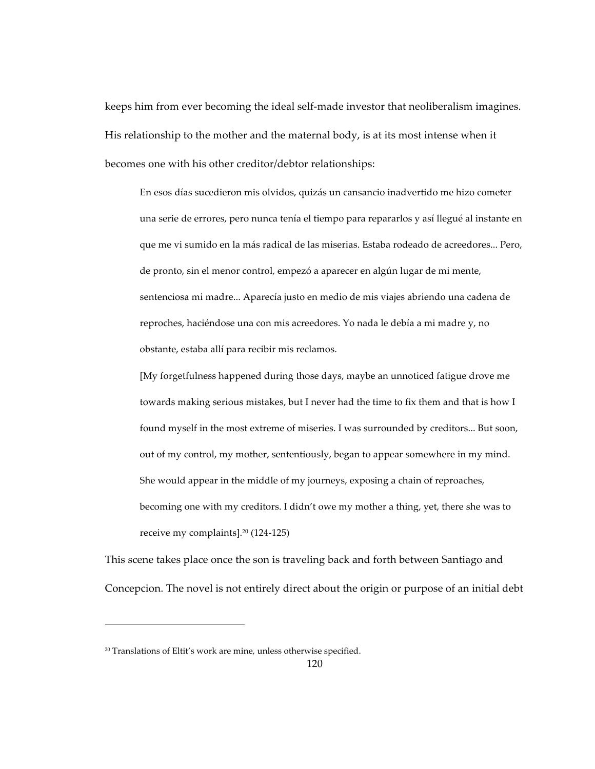keeps him from ever becoming the ideal self-made investor that neoliberalism imagines. His relationship to the mother and the maternal body, is at its most intense when it becomes one with his other creditor/debtor relationships:

> En esos días sucedieron mis olvidos, quizás un cansancio inadvertido me hizo cometer una serie de errores, pero nunca tenía el tiempo para repararlos y así llegué al instante en que me vi sumido en la más radical de las miserias. Estaba rodeado de acreedores... Pero, de pronto, sin el menor control, empezó a aparecer en algún lugar de mi mente, sentenciosa mi madre... Aparecía justo en medio de mis viajes abriendo una cadena de reproches, haciéndose una con mis acreedores. Yo nada le debía a mi madre y, no obstante, estaba allí para recibir mis reclamos.
>
> [My forgetfulness happened during those days, maybe an unnoticed fatigue drove me towards making serious mistakes, but I never had the time to fix them and that is how I found myself in the most extreme of miseries. I was surrounded by creditors... But soon, out of my control, my mother, sententiously, began to appear somewhere in my mind. She would appear in the middle of my journeys, exposing a chain of reproaches, becoming one with my creditors. I didn't owe my mother a thing, yet, there she was to receive my complaints].[20] (124-125)

This scene takes place once the son is traveling back and forth between Santiago and Concepcion. The novel is not entirely direct about the origin or purpose of an initial debt

---

[20] Translations of Eltit's work are mine, unless otherwise specified.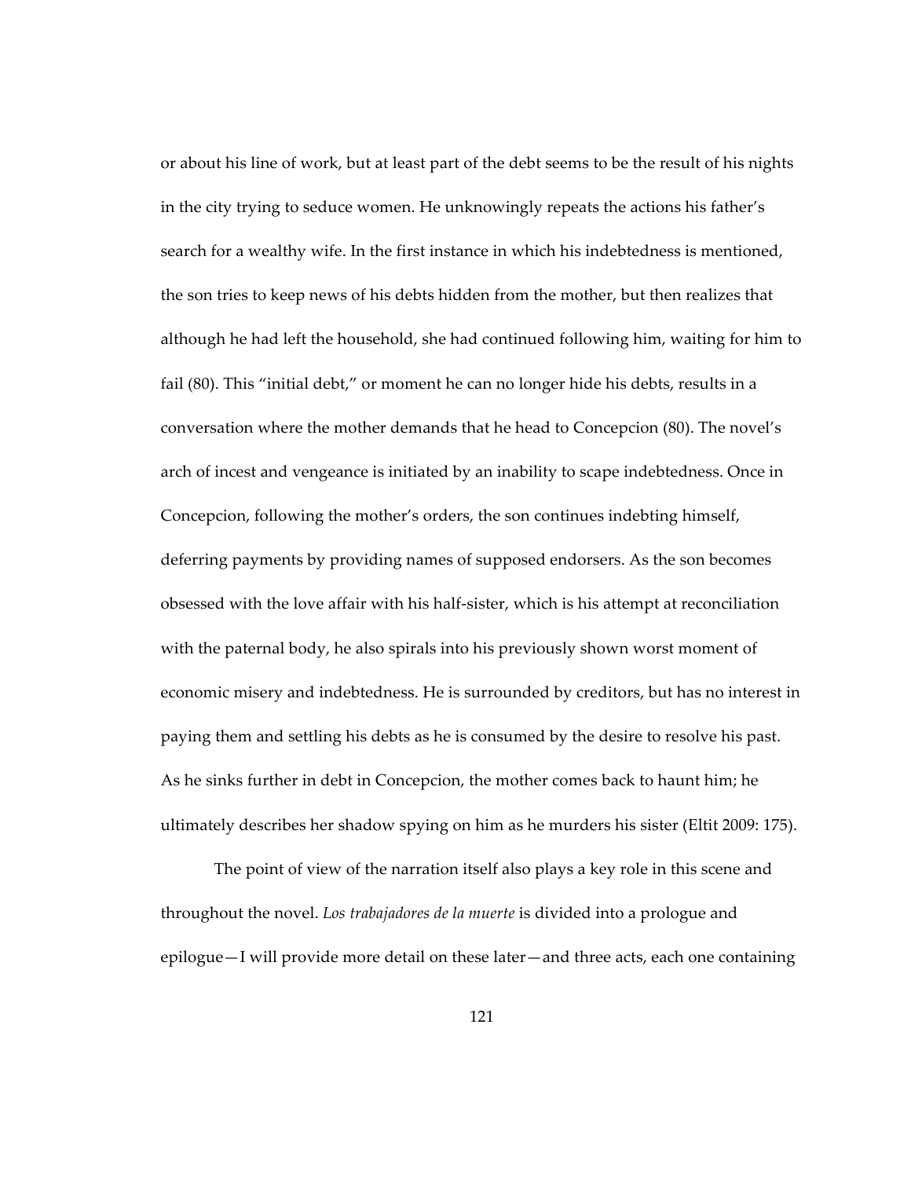or about his line of work, but at least part of the debt seems to be the result of his nights in the city trying to seduce women. He unknowingly repeats the actions his father's search for a wealthy wife. In the first instance in which his indebtedness is mentioned, the son tries to keep news of his debts hidden from the mother, but then realizes that although he had left the household, she had continued following him, waiting for him to fail (80). This "initial debt," or moment he can no longer hide his debts, results in a conversation where the mother demands that he head to Concepcion (80). The novel's arch of incest and vengeance is initiated by an inability to scape indebtedness. Once in Concepcion, following the mother's orders, the son continues indebting himself, deferring payments by providing names of supposed endorsers. As the son becomes obsessed with the love affair with his half-sister, which is his attempt at reconciliation with the paternal body, he also spirals into his previously shown worst moment of economic misery and indebtedness. He is surrounded by creditors, but has no interest in paying them and settling his debts as he is consumed by the desire to resolve his past. As he sinks further in debt in Concepcion, the mother comes back to haunt him; he ultimately describes her shadow spying on him as he murders his sister (Eltit 2009: 175).

The point of view of the narration itself also plays a key role in this scene and throughout the novel. *Los trabajadores de la muerte* is divided into a prologue and epilogue—I will provide more detail on these later—and three acts, each one containing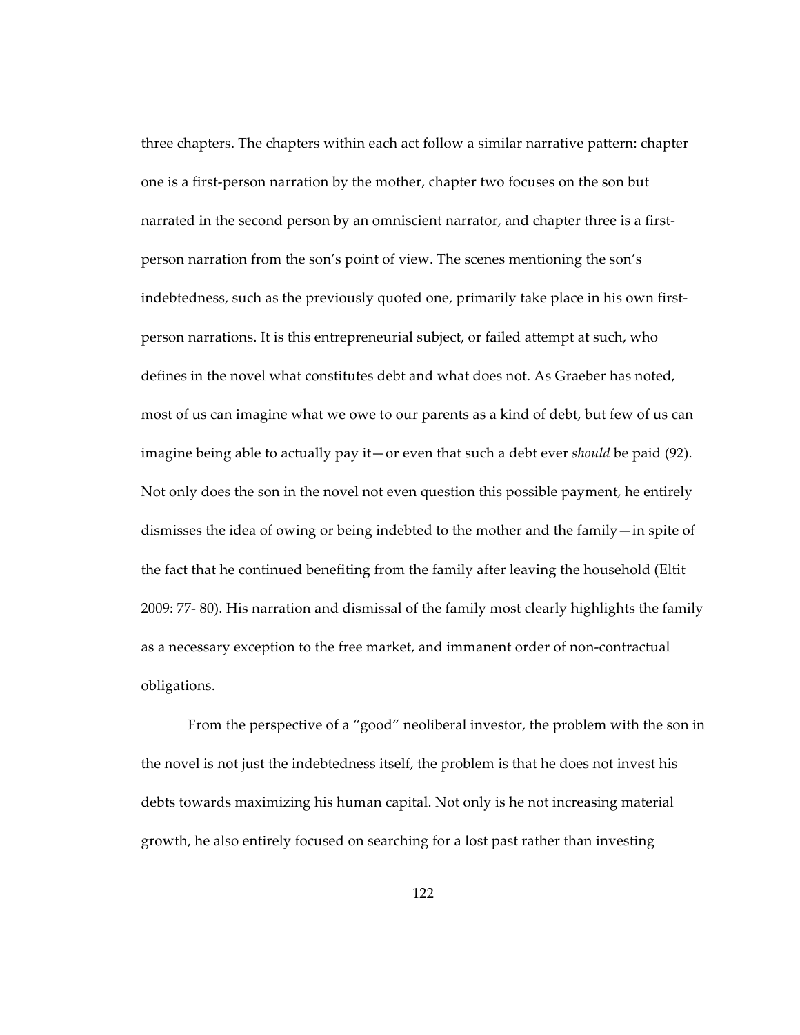three chapters. The chapters within each act follow a similar narrative pattern: chapter one is a first-person narration by the mother, chapter two focuses on the son but narrated in the second person by an omniscient narrator, and chapter three is a first-person narration from the son's point of view. The scenes mentioning the son's indebtedness, such as the previously quoted one, primarily take place in his own first-person narrations. It is this entrepreneurial subject, or failed attempt at such, who defines in the novel what constitutes debt and what does not. As Graeber has noted, most of us can imagine what we owe to our parents as a kind of debt, but few of us can imagine being able to actually pay it—or even that such a debt ever *should* be paid (92). Not only does the son in the novel not even question this possible payment, he entirely dismisses the idea of owing or being indebted to the mother and the family—in spite of the fact that he continued benefiting from the family after leaving the household (Eltit 2009: 77- 80). His narration and dismissal of the family most clearly highlights the family as a necessary exception to the free market, and immanent order of non-contractual obligations.

From the perspective of a "good" neoliberal investor, the problem with the son in the novel is not just the indebtedness itself, the problem is that he does not invest his debts towards maximizing his human capital. Not only is he not increasing material growth, he also entirely focused on searching for a lost past rather than investing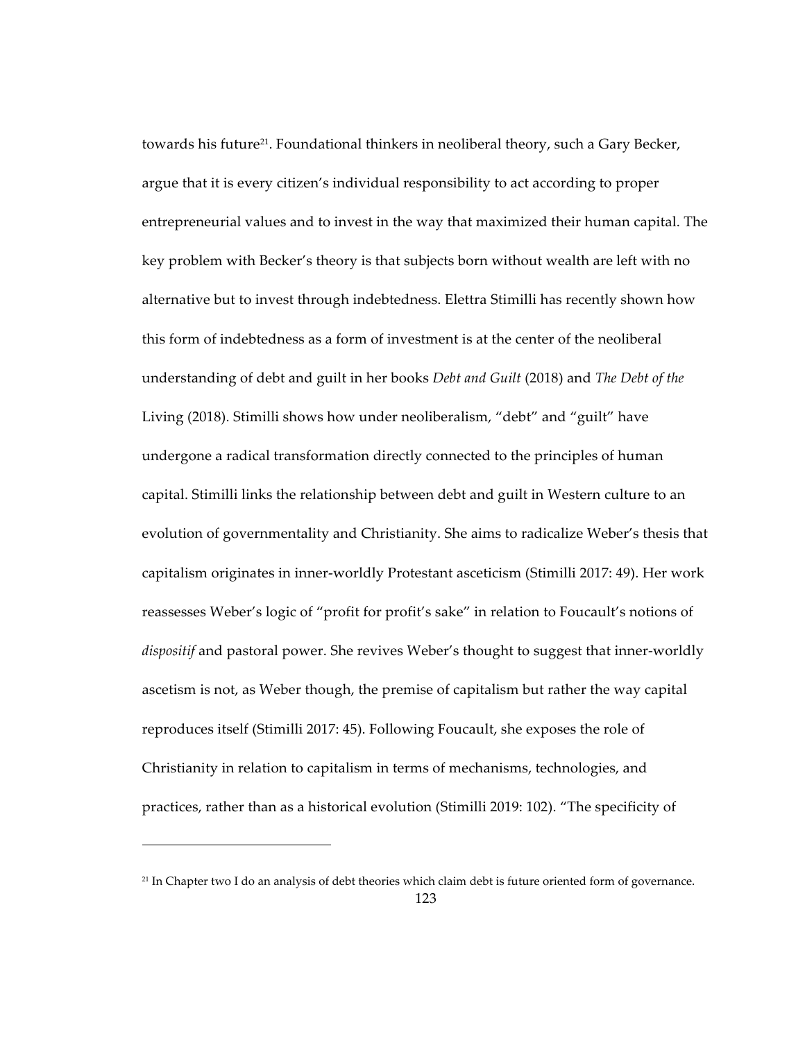towards his future[21]. Foundational thinkers in neoliberal theory, such a Gary Becker, argue that it is every citizen's individual responsibility to act according to proper entrepreneurial values and to invest in the way that maximized their human capital. The key problem with Becker's theory is that subjects born without wealth are left with no alternative but to invest through indebtedness. Elettra Stimilli has recently shown how this form of indebtedness as a form of investment is at the center of the neoliberal understanding of debt and guilt in her books *Debt and Guilt* (2018) and *The Debt of the* Living (2018). Stimilli shows how under neoliberalism, "debt" and "guilt" have undergone a radical transformation directly connected to the principles of human capital. Stimilli links the relationship between debt and guilt in Western culture to an evolution of governmentality and Christianity. She aims to radicalize Weber's thesis that capitalism originates in inner-worldly Protestant asceticism (Stimilli 2017: 49). Her work reassesses Weber's logic of "profit for profit's sake" in relation to Foucault's notions of *dispositif* and pastoral power. She revives Weber's thought to suggest that inner-worldly ascetism is not, as Weber though, the premise of capitalism but rather the way capital reproduces itself (Stimilli 2017: 45). Following Foucault, she exposes the role of Christianity in relation to capitalism in terms of mechanisms, technologies, and practices, rather than as a historical evolution (Stimilli 2019: 102). "The specificity of

[21] In Chapter two I do an analysis of debt theories which claim debt is future oriented form of governance.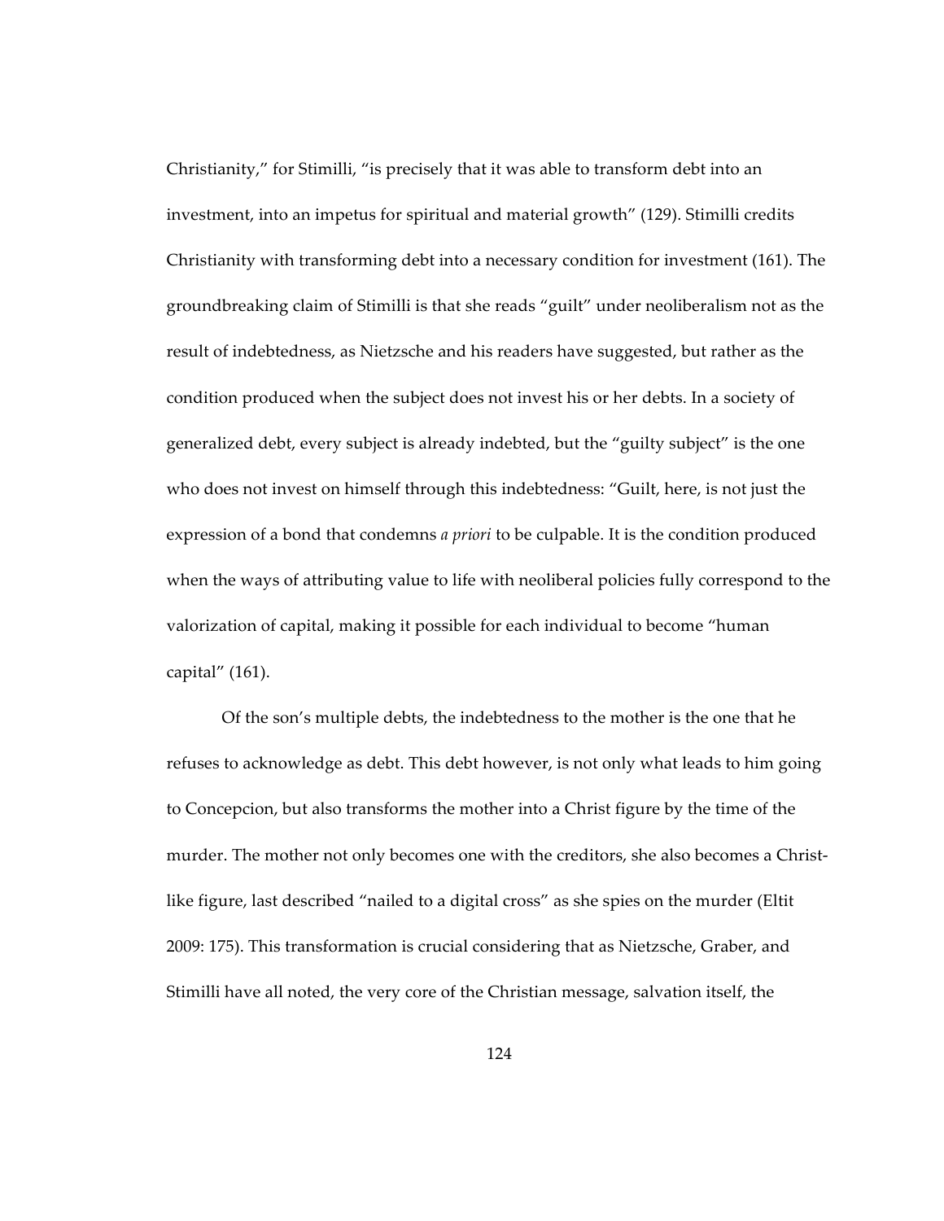Christianity," for Stimilli, "is precisely that it was able to transform debt into an investment, into an impetus for spiritual and material growth" (129). Stimilli credits Christianity with transforming debt into a necessary condition for investment (161). The groundbreaking claim of Stimilli is that she reads "guilt" under neoliberalism not as the result of indebtedness, as Nietzsche and his readers have suggested, but rather as the condition produced when the subject does not invest his or her debts. In a society of generalized debt, every subject is already indebted, but the "guilty subject" is the one who does not invest on himself through this indebtedness: "Guilt, here, is not just the expression of a bond that condemns *a priori* to be culpable. It is the condition produced when the ways of attributing value to life with neoliberal policies fully correspond to the valorization of capital, making it possible for each individual to become "human capital" (161).

Of the son's multiple debts, the indebtedness to the mother is the one that he refuses to acknowledge as debt. This debt however, is not only what leads to him going to Concepcion, but also transforms the mother into a Christ figure by the time of the murder. The mother not only becomes one with the creditors, she also becomes a Christ-like figure, last described "nailed to a digital cross" as she spies on the murder (Eltit 2009: 175). This transformation is crucial considering that as Nietzsche, Graber, and Stimilli have all noted, the very core of the Christian message, salvation itself, the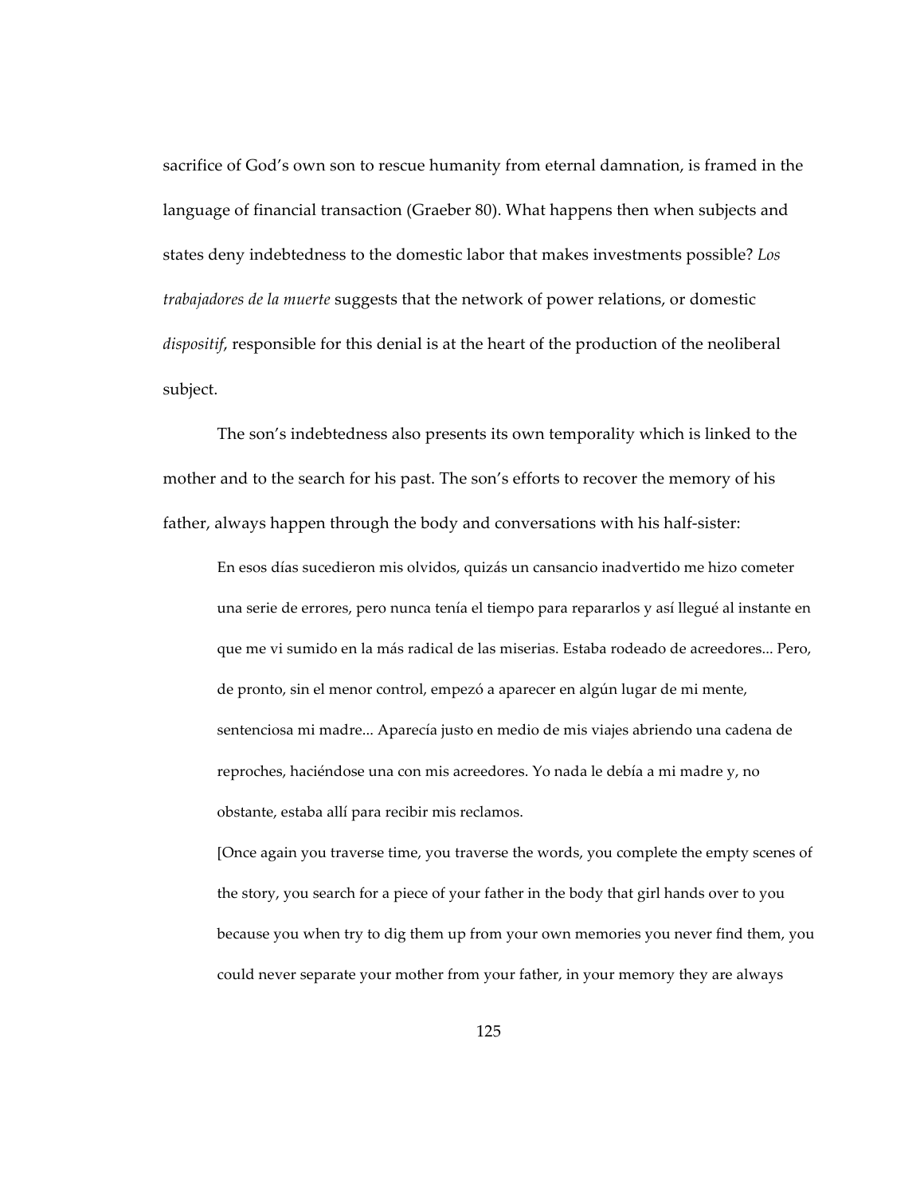sacrifice of God's own son to rescue humanity from eternal damnation, is framed in the language of financial transaction (Graeber 80). What happens then when subjects and states deny indebtedness to the domestic labor that makes investments possible? *Los trabajadores de la muerte* suggests that the network of power relations, or domestic *dispositif*, responsible for this denial is at the heart of the production of the neoliberal subject.

The son's indebtedness also presents its own temporality which is linked to the mother and to the search for his past. The son's efforts to recover the memory of his father, always happen through the body and conversations with his half-sister:

> En esos días sucedieron mis olvidos, quizás un cansancio inadvertido me hizo cometer una serie de errores, pero nunca tenía el tiempo para repararlos y así llegué al instante en que me vi sumido en la más radical de las miserias. Estaba rodeado de acreedores... Pero, de pronto, sin el menor control, empezó a aparecer en algún lugar de mi mente, sentenciosa mi madre... Aparecía justo en medio de mis viajes abriendo una cadena de reproches, haciéndose una con mis acreedores. Yo nada le debía a mi madre y, no obstante, estaba allí para recibir mis reclamos.
>
> [Once again you traverse time, you traverse the words, you complete the empty scenes of the story, you search for a piece of your father in the body that girl hands over to you because you when try to dig them up from your own memories you never find them, you could never separate your mother from your father, in your memory they are always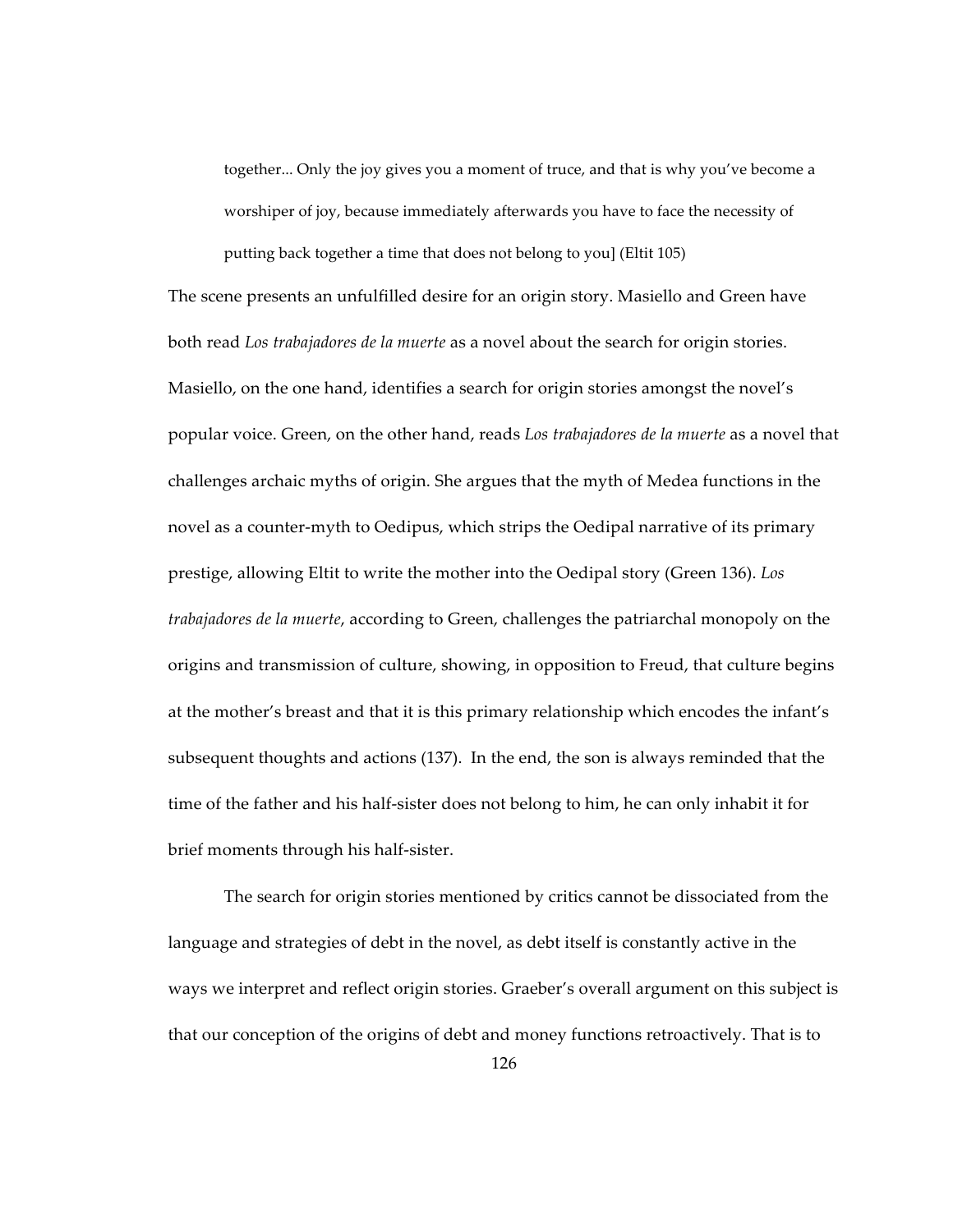> together... Only the joy gives you a moment of truce, and that is why you've become a worshiper of joy, because immediately afterwards you have to face the necessity of putting back together a time that does not belong to you] (Eltit 105)

The scene presents an unfulfilled desire for an origin story. Masiello and Green have both read *Los trabajadores de la muerte* as a novel about the search for origin stories. Masiello, on the one hand, identifies a search for origin stories amongst the novel's popular voice. Green, on the other hand, reads *Los trabajadores de la muerte* as a novel that challenges archaic myths of origin. She argues that the myth of Medea functions in the novel as a counter-myth to Oedipus, which strips the Oedipal narrative of its primary prestige, allowing Eltit to write the mother into the Oedipal story (Green 136). *Los trabajadores de la muerte*, according to Green, challenges the patriarchal monopoly on the origins and transmission of culture, showing, in opposition to Freud, that culture begins at the mother's breast and that it is this primary relationship which encodes the infant's subsequent thoughts and actions (137). In the end, the son is always reminded that the time of the father and his half-sister does not belong to him, he can only inhabit it for brief moments through his half-sister.

The search for origin stories mentioned by critics cannot be dissociated from the language and strategies of debt in the novel, as debt itself is constantly active in the ways we interpret and reflect origin stories. Graeber's overall argument on this subject is that our conception of the origins of debt and money functions retroactively. That is to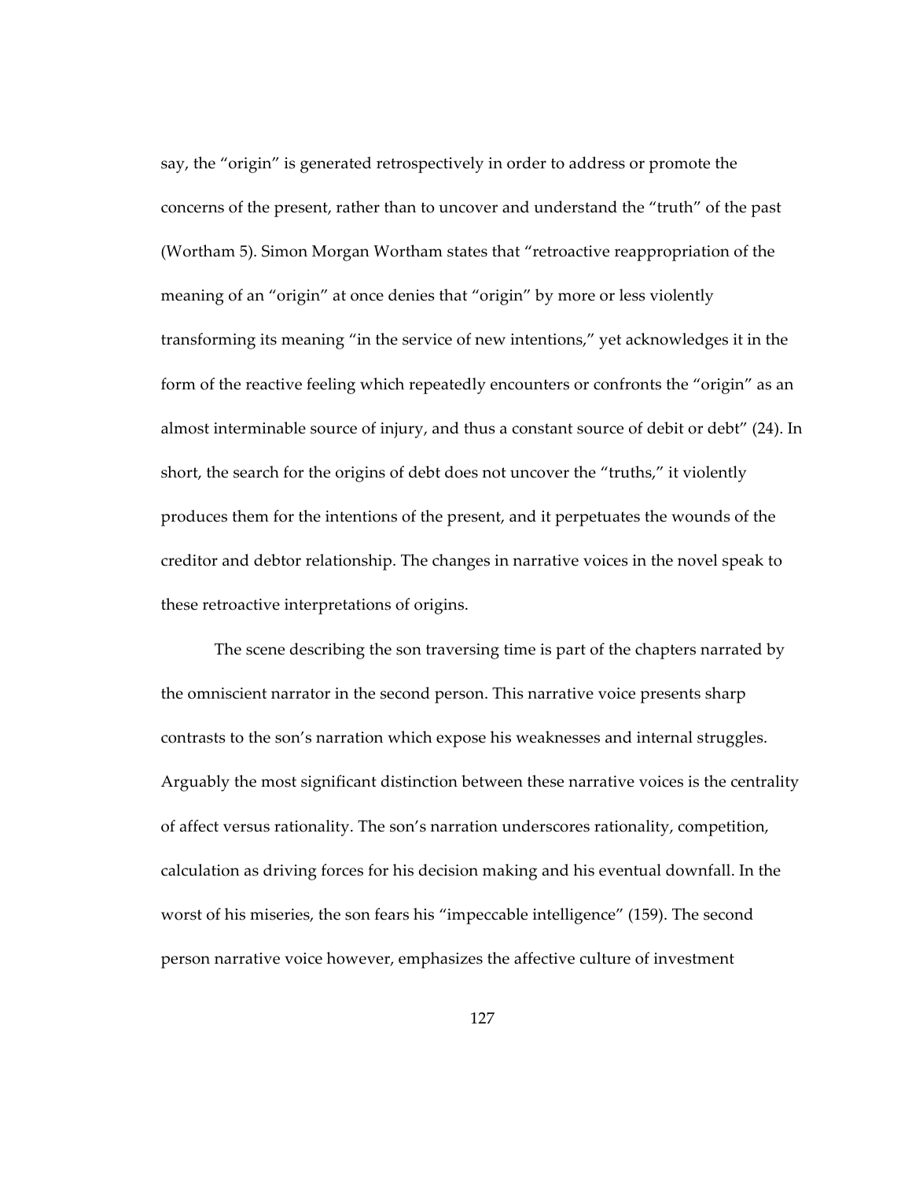say, the "origin" is generated retrospectively in order to address or promote the concerns of the present, rather than to uncover and understand the "truth" of the past (Wortham 5). Simon Morgan Wortham states that "retroactive reappropriation of the meaning of an "origin" at once denies that "origin" by more or less violently transforming its meaning "in the service of new intentions," yet acknowledges it in the form of the reactive feeling which repeatedly encounters or confronts the "origin" as an almost interminable source of injury, and thus a constant source of debit or debt" (24). In short, the search for the origins of debt does not uncover the "truths," it violently produces them for the intentions of the present, and it perpetuates the wounds of the creditor and debtor relationship. The changes in narrative voices in the novel speak to these retroactive interpretations of origins.

The scene describing the son traversing time is part of the chapters narrated by the omniscient narrator in the second person. This narrative voice presents sharp contrasts to the son's narration which expose his weaknesses and internal struggles. Arguably the most significant distinction between these narrative voices is the centrality of affect versus rationality. The son's narration underscores rationality, competition, calculation as driving forces for his decision making and his eventual downfall. In the worst of his miseries, the son fears his "impeccable intelligence" (159). The second person narrative voice however, emphasizes the affective culture of investment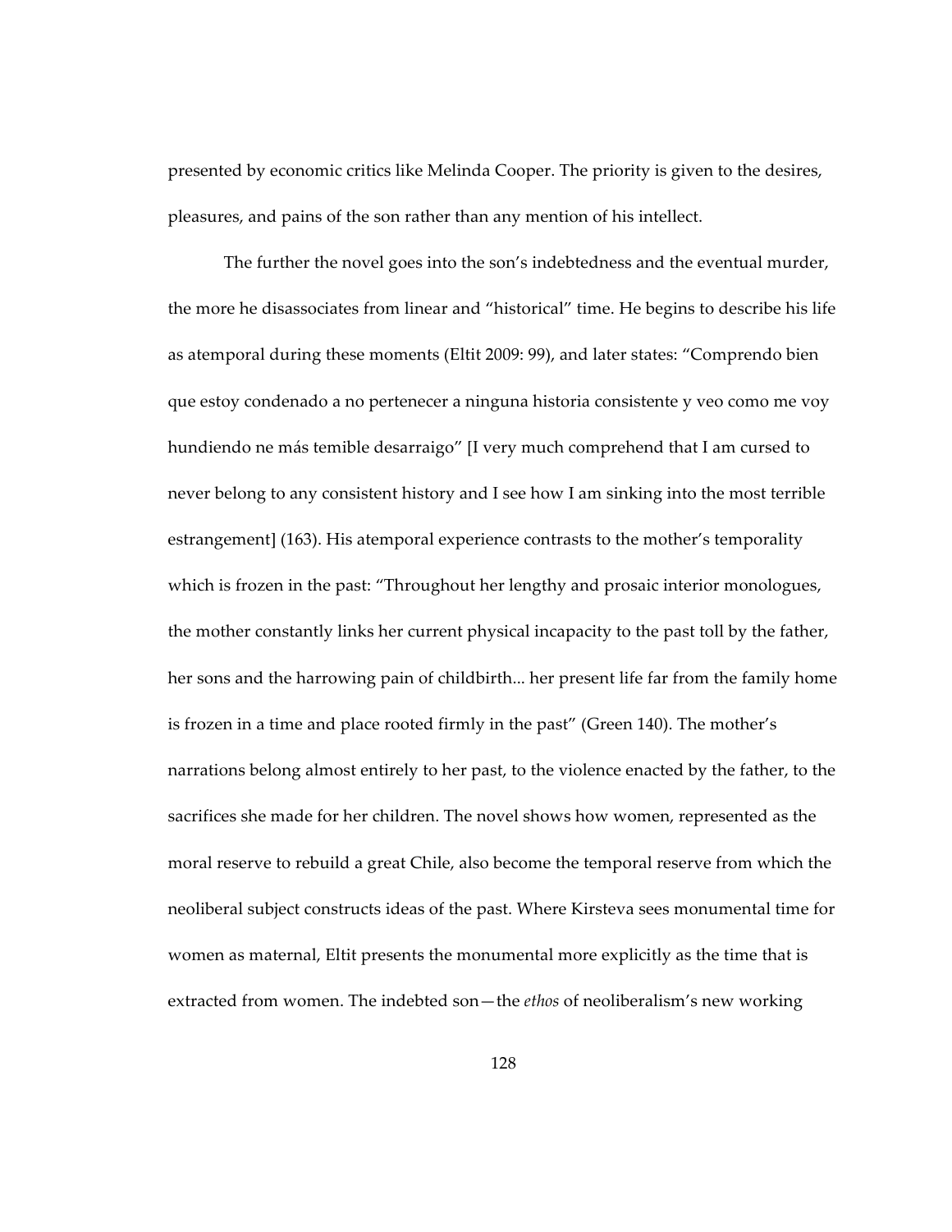presented by economic critics like Melinda Cooper. The priority is given to the desires, pleasures, and pains of the son rather than any mention of his intellect.

The further the novel goes into the son's indebtedness and the eventual murder, the more he disassociates from linear and "historical" time. He begins to describe his life as atemporal during these moments (Eltit 2009: 99), and later states: "Comprendo bien que estoy condenado a no pertenecer a ninguna historia consistente y veo como me voy hundiendo ne más temible desarraigo" [I very much comprehend that I am cursed to never belong to any consistent history and I see how I am sinking into the most terrible estrangement] (163). His atemporal experience contrasts to the mother's temporality which is frozen in the past: "Throughout her lengthy and prosaic interior monologues, the mother constantly links her current physical incapacity to the past toll by the father, her sons and the harrowing pain of childbirth... her present life far from the family home is frozen in a time and place rooted firmly in the past" (Green 140). The mother's narrations belong almost entirely to her past, to the violence enacted by the father, to the sacrifices she made for her children. The novel shows how women, represented as the moral reserve to rebuild a great Chile, also become the temporal reserve from which the neoliberal subject constructs ideas of the past. Where Kirsteva sees monumental time for women as maternal, Eltit presents the monumental more explicitly as the time that is extracted from women. The indebted son—the *ethos* of neoliberalism's new working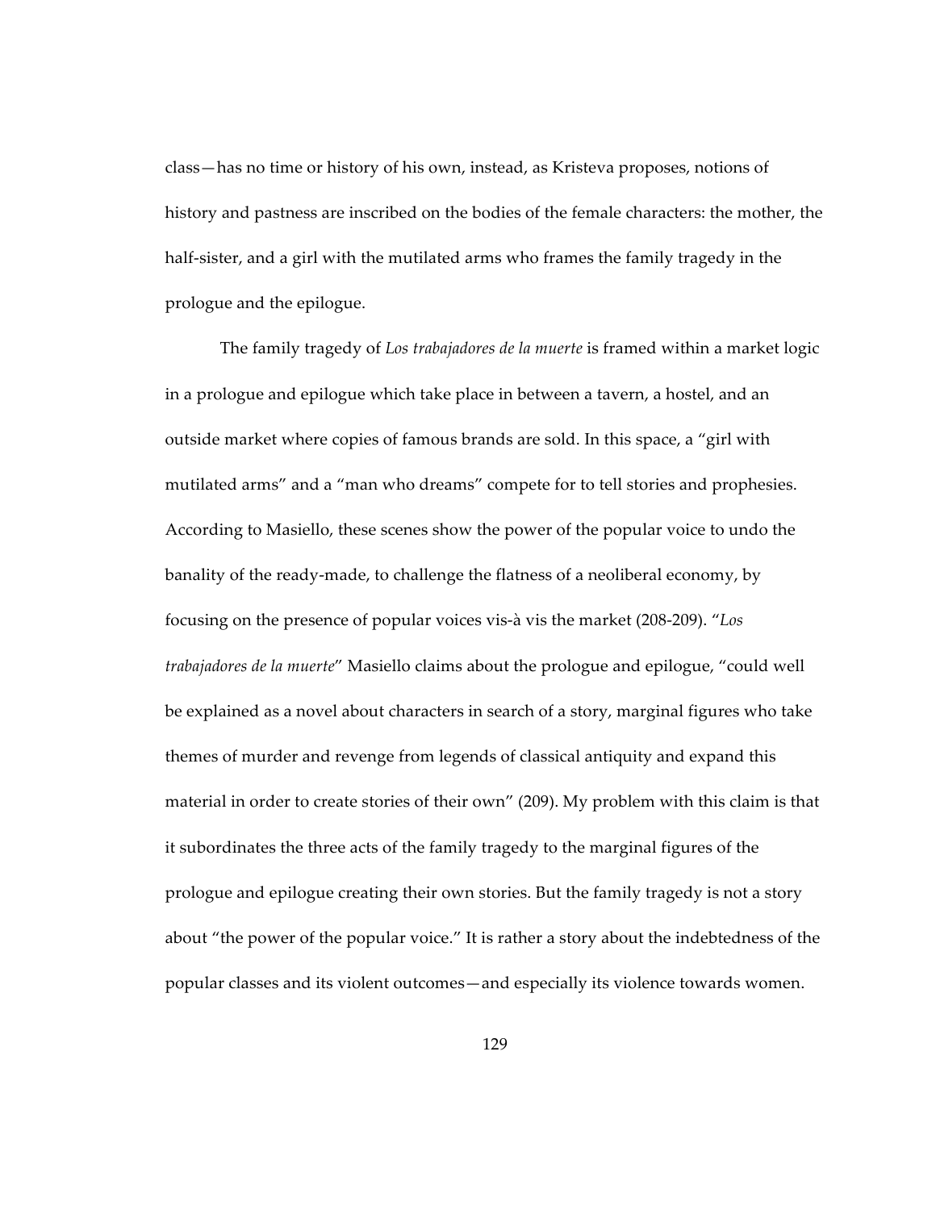class—has no time or history of his own, instead, as Kristeva proposes, notions of history and pastness are inscribed on the bodies of the female characters: the mother, the half-sister, and a girl with the mutilated arms who frames the family tragedy in the prologue and the epilogue.

The family tragedy of *Los trabajadores de la muerte* is framed within a market logic in a prologue and epilogue which take place in between a tavern, a hostel, and an outside market where copies of famous brands are sold. In this space, a "girl with mutilated arms" and a "man who dreams" compete for to tell stories and prophesies. According to Masiello, these scenes show the power of the popular voice to undo the banality of the ready-made, to challenge the flatness of a neoliberal economy, by focusing on the presence of popular voices vis-à vis the market (208-209). "*Los trabajadores de la muerte*" Masiello claims about the prologue and epilogue, "could well be explained as a novel about characters in search of a story, marginal figures who take themes of murder and revenge from legends of classical antiquity and expand this material in order to create stories of their own" (209). My problem with this claim is that it subordinates the three acts of the family tragedy to the marginal figures of the prologue and epilogue creating their own stories. But the family tragedy is not a story about "the power of the popular voice." It is rather a story about the indebtedness of the popular classes and its violent outcomes—and especially its violence towards women.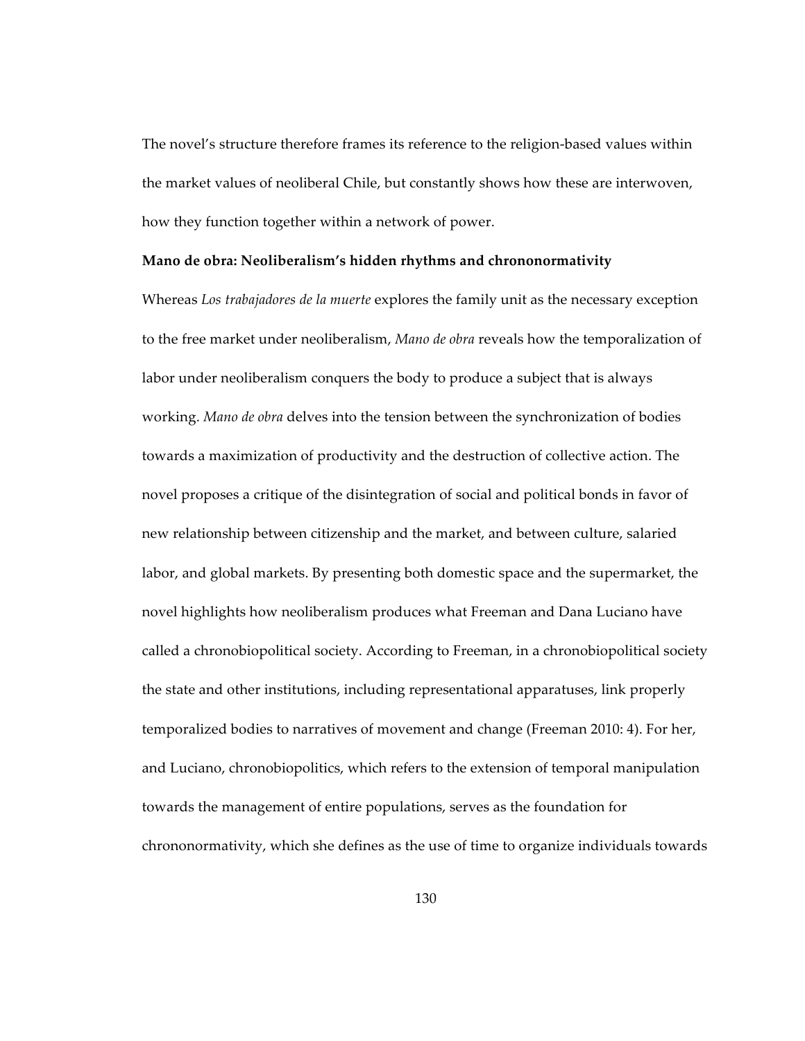The novel's structure therefore frames its reference to the religion-based values within the market values of neoliberal Chile, but constantly shows how these are interwoven, how they function together within a network of power.

**Mano de obra: Neoliberalism's hidden rhythms and chrononormativity**

Whereas *Los trabajadores de la muerte* explores the family unit as the necessary exception to the free market under neoliberalism, *Mano de obra* reveals how the temporalization of labor under neoliberalism conquers the body to produce a subject that is always working. *Mano de obra* delves into the tension between the synchronization of bodies towards a maximization of productivity and the destruction of collective action. The novel proposes a critique of the disintegration of social and political bonds in favor of new relationship between citizenship and the market, and between culture, salaried labor, and global markets. By presenting both domestic space and the supermarket, the novel highlights how neoliberalism produces what Freeman and Dana Luciano have called a chronobiopolitical society. According to Freeman, in a chronobiopolitical society the state and other institutions, including representational apparatuses, link properly temporalized bodies to narratives of movement and change (Freeman 2010: 4). For her, and Luciano, chronobiopolitics, which refers to the extension of temporal manipulation towards the management of entire populations, serves as the foundation for chrononormativity, which she defines as the use of time to organize individuals towards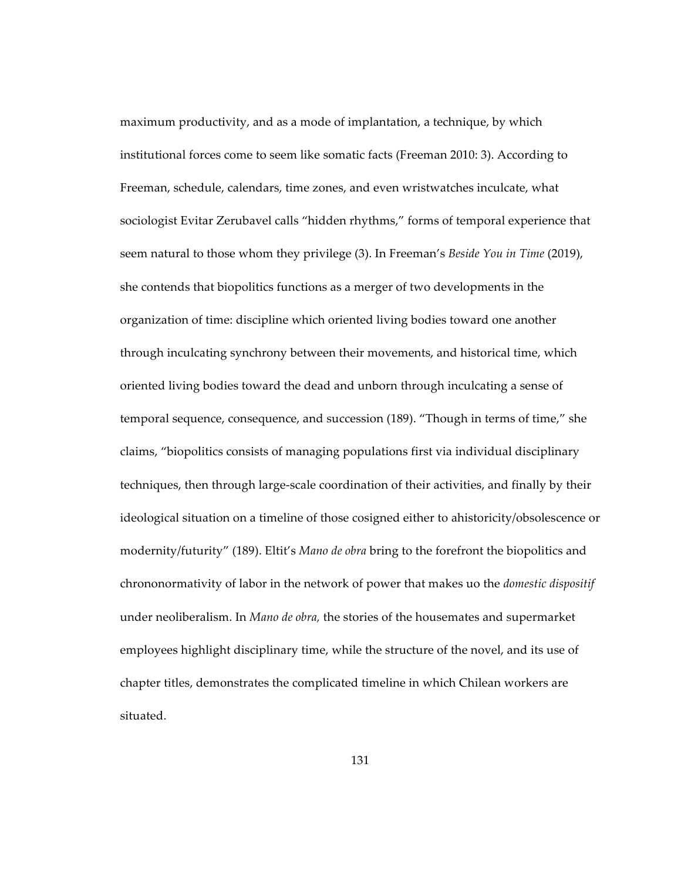maximum productivity, and as a mode of implantation, a technique, by which institutional forces come to seem like somatic facts (Freeman 2010: 3). According to Freeman, schedule, calendars, time zones, and even wristwatches inculcate, what sociologist Evitar Zerubavel calls "hidden rhythms," forms of temporal experience that seem natural to those whom they privilege (3). In Freeman's *Beside You in Time* (2019), she contends that biopolitics functions as a merger of two developments in the organization of time: discipline which oriented living bodies toward one another through inculcating synchrony between their movements, and historical time, which oriented living bodies toward the dead and unborn through inculcating a sense of temporal sequence, consequence, and succession (189). "Though in terms of time," she claims, "biopolitics consists of managing populations first via individual disciplinary techniques, then through large-scale coordination of their activities, and finally by their ideological situation on a timeline of those cosigned either to ahistoricity/obsolescence or modernity/futurity" (189). Eltit's *Mano de obra* bring to the forefront the biopolitics and chrononormativity of labor in the network of power that makes uo the *domestic dispositif* under neoliberalism. In *Mano de obra,* the stories of the housemates and supermarket employees highlight disciplinary time, while the structure of the novel, and its use of chapter titles, demonstrates the complicated timeline in which Chilean workers are situated.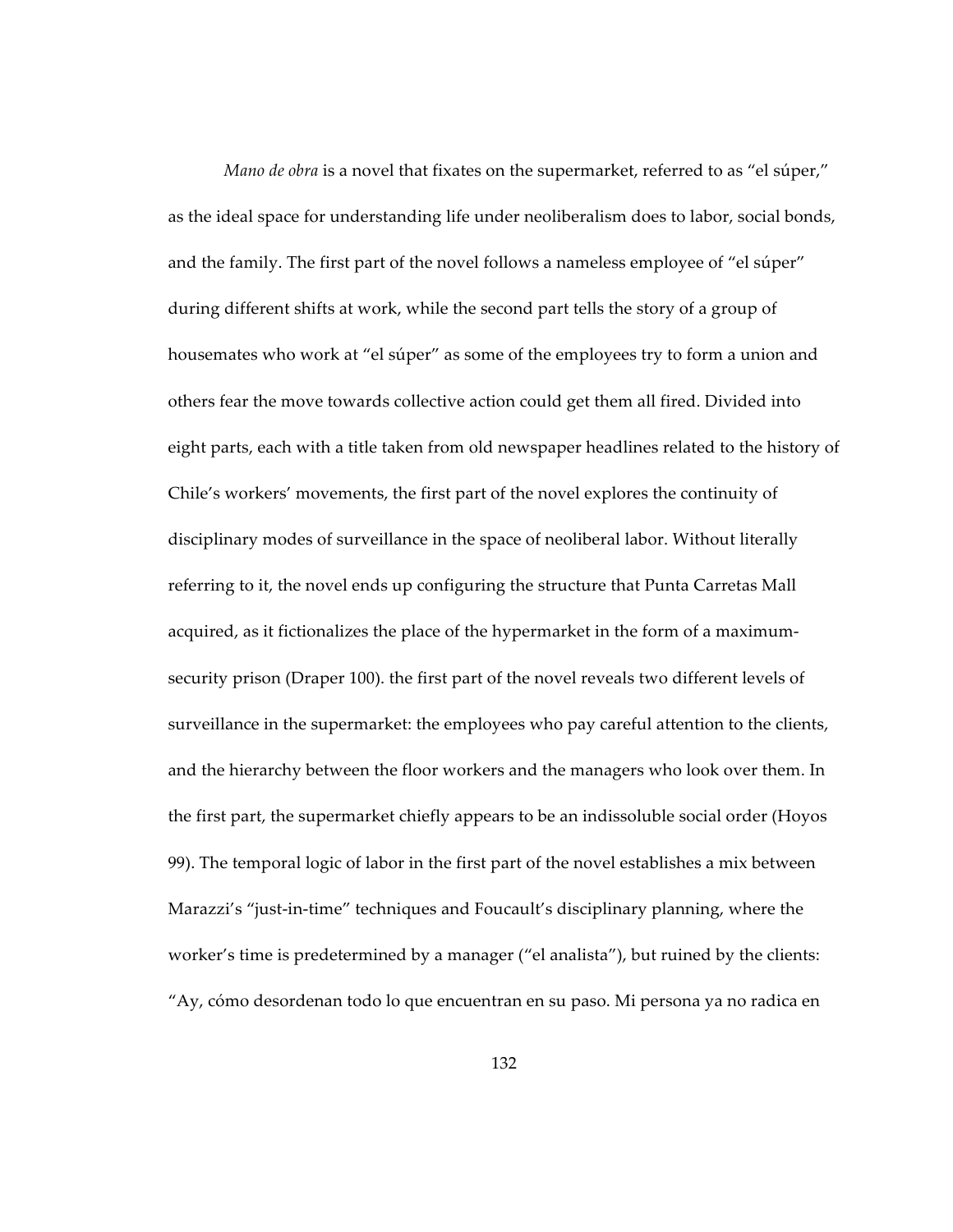*Mano de obra* is a novel that fixates on the supermarket, referred to as "el súper," as the ideal space for understanding life under neoliberalism does to labor, social bonds, and the family. The first part of the novel follows a nameless employee of "el súper" during different shifts at work, while the second part tells the story of a group of housemates who work at "el súper" as some of the employees try to form a union and others fear the move towards collective action could get them all fired. Divided into eight parts, each with a title taken from old newspaper headlines related to the history of Chile's workers' movements, the first part of the novel explores the continuity of disciplinary modes of surveillance in the space of neoliberal labor. Without literally referring to it, the novel ends up configuring the structure that Punta Carretas Mall acquired, as it fictionalizes the place of the hypermarket in the form of a maximum-security prison (Draper 100). the first part of the novel reveals two different levels of surveillance in the supermarket: the employees who pay careful attention to the clients, and the hierarchy between the floor workers and the managers who look over them. In the first part, the supermarket chiefly appears to be an indissoluble social order (Hoyos 99). The temporal logic of labor in the first part of the novel establishes a mix between Marazzi's "just-in-time" techniques and Foucault's disciplinary planning, where the worker's time is predetermined by a manager ("el analista"), but ruined by the clients: "Ay, cómo desordenan todo lo que encuentran en su paso. Mi persona ya no radica en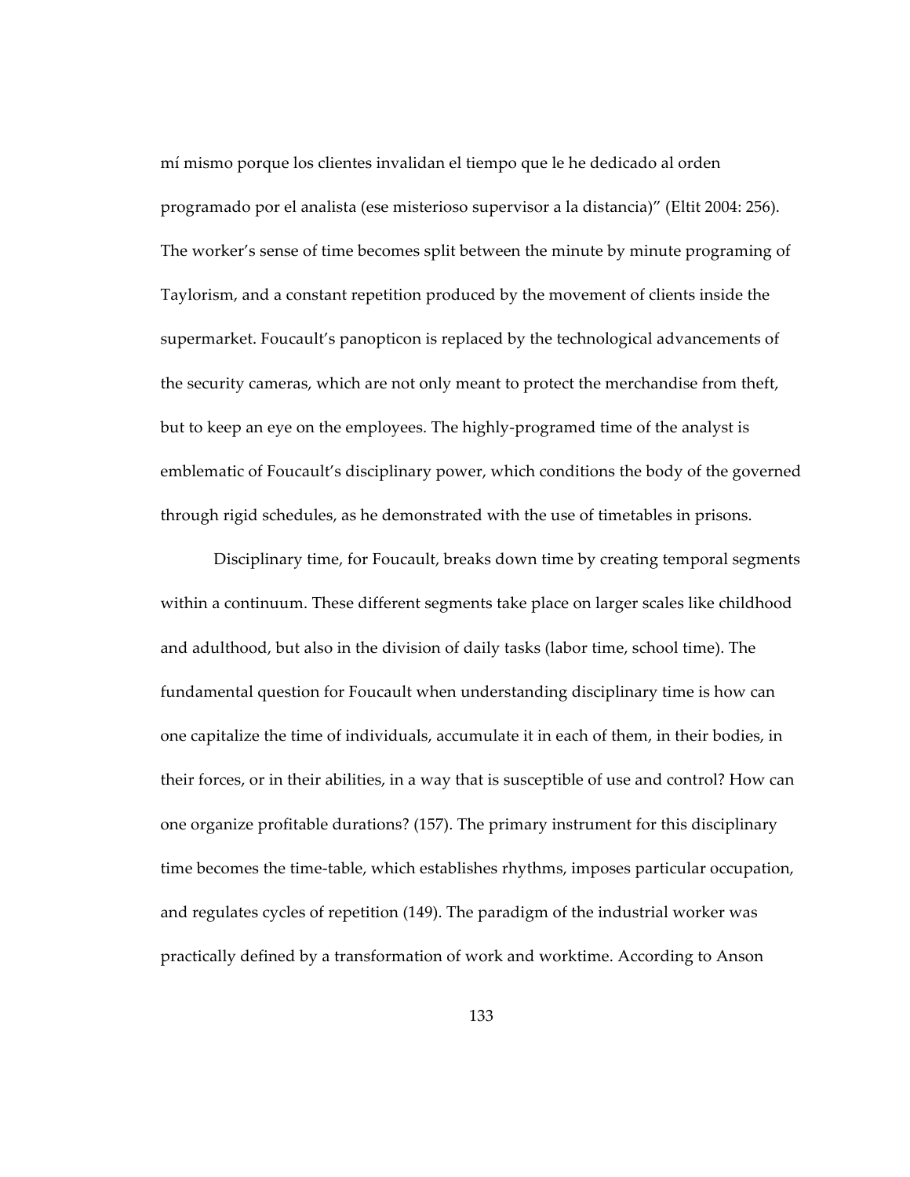mí mismo porque los clientes invalidan el tiempo que le he dedicado al orden programado por el analista (ese misterioso supervisor a la distancia)" (Eltit 2004: 256). The worker's sense of time becomes split between the minute by minute programing of Taylorism, and a constant repetition produced by the movement of clients inside the supermarket. Foucault's panopticon is replaced by the technological advancements of the security cameras, which are not only meant to protect the merchandise from theft, but to keep an eye on the employees. The highly-programed time of the analyst is emblematic of Foucault's disciplinary power, which conditions the body of the governed through rigid schedules, as he demonstrated with the use of timetables in prisons.

Disciplinary time, for Foucault, breaks down time by creating temporal segments within a continuum. These different segments take place on larger scales like childhood and adulthood, but also in the division of daily tasks (labor time, school time). The fundamental question for Foucault when understanding disciplinary time is how can one capitalize the time of individuals, accumulate it in each of them, in their bodies, in their forces, or in their abilities, in a way that is susceptible of use and control? How can one organize profitable durations? (157). The primary instrument for this disciplinary time becomes the time-table, which establishes rhythms, imposes particular occupation, and regulates cycles of repetition (149). The paradigm of the industrial worker was practically defined by a transformation of work and worktime. According to Anson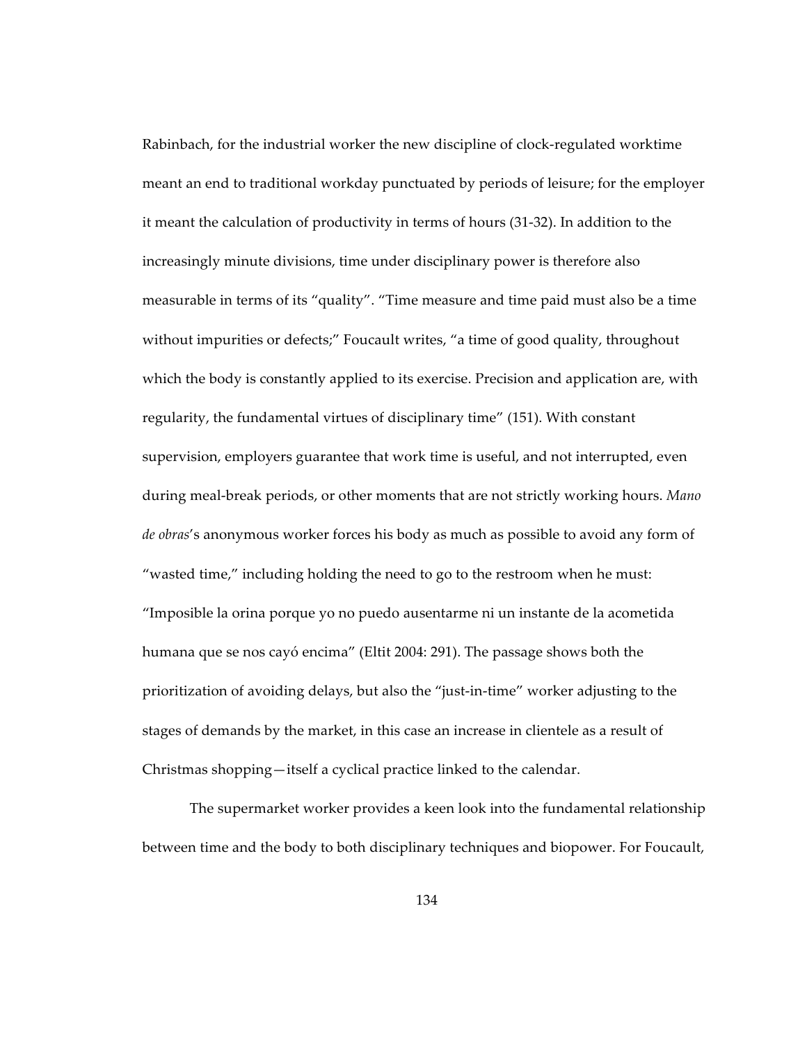Rabinbach, for the industrial worker the new discipline of clock-regulated worktime meant an end to traditional workday punctuated by periods of leisure; for the employer it meant the calculation of productivity in terms of hours (31-32). In addition to the increasingly minute divisions, time under disciplinary power is therefore also measurable in terms of its "quality". "Time measure and time paid must also be a time without impurities or defects;" Foucault writes, "a time of good quality, throughout which the body is constantly applied to its exercise. Precision and application are, with regularity, the fundamental virtues of disciplinary time" (151). With constant supervision, employers guarantee that work time is useful, and not interrupted, even during meal-break periods, or other moments that are not strictly working hours. *Mano de obras*'s anonymous worker forces his body as much as possible to avoid any form of "wasted time," including holding the need to go to the restroom when he must: "Imposible la orina porque yo no puedo ausentarme ni un instante de la acometida humana que se nos cayó encima" (Eltit 2004: 291). The passage shows both the prioritization of avoiding delays, but also the "just-in-time" worker adjusting to the stages of demands by the market, in this case an increase in clientele as a result of Christmas shopping—itself a cyclical practice linked to the calendar.

The supermarket worker provides a keen look into the fundamental relationship between time and the body to both disciplinary techniques and biopower. For Foucault,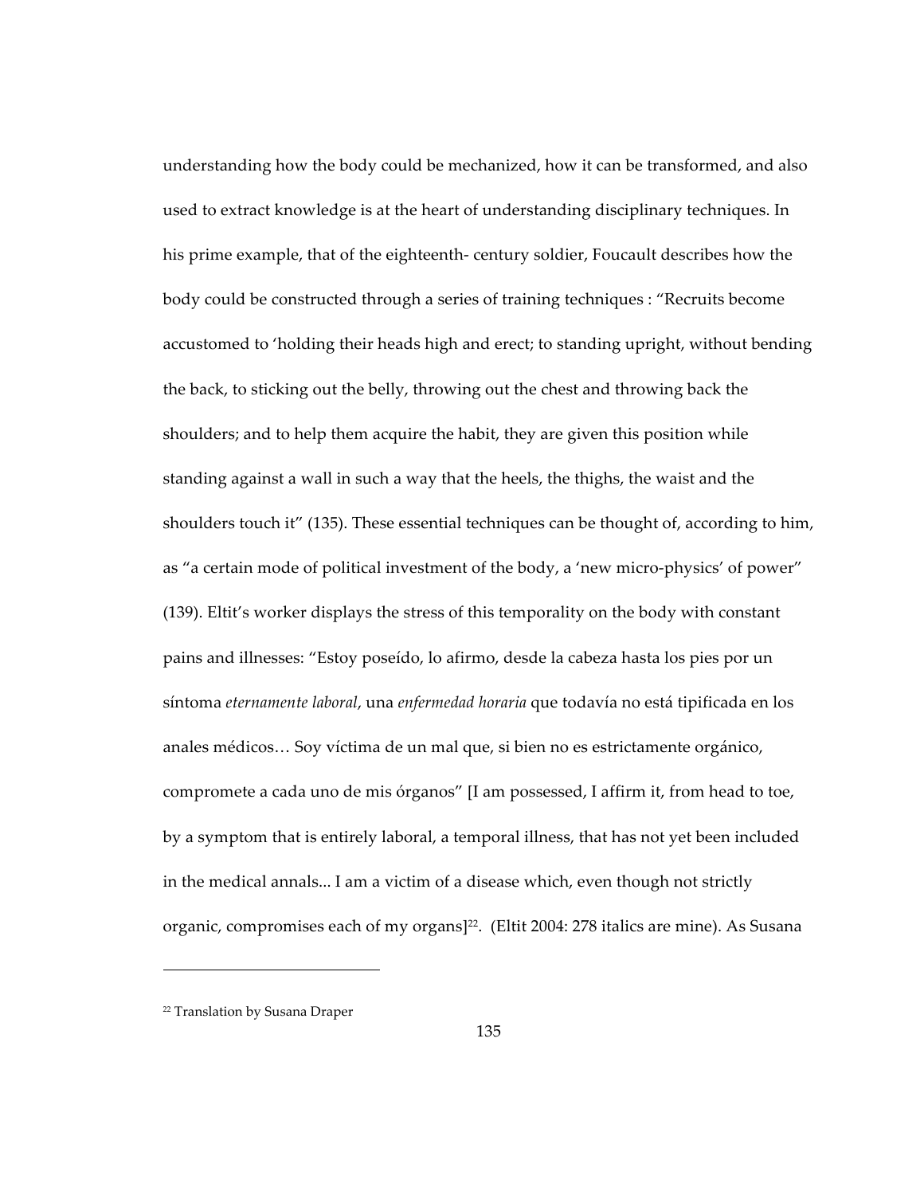understanding how the body could be mechanized, how it can be transformed, and also used to extract knowledge is at the heart of understanding disciplinary techniques. In his prime example, that of the eighteenth- century soldier, Foucault describes how the body could be constructed through a series of training techniques : "Recruits become accustomed to 'holding their heads high and erect; to standing upright, without bending the back, to sticking out the belly, throwing out the chest and throwing back the shoulders; and to help them acquire the habit, they are given this position while standing against a wall in such a way that the heels, the thighs, the waist and the shoulders touch it" (135). These essential techniques can be thought of, according to him, as "a certain mode of political investment of the body, a 'new micro-physics' of power" (139). Eltit's worker displays the stress of this temporality on the body with constant pains and illnesses: "Estoy poseído, lo afirmo, desde la cabeza hasta los pies por un síntoma *eternamente laboral*, una *enfermedad horaria* que todavía no está tipificada en los anales médicos… Soy víctima de un mal que, si bien no es estrictamente orgánico, compromete a cada uno de mis órganos" [I am possessed, I affirm it, from head to toe, by a symptom that is entirely laboral, a temporal illness, that has not yet been included in the medical annals... I am a victim of a disease which, even though not strictly organic, compromises each of my organs][22]. (Eltit 2004: 278 italics are mine). As Susana

[22] Translation by Susana Draper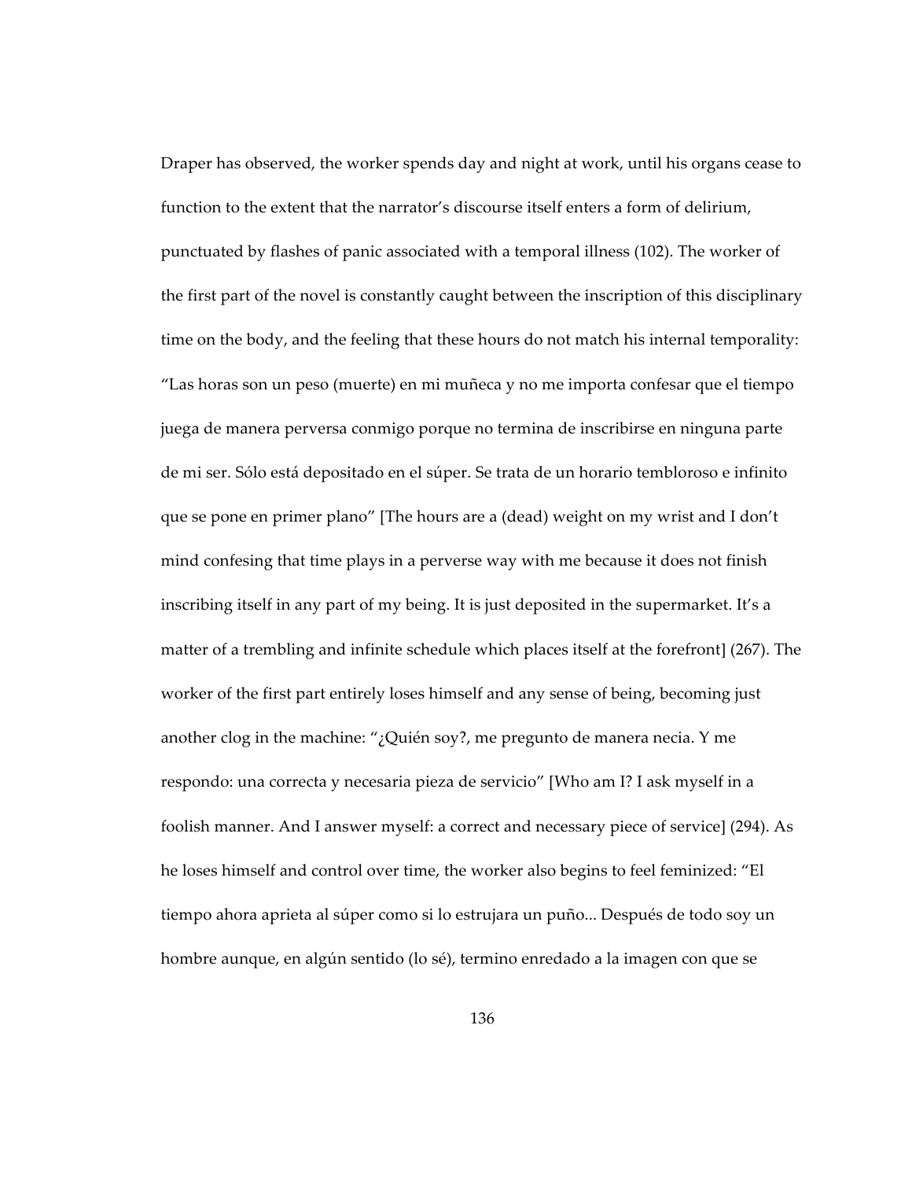Draper has observed, the worker spends day and night at work, until his organs cease to function to the extent that the narrator's discourse itself enters a form of delirium, punctuated by flashes of panic associated with a temporal illness (102). The worker of the first part of the novel is constantly caught between the inscription of this disciplinary time on the body, and the feeling that these hours do not match his internal temporality: "Las horas son un peso (muerte) en mi muñeca y no me importa confesar que el tiempo juega de manera perversa conmigo porque no termina de inscribirse en ninguna parte de mi ser. Sólo está depositado en el súper. Se trata de un horario tembloroso e infinito que se pone en primer plano" [The hours are a (dead) weight on my wrist and I don't mind confesing that time plays in a perverse way with me because it does not finish inscribing itself in any part of my being. It is just deposited in the supermarket. It's a matter of a trembling and infinite schedule which places itself at the forefront] (267). The worker of the first part entirely loses himself and any sense of being, becoming just another clog in the machine: "¿Quién soy?, me pregunto de manera necia. Y me respondo: una correcta y necesaria pieza de servicio" [Who am I? I ask myself in a foolish manner. And I answer myself: a correct and necessary piece of service] (294). As he loses himself and control over time, the worker also begins to feel feminized: "El tiempo ahora aprieta al súper como si lo estrujara un puño... Después de todo soy un hombre aunque, en algún sentido (lo sé), termino enredado a la imagen con que se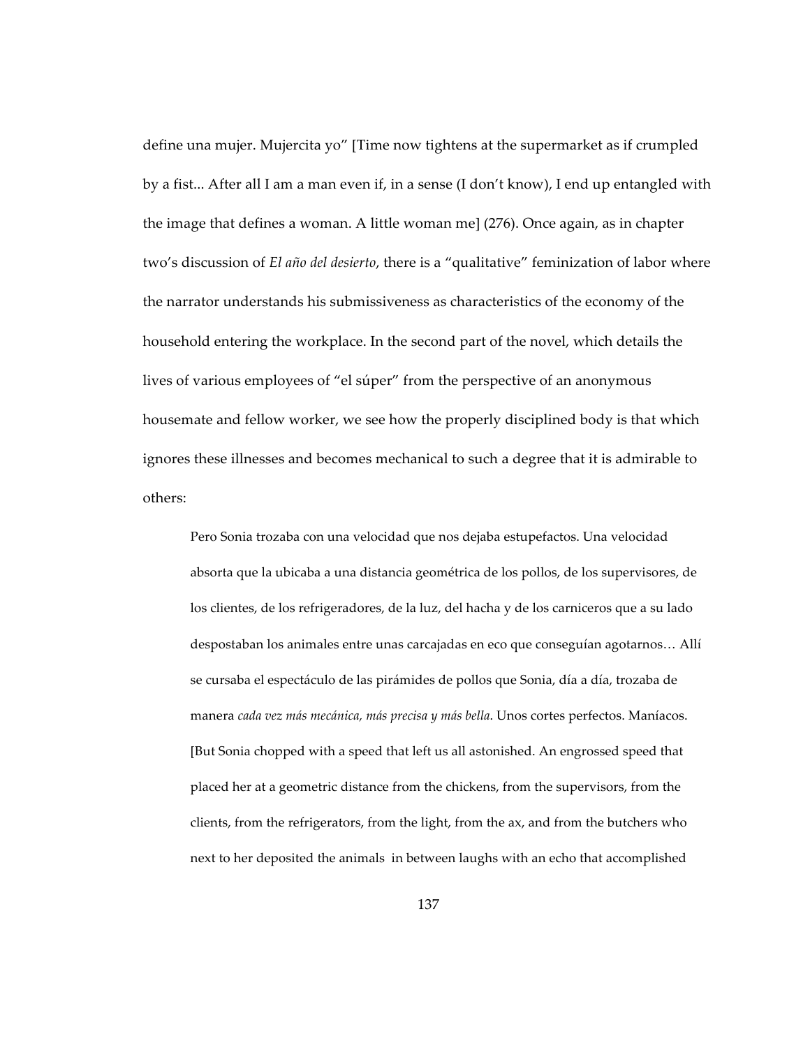define una mujer. Mujercita yo" [Time now tightens at the supermarket as if crumpled by a fist... After all I am a man even if, in a sense (I don't know), I end up entangled with the image that defines a woman. A little woman me] (276). Once again, as in chapter two's discussion of *El año del desierto*, there is a "qualitative" feminization of labor where the narrator understands his submissiveness as characteristics of the economy of the household entering the workplace. In the second part of the novel, which details the lives of various employees of "el súper" from the perspective of an anonymous housemate and fellow worker, we see how the properly disciplined body is that which ignores these illnesses and becomes mechanical to such a degree that it is admirable to others:

> Pero Sonia trozaba con una velocidad que nos dejaba estupefactos. Una velocidad absorta que la ubicaba a una distancia geométrica de los pollos, de los supervisores, de los clientes, de los refrigeradores, de la luz, del hacha y de los carniceros que a su lado despostaban los animales entre unas carcajadas en eco que conseguían agotarnos… Allí se cursaba el espectáculo de las pirámides de pollos que Sonia, día a día, trozaba de manera *cada vez más mecánica, más precisa y más bella*. Unos cortes perfectos. Maníacos. [But Sonia chopped with a speed that left us all astonished. An engrossed speed that placed her at a geometric distance from the chickens, from the supervisors, from the clients, from the refrigerators, from the light, from the ax, and from the butchers who next to her deposited the animals in between laughs with an echo that accomplished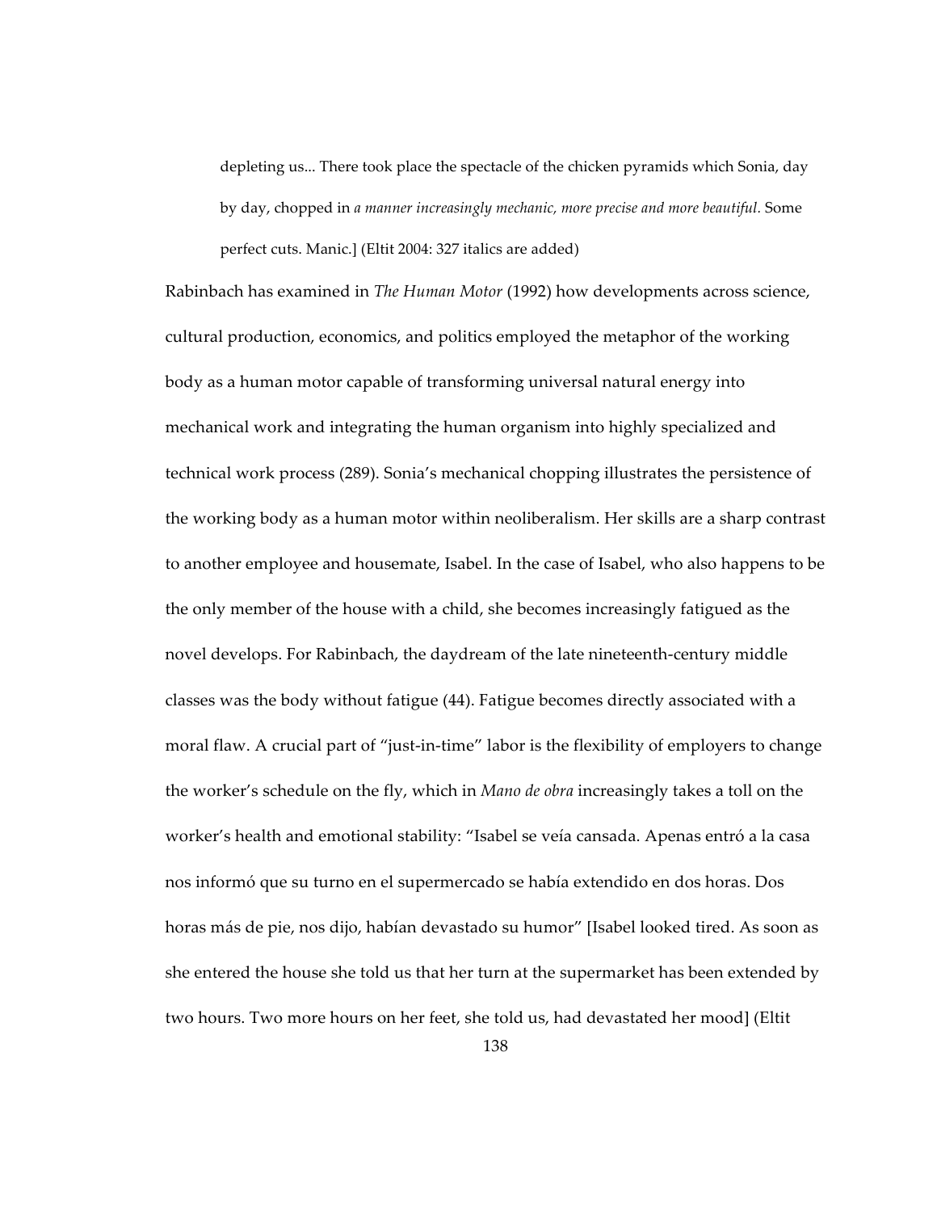> depleting us... There took place the spectacle of the chicken pyramids which Sonia, day by day, chopped in *a manner increasingly mechanic, more precise and more beautiful*. Some perfect cuts. Manic.] (Eltit 2004: 327 italics are added)

Rabinbach has examined in *The Human Motor* (1992) how developments across science, cultural production, economics, and politics employed the metaphor of the working body as a human motor capable of transforming universal natural energy into mechanical work and integrating the human organism into highly specialized and technical work process (289). Sonia's mechanical chopping illustrates the persistence of the working body as a human motor within neoliberalism. Her skills are a sharp contrast to another employee and housemate, Isabel. In the case of Isabel, who also happens to be the only member of the house with a child, she becomes increasingly fatigued as the novel develops. For Rabinbach, the daydream of the late nineteenth-century middle classes was the body without fatigue (44). Fatigue becomes directly associated with a moral flaw. A crucial part of "just-in-time" labor is the flexibility of employers to change the worker's schedule on the fly, which in *Mano de obra* increasingly takes a toll on the worker's health and emotional stability: "Isabel se veía cansada. Apenas entró a la casa nos informó que su turno en el supermercado se había extendido en dos horas. Dos horas más de pie, nos dijo, habían devastado su humor" [Isabel looked tired. As soon as she entered the house she told us that her turn at the supermarket has been extended by two hours. Two more hours on her feet, she told us, had devastated her mood] (Eltit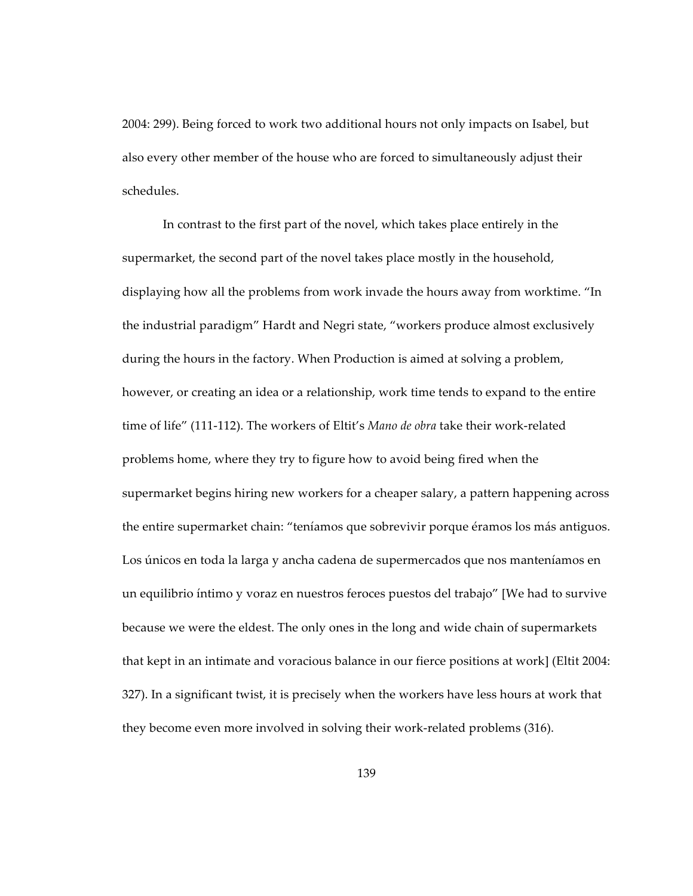2004: 299). Being forced to work two additional hours not only impacts on Isabel, but also every other member of the house who are forced to simultaneously adjust their schedules.

In contrast to the first part of the novel, which takes place entirely in the supermarket, the second part of the novel takes place mostly in the household, displaying how all the problems from work invade the hours away from worktime. "In the industrial paradigm" Hardt and Negri state, "workers produce almost exclusively during the hours in the factory. When Production is aimed at solving a problem, however, or creating an idea or a relationship, work time tends to expand to the entire time of life" (111-112). The workers of Eltit's *Mano de obra* take their work-related problems home, where they try to figure how to avoid being fired when the supermarket begins hiring new workers for a cheaper salary, a pattern happening across the entire supermarket chain: "teníamos que sobrevivir porque éramos los más antiguos. Los únicos en toda la larga y ancha cadena de supermercados que nos manteníamos en un equilibrio íntimo y voraz en nuestros feroces puestos del trabajo" [We had to survive because we were the eldest. The only ones in the long and wide chain of supermarkets that kept in an intimate and voracious balance in our fierce positions at work] (Eltit 2004: 327). In a significant twist, it is precisely when the workers have less hours at work that they become even more involved in solving their work-related problems (316).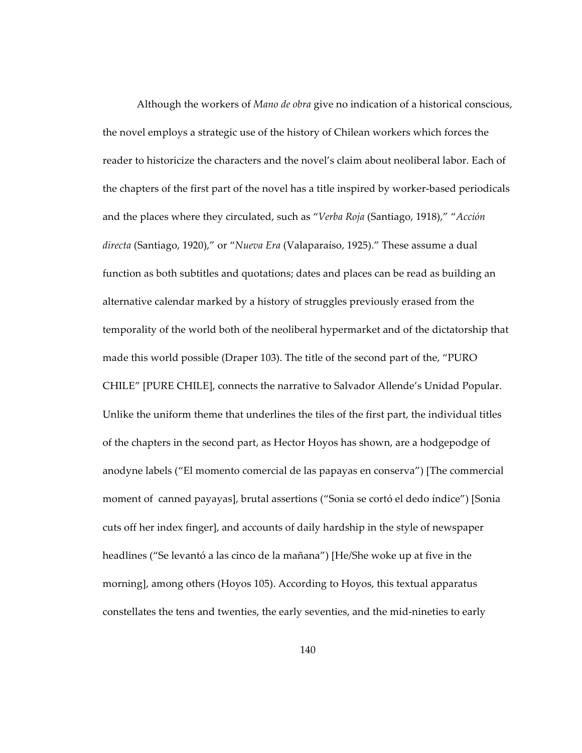Although the workers of *Mano de obra* give no indication of a historical conscious, the novel employs a strategic use of the history of Chilean workers which forces the reader to historicize the characters and the novel's claim about neoliberal labor. Each of the chapters of the first part of the novel has a title inspired by worker-based periodicals and the places where they circulated, such as "*Verba Roja* (Santiago, 1918)," "*Acción directa* (Santiago, 1920)," or "*Nueva Era* (Valaparaíso, 1925)." These assume a dual function as both subtitles and quotations; dates and places can be read as building an alternative calendar marked by a history of struggles previously erased from the temporality of the world both of the neoliberal hypermarket and of the dictatorship that made this world possible (Draper 103). The title of the second part of the, "PURO CHILE" [PURE CHILE], connects the narrative to Salvador Allende's Unidad Popular. Unlike the uniform theme that underlines the tiles of the first part, the individual titles of the chapters in the second part, as Hector Hoyos has shown, are a hodgepodge of anodyne labels ("El momento comercial de las papayas en conserva") [The commercial moment of canned payayas], brutal assertions ("Sonia se cortó el dedo índice") [Sonia cuts off her index finger], and accounts of daily hardship in the style of newspaper headlines ("Se levantó a las cinco de la mañana") [He/She woke up at five in the morning], among others (Hoyos 105). According to Hoyos, this textual apparatus constellates the tens and twenties, the early seventies, and the mid-nineties to early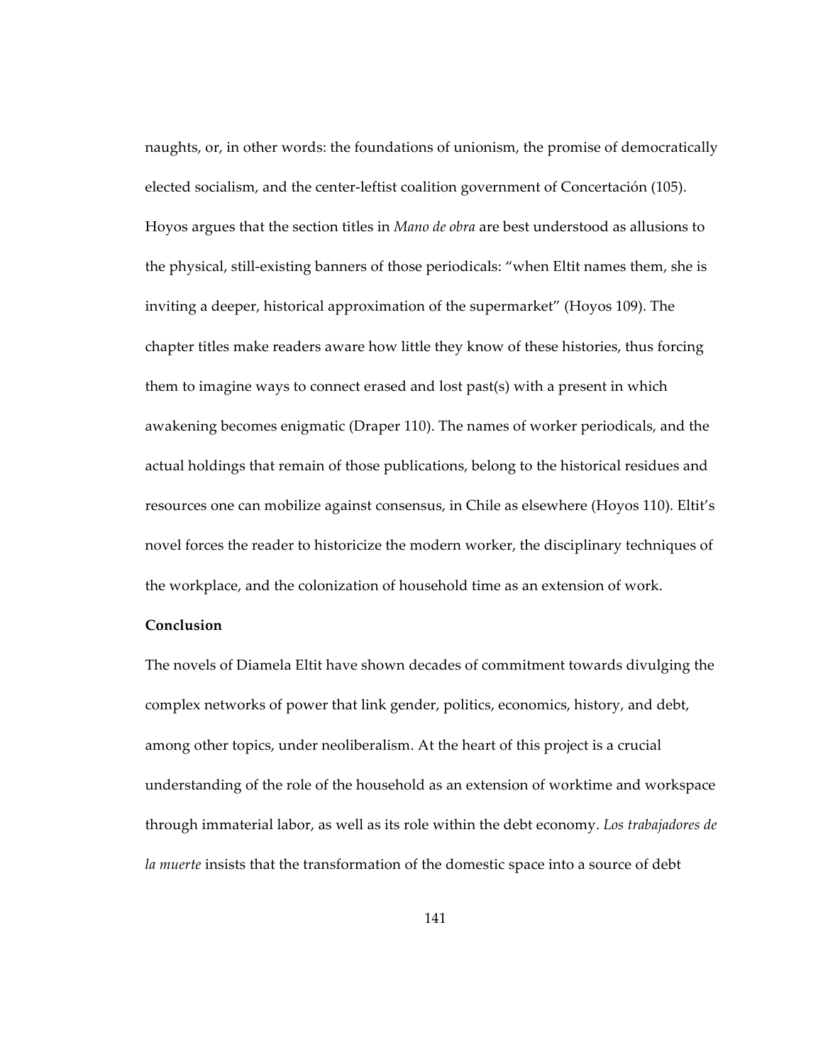naughts, or, in other words: the foundations of unionism, the promise of democratically elected socialism, and the center-leftist coalition government of Concertación (105). Hoyos argues that the section titles in *Mano de obra* are best understood as allusions to the physical, still-existing banners of those periodicals: "when Eltit names them, she is inviting a deeper, historical approximation of the supermarket" (Hoyos 109). The chapter titles make readers aware how little they know of these histories, thus forcing them to imagine ways to connect erased and lost past(s) with a present in which awakening becomes enigmatic (Draper 110). The names of worker periodicals, and the actual holdings that remain of those publications, belong to the historical residues and resources one can mobilize against consensus, in Chile as elsewhere (Hoyos 110). Eltit's novel forces the reader to historicize the modern worker, the disciplinary techniques of the workplace, and the colonization of household time as an extension of work.

**Conclusion**

The novels of Diamela Eltit have shown decades of commitment towards divulging the complex networks of power that link gender, politics, economics, history, and debt, among other topics, under neoliberalism. At the heart of this project is a crucial understanding of the role of the household as an extension of worktime and workspace through immaterial labor, as well as its role within the debt economy. *Los trabajadores de la muerte* insists that the transformation of the domestic space into a source of debt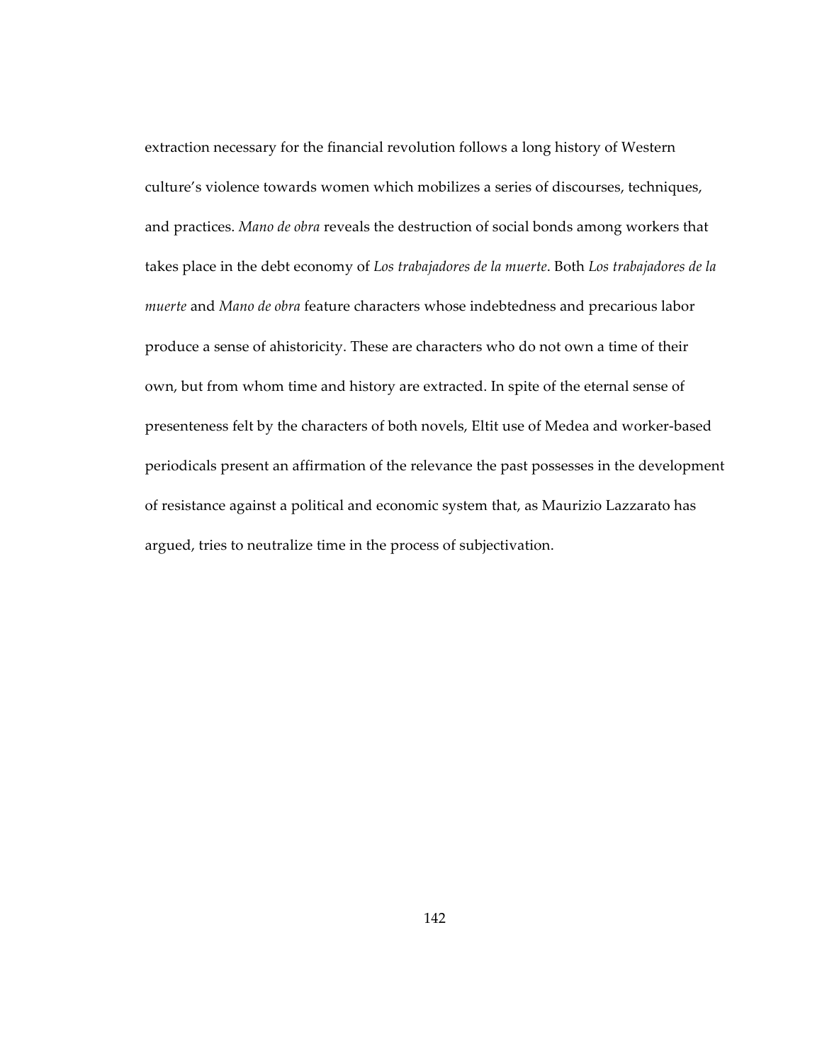extraction necessary for the financial revolution follows a long history of Western culture's violence towards women which mobilizes a series of discourses, techniques, and practices. *Mano de obra* reveals the destruction of social bonds among workers that takes place in the debt economy of *Los trabajadores de la muerte*. Both *Los trabajadores de la muerte* and *Mano de obra* feature characters whose indebtedness and precarious labor produce a sense of ahistoricity. These are characters who do not own a time of their own, but from whom time and history are extracted. In spite of the eternal sense of presenteness felt by the characters of both novels, Eltit use of Medea and worker-based periodicals present an affirmation of the relevance the past possesses in the development of resistance against a political and economic system that, as Maurizio Lazzarato has argued, tries to neutralize time in the process of subjectivation.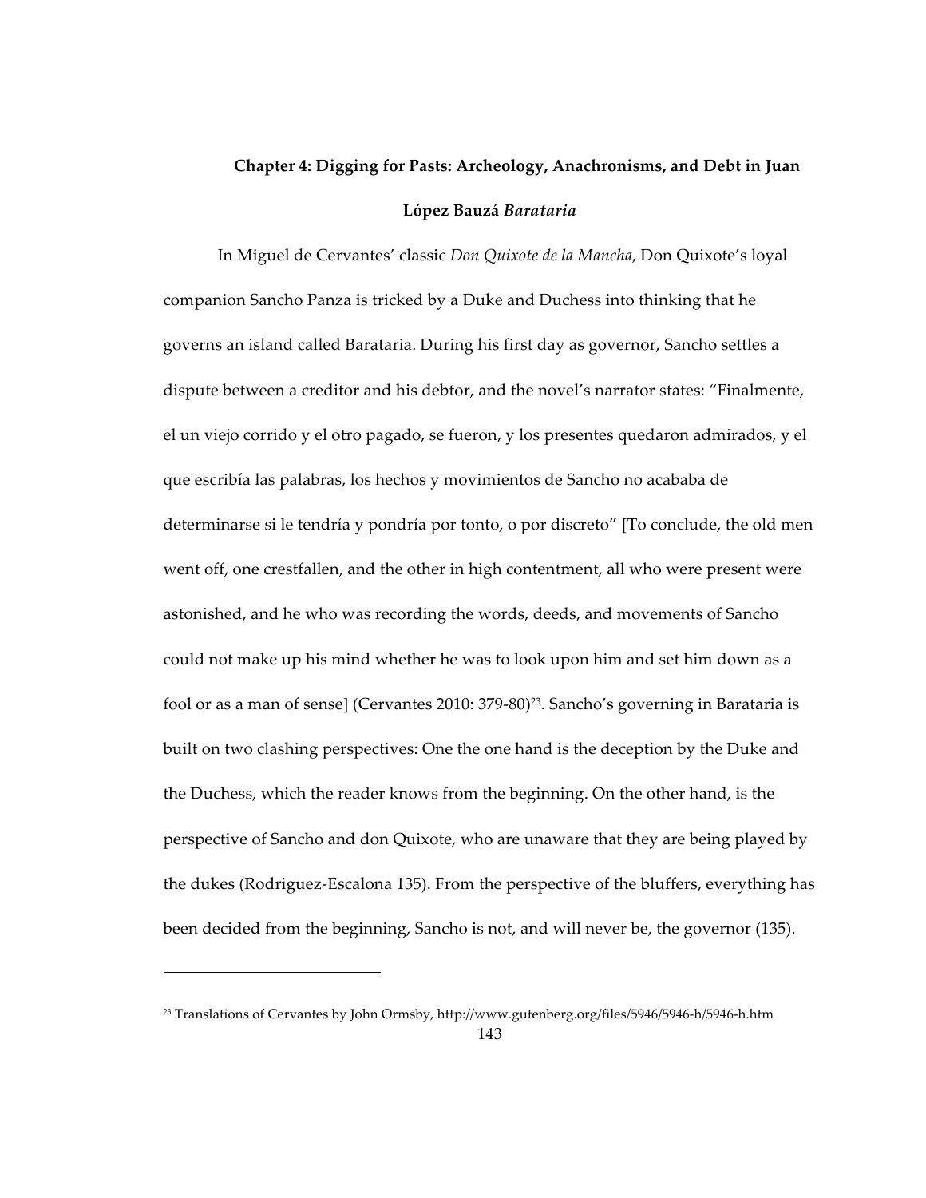## Chapter 4: Digging for Pasts: Archeology, Anachronisms, and Debt in Juan López Bauzá *Barataria*

In Miguel de Cervantes' classic *Don Quixote de la Mancha*, Don Quixote's loyal companion Sancho Panza is tricked by a Duke and Duchess into thinking that he governs an island called Barataria. During his first day as governor, Sancho settles a dispute between a creditor and his debtor, and the novel's narrator states: "Finalmente, el un viejo corrido y el otro pagado, se fueron, y los presentes quedaron admirados, y el que escribía las palabras, los hechos y movimientos de Sancho no acababa de determinarse si le tendría y pondría por tonto, o por discreto" [To conclude, the old men went off, one crestfallen, and the other in high contentment, all who were present were astonished, and he who was recording the words, deeds, and movements of Sancho could not make up his mind whether he was to look upon him and set him down as a fool or as a man of sense] (Cervantes 2010: 379-80)[23]. Sancho's governing in Barataria is built on two clashing perspectives: One the one hand is the deception by the Duke and the Duchess, which the reader knows from the beginning. On the other hand, is the perspective of Sancho and don Quixote, who are unaware that they are being played by the dukes (Rodriguez-Escalona 135). From the perspective of the bluffers, everything has been decided from the beginning, Sancho is not, and will never be, the governor (135).

---

[23] Translations of Cervantes by John Ormsby, http://www.gutenberg.org/files/5946/5946-h/5946-h.htm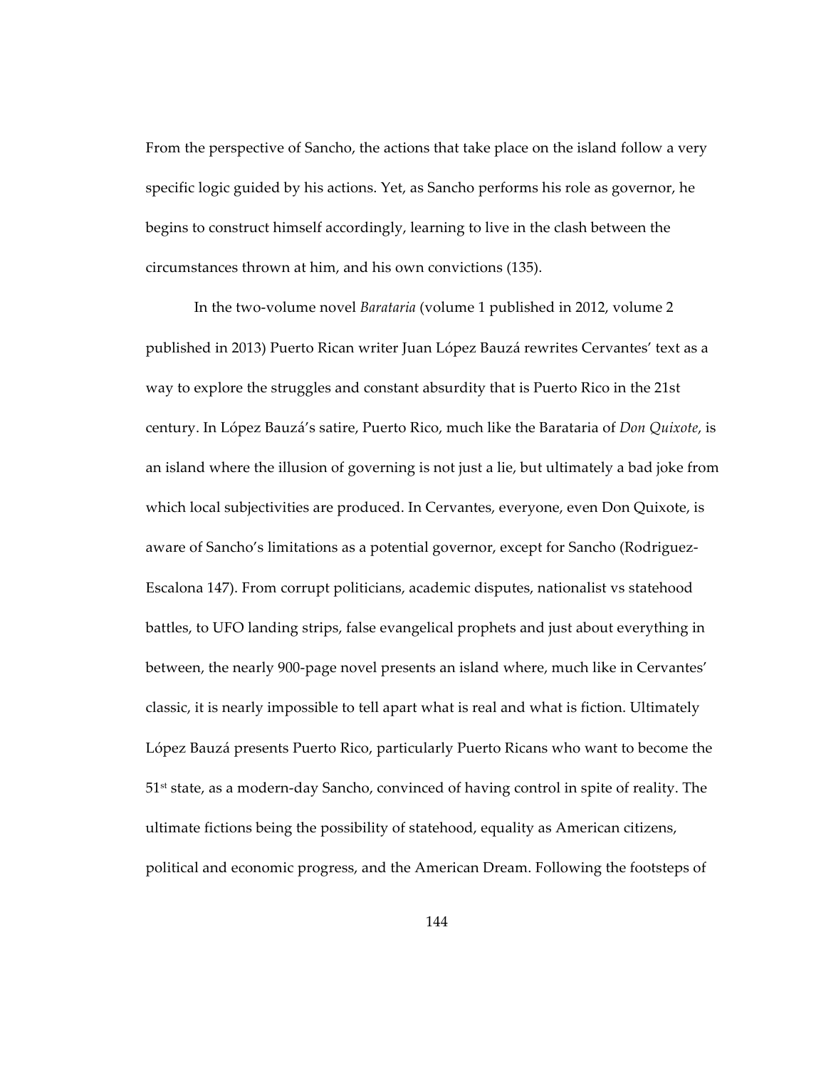From the perspective of Sancho, the actions that take place on the island follow a very specific logic guided by his actions. Yet, as Sancho performs his role as governor, he begins to construct himself accordingly, learning to live in the clash between the circumstances thrown at him, and his own convictions (135).

In the two-volume novel *Barataria* (volume 1 published in 2012, volume 2 published in 2013) Puerto Rican writer Juan López Bauzá rewrites Cervantes' text as a way to explore the struggles and constant absurdity that is Puerto Rico in the 21st century. In López Bauzá's satire, Puerto Rico, much like the Barataria of *Don Quixote*, is an island where the illusion of governing is not just a lie, but ultimately a bad joke from which local subjectivities are produced. In Cervantes, everyone, even Don Quixote, is aware of Sancho's limitations as a potential governor, except for Sancho (Rodriguez-Escalona 147). From corrupt politicians, academic disputes, nationalist vs statehood battles, to UFO landing strips, false evangelical prophets and just about everything in between, the nearly 900-page novel presents an island where, much like in Cervantes' classic, it is nearly impossible to tell apart what is real and what is fiction. Ultimately López Bauzá presents Puerto Rico, particularly Puerto Ricans who want to become the 51st state, as a modern-day Sancho, convinced of having control in spite of reality. The ultimate fictions being the possibility of statehood, equality as American citizens, political and economic progress, and the American Dream. Following the footsteps of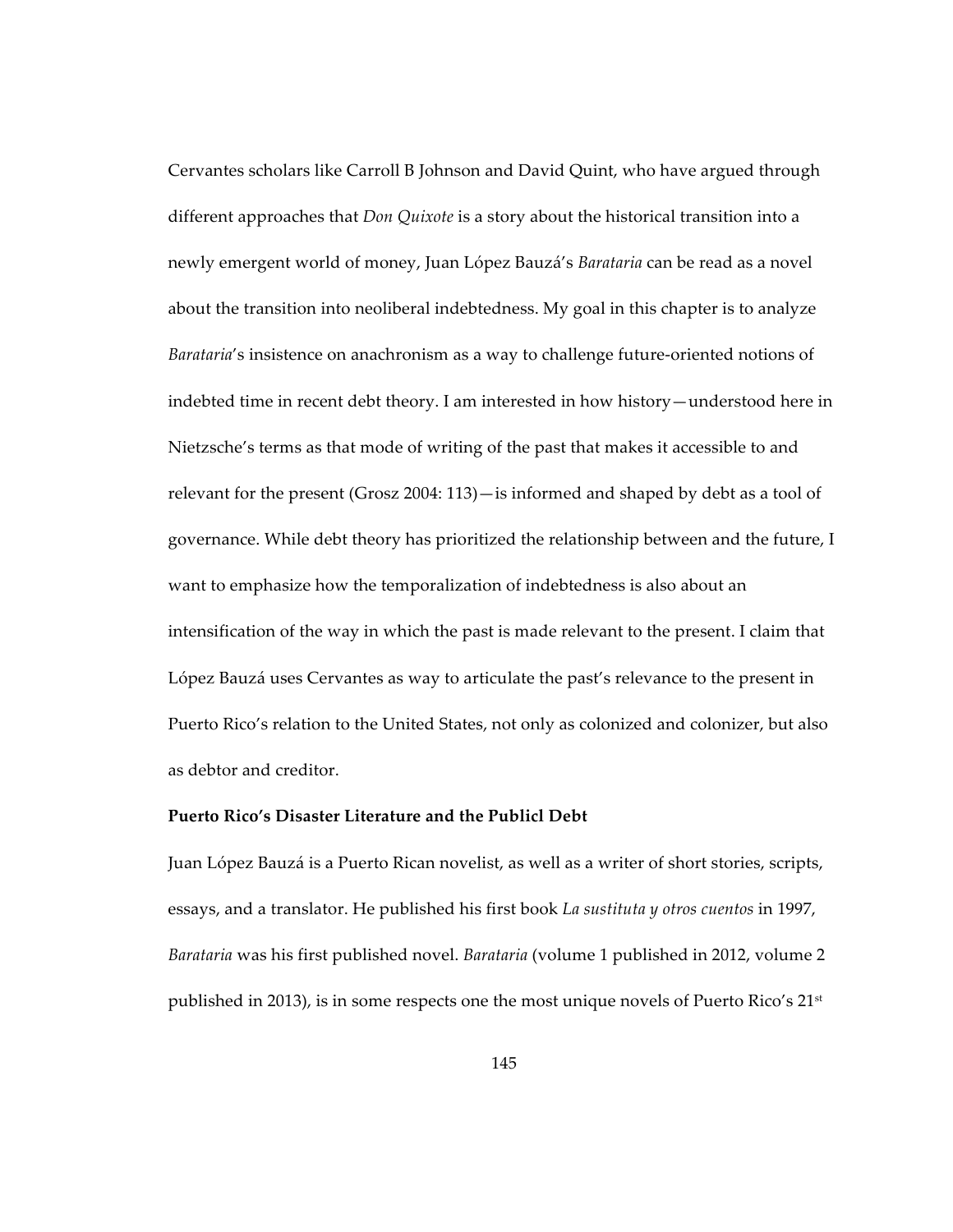Cervantes scholars like Carroll B Johnson and David Quint, who have argued through different approaches that *Don Quixote* is a story about the historical transition into a newly emergent world of money, Juan López Bauzá's *Barataria* can be read as a novel about the transition into neoliberal indebtedness. My goal in this chapter is to analyze *Barataria*'s insistence on anachronism as a way to challenge future-oriented notions of indebted time in recent debt theory. I am interested in how history—understood here in Nietzsche's terms as that mode of writing of the past that makes it accessible to and relevant for the present (Grosz 2004: 113)—is informed and shaped by debt as a tool of governance. While debt theory has prioritized the relationship between and the future, I want to emphasize how the temporalization of indebtedness is also about an intensification of the way in which the past is made relevant to the present. I claim that López Bauzá uses Cervantes as way to articulate the past's relevance to the present in Puerto Rico's relation to the United States, not only as colonized and colonizer, but also as debtor and creditor.

**Puerto Rico's Disaster Literature and the Publicl Debt**

Juan López Bauzá is a Puerto Rican novelist, as well as a writer of short stories, scripts, essays, and a translator. He published his first book *La sustituta y otros cuentos* in 1997, *Barataria* was his first published novel. *Barataria* (volume 1 published in 2012, volume 2 published in 2013), is in some respects one the most unique novels of Puerto Rico's 21st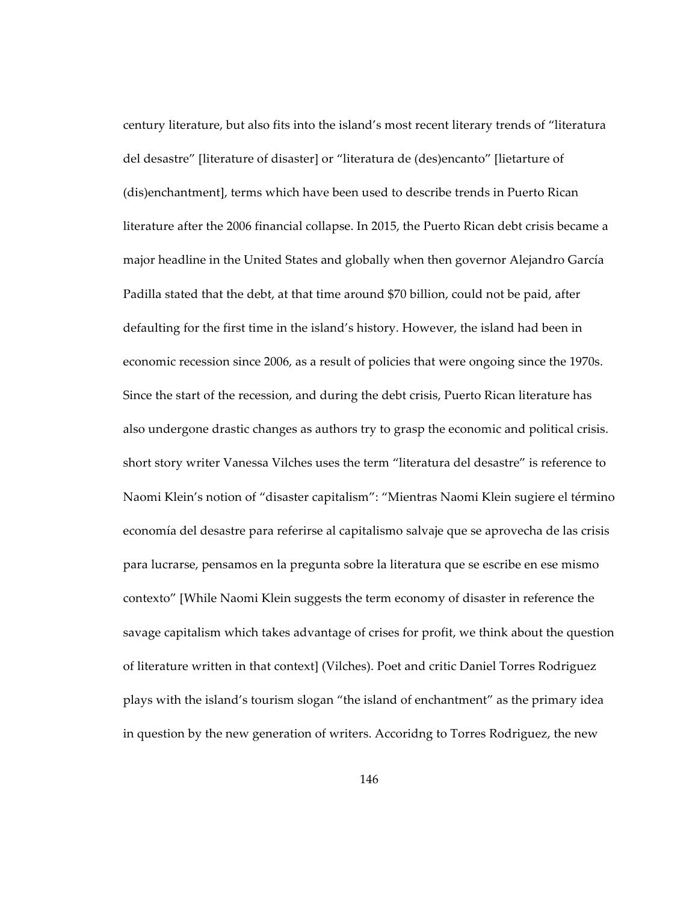century literature, but also fits into the island's most recent literary trends of "literatura del desastre" [literature of disaster] or "literatura de (des)encanto" [lietarture of (dis)enchantment], terms which have been used to describe trends in Puerto Rican literature after the 2006 financial collapse. In 2015, the Puerto Rican debt crisis became a major headline in the United States and globally when then governor Alejandro García Padilla stated that the debt, at that time around $70 billion, could not be paid, after defaulting for the first time in the island's history. However, the island had been in economic recession since 2006, as a result of policies that were ongoing since the 1970s. Since the start of the recession, and during the debt crisis, Puerto Rican literature has also undergone drastic changes as authors try to grasp the economic and political crisis. short story writer Vanessa Vilches uses the term "literatura del desastre" is reference to Naomi Klein's notion of "disaster capitalism": "Mientras Naomi Klein sugiere el término economía del desastre para referirse al capitalismo salvaje que se aprovecha de las crisis para lucrarse, pensamos en la pregunta sobre la literatura que se escribe en ese mismo contexto" [While Naomi Klein suggests the term economy of disaster in reference the savage capitalism which takes advantage of crises for profit, we think about the question of literature written in that context] (Vilches). Poet and critic Daniel Torres Rodriguez plays with the island's tourism slogan "the island of enchantment" as the primary idea in question by the new generation of writers. Accoridng to Torres Rodriguez, the new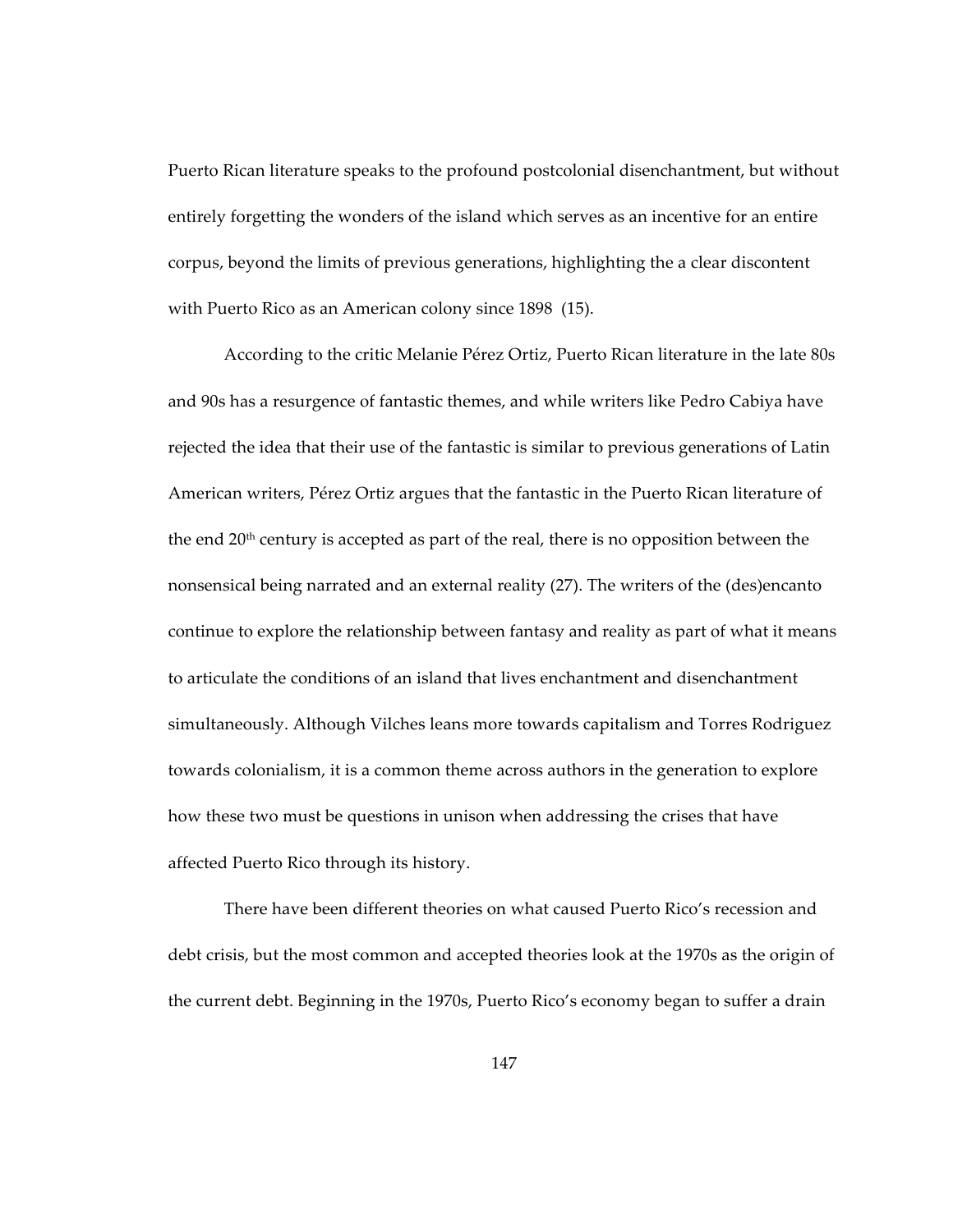Puerto Rican literature speaks to the profound postcolonial disenchantment, but without entirely forgetting the wonders of the island which serves as an incentive for an entire corpus, beyond the limits of previous generations, highlighting the a clear discontent with Puerto Rico as an American colony since 1898 (15).

According to the critic Melanie Pérez Ortiz, Puerto Rican literature in the late 80s and 90s has a resurgence of fantastic themes, and while writers like Pedro Cabiya have rejected the idea that their use of the fantastic is similar to previous generations of Latin American writers, Pérez Ortiz argues that the fantastic in the Puerto Rican literature of the end 20th century is accepted as part of the real, there is no opposition between the nonsensical being narrated and an external reality (27). The writers of the (des)encanto continue to explore the relationship between fantasy and reality as part of what it means to articulate the conditions of an island that lives enchantment and disenchantment simultaneously. Although Vilches leans more towards capitalism and Torres Rodriguez towards colonialism, it is a common theme across authors in the generation to explore how these two must be questions in unison when addressing the crises that have affected Puerto Rico through its history.

There have been different theories on what caused Puerto Rico's recession and debt crisis, but the most common and accepted theories look at the 1970s as the origin of the current debt. Beginning in the 1970s, Puerto Rico's economy began to suffer a drain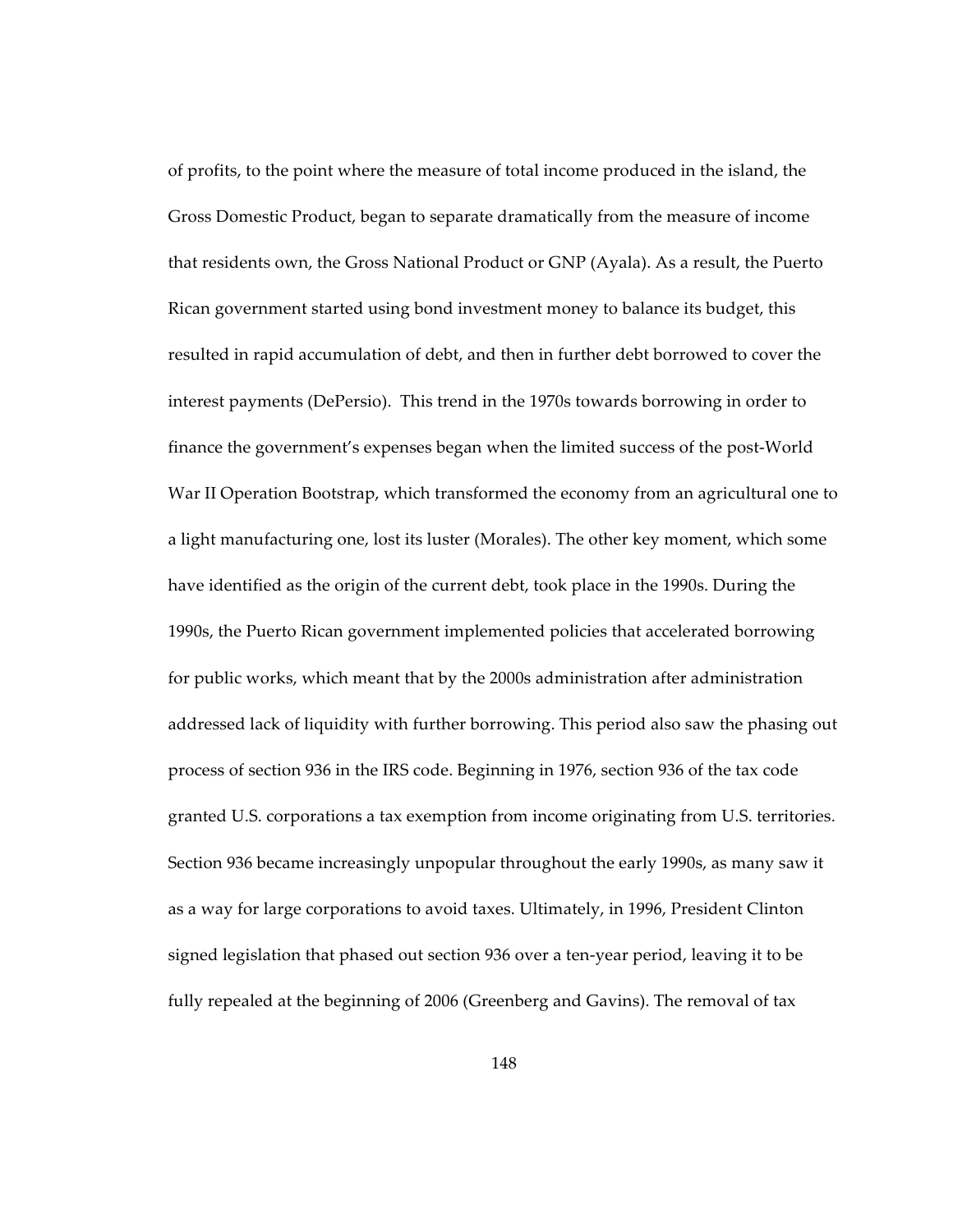of profits, to the point where the measure of total income produced in the island, the Gross Domestic Product, began to separate dramatically from the measure of income that residents own, the Gross National Product or GNP (Ayala). As a result, the Puerto Rican government started using bond investment money to balance its budget, this resulted in rapid accumulation of debt, and then in further debt borrowed to cover the interest payments (DePersio). This trend in the 1970s towards borrowing in order to finance the government's expenses began when the limited success of the post-World War II Operation Bootstrap, which transformed the economy from an agricultural one to a light manufacturing one, lost its luster (Morales). The other key moment, which some have identified as the origin of the current debt, took place in the 1990s. During the 1990s, the Puerto Rican government implemented policies that accelerated borrowing for public works, which meant that by the 2000s administration after administration addressed lack of liquidity with further borrowing. This period also saw the phasing out process of section 936 in the IRS code. Beginning in 1976, section 936 of the tax code granted U.S. corporations a tax exemption from income originating from U.S. territories. Section 936 became increasingly unpopular throughout the early 1990s, as many saw it as a way for large corporations to avoid taxes. Ultimately, in 1996, President Clinton signed legislation that phased out section 936 over a ten-year period, leaving it to be fully repealed at the beginning of 2006 (Greenberg and Gavins). The removal of tax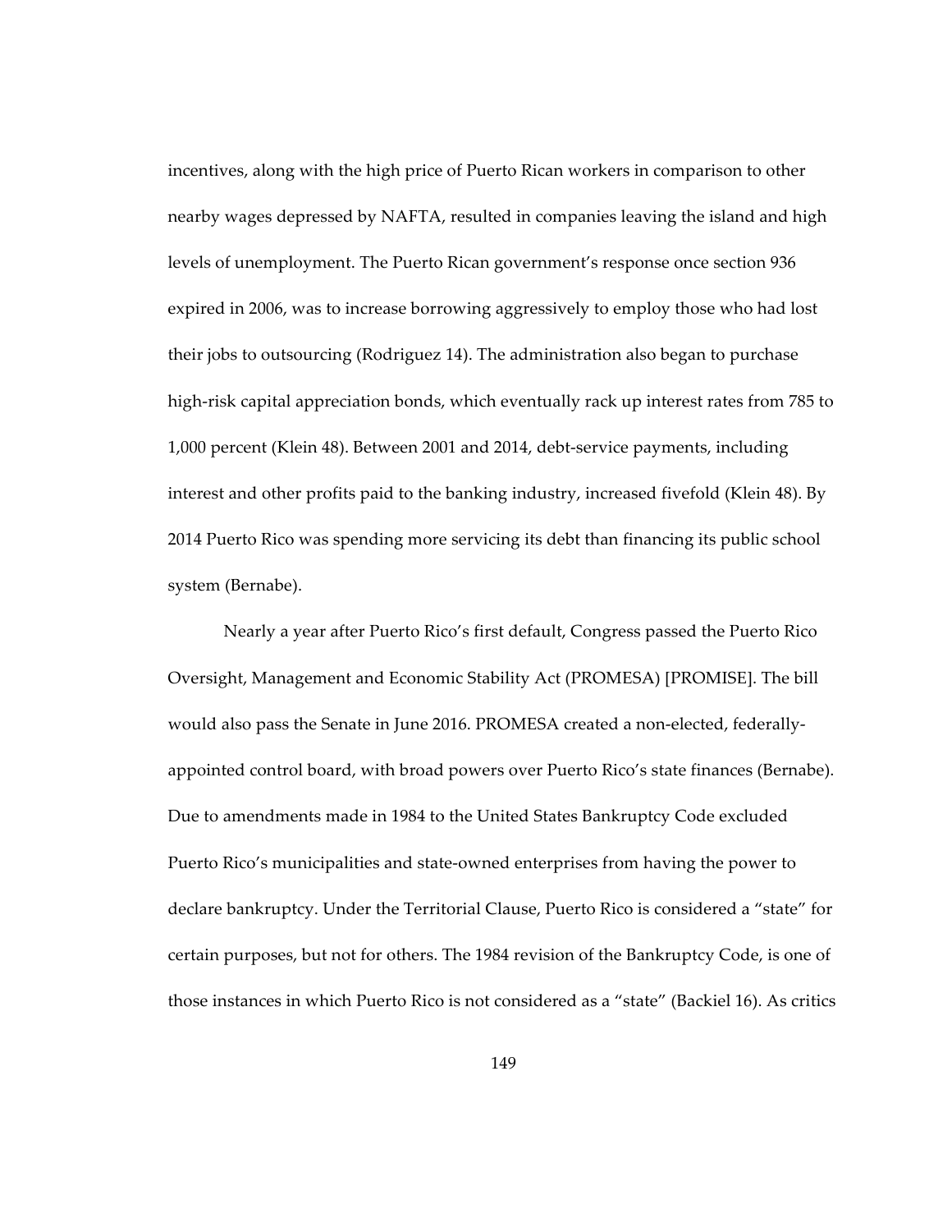incentives, along with the high price of Puerto Rican workers in comparison to other nearby wages depressed by NAFTA, resulted in companies leaving the island and high levels of unemployment. The Puerto Rican government's response once section 936 expired in 2006, was to increase borrowing aggressively to employ those who had lost their jobs to outsourcing (Rodriguez 14). The administration also began to purchase high-risk capital appreciation bonds, which eventually rack up interest rates from 785 to 1,000 percent (Klein 48). Between 2001 and 2014, debt-service payments, including interest and other profits paid to the banking industry, increased fivefold (Klein 48). By 2014 Puerto Rico was spending more servicing its debt than financing its public school system (Bernabe).

Nearly a year after Puerto Rico's first default, Congress passed the Puerto Rico Oversight, Management and Economic Stability Act (PROMESA) [PROMISE]. The bill would also pass the Senate in June 2016. PROMESA created a non-elected, federally-appointed control board, with broad powers over Puerto Rico's state finances (Bernabe). Due to amendments made in 1984 to the United States Bankruptcy Code excluded Puerto Rico's municipalities and state-owned enterprises from having the power to declare bankruptcy. Under the Territorial Clause, Puerto Rico is considered a "state" for certain purposes, but not for others. The 1984 revision of the Bankruptcy Code, is one of those instances in which Puerto Rico is not considered as a "state" (Backiel 16). As critics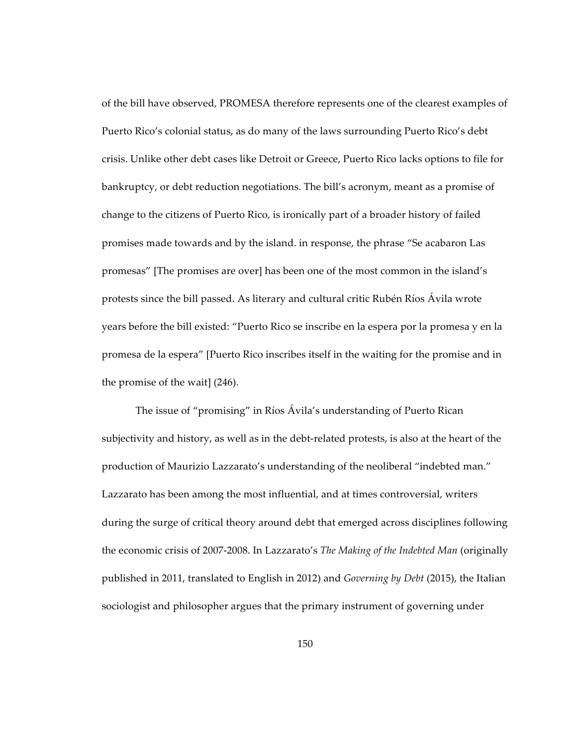of the bill have observed, PROMESA therefore represents one of the clearest examples of Puerto Rico's colonial status, as do many of the laws surrounding Puerto Rico's debt crisis. Unlike other debt cases like Detroit or Greece, Puerto Rico lacks options to file for bankruptcy, or debt reduction negotiations. The bill's acronym, meant as a promise of change to the citizens of Puerto Rico, is ironically part of a broader history of failed promises made towards and by the island. in response, the phrase "Se acabaron Las promesas" [The promises are over] has been one of the most common in the island's protests since the bill passed. As literary and cultural critic Rubén Ríos Ávila wrote years before the bill existed: "Puerto Rico se inscribe en la espera por la promesa y en la promesa de la espera" [Puerto Rico inscribes itself in the waiting for the promise and in the promise of the wait] (246).

The issue of "promising" in Ríos Ávila's understanding of Puerto Rican subjectivity and history, as well as in the debt-related protests, is also at the heart of the production of Maurizio Lazzarato's understanding of the neoliberal "indebted man." Lazzarato has been among the most influential, and at times controversial, writers during the surge of critical theory around debt that emerged across disciplines following the economic crisis of 2007-2008. In Lazzarato's *The Making of the Indebted Man* (originally published in 2011, translated to English in 2012) and *Governing by Debt* (2015), the Italian sociologist and philosopher argues that the primary instrument of governing under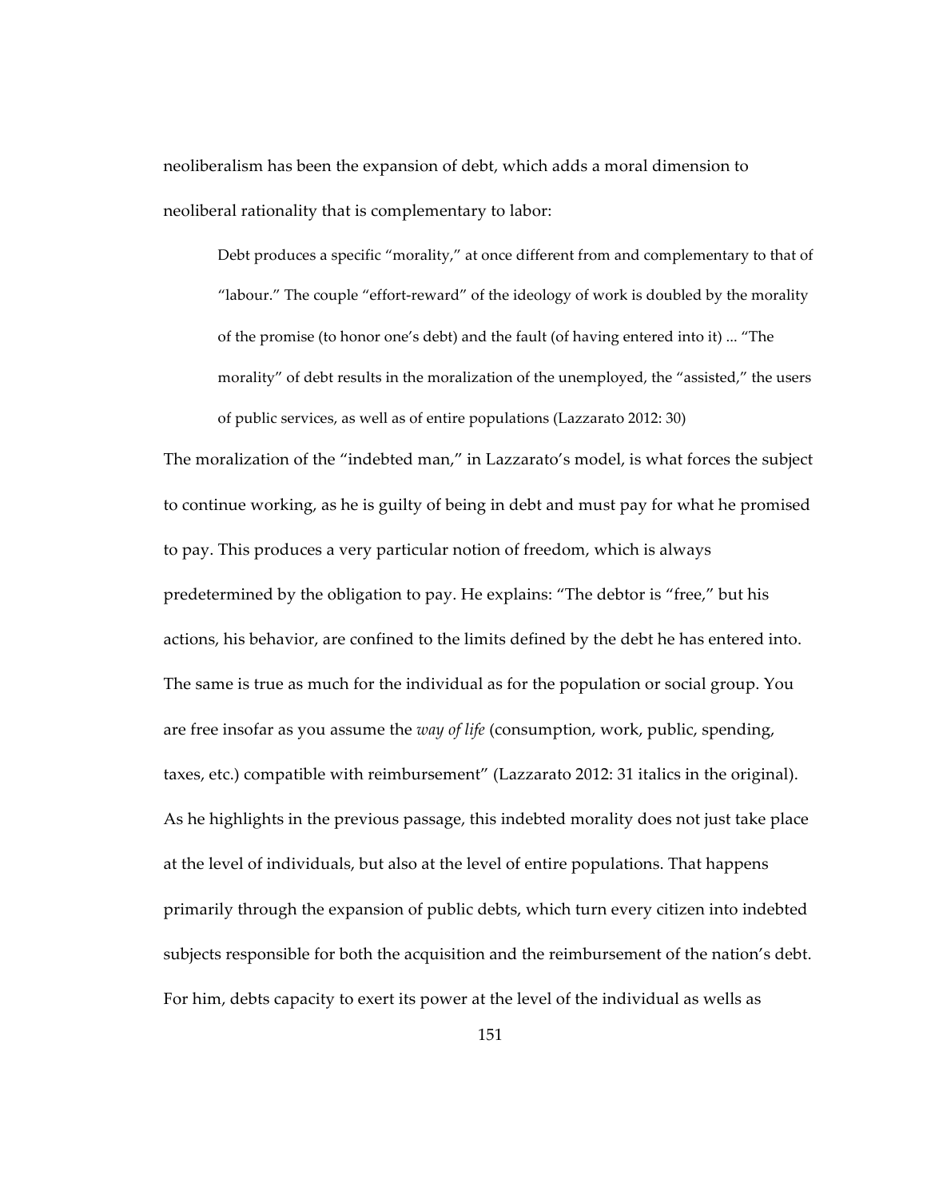neoliberalism has been the expansion of debt, which adds a moral dimension to neoliberal rationality that is complementary to labor:

> Debt produces a specific "morality," at once different from and complementary to that of "labour." The couple "effort-reward" of the ideology of work is doubled by the morality of the promise (to honor one's debt) and the fault (of having entered into it) ... "The morality" of debt results in the moralization of the unemployed, the "assisted," the users of public services, as well as of entire populations (Lazzarato 2012: 30)

The moralization of the "indebted man," in Lazzarato's model, is what forces the subject to continue working, as he is guilty of being in debt and must pay for what he promised to pay. This produces a very particular notion of freedom, which is always predetermined by the obligation to pay. He explains: "The debtor is "free," but his actions, his behavior, are confined to the limits defined by the debt he has entered into. The same is true as much for the individual as for the population or social group. You are free insofar as you assume the *way of life* (consumption, work, public, spending, taxes, etc.) compatible with reimbursement" (Lazzarato 2012: 31 italics in the original). As he highlights in the previous passage, this indebted morality does not just take place at the level of individuals, but also at the level of entire populations. That happens primarily through the expansion of public debts, which turn every citizen into indebted subjects responsible for both the acquisition and the reimbursement of the nation's debt. For him, debts capacity to exert its power at the level of the individual as wells as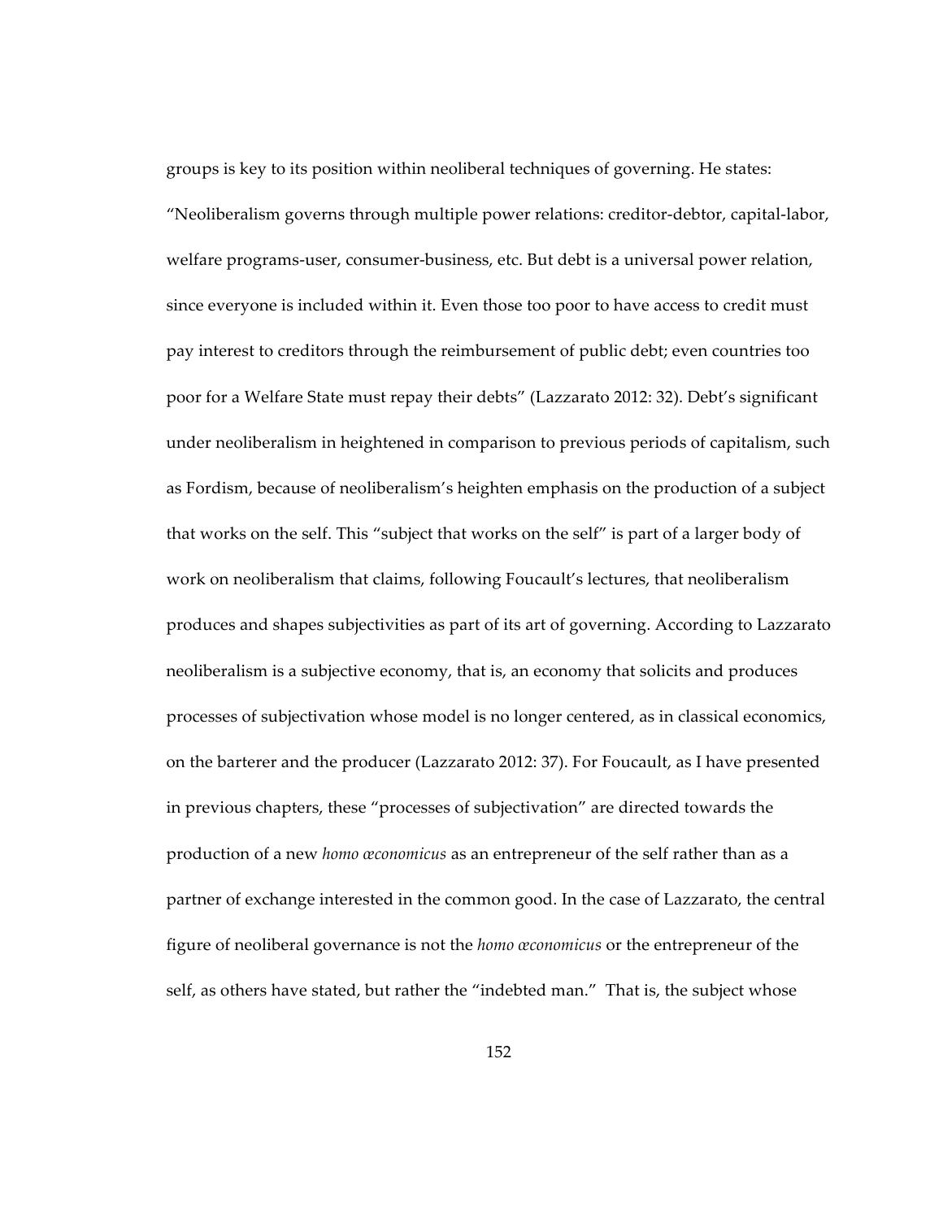groups is key to its position within neoliberal techniques of governing. He states: "Neoliberalism governs through multiple power relations: creditor-debtor, capital-labor, welfare programs-user, consumer-business, etc. But debt is a universal power relation, since everyone is included within it. Even those too poor to have access to credit must pay interest to creditors through the reimbursement of public debt; even countries too poor for a Welfare State must repay their debts" (Lazzarato 2012: 32). Debt's significant under neoliberalism in heightened in comparison to previous periods of capitalism, such as Fordism, because of neoliberalism's heighten emphasis on the production of a subject that works on the self. This "subject that works on the self" is part of a larger body of work on neoliberalism that claims, following Foucault's lectures, that neoliberalism produces and shapes subjectivities as part of its art of governing. According to Lazzarato neoliberalism is a subjective economy, that is, an economy that solicits and produces processes of subjectivation whose model is no longer centered, as in classical economics, on the barterer and the producer (Lazzarato 2012: 37). For Foucault, as I have presented in previous chapters, these "processes of subjectivation" are directed towards the production of a new *homo œconomicus* as an entrepreneur of the self rather than as a partner of exchange interested in the common good. In the case of Lazzarato, the central figure of neoliberal governance is not the *homo œconomicus* or the entrepreneur of the self, as others have stated, but rather the "indebted man." That is, the subject whose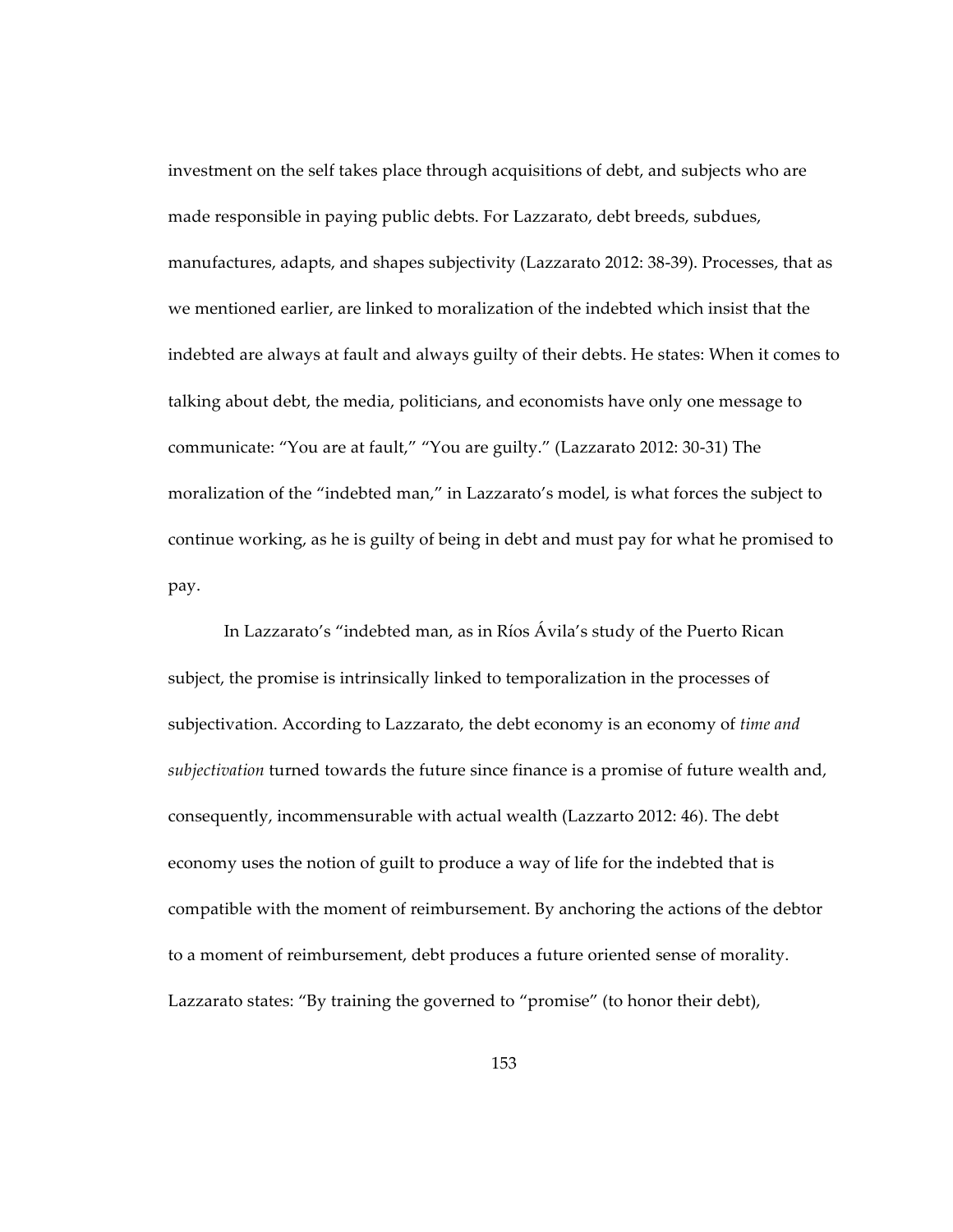investment on the self takes place through acquisitions of debt, and subjects who are made responsible in paying public debts. For Lazzarato, debt breeds, subdues, manufactures, adapts, and shapes subjectivity (Lazzarato 2012: 38-39). Processes, that as we mentioned earlier, are linked to moralization of the indebted which insist that the indebted are always at fault and always guilty of their debts. He states: When it comes to talking about debt, the media, politicians, and economists have only one message to communicate: "You are at fault," "You are guilty." (Lazzarato 2012: 30-31) The moralization of the "indebted man," in Lazzarato's model, is what forces the subject to continue working, as he is guilty of being in debt and must pay for what he promised to pay.

In Lazzarato's "indebted man, as in Ríos Ávila's study of the Puerto Rican subject, the promise is intrinsically linked to temporalization in the processes of subjectivation. According to Lazzarato, the debt economy is an economy of *time and subjectivation* turned towards the future since finance is a promise of future wealth and, consequently, incommensurable with actual wealth (Lazzarto 2012: 46). The debt economy uses the notion of guilt to produce a way of life for the indebted that is compatible with the moment of reimbursement. By anchoring the actions of the debtor to a moment of reimbursement, debt produces a future oriented sense of morality. Lazzarato states: "By training the governed to "promise" (to honor their debt),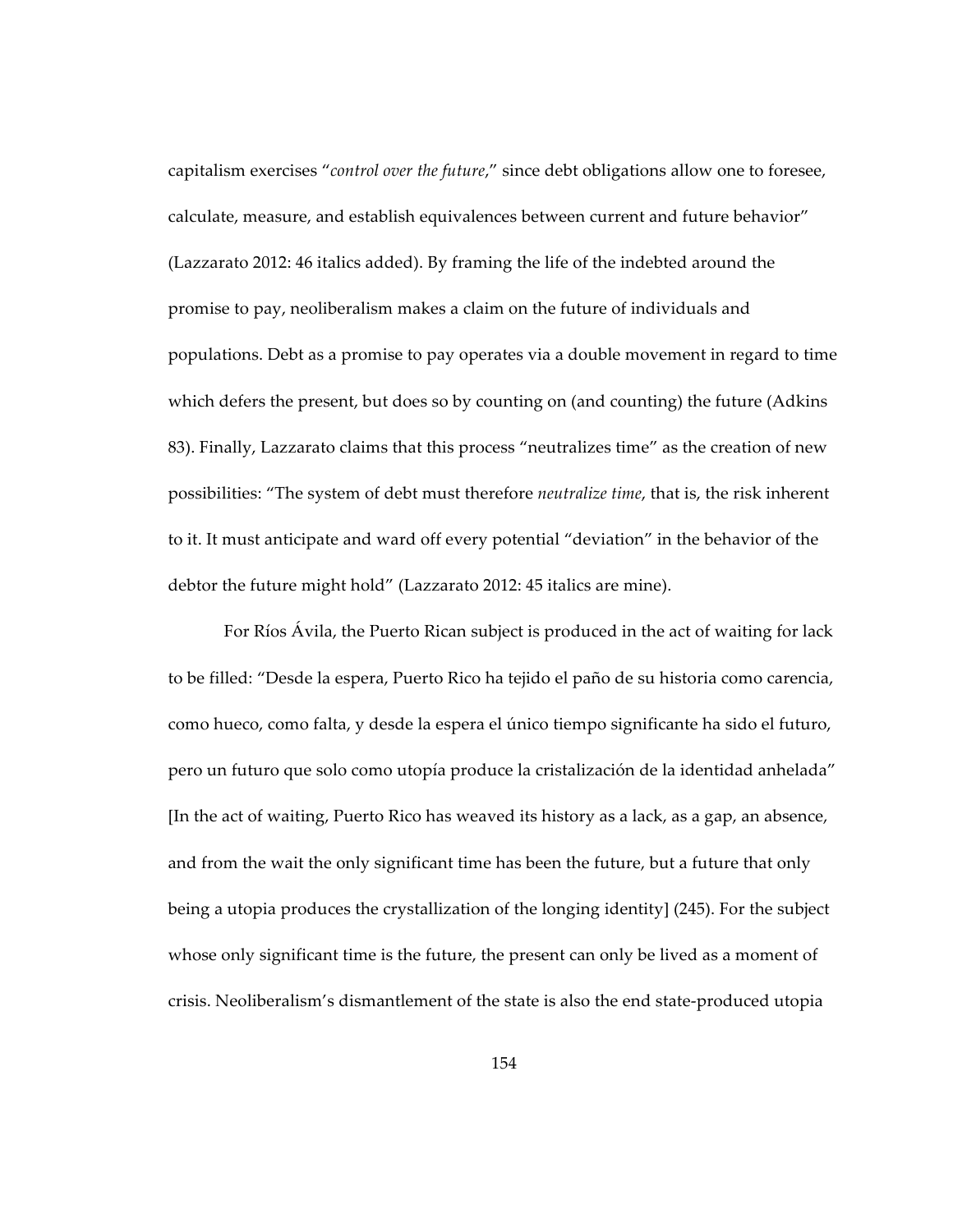capitalism exercises "*control over the future*," since debt obligations allow one to foresee, calculate, measure, and establish equivalences between current and future behavior" (Lazzarato 2012: 46 italics added). By framing the life of the indebted around the promise to pay, neoliberalism makes a claim on the future of individuals and populations. Debt as a promise to pay operates via a double movement in regard to time which defers the present, but does so by counting on (and counting) the future (Adkins 83). Finally, Lazzarato claims that this process "neutralizes time" as the creation of new possibilities: "The system of debt must therefore *neutralize time*, that is, the risk inherent to it. It must anticipate and ward off every potential "deviation" in the behavior of the debtor the future might hold" (Lazzarato 2012: 45 italics are mine).

For Ríos Ávila, the Puerto Rican subject is produced in the act of waiting for lack to be filled: "Desde la espera, Puerto Rico ha tejido el paño de su historia como carencia, como hueco, como falta, y desde la espera el único tiempo significante ha sido el futuro, pero un futuro que solo como utopía produce la cristalización de la identidad anhelada" [In the act of waiting, Puerto Rico has weaved its history as a lack, as a gap, an absence, and from the wait the only significant time has been the future, but a future that only being a utopia produces the crystallization of the longing identity] (245). For the subject whose only significant time is the future, the present can only be lived as a moment of crisis. Neoliberalism's dismantlement of the state is also the end state-produced utopia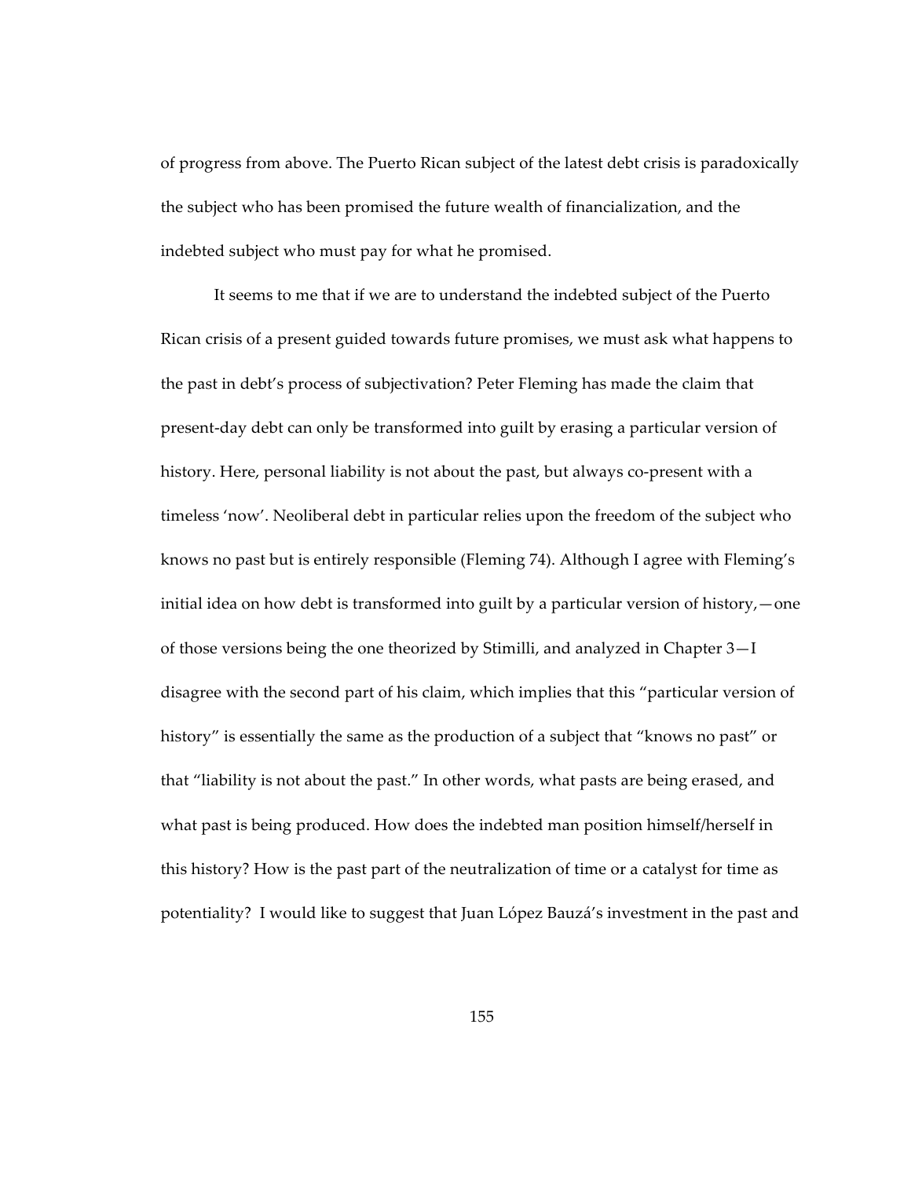of progress from above. The Puerto Rican subject of the latest debt crisis is paradoxically the subject who has been promised the future wealth of financialization, and the indebted subject who must pay for what he promised.

It seems to me that if we are to understand the indebted subject of the Puerto Rican crisis of a present guided towards future promises, we must ask what happens to the past in debt's process of subjectivation? Peter Fleming has made the claim that present-day debt can only be transformed into guilt by erasing a particular version of history. Here, personal liability is not about the past, but always co-present with a timeless 'now'. Neoliberal debt in particular relies upon the freedom of the subject who knows no past but is entirely responsible (Fleming 74). Although I agree with Fleming's initial idea on how debt is transformed into guilt by a particular version of history,—one of those versions being the one theorized by Stimilli, and analyzed in Chapter 3—I disagree with the second part of his claim, which implies that this "particular version of history" is essentially the same as the production of a subject that "knows no past" or that "liability is not about the past." In other words, what pasts are being erased, and what past is being produced. How does the indebted man position himself/herself in this history? How is the past part of the neutralization of time or a catalyst for time as potentiality? I would like to suggest that Juan López Bauzá's investment in the past and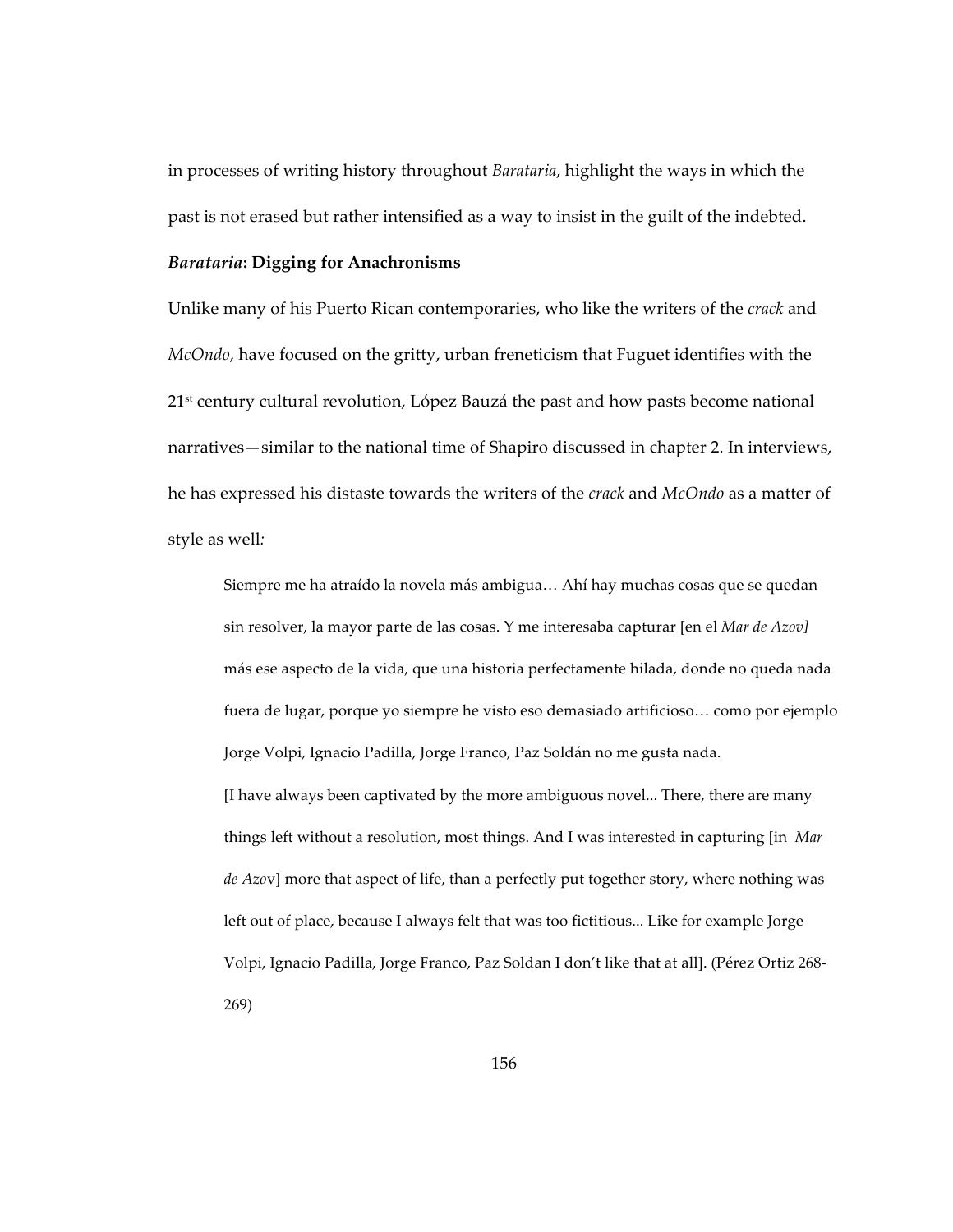in processes of writing history throughout *Barataria*, highlight the ways in which the past is not erased but rather intensified as a way to insist in the guilt of the indebted.

### *Barataria*: Digging for Anachronisms

Unlike many of his Puerto Rican contemporaries, who like the writers of the *crack* and *McOndo*, have focused on the gritty, urban freneticism that Fuguet identifies with the 21st century cultural revolution, López Bauzá the past and how pasts become national narratives—similar to the national time of Shapiro discussed in chapter 2. In interviews, he has expressed his distaste towards the writers of the *crack* and *McOndo* as a matter of style as well*:*

> Siempre me ha atraído la novela más ambigua… Ahí hay muchas cosas que se quedan sin resolver, la mayor parte de las cosas. Y me interesaba capturar [en el *Mar de Azov]* más ese aspecto de la vida, que una historia perfectamente hilada, donde no queda nada fuera de lugar, porque yo siempre he visto eso demasiado artificioso… como por ejemplo Jorge Volpi, Ignacio Padilla, Jorge Franco, Paz Soldán no me gusta nada.
>
> [I have always been captivated by the more ambiguous novel... There, there are many things left without a resolution, most things. And I was interested in capturing [in *Mar de Azo*v] more that aspect of life, than a perfectly put together story, where nothing was left out of place, because I always felt that was too fictitious... Like for example Jorge Volpi, Ignacio Padilla, Jorge Franco, Paz Soldan I don't like that at all]. (Pérez Ortiz 268-269)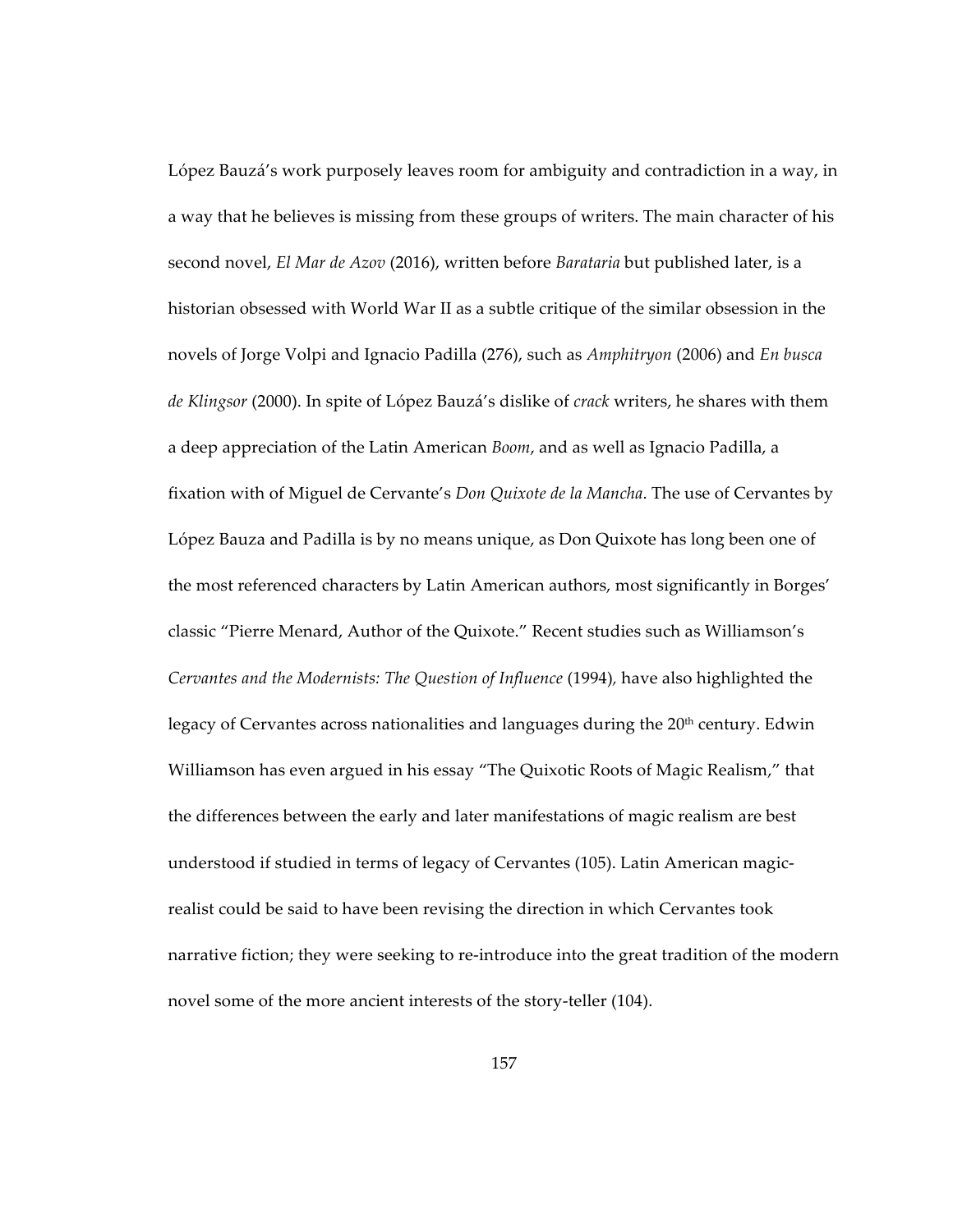López Bauzá's work purposely leaves room for ambiguity and contradiction in a way, in a way that he believes is missing from these groups of writers. The main character of his second novel, *El Mar de Azov* (2016), written before *Barataria* but published later, is a historian obsessed with World War II as a subtle critique of the similar obsession in the novels of Jorge Volpi and Ignacio Padilla (276), such as *Amphitryon* (2006) and *En busca de Klingsor* (2000). In spite of López Bauzá's dislike of *crack* writers, he shares with them a deep appreciation of the Latin American *Boom*, and as well as Ignacio Padilla, a fixation with of Miguel de Cervante's *Don Quixote de la Mancha*. The use of Cervantes by López Bauza and Padilla is by no means unique, as Don Quixote has long been one of the most referenced characters by Latin American authors, most significantly in Borges' classic "Pierre Menard, Author of the Quixote." Recent studies such as Williamson's *Cervantes and the Modernists: The Question of Influence* (1994), have also highlighted the legacy of Cervantes across nationalities and languages during the 20th century. Edwin Williamson has even argued in his essay "The Quixotic Roots of Magic Realism," that the differences between the early and later manifestations of magic realism are best understood if studied in terms of legacy of Cervantes (105). Latin American magic-realist could be said to have been revising the direction in which Cervantes took narrative fiction; they were seeking to re-introduce into the great tradition of the modern novel some of the more ancient interests of the story-teller (104).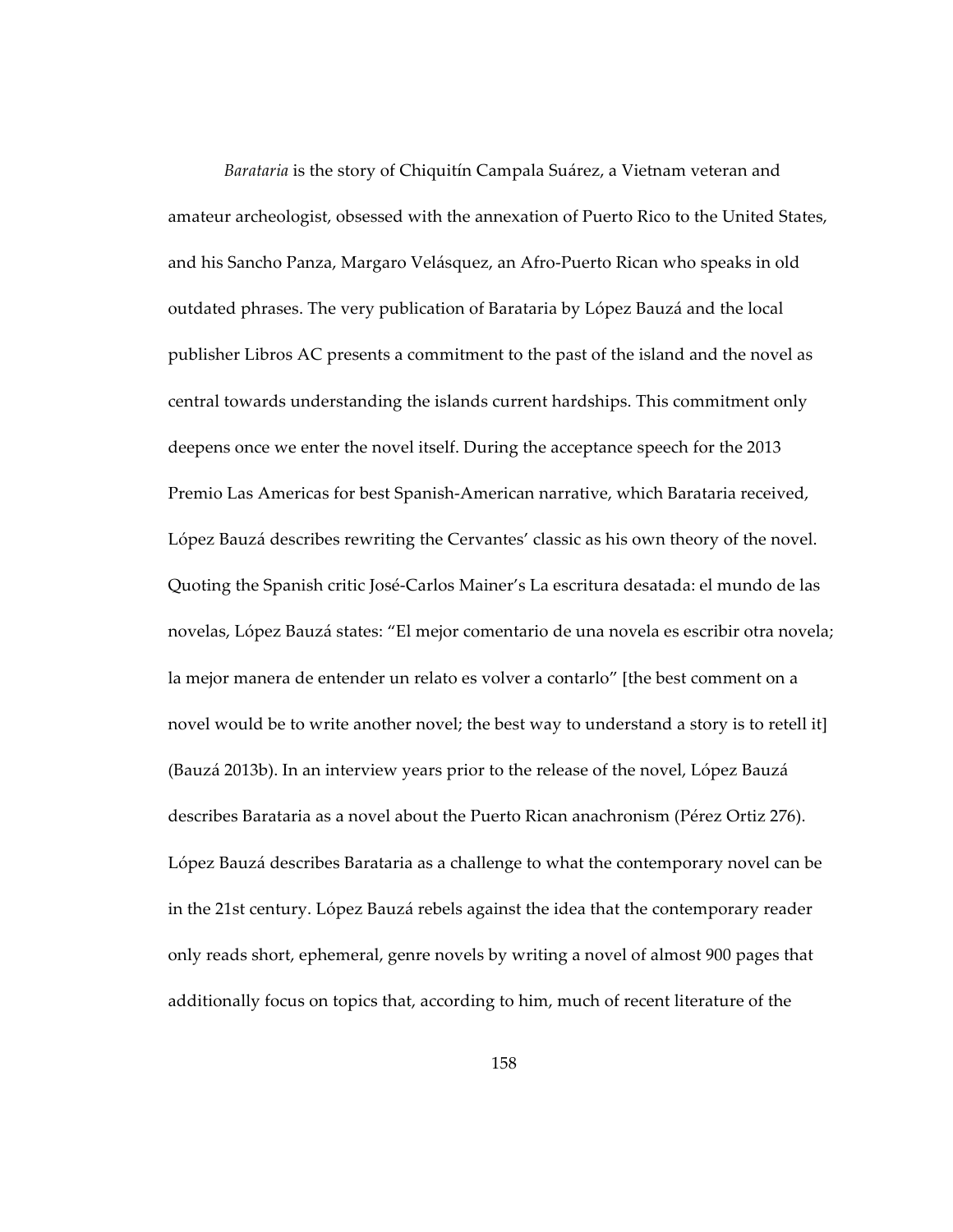*Barataria* is the story of Chiquitín Campala Suárez, a Vietnam veteran and amateur archeologist, obsessed with the annexation of Puerto Rico to the United States, and his Sancho Panza, Margaro Velásquez, an Afro-Puerto Rican who speaks in old outdated phrases. The very publication of Barataria by López Bauzá and the local publisher Libros AC presents a commitment to the past of the island and the novel as central towards understanding the islands current hardships. This commitment only deepens once we enter the novel itself. During the acceptance speech for the 2013 Premio Las Americas for best Spanish-American narrative, which Barataria received, López Bauzá describes rewriting the Cervantes' classic as his own theory of the novel. Quoting the Spanish critic José-Carlos Mainer's La escritura desatada: el mundo de las novelas, López Bauzá states: "El mejor comentario de una novela es escribir otra novela; la mejor manera de entender un relato es volver a contarlo" [the best comment on a novel would be to write another novel; the best way to understand a story is to retell it] (Bauzá 2013b). In an interview years prior to the release of the novel, López Bauzá describes Barataria as a novel about the Puerto Rican anachronism (Pérez Ortiz 276). López Bauzá describes Barataria as a challenge to what the contemporary novel can be in the 21st century. López Bauzá rebels against the idea that the contemporary reader only reads short, ephemeral, genre novels by writing a novel of almost 900 pages that additionally focus on topics that, according to him, much of recent literature of the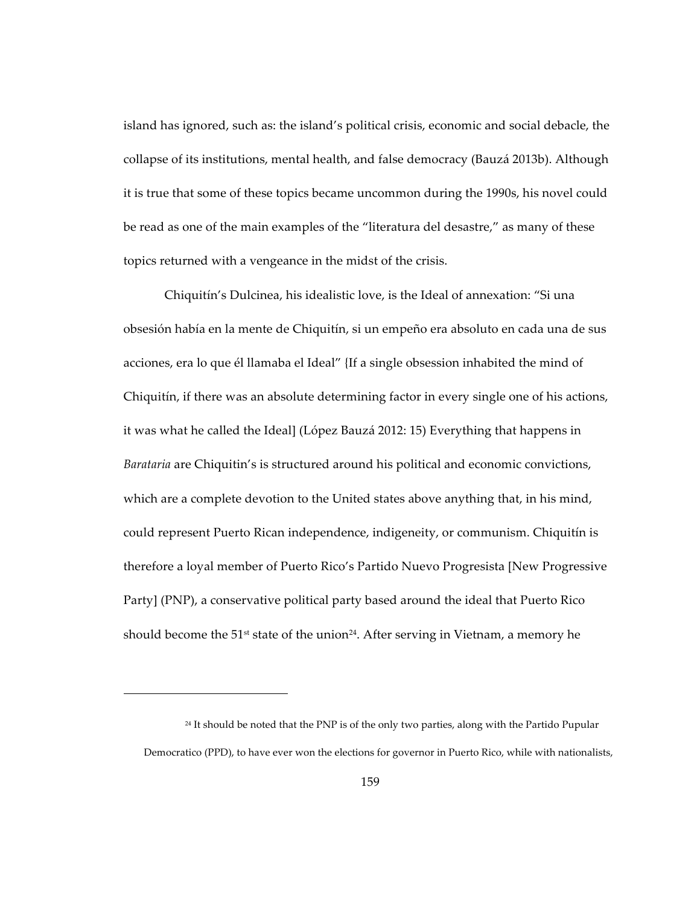island has ignored, such as: the island's political crisis, economic and social debacle, the collapse of its institutions, mental health, and false democracy (Bauzá 2013b). Although it is true that some of these topics became uncommon during the 1990s, his novel could be read as one of the main examples of the "literatura del desastre," as many of these topics returned with a vengeance in the midst of the crisis.

Chiquitín's Dulcinea, his idealistic love, is the Ideal of annexation: "Si una obsesión había en la mente de Chiquitín, si un empeño era absoluto en cada una de sus acciones, era lo que él llamaba el Ideal" {If a single obsession inhabited the mind of Chiquitín, if there was an absolute determining factor in every single one of his actions, it was what he called the Ideal] (López Bauzá 2012: 15) Everything that happens in *Barataria* are Chiquitin's is structured around his political and economic convictions, which are a complete devotion to the United states above anything that, in his mind, could represent Puerto Rican independence, indigeneity, or communism. Chiquitín is therefore a loyal member of Puerto Rico's Partido Nuevo Progresista [New Progressive Party] (PNP), a conservative political party based around the ideal that Puerto Rico should become the 51st state of the union[24]. After serving in Vietnam, a memory he

---

[24] It should be noted that the PNP is of the only two parties, along with the Partido Pupular Democratico (PPD), to have ever won the elections for governor in Puerto Rico, while with nationalists,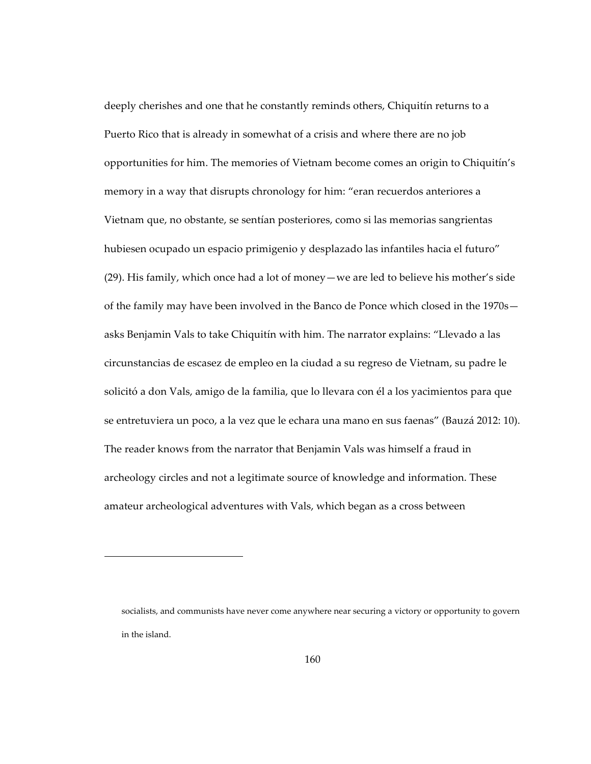deeply cherishes and one that he constantly reminds others, Chiquitín returns to a Puerto Rico that is already in somewhat of a crisis and where there are no job opportunities for him. The memories of Vietnam become comes an origin to Chiquitín's memory in a way that disrupts chronology for him: "eran recuerdos anteriores a Vietnam que, no obstante, se sentían posteriores, como si las memorias sangrientas hubiesen ocupado un espacio primigenio y desplazado las infantiles hacia el futuro" (29). His family, which once had a lot of money—we are led to believe his mother's side of the family may have been involved in the Banco de Ponce which closed in the 1970s—asks Benjamin Vals to take Chiquitín with him. The narrator explains: "Llevado a las circunstancias de escasez de empleo en la ciudad a su regreso de Vietnam, su padre le solicitó a don Vals, amigo de la familia, que lo llevara con él a los yacimientos para que se entretuviera un poco, a la vez que le echara una mano en sus faenas" (Bauzá 2012: 10). The reader knows from the narrator that Benjamin Vals was himself a fraud in archeology circles and not a legitimate source of knowledge and information. These amateur archeological adventures with Vals, which began as a cross between

---

socialists, and communists have never come anywhere near securing a victory or opportunity to govern in the island.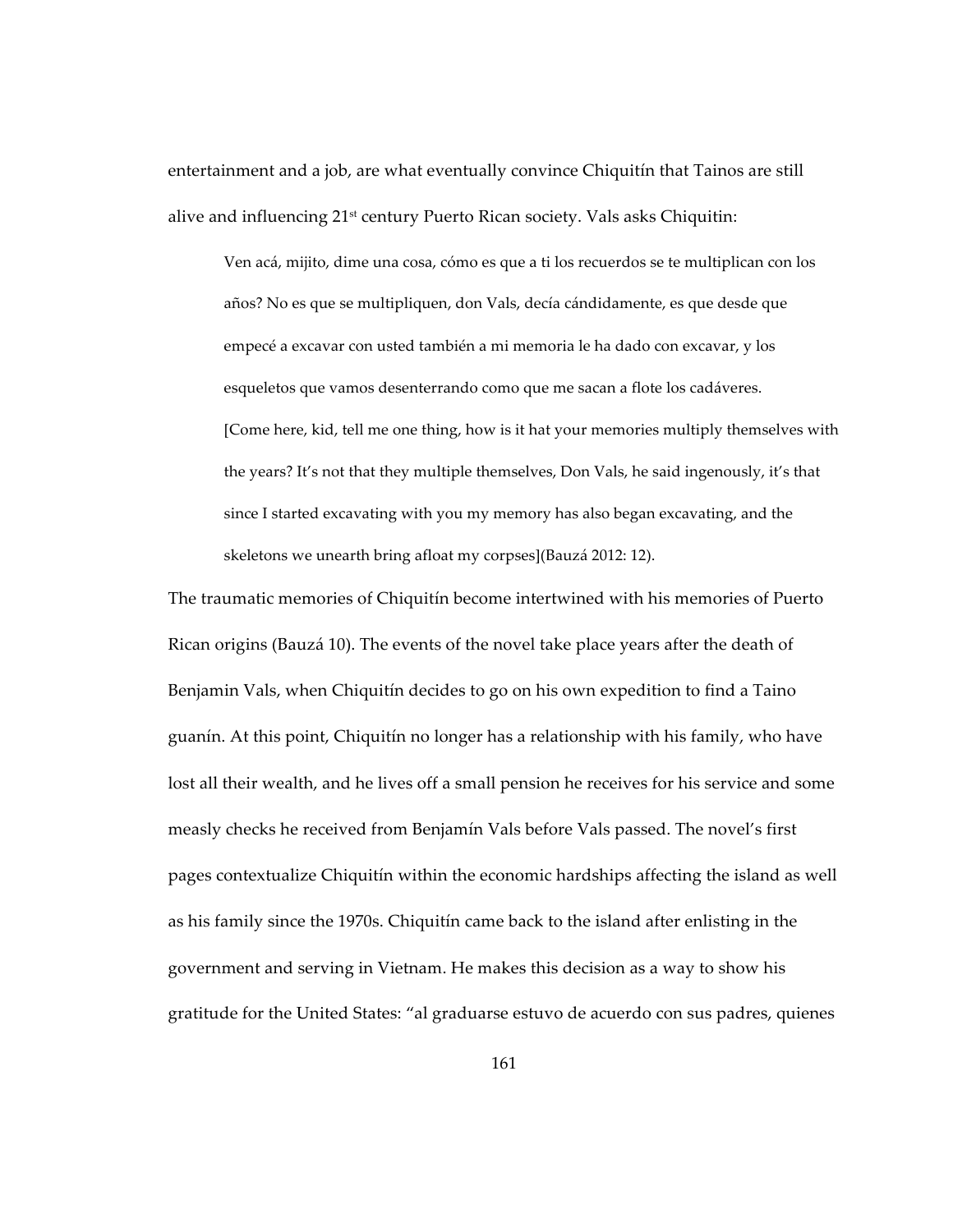entertainment and a job, are what eventually convince Chiquitín that Tainos are still alive and influencing 21st century Puerto Rican society. Vals asks Chiquitin:

> Ven acá, mijito, dime una cosa, cómo es que a ti los recuerdos se te multiplican con los años? No es que se multipliquen, don Vals, decía cándidamente, es que desde que empecé a excavar con usted también a mi memoria le ha dado con excavar, y los esqueletos que vamos desenterrando como que me sacan a flote los cadáveres.
> [Come here, kid, tell me one thing, how is it hat your memories multiply themselves with the years? It's not that they multiple themselves, Don Vals, he said ingenously, it's that since I started excavating with you my memory has also began excavating, and the skeletons we unearth bring afloat my corpses](Bauzá 2012: 12).

The traumatic memories of Chiquitín become intertwined with his memories of Puerto Rican origins (Bauzá 10). The events of the novel take place years after the death of Benjamin Vals, when Chiquitín decides to go on his own expedition to find a Taino guanín. At this point, Chiquitín no longer has a relationship with his family, who have lost all their wealth, and he lives off a small pension he receives for his service and some measly checks he received from Benjamín Vals before Vals passed. The novel's first pages contextualize Chiquitín within the economic hardships affecting the island as well as his family since the 1970s. Chiquitín came back to the island after enlisting in the government and serving in Vietnam. He makes this decision as a way to show his gratitude for the United States: "al graduarse estuvo de acuerdo con sus padres, quienes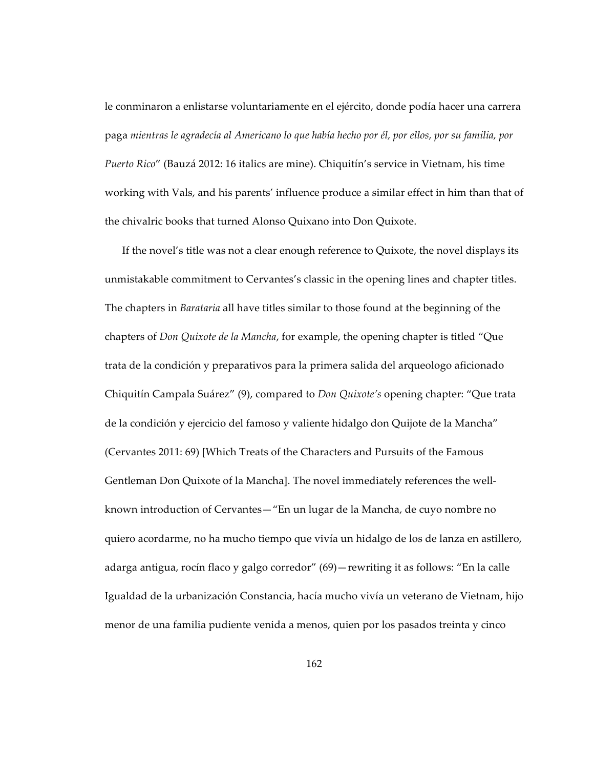le conminaron a enlistarse voluntariamente en el ejército, donde podía hacer una carrera paga *mientras le agradecía al Americano lo que había hecho por él, por ellos, por su familia, por Puerto Rico*" (Bauzá 2012: 16 italics are mine). Chiquitín's service in Vietnam, his time working with Vals, and his parents' influence produce a similar effect in him than that of the chivalric books that turned Alonso Quixano into Don Quixote.

If the novel's title was not a clear enough reference to Quixote, the novel displays its unmistakable commitment to Cervantes's classic in the opening lines and chapter titles. The chapters in *Barataria* all have titles similar to those found at the beginning of the chapters of *Don Quixote de la Mancha*, for example, the opening chapter is titled "Que trata de la condición y preparativos para la primera salida del arqueologo aficionado Chiquitín Campala Suárez" (9), compared to *Don Quixote's* opening chapter: "Que trata de la condición y ejercicio del famoso y valiente hidalgo don Quijote de la Mancha" (Cervantes 2011: 69) [Which Treats of the Characters and Pursuits of the Famous Gentleman Don Quixote of la Mancha]. The novel immediately references the well-known introduction of Cervantes—"En un lugar de la Mancha, de cuyo nombre no quiero acordarme, no ha mucho tiempo que vivía un hidalgo de los de lanza en astillero, adarga antigua, rocín flaco y galgo corredor" (69)—rewriting it as follows: "En la calle Igualdad de la urbanización Constancia, hacía mucho vivía un veterano de Vietnam, hijo menor de una familia pudiente venida a menos, quien por los pasados treinta y cinco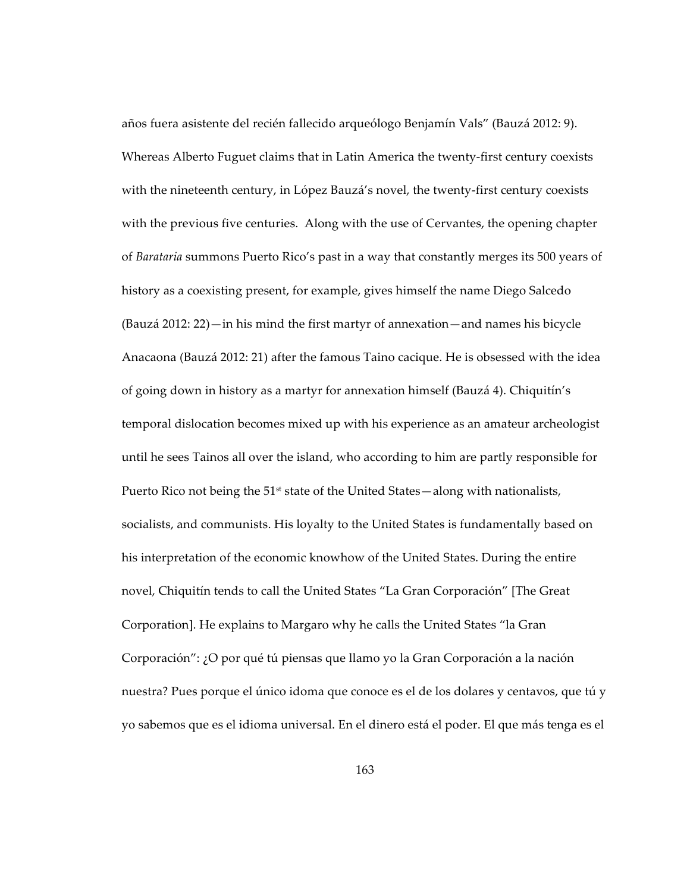años fuera asistente del recién fallecido arqueólogo Benjamín Vals" (Bauzá 2012: 9). Whereas Alberto Fuguet claims that in Latin America the twenty-first century coexists with the nineteenth century, in López Bauzá's novel, the twenty-first century coexists with the previous five centuries. Along with the use of Cervantes, the opening chapter of *Barataria* summons Puerto Rico's past in a way that constantly merges its 500 years of history as a coexisting present, for example, gives himself the name Diego Salcedo (Bauzá 2012: 22)—in his mind the first martyr of annexation—and names his bicycle Anacaona (Bauzá 2012: 21) after the famous Taino cacique. He is obsessed with the idea of going down in history as a martyr for annexation himself (Bauzá 4). Chiquitín's temporal dislocation becomes mixed up with his experience as an amateur archeologist until he sees Tainos all over the island, who according to him are partly responsible for Puerto Rico not being the 51st state of the United States—along with nationalists, socialists, and communists. His loyalty to the United States is fundamentally based on his interpretation of the economic knowhow of the United States. During the entire novel, Chiquitín tends to call the United States "La Gran Corporación" [The Great Corporation]. He explains to Margaro why he calls the United States "la Gran Corporación": ¿O por qué tú piensas que llamo yo la Gran Corporación a la nación nuestra? Pues porque el único idoma que conoce es el de los dolares y centavos, que tú y yo sabemos que es el idioma universal. En el dinero está el poder. El que más tenga es el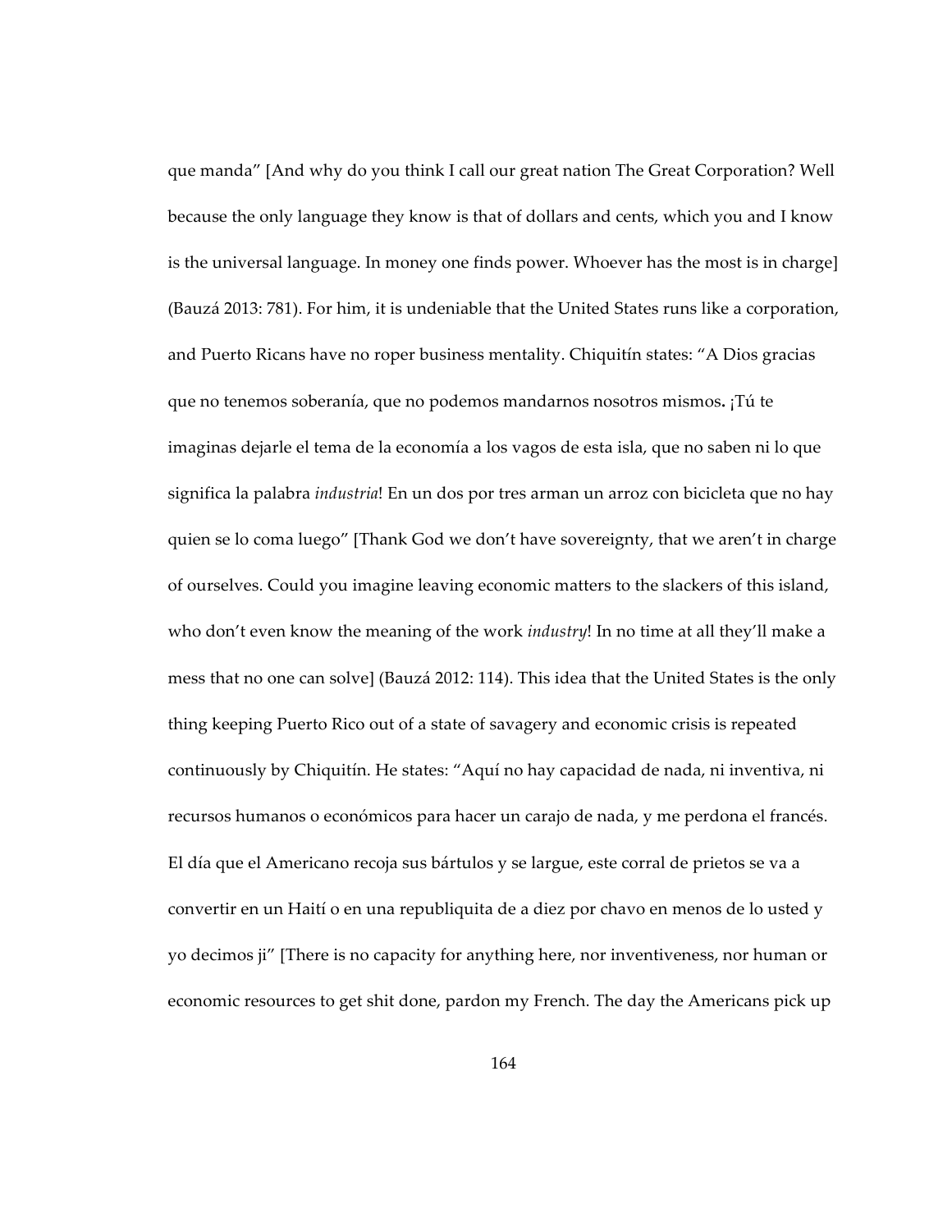que manda" [And why do you think I call our great nation The Great Corporation? Well because the only language they know is that of dollars and cents, which you and I know is the universal language. In money one finds power. Whoever has the most is in charge] (Bauzá 2013: 781). For him, it is undeniable that the United States runs like a corporation, and Puerto Ricans have no roper business mentality. Chiquitín states: "A Dios gracias que no tenemos soberanía, que no podemos mandarnos nosotros mismos**.** ¡Tú te imaginas dejarle el tema de la economía a los vagos de esta isla, que no saben ni lo que significa la palabra *industria*! En un dos por tres arman un arroz con bicicleta que no hay quien se lo coma luego" [Thank God we don't have sovereignty, that we aren't in charge of ourselves. Could you imagine leaving economic matters to the slackers of this island, who don't even know the meaning of the work *industry*! In no time at all they'll make a mess that no one can solve] (Bauzá 2012: 114). This idea that the United States is the only thing keeping Puerto Rico out of a state of savagery and economic crisis is repeated continuously by Chiquitín. He states: "Aquí no hay capacidad de nada, ni inventiva, ni recursos humanos o económicos para hacer un carajo de nada, y me perdona el francés. El día que el Americano recoja sus bártulos y se largue, este corral de prietos se va a convertir en un Haití o en una republiquita de a diez por chavo en menos de lo usted y yo decimos ji" [There is no capacity for anything here, nor inventiveness, nor human or economic resources to get shit done, pardon my French. The day the Americans pick up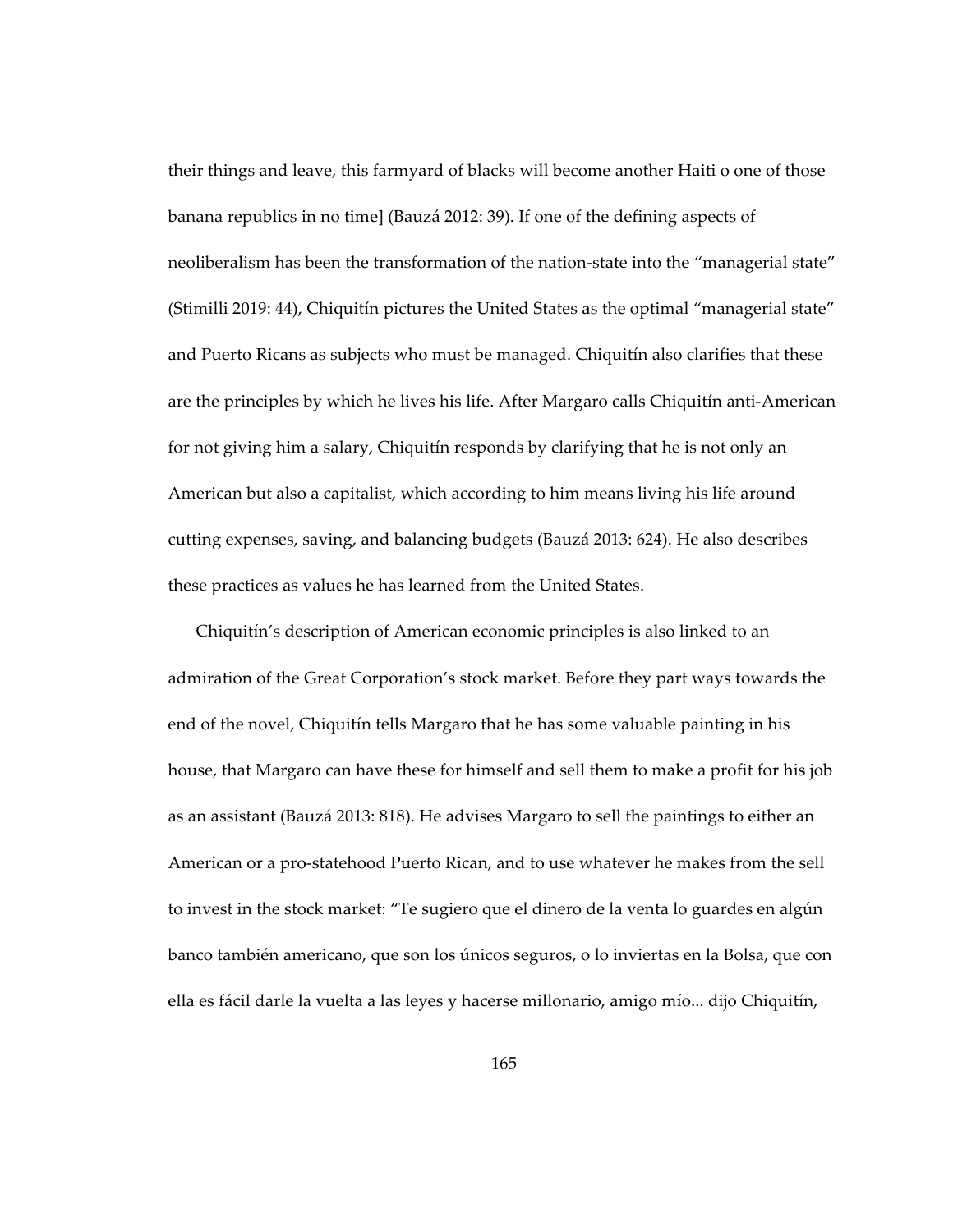their things and leave, this farmyard of blacks will become another Haiti o one of those banana republics in no time] (Bauzá 2012: 39). If one of the defining aspects of neoliberalism has been the transformation of the nation-state into the "managerial state" (Stimilli 2019: 44), Chiquitín pictures the United States as the optimal "managerial state" and Puerto Ricans as subjects who must be managed. Chiquitín also clarifies that these are the principles by which he lives his life. After Margaro calls Chiquitín anti-American for not giving him a salary, Chiquitín responds by clarifying that he is not only an American but also a capitalist, which according to him means living his life around cutting expenses, saving, and balancing budgets (Bauzá 2013: 624). He also describes these practices as values he has learned from the United States.

Chiquitín's description of American economic principles is also linked to an admiration of the Great Corporation's stock market. Before they part ways towards the end of the novel, Chiquitín tells Margaro that he has some valuable painting in his house, that Margaro can have these for himself and sell them to make a profit for his job as an assistant (Bauzá 2013: 818). He advises Margaro to sell the paintings to either an American or a pro-statehood Puerto Rican, and to use whatever he makes from the sell to invest in the stock market: "Te sugiero que el dinero de la venta lo guardes en algún banco también americano, que son los únicos seguros, o lo inviertas en la Bolsa, que con ella es fácil darle la vuelta a las leyes y hacerse millonario, amigo mío... dijo Chiquitín,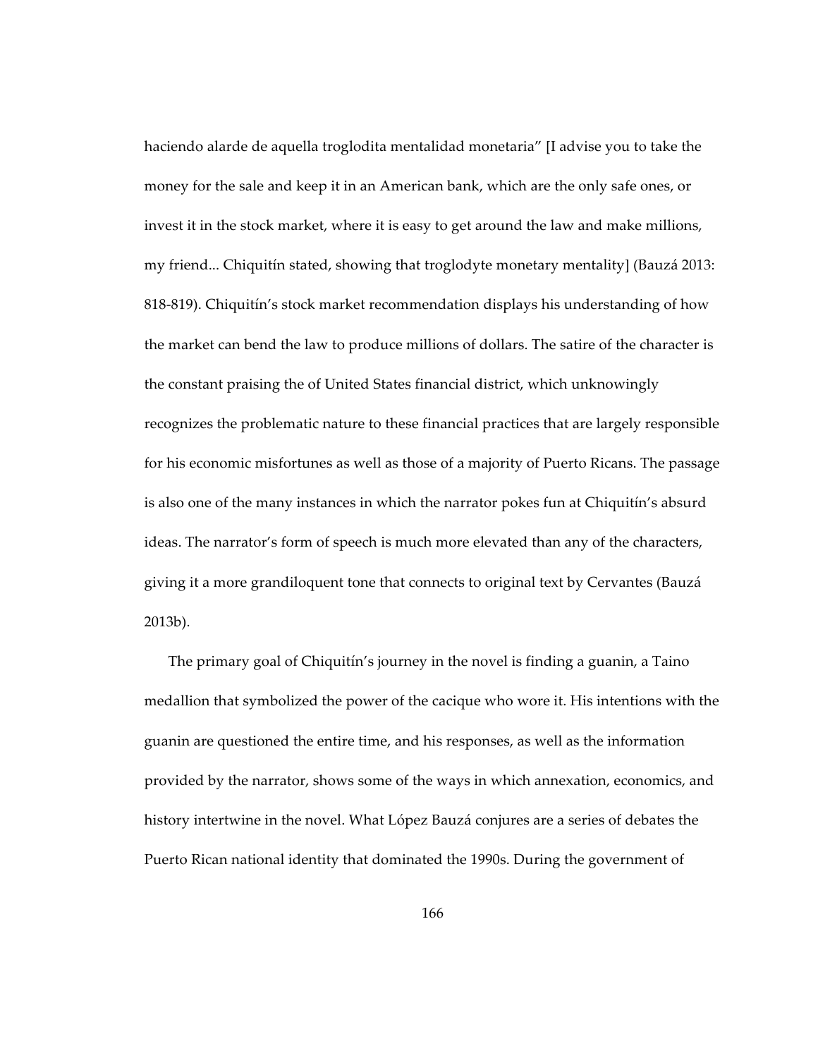haciendo alarde de aquella troglodita mentalidad monetaria" [I advise you to take the money for the sale and keep it in an American bank, which are the only safe ones, or invest it in the stock market, where it is easy to get around the law and make millions, my friend... Chiquitín stated, showing that troglodyte monetary mentality] (Bauzá 2013: 818-819). Chiquitín's stock market recommendation displays his understanding of how the market can bend the law to produce millions of dollars. The satire of the character is the constant praising the of United States financial district, which unknowingly recognizes the problematic nature to these financial practices that are largely responsible for his economic misfortunes as well as those of a majority of Puerto Ricans. The passage is also one of the many instances in which the narrator pokes fun at Chiquitín's absurd ideas. The narrator's form of speech is much more elevated than any of the characters, giving it a more grandiloquent tone that connects to original text by Cervantes (Bauzá 2013b).

The primary goal of Chiquitín's journey in the novel is finding a guanin, a Taino medallion that symbolized the power of the cacique who wore it. His intentions with the guanin are questioned the entire time, and his responses, as well as the information provided by the narrator, shows some of the ways in which annexation, economics, and history intertwine in the novel. What López Bauzá conjures are a series of debates the Puerto Rican national identity that dominated the 1990s. During the government of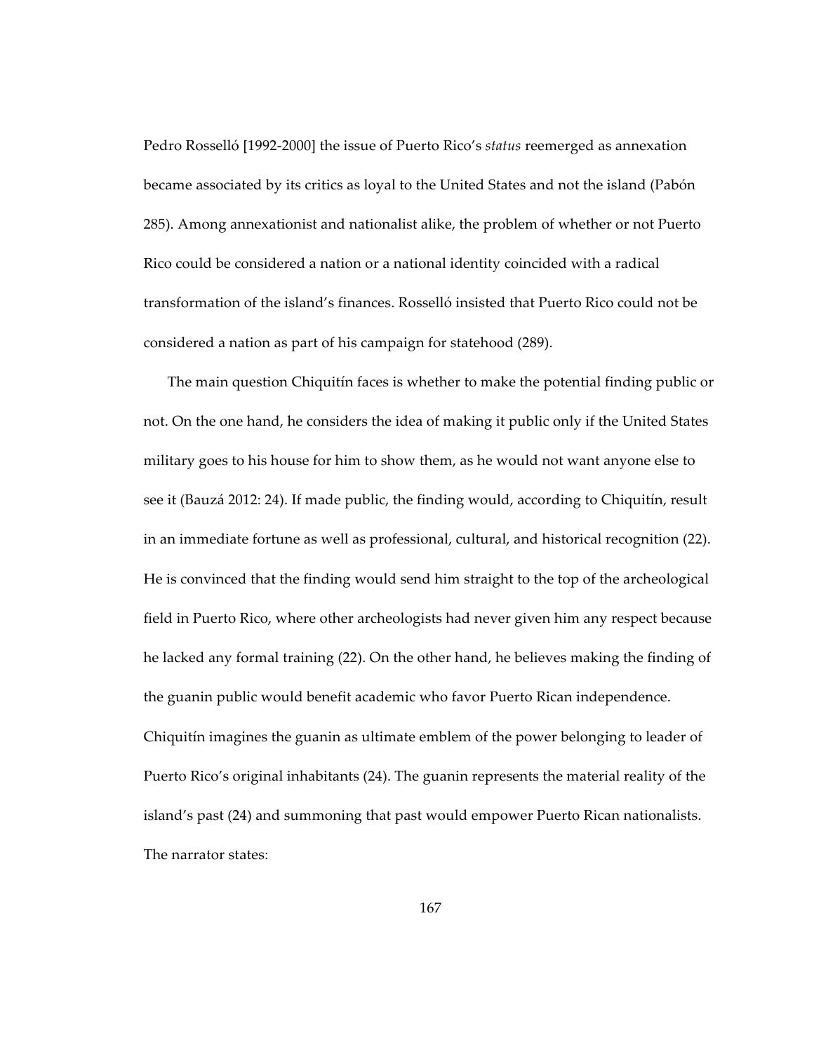Pedro Rosselló [1992-2000] the issue of Puerto Rico's *status* reemerged as annexation became associated by its critics as loyal to the United States and not the island (Pabón 285). Among annexationist and nationalist alike, the problem of whether or not Puerto Rico could be considered a nation or a national identity coincided with a radical transformation of the island's finances. Rosselló insisted that Puerto Rico could not be considered a nation as part of his campaign for statehood (289).

The main question Chiquitín faces is whether to make the potential finding public or not. On the one hand, he considers the idea of making it public only if the United States military goes to his house for him to show them, as he would not want anyone else to see it (Bauzá 2012: 24). If made public, the finding would, according to Chiquitín, result in an immediate fortune as well as professional, cultural, and historical recognition (22). He is convinced that the finding would send him straight to the top of the archeological field in Puerto Rico, where other archeologists had never given him any respect because he lacked any formal training (22). On the other hand, he believes making the finding of the guanin public would benefit academic who favor Puerto Rican independence. Chiquitín imagines the guanin as ultimate emblem of the power belonging to leader of Puerto Rico's original inhabitants (24). The guanin represents the material reality of the island's past (24) and summoning that past would empower Puerto Rican nationalists. The narrator states: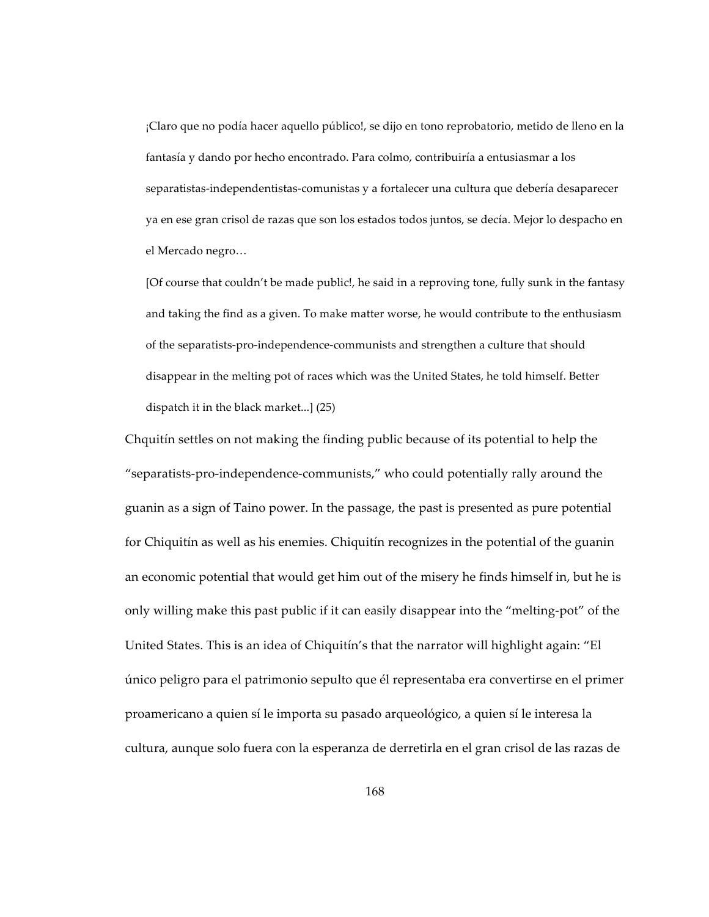> ¡Claro que no podía hacer aquello público!, se dijo en tono reprobatorio, metido de lleno en la fantasía y dando por hecho encontrado. Para colmo, contribuiría a entusiasmar a los separatistas-independentistas-comunistas y a fortalecer una cultura que debería desaparecer ya en ese gran crisol de razas que son los estados todos juntos, se decía. Mejor lo despacho en el Mercado negro…
>
> [Of course that couldn't be made public!, he said in a reproving tone, fully sunk in the fantasy and taking the find as a given. To make matter worse, he would contribute to the enthusiasm of the separatists-pro-independence-communists and strengthen a culture that should disappear in the melting pot of races which was the United States, he told himself. Better dispatch it in the black market...] (25)

Chquitín settles on not making the finding public because of its potential to help the "separatists-pro-independence-communists," who could potentially rally around the guanin as a sign of Taino power. In the passage, the past is presented as pure potential for Chiquitín as well as his enemies. Chiquitín recognizes in the potential of the guanin an economic potential that would get him out of the misery he finds himself in, but he is only willing make this past public if it can easily disappear into the "melting-pot" of the United States. This is an idea of Chiquitín's that the narrator will highlight again: "El único peligro para el patrimonio sepulto que él representaba era convertirse en el primer proamericano a quien sí le importa su pasado arqueológico, a quien sí le interesa la cultura, aunque solo fuera con la esperanza de derretirla en el gran crisol de las razas de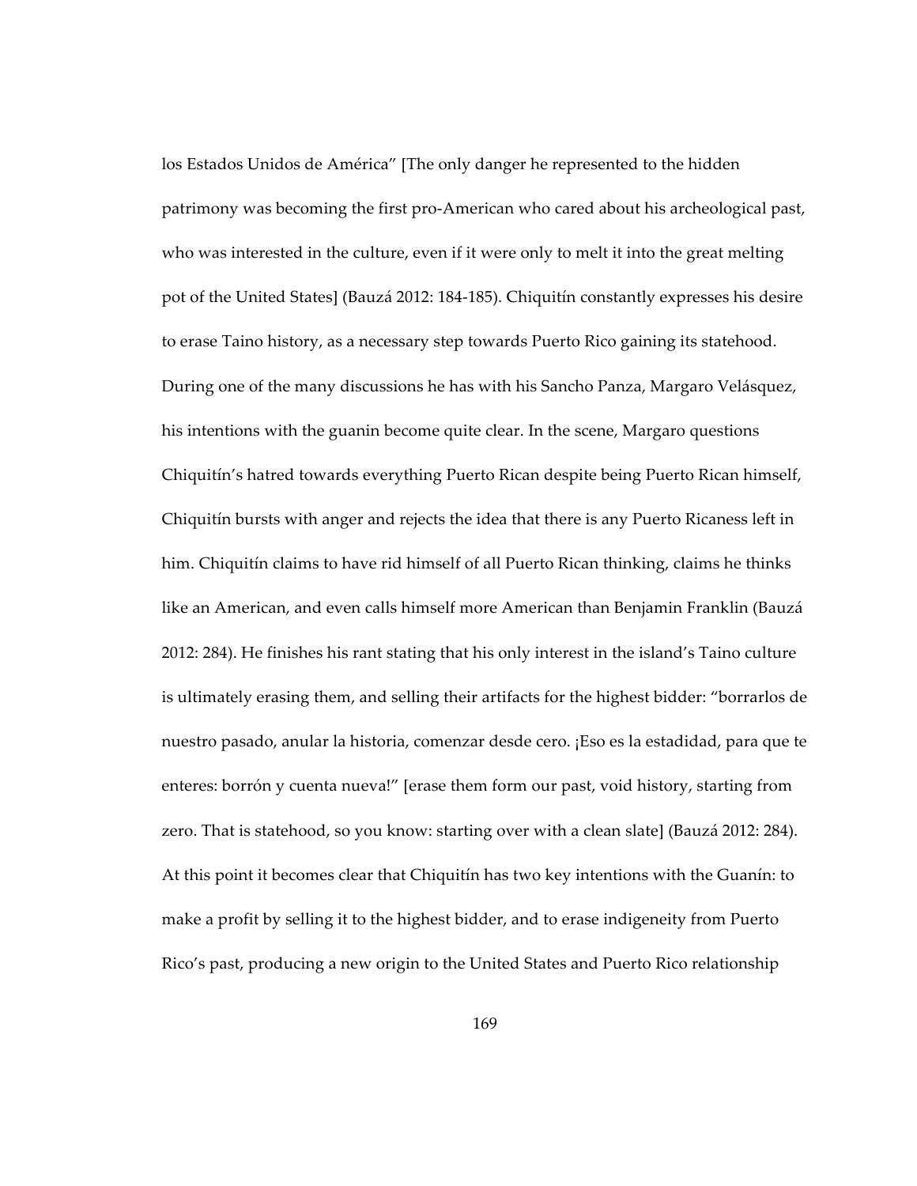los Estados Unidos de América" [The only danger he represented to the hidden patrimony was becoming the first pro-American who cared about his archeological past, who was interested in the culture, even if it were only to melt it into the great melting pot of the United States] (Bauzá 2012: 184-185). Chiquitín constantly expresses his desire to erase Taino history, as a necessary step towards Puerto Rico gaining its statehood. During one of the many discussions he has with his Sancho Panza, Margaro Velásquez, his intentions with the guanin become quite clear. In the scene, Margaro questions Chiquitín's hatred towards everything Puerto Rican despite being Puerto Rican himself, Chiquitín bursts with anger and rejects the idea that there is any Puerto Ricaness left in him. Chiquitín claims to have rid himself of all Puerto Rican thinking, claims he thinks like an American, and even calls himself more American than Benjamin Franklin (Bauzá 2012: 284). He finishes his rant stating that his only interest in the island's Taino culture is ultimately erasing them, and selling their artifacts for the highest bidder: "borrarlos de nuestro pasado, anular la historia, comenzar desde cero. ¡Eso es la estadidad, para que te enteres: borrón y cuenta nueva!" [erase them form our past, void history, starting from zero. That is statehood, so you know: starting over with a clean slate] (Bauzá 2012: 284). At this point it becomes clear that Chiquitín has two key intentions with the Guanín: to make a profit by selling it to the highest bidder, and to erase indigeneity from Puerto Rico's past, producing a new origin to the United States and Puerto Rico relationship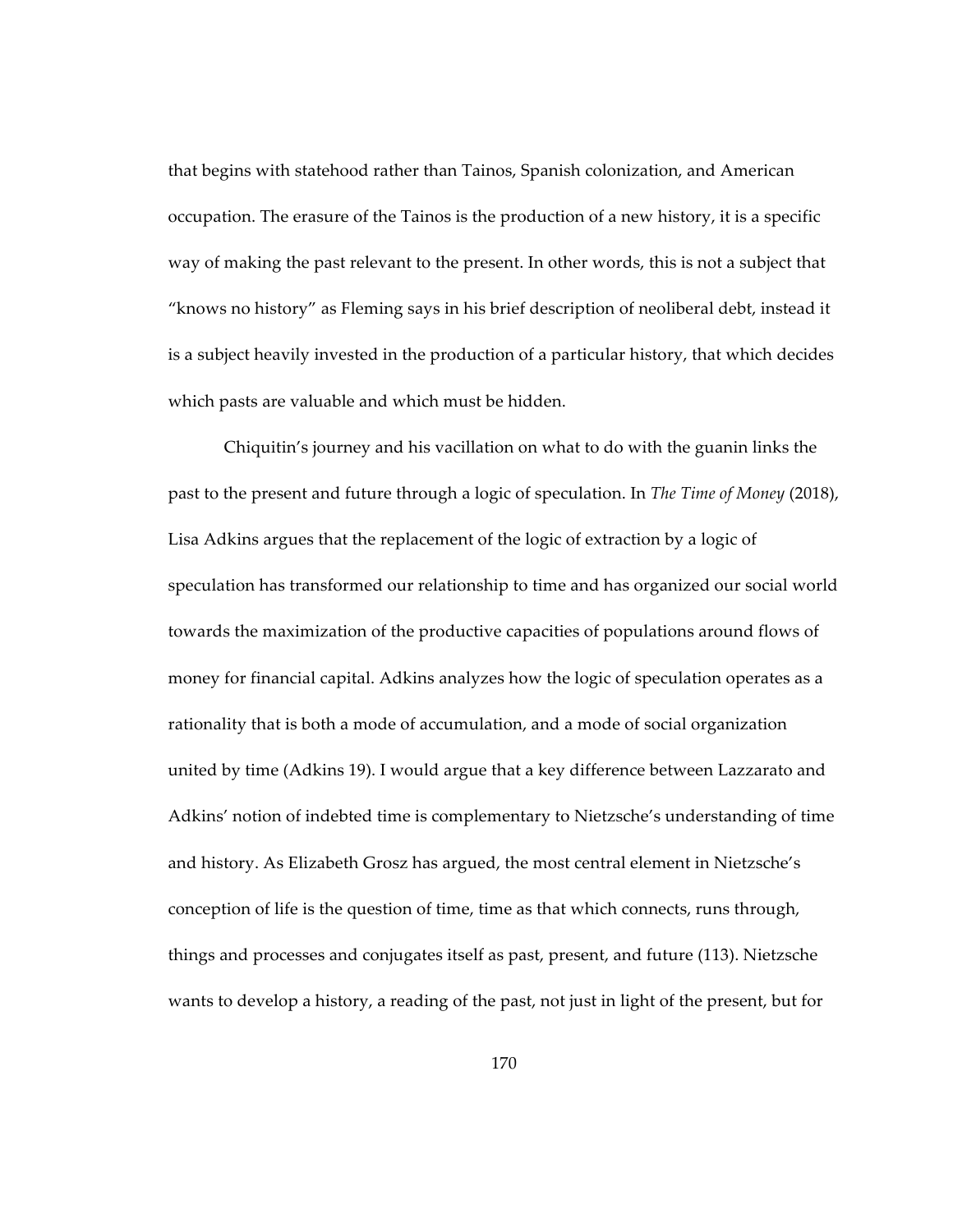that begins with statehood rather than Tainos, Spanish colonization, and American occupation. The erasure of the Tainos is the production of a new history, it is a specific way of making the past relevant to the present. In other words, this is not a subject that "knows no history" as Fleming says in his brief description of neoliberal debt, instead it is a subject heavily invested in the production of a particular history, that which decides which pasts are valuable and which must be hidden.

Chiquitin's journey and his vacillation on what to do with the guanin links the past to the present and future through a logic of speculation. In *The Time of Money* (2018), Lisa Adkins argues that the replacement of the logic of extraction by a logic of speculation has transformed our relationship to time and has organized our social world towards the maximization of the productive capacities of populations around flows of money for financial capital. Adkins analyzes how the logic of speculation operates as a rationality that is both a mode of accumulation, and a mode of social organization united by time (Adkins 19). I would argue that a key difference between Lazzarato and Adkins' notion of indebted time is complementary to Nietzsche's understanding of time and history. As Elizabeth Grosz has argued, the most central element in Nietzsche's conception of life is the question of time, time as that which connects, runs through, things and processes and conjugates itself as past, present, and future (113). Nietzsche wants to develop a history, a reading of the past, not just in light of the present, but for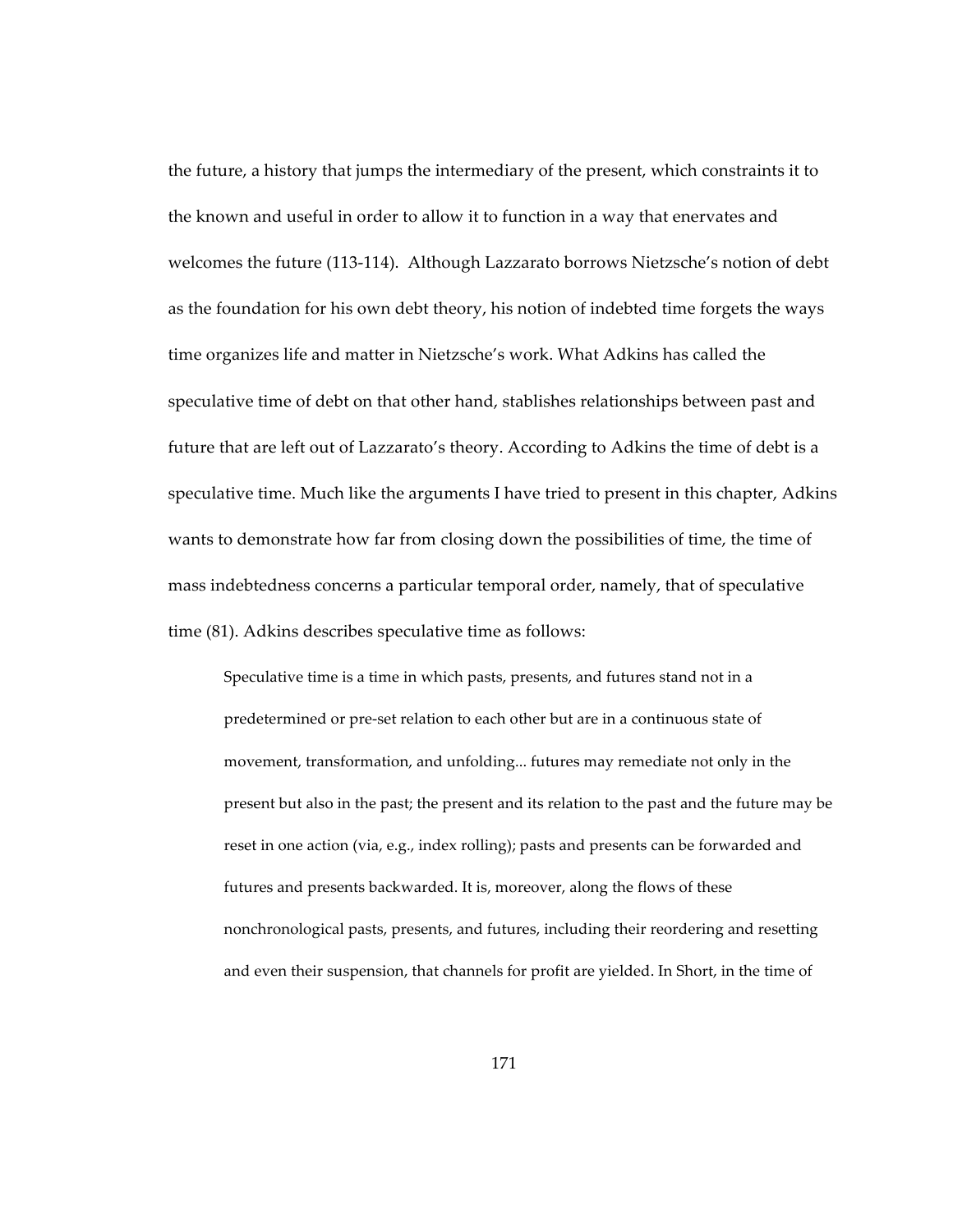the future, a history that jumps the intermediary of the present, which constraints it to the known and useful in order to allow it to function in a way that enervates and welcomes the future (113-114). Although Lazzarato borrows Nietzsche's notion of debt as the foundation for his own debt theory, his notion of indebted time forgets the ways time organizes life and matter in Nietzsche's work. What Adkins has called the speculative time of debt on that other hand, stablishes relationships between past and future that are left out of Lazzarato's theory. According to Adkins the time of debt is a speculative time. Much like the arguments I have tried to present in this chapter, Adkins wants to demonstrate how far from closing down the possibilities of time, the time of mass indebtedness concerns a particular temporal order, namely, that of speculative time (81). Adkins describes speculative time as follows:

> Speculative time is a time in which pasts, presents, and futures stand not in a predetermined or pre-set relation to each other but are in a continuous state of movement, transformation, and unfolding... futures may remediate not only in the present but also in the past; the present and its relation to the past and the future may be reset in one action (via, e.g., index rolling); pasts and presents can be forwarded and futures and presents backwarded. It is, moreover, along the flows of these nonchronological pasts, presents, and futures, including their reordering and resetting and even their suspension, that channels for profit are yielded. In Short, in the time of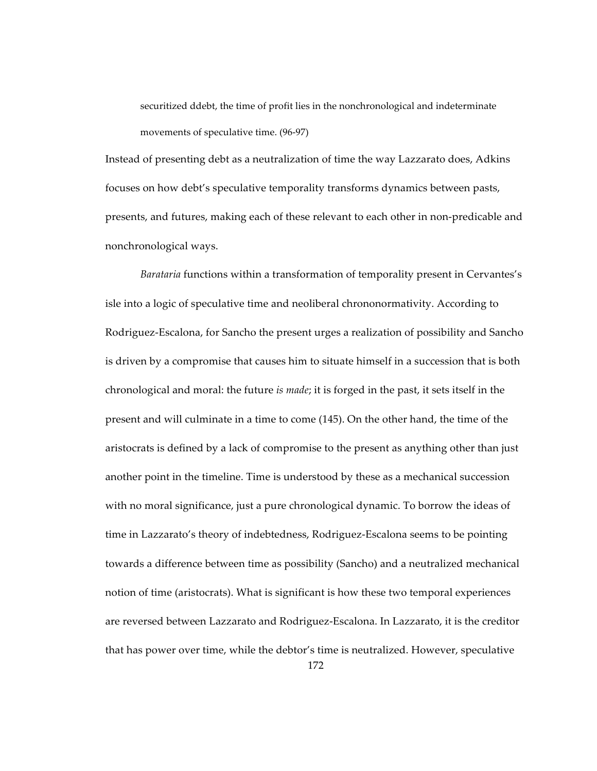securitized ddebt, the time of profit lies in the nonchronological and indeterminate movements of speculative time. (96-97)

Instead of presenting debt as a neutralization of time the way Lazzarato does, Adkins focuses on how debt's speculative temporality transforms dynamics between pasts, presents, and futures, making each of these relevant to each other in non-predicable and nonchronological ways.

*Barataria* functions within a transformation of temporality present in Cervantes's isle into a logic of speculative time and neoliberal chrononormativity. According to Rodriguez-Escalona, for Sancho the present urges a realization of possibility and Sancho is driven by a compromise that causes him to situate himself in a succession that is both chronological and moral: the future *is made*; it is forged in the past, it sets itself in the present and will culminate in a time to come (145). On the other hand, the time of the aristocrats is defined by a lack of compromise to the present as anything other than just another point in the timeline. Time is understood by these as a mechanical succession with no moral significance, just a pure chronological dynamic. To borrow the ideas of time in Lazzarato's theory of indebtedness, Rodriguez-Escalona seems to be pointing towards a difference between time as possibility (Sancho) and a neutralized mechanical notion of time (aristocrats). What is significant is how these two temporal experiences are reversed between Lazzarato and Rodriguez-Escalona. In Lazzarato, it is the creditor that has power over time, while the debtor's time is neutralized. However, speculative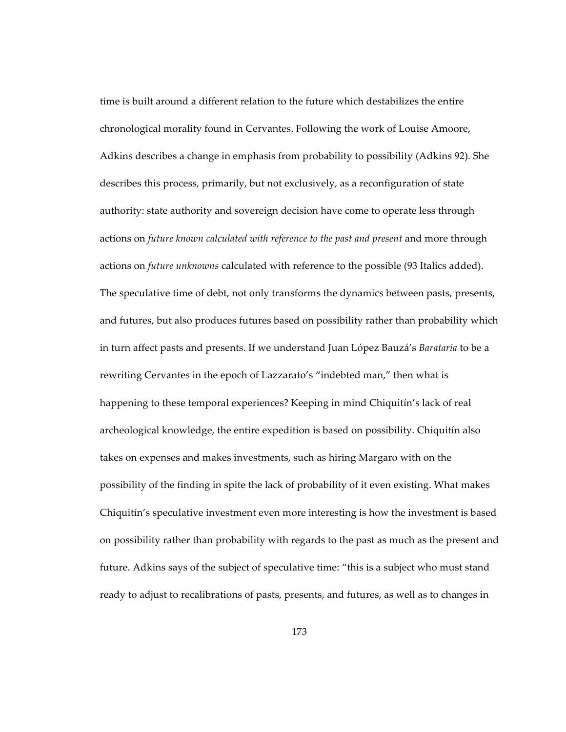time is built around a different relation to the future which destabilizes the entire chronological morality found in Cervantes. Following the work of Louise Amoore, Adkins describes a change in emphasis from probability to possibility (Adkins 92). She describes this process, primarily, but not exclusively, as a reconfiguration of state authority: state authority and sovereign decision have come to operate less through actions on *future known calculated with reference to the past and present* and more through actions on *future unknowns* calculated with reference to the possible (93 Italics added). The speculative time of debt, not only transforms the dynamics between pasts, presents, and futures, but also produces futures based on possibility rather than probability which in turn affect pasts and presents. If we understand Juan López Bauzá's *Barataria* to be a rewriting Cervantes in the epoch of Lazzarato's "indebted man," then what is happening to these temporal experiences? Keeping in mind Chiquitín's lack of real archeological knowledge, the entire expedition is based on possibility. Chiquitín also takes on expenses and makes investments, such as hiring Margaro with on the possibility of the finding in spite the lack of probability of it even existing. What makes Chiquitín's speculative investment even more interesting is how the investment is based on possibility rather than probability with regards to the past as much as the present and future. Adkins says of the subject of speculative time: "this is a subject who must stand ready to adjust to recalibrations of pasts, presents, and futures, as well as to changes in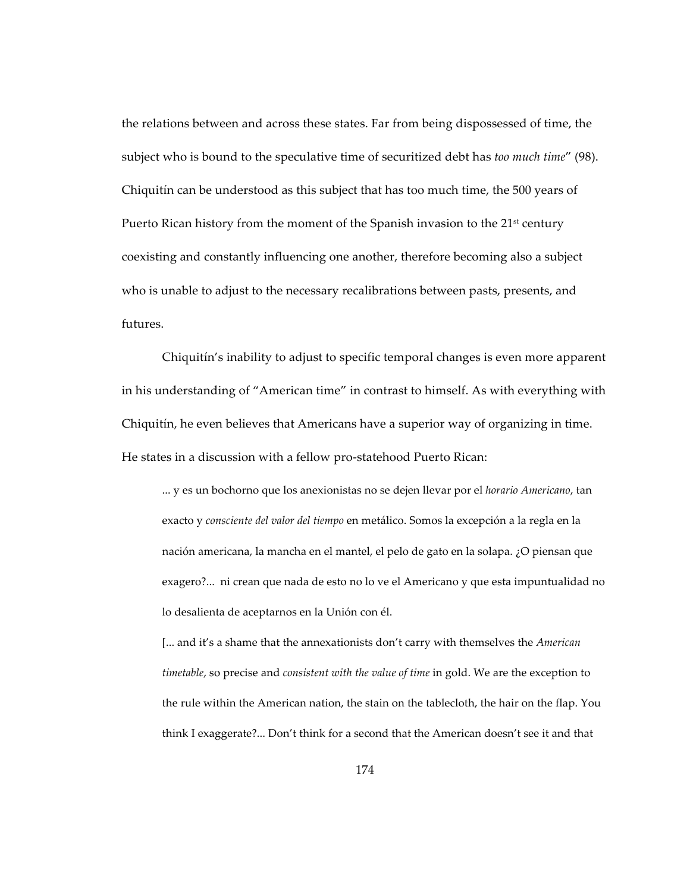the relations between and across these states. Far from being dispossessed of time, the subject who is bound to the speculative time of securitized debt has *too much time*" (98). Chiquitín can be understood as this subject that has too much time, the 500 years of Puerto Rican history from the moment of the Spanish invasion to the 21st century coexisting and constantly influencing one another, therefore becoming also a subject who is unable to adjust to the necessary recalibrations between pasts, presents, and futures.

Chiquitín's inability to adjust to specific temporal changes is even more apparent in his understanding of "American time" in contrast to himself. As with everything with Chiquitín, he even believes that Americans have a superior way of organizing in time. He states in a discussion with a fellow pro-statehood Puerto Rican:

> ... y es un bochorno que los anexionistas no se dejen llevar por el *horario Americano*, tan exacto y *consciente del valor del tiempo* en metálico. Somos la excepción a la regla en la nación americana, la mancha en el mantel, el pelo de gato en la solapa. ¿O piensan que exagero?... ni crean que nada de esto no lo ve el Americano y que esta impuntualidad no lo desalienta de aceptarnos en la Unión con él.
>
> [... and it's a shame that the annexationists don't carry with themselves the *American timetable*, so precise and *consistent with the value of time* in gold. We are the exception to the rule within the American nation, the stain on the tablecloth, the hair on the flap. You think I exaggerate?... Don't think for a second that the American doesn't see it and that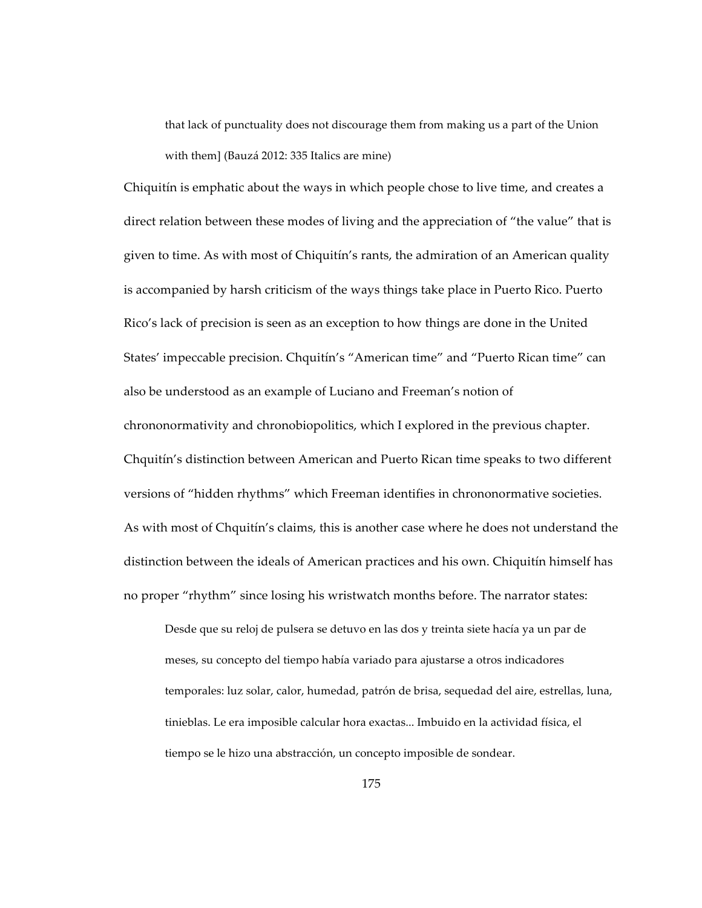> that lack of punctuality does not discourage them from making us a part of the Union with them] (Bauzá 2012: 335 Italics are mine)

Chiquitín is emphatic about the ways in which people chose to live time, and creates a direct relation between these modes of living and the appreciation of "the value" that is given to time. As with most of Chiquitín's rants, the admiration of an American quality is accompanied by harsh criticism of the ways things take place in Puerto Rico. Puerto Rico's lack of precision is seen as an exception to how things are done in the United States' impeccable precision. Chqutín's "American time" and "Puerto Rican time" can also be understood as an example of Luciano and Freeman's notion of chrononormativity and chronobiopolitics, which I explored in the previous chapter. Chqutín's distinction between American and Puerto Rican time speaks to two different versions of "hidden rhythms" which Freeman identifies in chrononormative societies. As with most of Chqutín's claims, this is another case where he does not understand the distinction between the ideals of American practices and his own. Chiquitín himself has no proper "rhythm" since losing his wristwatch months before. The narrator states:

> Desde que su reloj de pulsera se detuvo en las dos y treinta siete hacía ya un par de meses, su concepto del tiempo había variado para ajustarse a otros indicadores temporales: luz solar, calor, humedad, patrón de brisa, sequedad del aire, estrellas, luna, tinieblas. Le era imposible calcular hora exactas... Imbuido en la actividad física, el tiempo se le hizo una abstracción, un concepto imposible de sondear.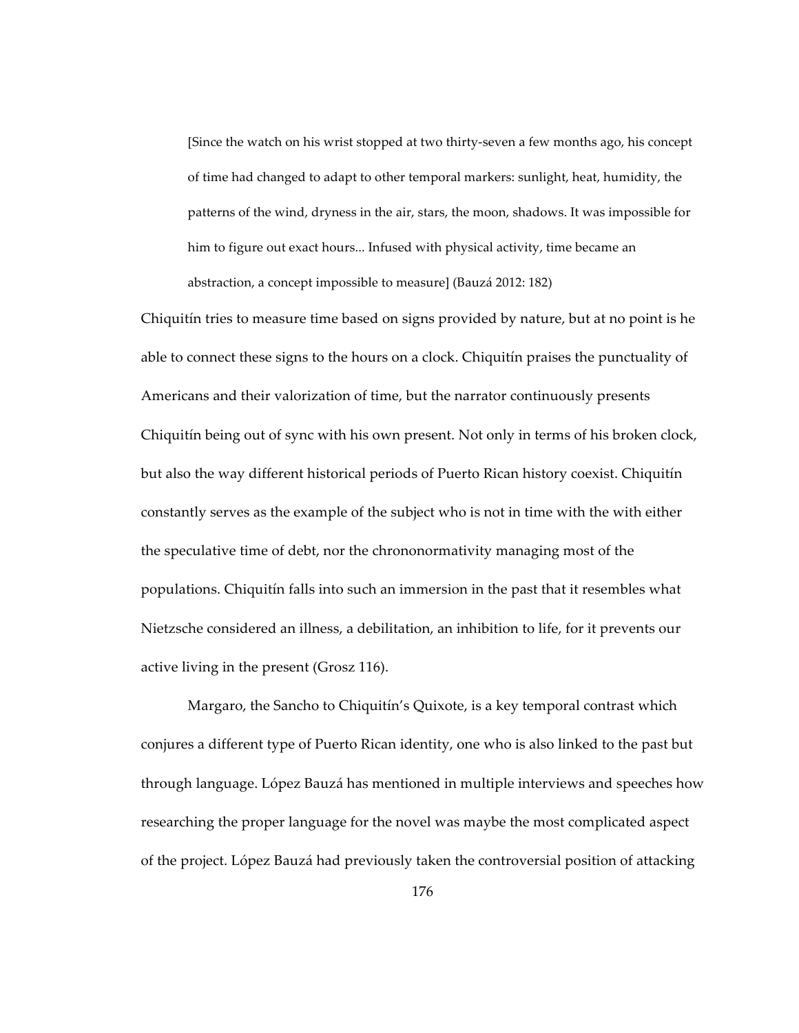> [Since the watch on his wrist stopped at two thirty-seven a few months ago, his concept of time had changed to adapt to other temporal markers: sunlight, heat, humidity, the patterns of the wind, dryness in the air, stars, the moon, shadows. It was impossible for him to figure out exact hours... Infused with physical activity, time became an abstraction, a concept impossible to measure] (Bauzá 2012: 182)

Chiquitín tries to measure time based on signs provided by nature, but at no point is he able to connect these signs to the hours on a clock. Chiquitín praises the punctuality of Americans and their valorization of time, but the narrator continuously presents Chiquitín being out of sync with his own present. Not only in terms of his broken clock, but also the way different historical periods of Puerto Rican history coexist. Chiquitín constantly serves as the example of the subject who is not in time with the with either the speculative time of debt, nor the chrononormativity managing most of the populations. Chiquitín falls into such an immersion in the past that it resembles what Nietzsche considered an illness, a debilitation, an inhibition to life, for it prevents our active living in the present (Grosz 116).

Margaro, the Sancho to Chiquitín's Quixote, is a key temporal contrast which conjures a different type of Puerto Rican identity, one who is also linked to the past but through language. López Bauzá has mentioned in multiple interviews and speeches how researching the proper language for the novel was maybe the most complicated aspect of the project. López Bauzá had previously taken the controversial position of attacking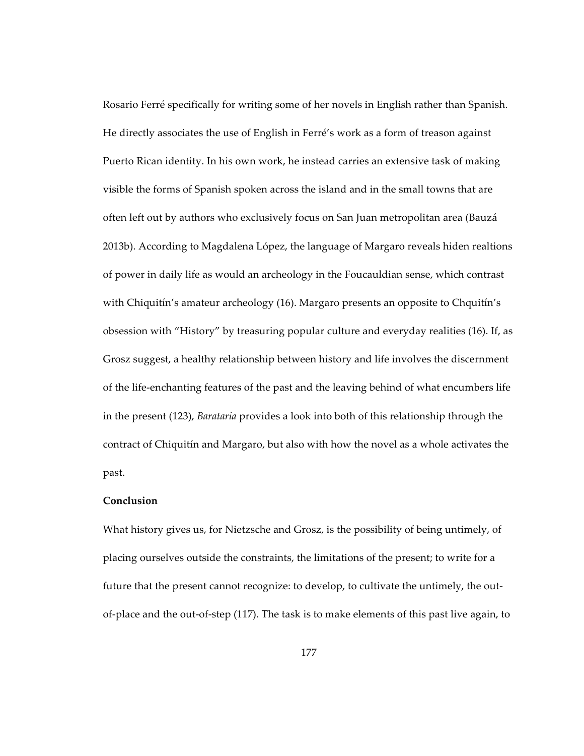Rosario Ferré specifically for writing some of her novels in English rather than Spanish. He directly associates the use of English in Ferré's work as a form of treason against Puerto Rican identity. In his own work, he instead carries an extensive task of making visible the forms of Spanish spoken across the island and in the small towns that are often left out by authors who exclusively focus on San Juan metropolitan area (Bauzá 2013b). According to Magdalena López, the language of Margaro reveals hiden realtions of power in daily life as would an archeology in the Foucauldian sense, which contrast with Chiquitín's amateur archeology (16). Margaro presents an opposite to Chquitín's obsession with "History" by treasuring popular culture and everyday realities (16). If, as Grosz suggest, a healthy relationship between history and life involves the discernment of the life-enchanting features of the past and the leaving behind of what encumbers life in the present (123), *Barataria* provides a look into both of this relationship through the contract of Chiquitín and Margaro, but also with how the novel as a whole activates the past.

**Conclusion**

What history gives us, for Nietzsche and Grosz, is the possibility of being untimely, of placing ourselves outside the constraints, the limitations of the present; to write for a future that the present cannot recognize: to develop, to cultivate the untimely, the out-of-place and the out-of-step (117). The task is to make elements of this past live again, to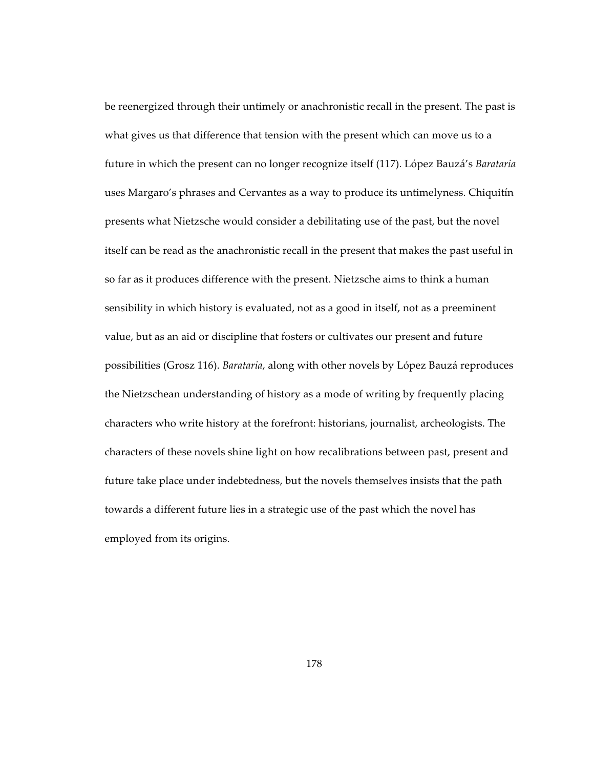be reenergized through their untimely or anachronistic recall in the present. The past is what gives us that difference that tension with the present which can move us to a future in which the present can no longer recognize itself (117). López Bauzá's *Barataria* uses Margaro's phrases and Cervantes as a way to produce its untimelyness. Chiquitín presents what Nietzsche would consider a debilitating use of the past, but the novel itself can be read as the anachronistic recall in the present that makes the past useful in so far as it produces difference with the present. Nietzsche aims to think a human sensibility in which history is evaluated, not as a good in itself, not as a preeminent value, but as an aid or discipline that fosters or cultivates our present and future possibilities (Grosz 116). *Barataria*, along with other novels by López Bauzá reproduces the Nietzschean understanding of history as a mode of writing by frequently placing characters who write history at the forefront: historians, journalist, archeologists. The characters of these novels shine light on how recalibrations between past, present and future take place under indebtedness, but the novels themselves insists that the path towards a different future lies in a strategic use of the past which the novel has employed from its origins.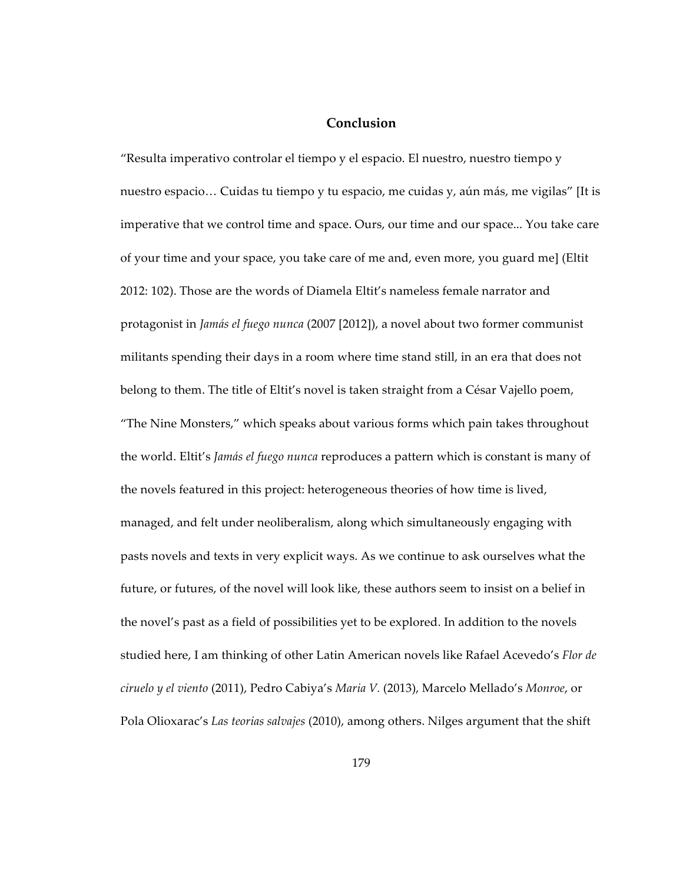## Conclusion

"Resulta imperativo controlar el tiempo y el espacio. El nuestro, nuestro tiempo y nuestro espacio… Cuidas tu tiempo y tu espacio, me cuidas y, aún más, me vigilas" [It is imperative that we control time and space. Ours, our time and our space... You take care of your time and your space, you take care of me and, even more, you guard me] (Eltit 2012: 102). Those are the words of Diamela Eltit's nameless female narrator and protagonist in *Jamás el fuego nunca* (2007 [2012]), a novel about two former communist militants spending their days in a room where time stand still, in an era that does not belong to them. The title of Eltit's novel is taken straight from a César Vajello poem, "The Nine Monsters," which speaks about various forms which pain takes throughout the world. Eltit's *Jamás el fuego nunca* reproduces a pattern which is constant is many of the novels featured in this project: heterogeneous theories of how time is lived, managed, and felt under neoliberalism, along which simultaneously engaging with pasts novels and texts in very explicit ways. As we continue to ask ourselves what the future, or futures, of the novel will look like, these authors seem to insist on a belief in the novel's past as a field of possibilities yet to be explored. In addition to the novels studied here, I am thinking of other Latin American novels like Rafael Acevedo's *Flor de ciruelo y el viento* (2011), Pedro Cabiya's *Maria V.* (2013), Marcelo Mellado's *Monroe*, or Pola Olioxarac's *Las teorias salvajes* (2010), among others. Nilges argument that the shift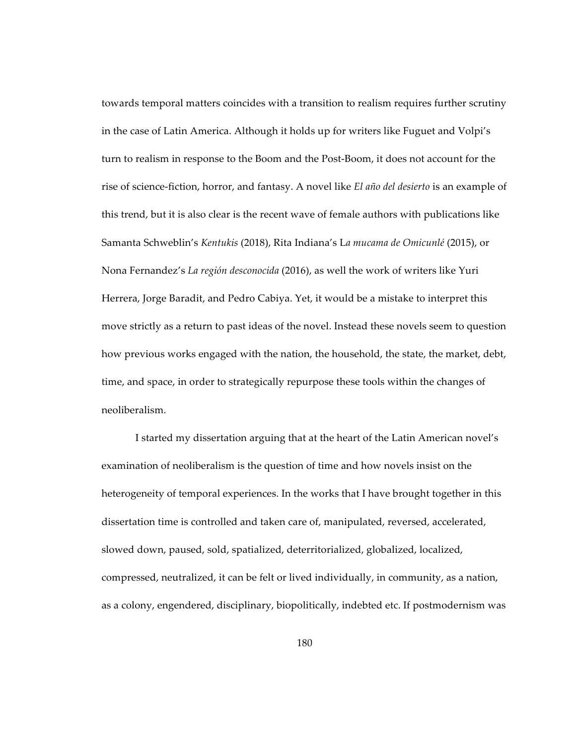towards temporal matters coincides with a transition to realism requires further scrutiny in the case of Latin America. Although it holds up for writers like Fuguet and Volpi's turn to realism in response to the Boom and the Post-Boom, it does not account for the rise of science-fiction, horror, and fantasy. A novel like *El año del desierto* is an example of this trend, but it is also clear is the recent wave of female authors with publications like Samanta Schweblin's *Kentukis* (2018), Rita Indiana's L*a mucama de Omicunlé* (2015), or Nona Fernandez's *La región desconocida* (2016), as well the work of writers like Yuri Herrera, Jorge Baradit, and Pedro Cabiya. Yet, it would be a mistake to interpret this move strictly as a return to past ideas of the novel. Instead these novels seem to question how previous works engaged with the nation, the household, the state, the market, debt, time, and space, in order to strategically repurpose these tools within the changes of neoliberalism.

I started my dissertation arguing that at the heart of the Latin American novel's examination of neoliberalism is the question of time and how novels insist on the heterogeneity of temporal experiences. In the works that I have brought together in this dissertation time is controlled and taken care of, manipulated, reversed, accelerated, slowed down, paused, sold, spatialized, deterritorialized, globalized, localized, compressed, neutralized, it can be felt or lived individually, in community, as a nation, as a colony, engendered, disciplinary, biopolitically, indebted etc. If postmodernism was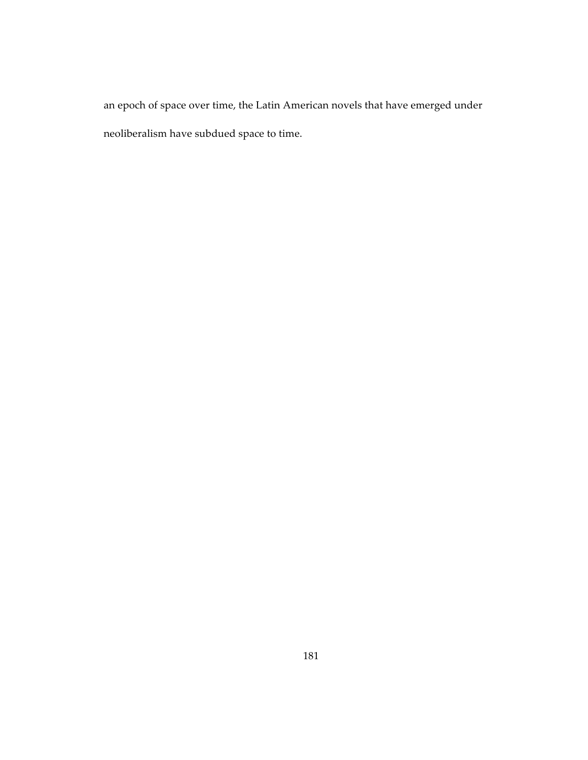an epoch of space over time, the Latin American novels that have emerged under neoliberalism have subdued space to time.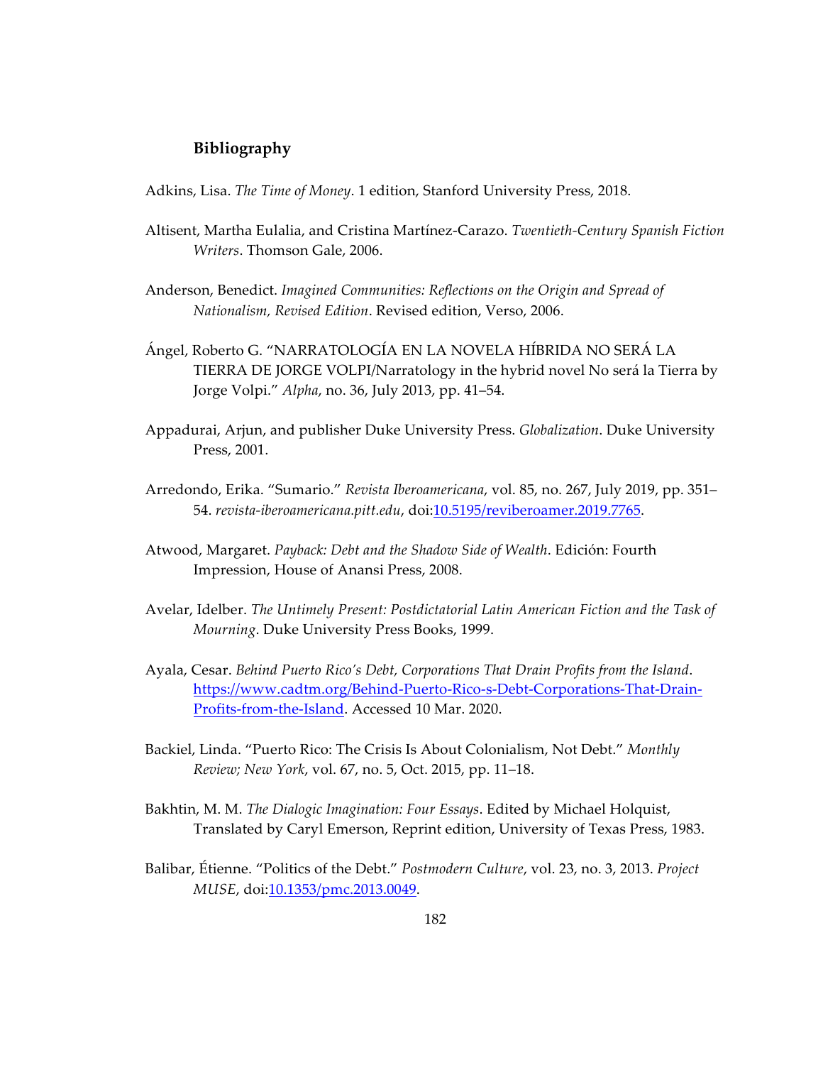## Bibliography

Adkins, Lisa. *The Time of Money*. 1 edition, Stanford University Press, 2018.

Altisent, Martha Eulalia, and Cristina Martínez-Carazo. *Twentieth-Century Spanish Fiction Writers*. Thomson Gale, 2006.

Anderson, Benedict. *Imagined Communities: Reflections on the Origin and Spread of Nationalism, Revised Edition*. Revised edition, Verso, 2006.

Ángel, Roberto G. "NARRATOLOGÍA EN LA NOVELA HÍBRIDA NO SERÁ LA TIERRA DE JORGE VOLPI/Narratology in the hybrid novel No será la Tierra by Jorge Volpi." *Alpha*, no. 36, July 2013, pp. 41–54.

Appadurai, Arjun, and publisher Duke University Press. *Globalization*. Duke University Press, 2001.

Arredondo, Erika. "Sumario." *Revista Iberoamericana*, vol. 85, no. 267, July 2019, pp. 351–54. *revista-iberoamericana.pitt.edu*, doi:10.5195/reviberoamer.2019.7765.

Atwood, Margaret. *Payback: Debt and the Shadow Side of Wealth*. Edición: Fourth Impression, House of Anansi Press, 2008.

Avelar, Idelber. *The Untimely Present: Postdictatorial Latin American Fiction and the Task of Mourning*. Duke University Press Books, 1999.

Ayala, Cesar. *Behind Puerto Rico's Debt, Corporations That Drain Profits from the Island*. https://www.cadtm.org/Behind-Puerto-Rico-s-Debt-Corporations-That-Drain-Profits-from-the-Island. Accessed 10 Mar. 2020.

Backiel, Linda. "Puerto Rico: The Crisis Is About Colonialism, Not Debt." *Monthly Review; New York*, vol. 67, no. 5, Oct. 2015, pp. 11–18.

Bakhtin, M. M. *The Dialogic Imagination: Four Essays*. Edited by Michael Holquist, Translated by Caryl Emerson, Reprint edition, University of Texas Press, 1983.

Balibar, Étienne. "Politics of the Debt." *Postmodern Culture*, vol. 23, no. 3, 2013. *Project MUSE*, doi:10.1353/pmc.2013.0049.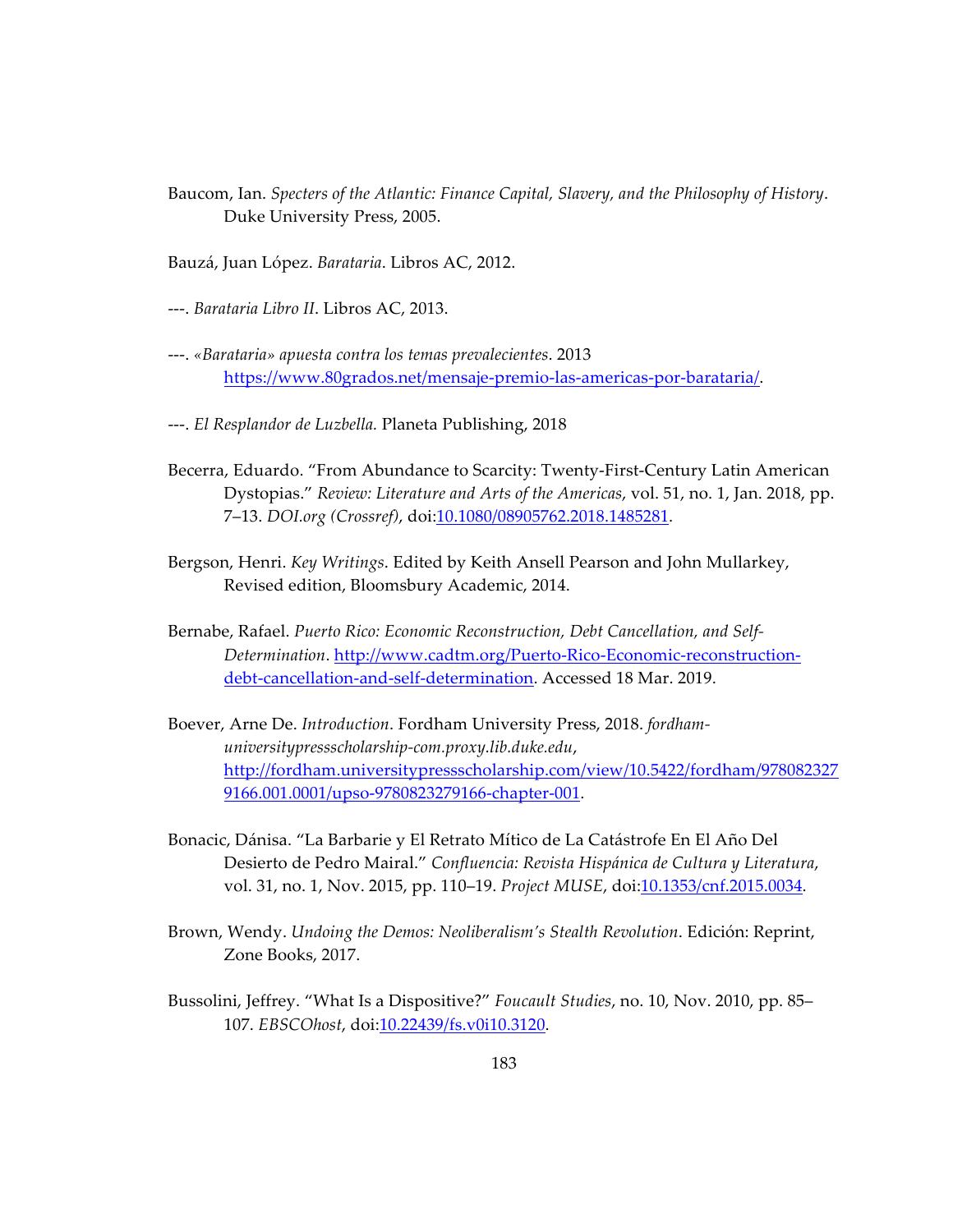Baucom, Ian. *Specters of the Atlantic: Finance Capital, Slavery, and the Philosophy of History*. Duke University Press, 2005.

Bauzá, Juan López. *Barataria*. Libros AC, 2012.

---. *Barataria Libro II*. Libros AC, 2013.

---. *«Barataria» apuesta contra los temas prevalecientes*. 2013 https://www.80grados.net/mensaje-premio-las-americas-por-barataria/.

---. *El Resplandor de Luzbella.* Planeta Publishing, 2018

Becerra, Eduardo. "From Abundance to Scarcity: Twenty-First-Century Latin American Dystopias." *Review: Literature and Arts of the Americas*, vol. 51, no. 1, Jan. 2018, pp. 7–13. *DOI.org (Crossref)*, doi:10.1080/08905762.2018.1485281.

Bergson, Henri. *Key Writings*. Edited by Keith Ansell Pearson and John Mullarkey, Revised edition, Bloomsbury Academic, 2014.

Bernabe, Rafael. *Puerto Rico: Economic Reconstruction, Debt Cancellation, and Self-Determination*. http://www.cadtm.org/Puerto-Rico-Economic-reconstruction-debt-cancellation-and-self-determination. Accessed 18 Mar. 2019.

Boever, Arne De. *Introduction*. Fordham University Press, 2018. *fordham-universitypressscholarship-com.proxy.lib.duke.edu*, http://fordham.universitypressscholarship.com/view/10.5422/fordham/9780823279166.001.0001/upso-9780823279166-chapter-001.

Bonacic, Dánisa. "La Barbarie y El Retrato Mítico de La Catástrofe En El Año Del Desierto de Pedro Mairal." *Confluencia: Revista Hispánica de Cultura y Literatura*, vol. 31, no. 1, Nov. 2015, pp. 110–19. *Project MUSE*, doi:10.1353/cnf.2015.0034.

Brown, Wendy. *Undoing the Demos: Neoliberalism's Stealth Revolution*. Edición: Reprint, Zone Books, 2017.

Bussolini, Jeffrey. "What Is a Dispositive?" *Foucault Studies*, no. 10, Nov. 2010, pp. 85–107. *EBSCOhost*, doi:10.22439/fs.v0i10.3120.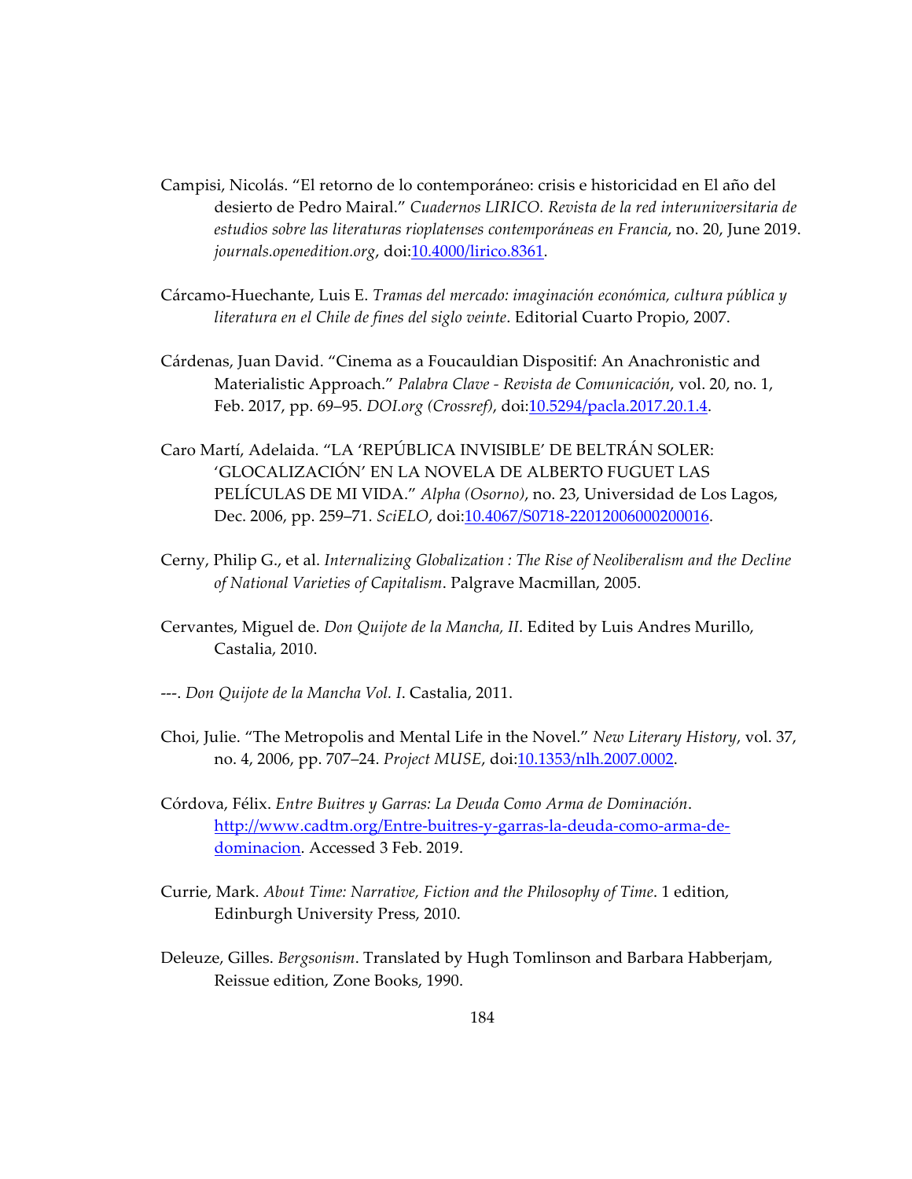Campisi, Nicolás. "El retorno de lo contemporáneo: crisis e historicidad en El año del desierto de Pedro Mairal." *Cuadernos LIRICO. Revista de la red interuniversitaria de estudios sobre las literaturas rioplatenses contemporáneas en Francia*, no. 20, June 2019. *journals.openedition.org*, doi:10.4000/lirico.8361.

Cárcamo-Huechante, Luis E. *Tramas del mercado: imaginación económica, cultura pública y literatura en el Chile de fines del siglo veinte*. Editorial Cuarto Propio, 2007.

Cárdenas, Juan David. "Cinema as a Foucauldian Dispositif: An Anachronistic and Materialistic Approach." *Palabra Clave - Revista de Comunicación*, vol. 20, no. 1, Feb. 2017, pp. 69–95. *DOI.org (Crossref)*, doi:10.5294/pacla.2017.20.1.4.

Caro Martí, Adelaida. "LA 'REPÚBLICA INVISIBLE' DE BELTRÁN SOLER: 'GLOCALIZACIÓN' EN LA NOVELA DE ALBERTO FUGUET LAS PELÍCULAS DE MI VIDA." *Alpha (Osorno)*, no. 23, Universidad de Los Lagos, Dec. 2006, pp. 259–71. *SciELO*, doi:10.4067/S0718-22012006000200016.

Cerny, Philip G., et al. *Internalizing Globalization : The Rise of Neoliberalism and the Decline of National Varieties of Capitalism*. Palgrave Macmillan, 2005.

Cervantes, Miguel de. *Don Quijote de la Mancha, II*. Edited by Luis Andres Murillo, Castalia, 2010.

---. *Don Quijote de la Mancha Vol. I*. Castalia, 2011.

Choi, Julie. "The Metropolis and Mental Life in the Novel." *New Literary History*, vol. 37, no. 4, 2006, pp. 707–24. *Project MUSE*, doi:10.1353/nlh.2007.0002.

Córdova, Félix. *Entre Buitres y Garras: La Deuda Como Arma de Dominación*. http://www.cadtm.org/Entre-buitres-y-garras-la-deuda-como-arma-de-dominacion. Accessed 3 Feb. 2019.

Currie, Mark. *About Time: Narrative, Fiction and the Philosophy of Time*. 1 edition, Edinburgh University Press, 2010.

Deleuze, Gilles. *Bergsonism*. Translated by Hugh Tomlinson and Barbara Habberjam, Reissue edition, Zone Books, 1990.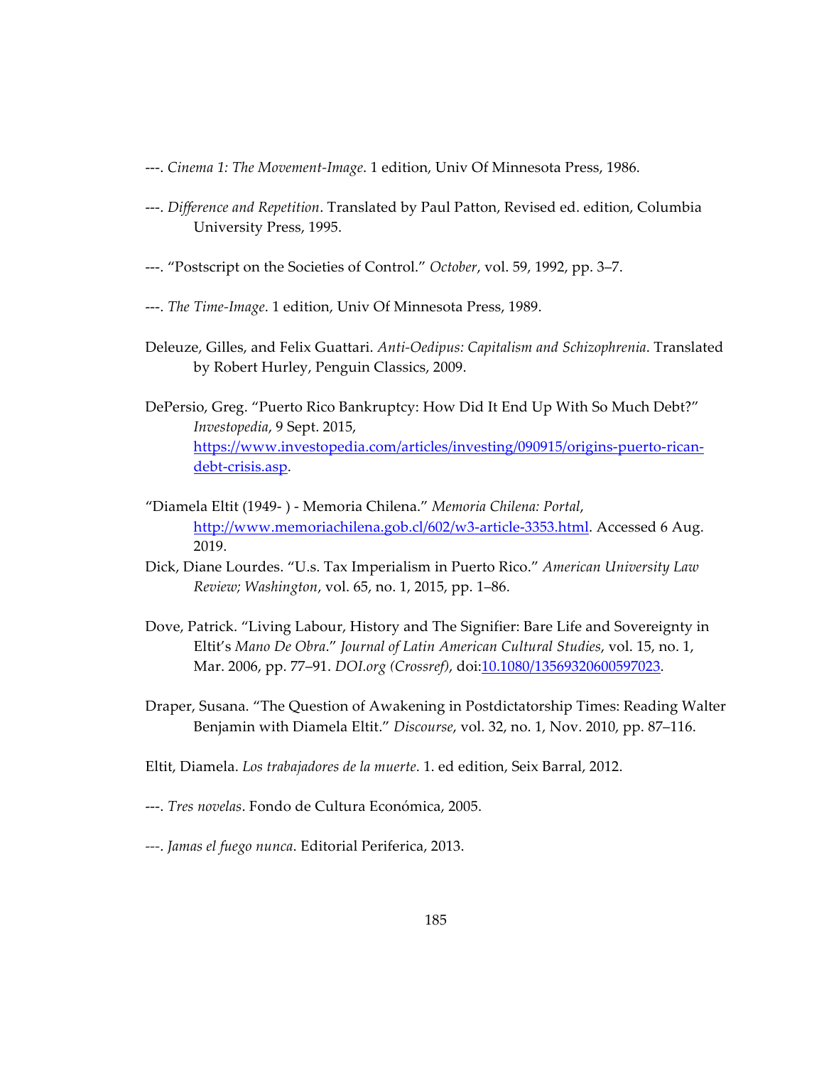---. *Cinema 1: The Movement-Image*. 1 edition, Univ Of Minnesota Press, 1986.

---. *Difference and Repetition*. Translated by Paul Patton, Revised ed. edition, Columbia University Press, 1995.

---. "Postscript on the Societies of Control." *October*, vol. 59, 1992, pp. 3–7.

---. *The Time-Image*. 1 edition, Univ Of Minnesota Press, 1989.

Deleuze, Gilles, and Felix Guattari. *Anti-Oedipus: Capitalism and Schizophrenia*. Translated by Robert Hurley, Penguin Classics, 2009.

DePersio, Greg. "Puerto Rico Bankruptcy: How Did It End Up With So Much Debt?" *Investopedia*, 9 Sept. 2015, https://www.investopedia.com/articles/investing/090915/origins-puerto-rican-debt-crisis.asp.

"Diamela Eltit (1949- ) - Memoria Chilena." *Memoria Chilena: Portal*, http://www.memoriachilena.gob.cl/602/w3-article-3353.html. Accessed 6 Aug. 2019.

Dick, Diane Lourdes. "U.s. Tax Imperialism in Puerto Rico." *American University Law Review; Washington*, vol. 65, no. 1, 2015, pp. 1–86.

Dove, Patrick. "Living Labour, History and The Signifier: Bare Life and Sovereignty in Eltit's *Mano De Obra*." *Journal of Latin American Cultural Studies*, vol. 15, no. 1, Mar. 2006, pp. 77–91. *DOI.org (Crossref)*, doi:10.1080/13569320600597023.

Draper, Susana. "The Question of Awakening in Postdictatorship Times: Reading Walter Benjamin with Diamela Eltit." *Discourse*, vol. 32, no. 1, Nov. 2010, pp. 87–116.

Eltit, Diamela. *Los trabajadores de la muerte*. 1. ed edition, Seix Barral, 2012.

---. *Tres novelas*. Fondo de Cultura Económica, 2005.

---. *Jamas el fuego nunca*. Editorial Periferica, 2013.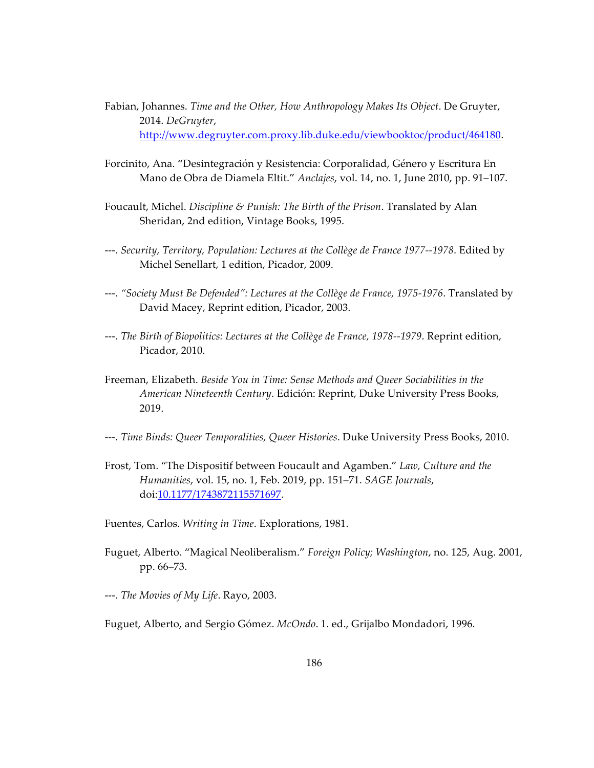Fabian, Johannes. *Time and the Other, How Anthropology Makes Its Object*. De Gruyter, 2014. *DeGruyter*, http://www.degruyter.com.proxy.lib.duke.edu/viewbooktoc/product/464180.

Forcinito, Ana. "Desintegración y Resistencia: Corporalidad, Género y Escritura En Mano de Obra de Diamela Eltit." *Anclajes*, vol. 14, no. 1, June 2010, pp. 91–107.

Foucault, Michel. *Discipline & Punish: The Birth of the Prison*. Translated by Alan Sheridan, 2nd edition, Vintage Books, 1995.

---. *Security, Territory, Population: Lectures at the Collège de France 1977--1978*. Edited by Michel Senellart, 1 edition, Picador, 2009.

---. *"Society Must Be Defended": Lectures at the Collège de France, 1975-1976*. Translated by David Macey, Reprint edition, Picador, 2003.

---. *The Birth of Biopolitics: Lectures at the Collège de France, 1978--1979*. Reprint edition, Picador, 2010.

Freeman, Elizabeth. *Beside You in Time: Sense Methods and Queer Sociabilities in the American Nineteenth Century*. Edición: Reprint, Duke University Press Books, 2019.

---. *Time Binds: Queer Temporalities, Queer Histories*. Duke University Press Books, 2010.

Frost, Tom. "The Dispositif between Foucault and Agamben." *Law, Culture and the Humanities*, vol. 15, no. 1, Feb. 2019, pp. 151–71. *SAGE Journals*, doi:10.1177/1743872115571697.

Fuentes, Carlos. *Writing in Time*. Explorations, 1981.

Fuguet, Alberto. "Magical Neoliberalism." *Foreign Policy; Washington*, no. 125, Aug. 2001, pp. 66–73.

---. *The Movies of My Life*. Rayo, 2003.

Fuguet, Alberto, and Sergio Gómez. *McOndo*. 1. ed., Grijalbo Mondadori, 1996.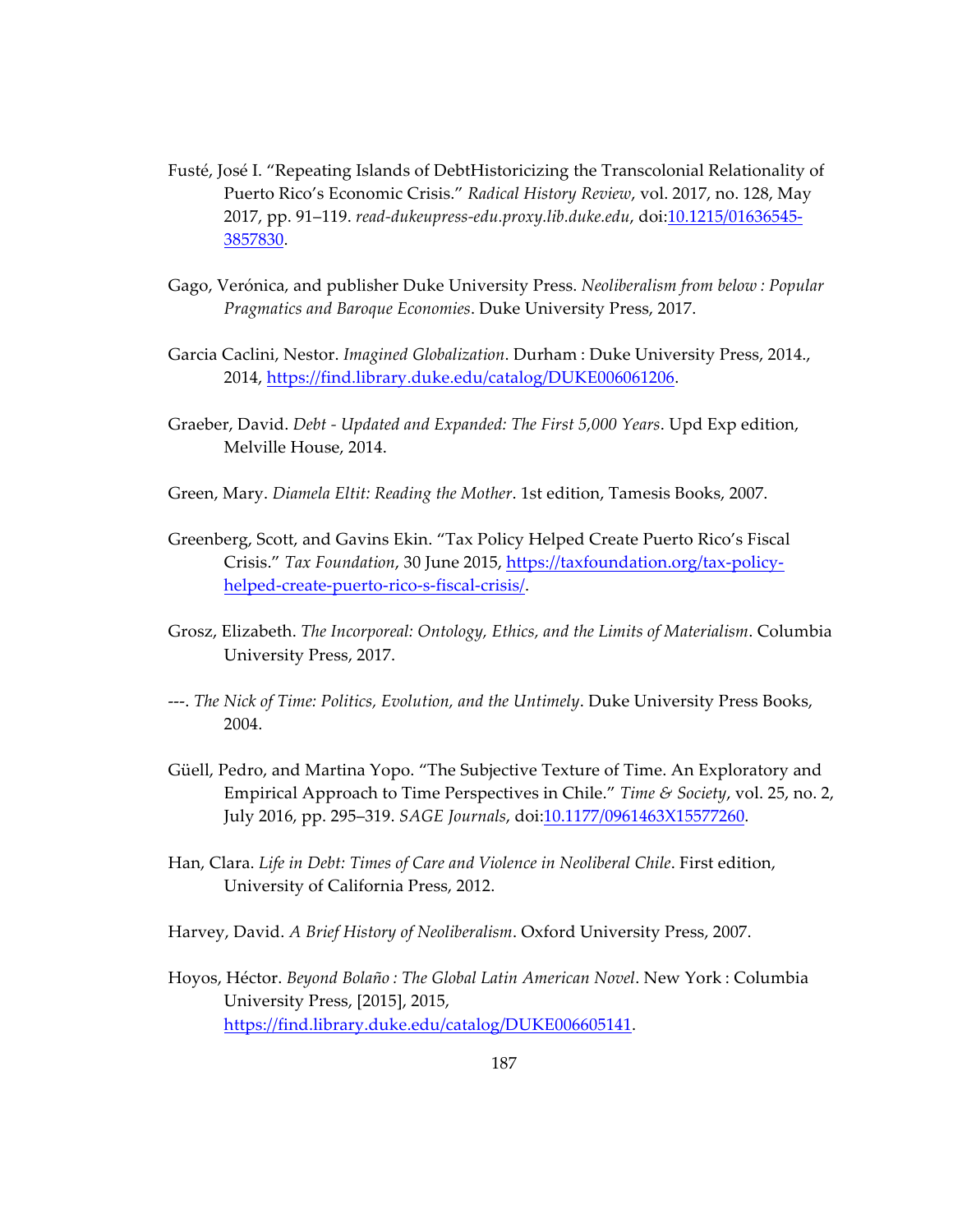Fusté, José I. “Repeating Islands of DebtHistoricizing the Transcolonial Relationality of Puerto Rico’s Economic Crisis.” *Radical History Review*, vol. 2017, no. 128, May 2017, pp. 91–119. *read-dukeupress-edu.proxy.lib.duke.edu*, doi:10.1215/01636545-3857830.

Gago, Verónica, and publisher Duke University Press. *Neoliberalism from below : Popular Pragmatics and Baroque Economies*. Duke University Press, 2017.

Garcia Caclini, Nestor. *Imagined Globalization*. Durham : Duke University Press, 2014., 2014, https://find.library.duke.edu/catalog/DUKE006061206.

Graeber, David. *Debt - Updated and Expanded: The First 5,000 Years*. Upd Exp edition, Melville House, 2014.

Green, Mary. *Diamela Eltit: Reading the Mother*. 1st edition, Tamesis Books, 2007.

Greenberg, Scott, and Gavins Ekin. “Tax Policy Helped Create Puerto Rico’s Fiscal Crisis.” *Tax Foundation*, 30 June 2015, https://taxfoundation.org/tax-policy-helped-create-puerto-rico-s-fiscal-crisis/.

Grosz, Elizabeth. *The Incorporeal: Ontology, Ethics, and the Limits of Materialism*. Columbia University Press, 2017.

---. *The Nick of Time: Politics, Evolution, and the Untimely*. Duke University Press Books, 2004.

Güell, Pedro, and Martina Yopo. “The Subjective Texture of Time. An Exploratory and Empirical Approach to Time Perspectives in Chile.” *Time & Society*, vol. 25, no. 2, July 2016, pp. 295–319. *SAGE Journals*, doi:10.1177/0961463X15577260.

Han, Clara. *Life in Debt: Times of Care and Violence in Neoliberal Chile*. First edition, University of California Press, 2012.

Harvey, David. *A Brief History of Neoliberalism*. Oxford University Press, 2007.

Hoyos, Héctor. *Beyond Bolaño : The Global Latin American Novel*. New York : Columbia University Press, [2015], 2015, https://find.library.duke.edu/catalog/DUKE006605141.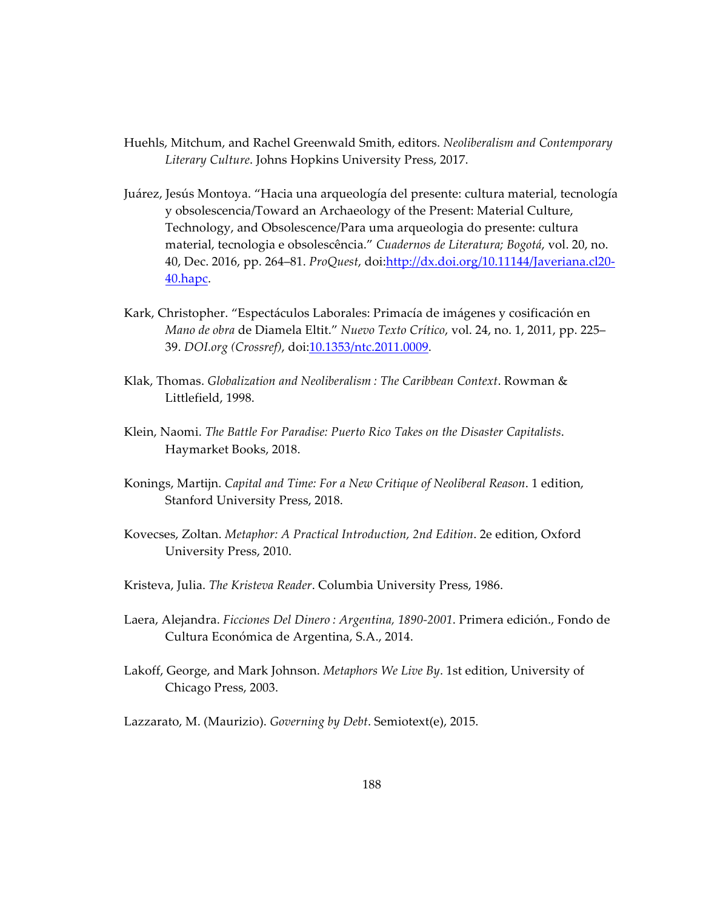Huehls, Mitchum, and Rachel Greenwald Smith, editors. *Neoliberalism and Contemporary Literary Culture*. Johns Hopkins University Press, 2017.

Juárez, Jesús Montoya. "Hacia una arqueología del presente: cultura material, tecnología y obsolescencia/Toward an Archaeology of the Present: Material Culture, Technology, and Obsolescence/Para uma arqueologia do presente: cultura material, tecnologia e obsolescência." *Cuadernos de Literatura; Bogotá*, vol. 20, no. 40, Dec. 2016, pp. 264–81. *ProQuest*, doi:http://dx.doi.org/10.11144/Javeriana.cl20-40.hapc.

Kark, Christopher. "Espectáculos Laborales: Primacía de imágenes y cosificación en *Mano de obra* de Diamela Eltit." *Nuevo Texto Crítico*, vol. 24, no. 1, 2011, pp. 225–39. *DOI.org (Crossref)*, doi:10.1353/ntc.2011.0009.

Klak, Thomas. *Globalization and Neoliberalism : The Caribbean Context*. Rowman & Littlefield, 1998.

Klein, Naomi. *The Battle For Paradise: Puerto Rico Takes on the Disaster Capitalists*. Haymarket Books, 2018.

Konings, Martijn. *Capital and Time: For a New Critique of Neoliberal Reason*. 1 edition, Stanford University Press, 2018.

Kovecses, Zoltan. *Metaphor: A Practical Introduction, 2nd Edition*. 2e edition, Oxford University Press, 2010.

Kristeva, Julia. *The Kristeva Reader*. Columbia University Press, 1986.

Laera, Alejandra. *Ficciones Del Dinero : Argentina, 1890-2001*. Primera edición., Fondo de Cultura Económica de Argentina, S.A., 2014.

Lakoff, George, and Mark Johnson. *Metaphors We Live By*. 1st edition, University of Chicago Press, 2003.

Lazzarato, M. (Maurizio). *Governing by Debt*. Semiotext(e), 2015.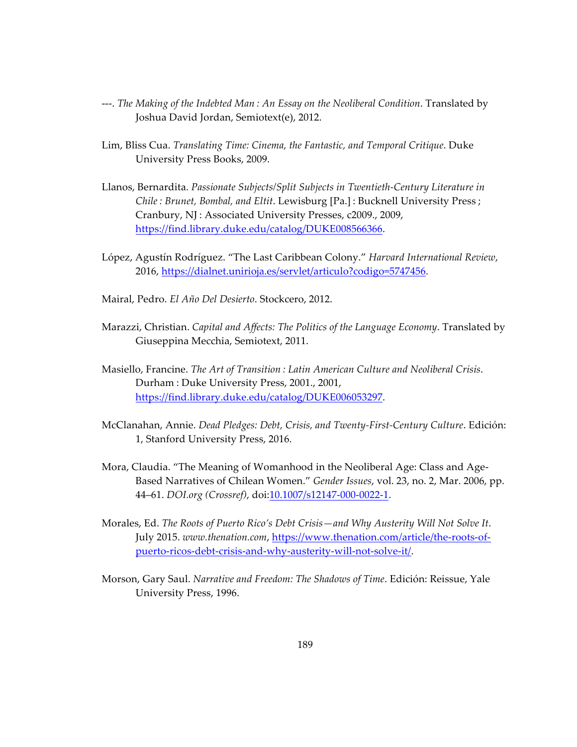---. *The Making of the Indebted Man : An Essay on the Neoliberal Condition*. Translated by Joshua David Jordan, Semiotext(e), 2012.

Lim, Bliss Cua. *Translating Time: Cinema, the Fantastic, and Temporal Critique*. Duke University Press Books, 2009.

Llanos, Bernardita. *Passionate Subjects/Split Subjects in Twentieth-Century Literature in Chile : Brunet, Bombal, and Eltit*. Lewisburg [Pa.] : Bucknell University Press ; Cranbury, NJ : Associated University Presses, c2009., 2009, https://find.library.duke.edu/catalog/DUKE008566366.

López, Agustín Rodríguez. "The Last Caribbean Colony." *Harvard International Review*, 2016, https://dialnet.unirioja.es/servlet/articulo?codigo=5747456.

Mairal, Pedro. *El Año Del Desierto*. Stockcero, 2012.

Marazzi, Christian. *Capital and Affects: The Politics of the Language Economy*. Translated by Giuseppina Mecchia, Semiotext, 2011.

Masiello, Francine. *The Art of Transition : Latin American Culture and Neoliberal Crisis*. Durham : Duke University Press, 2001., 2001, https://find.library.duke.edu/catalog/DUKE006053297.

McClanahan, Annie. *Dead Pledges: Debt, Crisis, and Twenty-First-Century Culture*. Edición: 1, Stanford University Press, 2016.

Mora, Claudia. "The Meaning of Womanhood in the Neoliberal Age: Class and Age-Based Narratives of Chilean Women." *Gender Issues*, vol. 23, no. 2, Mar. 2006, pp. 44–61. *DOI.org (Crossref)*, doi:10.1007/s12147-000-0022-1.

Morales, Ed. *The Roots of Puerto Rico's Debt Crisis—and Why Austerity Will Not Solve It*. July 2015. *www.thenation.com*, https://www.thenation.com/article/the-roots-of-puerto-ricos-debt-crisis-and-why-austerity-will-not-solve-it/.

Morson, Gary Saul. *Narrative and Freedom: The Shadows of Time*. Edición: Reissue, Yale University Press, 1996.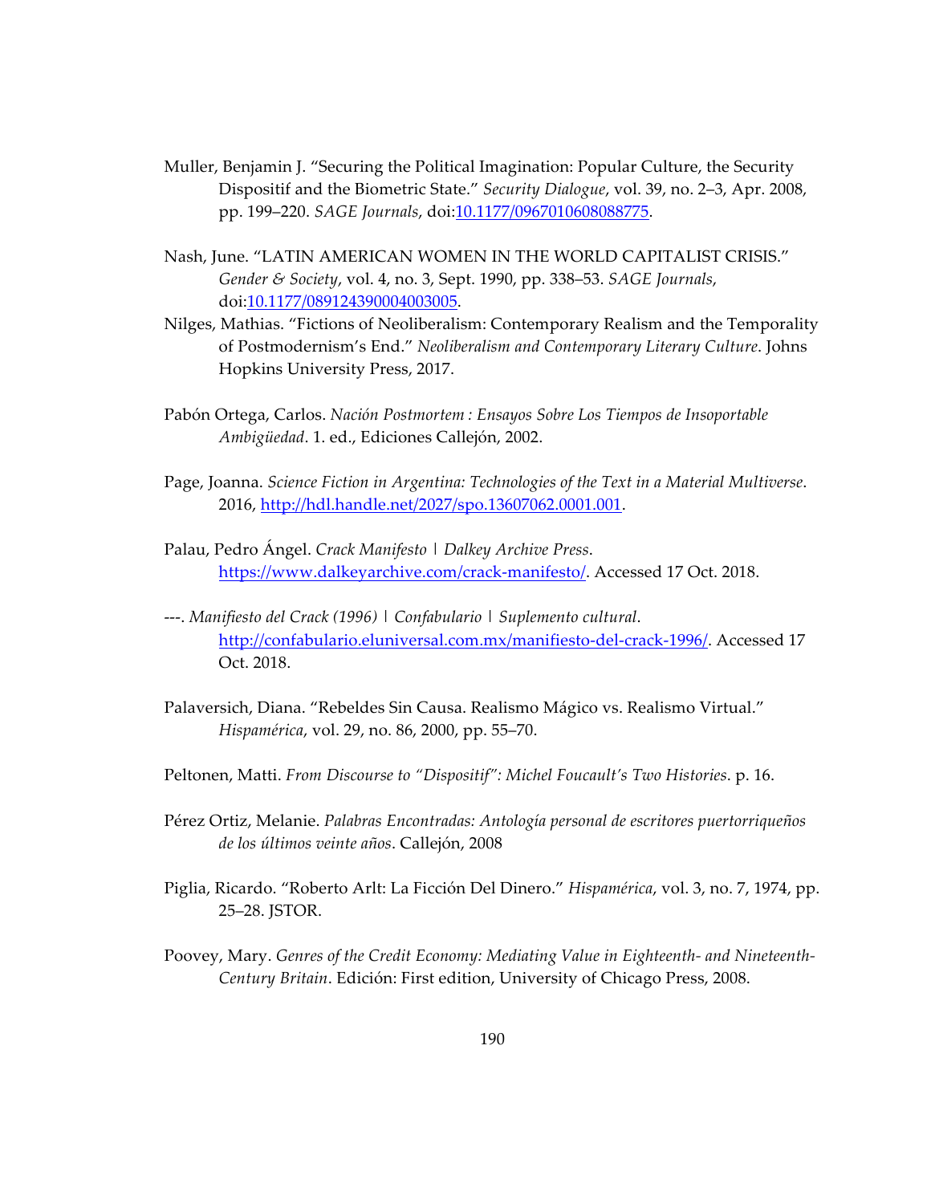Muller, Benjamin J. "Securing the Political Imagination: Popular Culture, the Security Dispositif and the Biometric State." *Security Dialogue*, vol. 39, no. 2–3, Apr. 2008, pp. 199–220. *SAGE Journals*, doi:10.1177/0967010608088775.

Nash, June. "LATIN AMERICAN WOMEN IN THE WORLD CAPITALIST CRISIS." *Gender & Society*, vol. 4, no. 3, Sept. 1990, pp. 338–53. *SAGE Journals*, doi:10.1177/089124390004003005.

Nilges, Mathias. "Fictions of Neoliberalism: Contemporary Realism and the Temporality of Postmodernism's End." *Neoliberalism and Contemporary Literary Culture*. Johns Hopkins University Press, 2017.

Pabón Ortega, Carlos. *Nación Postmortem : Ensayos Sobre Los Tiempos de Insoportable Ambigüedad*. 1. ed., Ediciones Callejón, 2002.

Page, Joanna. *Science Fiction in Argentina: Technologies of the Text in a Material Multiverse*. 2016, http://hdl.handle.net/2027/spo.13607062.0001.001.

Palau, Pedro Ángel. *Crack Manifesto | Dalkey Archive Press*. https://www.dalkeyarchive.com/crack-manifesto/. Accessed 17 Oct. 2018.

---. *Manifiesto del Crack (1996) | Confabulario | Suplemento cultural*. http://confabulario.eluniversal.com.mx/manifiesto-del-crack-1996/. Accessed 17 Oct. 2018.

Palaversich, Diana. "Rebeldes Sin Causa. Realismo Mágico vs. Realismo Virtual." *Hispamérica*, vol. 29, no. 86, 2000, pp. 55–70.

Peltonen, Matti. *From Discourse to "Dispositif": Michel Foucault's Two Histories*. p. 16.

Pérez Ortiz, Melanie. *Palabras Encontradas: Antología personal de escritores puertorriqueños de los últimos veinte años*. Callejón, 2008

Piglia, Ricardo. "Roberto Arlt: La Ficción Del Dinero." *Hispamérica*, vol. 3, no. 7, 1974, pp. 25–28. JSTOR.

Poovey, Mary. *Genres of the Credit Economy: Mediating Value in Eighteenth- and Nineteenth-Century Britain*. Edición: First edition, University of Chicago Press, 2008.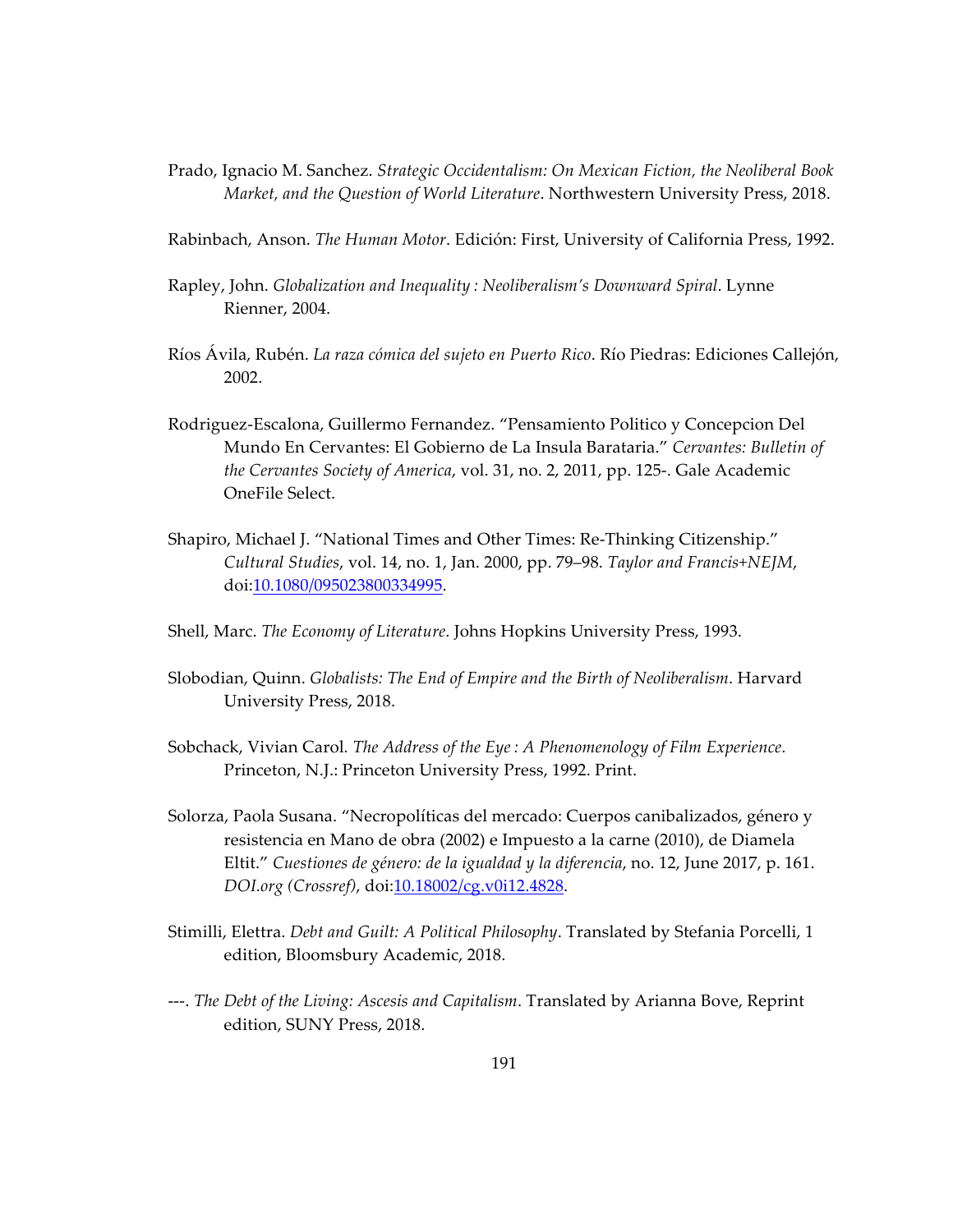Prado, Ignacio M. Sanchez. *Strategic Occidentalism: On Mexican Fiction, the Neoliberal Book Market, and the Question of World Literature*. Northwestern University Press, 2018.

Rabinbach, Anson. *The Human Motor*. Edición: First, University of California Press, 1992.

Rapley, John. *Globalization and Inequality : Neoliberalism's Downward Spiral*. Lynne Rienner, 2004.

Ríos Ávila, Rubén. *La raza cómica del sujeto en Puerto Rico*. Río Piedras: Ediciones Callejón, 2002.

Rodriguez-Escalona, Guillermo Fernandez. "Pensamiento Politico y Concepcion Del Mundo En Cervantes: El Gobierno de La Insula Barataria." *Cervantes: Bulletin of the Cervantes Society of America*, vol. 31, no. 2, 2011, pp. 125-. Gale Academic OneFile Select.

Shapiro, Michael J. "National Times and Other Times: Re-Thinking Citizenship." *Cultural Studies*, vol. 14, no. 1, Jan. 2000, pp. 79–98. *Taylor and Francis+NEJM*, doi:10.1080/095023800334995.

Shell, Marc. *The Economy of Literature*. Johns Hopkins University Press, 1993.

Slobodian, Quinn. *Globalists: The End of Empire and the Birth of Neoliberalism*. Harvard University Press, 2018.

Sobchack, Vivian Carol. *The Address of the Eye : A Phenomenology of Film Experience*. Princeton, N.J.: Princeton University Press, 1992. Print.

Solorza, Paola Susana. "Necropolíticas del mercado: Cuerpos canibalizados, género y resistencia en Mano de obra (2002) e Impuesto a la carne (2010), de Diamela Eltit." *Cuestiones de género: de la igualdad y la diferencia*, no. 12, June 2017, p. 161. *DOI.org (Crossref)*, doi:10.18002/cg.v0i12.4828.

Stimilli, Elettra. *Debt and Guilt: A Political Philosophy*. Translated by Stefania Porcelli, 1 edition, Bloomsbury Academic, 2018.

---. *The Debt of the Living: Ascesis and Capitalism*. Translated by Arianna Bove, Reprint edition, SUNY Press, 2018.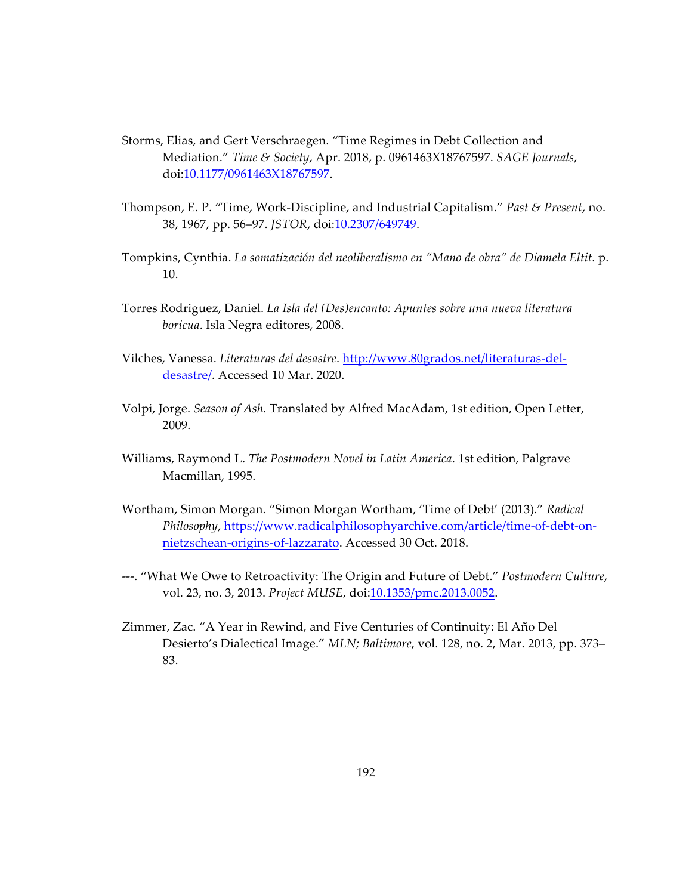Storms, Elias, and Gert Verschraegen. "Time Regimes in Debt Collection and Mediation." *Time & Society*, Apr. 2018, p. 0961463X18767597. *SAGE Journals*, doi:10.1177/0961463X18767597.

Thompson, E. P. "Time, Work-Discipline, and Industrial Capitalism." *Past & Present*, no. 38, 1967, pp. 56–97. *JSTOR*, doi:10.2307/649749.

Tompkins, Cynthia. *La somatización del neoliberalismo en "Mano de obra" de Diamela Eltit*. p. 10.

Torres Rodriguez, Daniel. *La Isla del (Des)encanto: Apuntes sobre una nueva literatura boricua*. Isla Negra editores, 2008.

Vilches, Vanessa. *Literaturas del desastre*. http://www.80grados.net/literaturas-del-desastre/. Accessed 10 Mar. 2020.

Volpi, Jorge. *Season of Ash*. Translated by Alfred MacAdam, 1st edition, Open Letter, 2009.

Williams, Raymond L. *The Postmodern Novel in Latin America*. 1st edition, Palgrave Macmillan, 1995.

Wortham, Simon Morgan. "Simon Morgan Wortham, 'Time of Debt' (2013)." *Radical Philosophy*, https://www.radicalphilosophyarchive.com/article/time-of-debt-on-nietzschean-origins-of-lazzarato. Accessed 30 Oct. 2018.

---. "What We Owe to Retroactivity: The Origin and Future of Debt." *Postmodern Culture*, vol. 23, no. 3, 2013. *Project MUSE*, doi:10.1353/pmc.2013.0052.

Zimmer, Zac. "A Year in Rewind, and Five Centuries of Continuity: El Año Del Desierto's Dialectical Image." *MLN; Baltimore*, vol. 128, no. 2, Mar. 2013, pp. 373–83.